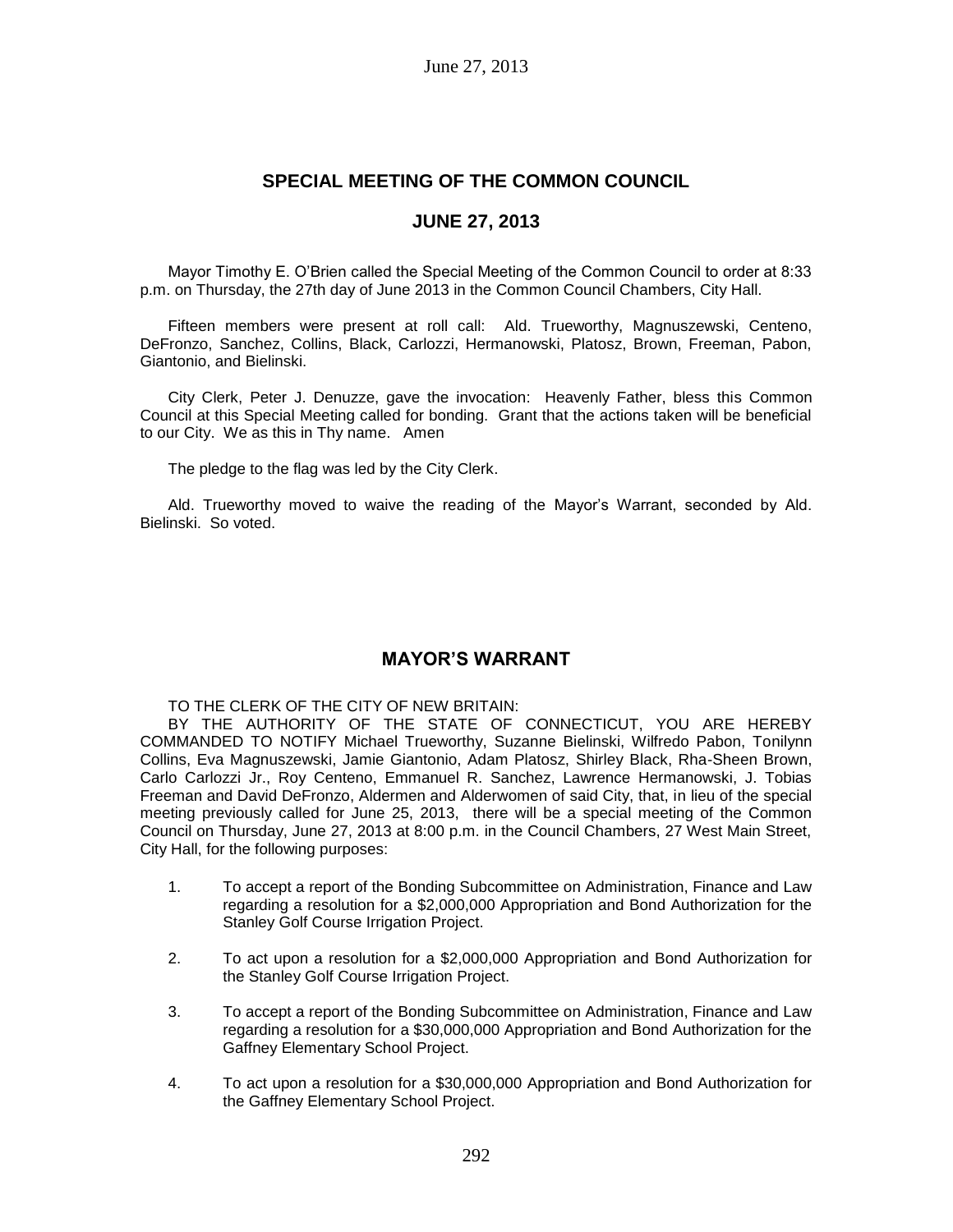# SPECIAL MEETING OF THE COMMON COUNCIL

## JUNE 27, 2013

Mayor Timothy E. O'Brien called the Special Meeting of the Common Council to order at 8:33 p.m. on Thursday, the 27th day of June 2013 in the Common Council Chambers, City Hall.

Fifteen members were present at roll call: Ald. Trueworthy, Magnuszewski, Centeno, DeFronzo, Sanchez, Collins, Black, Carlozzi, Hermanowski, Platosz, Brown, Freeman, Pabon, Giantonio, and Bielinski.

City Clerk, Peter J. Denuzze, gave the invocation: Heavenly Father, bless this Common Council at this Special Meeting called for bonding. Grant that the actions taken will be beneficial to our City. We as this in Thy name. Amen

The pledge to the flag was led by the City Clerk.

Ald. Trueworthy moved to waive the reading of the Mayor's Warrant, seconded by Ald. Bielinski. So voted.

## MAYOR'S WARRANT

TO THE CLERK OF THE CITY OF NEW BRITAIN:

BY THE AUTHORITY OF THE STATE OF CONNECTICUT, YOU ARE HEREBY COMMANDED TO NOTIFY Michael Trueworthy, Suzanne Bielinski, Wilfredo Pabon, Tonilynn Collins, Eva Magnuszewski, Jamie Giantonio, Adam Platosz, Shirley Black, Rha-Sheen Brown, Carlo Carlozzi Jr., Roy Centeno, Emmanuel R. Sanchez, Lawrence Hermanowski, J. Tobias Freeman and David DeFronzo, Aldermen and Alderwomen of said City, that, in lieu of the special meeting previously called for June 25, 2013, there will be a special meeting of the Common Council on Thursday, June 27, 2013 at 8:00 p.m. in the Council Chambers, 27 West Main Street, City Hall, for the following purposes:

1. To accept a report of the Bonding Subcommittee on Administration, Finance and Law regarding a resolution for a $2,000,000 Appropriation and Bond Authorization for the Stanley Golf Course Irrigation Project.
2. To act upon a resolution for a $2,000,000 Appropriation and Bond Authorization for the Stanley Golf Course Irrigation Project.
3. To accept a report of the Bonding Subcommittee on Administration, Finance and Law regarding a resolution for a $30,000,000 Appropriation and Bond Authorization for the Gaffney Elementary School Project.
4. To act upon a resolution for a $30,000,000 Appropriation and Bond Authorization for the Gaffney Elementary School Project.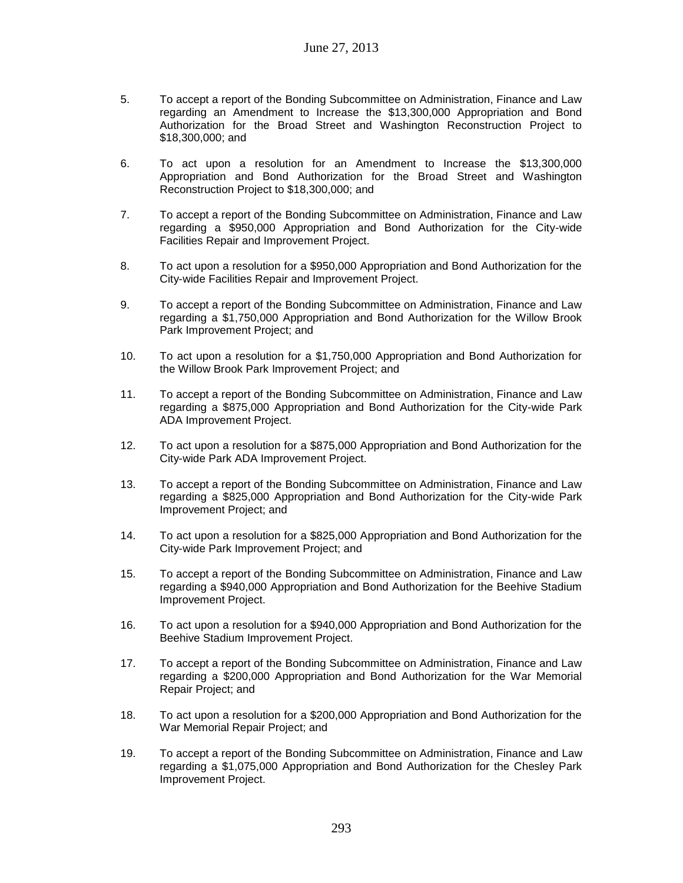5. To accept a report of the Bonding Subcommittee on Administration, Finance and Law regarding an Amendment to Increase the $13,300,000 Appropriation and Bond Authorization for the Broad Street and Washington Reconstruction Project to $18,300,000; and

6. To act upon a resolution for an Amendment to Increase the $13,300,000 Appropriation and Bond Authorization for the Broad Street and Washington Reconstruction Project to $18,300,000; and

7. To accept a report of the Bonding Subcommittee on Administration, Finance and Law regarding a $950,000 Appropriation and Bond Authorization for the City-wide Facilities Repair and Improvement Project.

8. To act upon a resolution for a $950,000 Appropriation and Bond Authorization for the City-wide Facilities Repair and Improvement Project.

9. To accept a report of the Bonding Subcommittee on Administration, Finance and Law regarding a $1,750,000 Appropriation and Bond Authorization for the Willow Brook Park Improvement Project; and

10. To act upon a resolution for a $1,750,000 Appropriation and Bond Authorization for the Willow Brook Park Improvement Project; and

11. To accept a report of the Bonding Subcommittee on Administration, Finance and Law regarding a $875,000 Appropriation and Bond Authorization for the City-wide Park ADA Improvement Project.

12. To act upon a resolution for a $875,000 Appropriation and Bond Authorization for the City-wide Park ADA Improvement Project.

13. To accept a report of the Bonding Subcommittee on Administration, Finance and Law regarding a $825,000 Appropriation and Bond Authorization for the City-wide Park Improvement Project; and

14. To act upon a resolution for a $825,000 Appropriation and Bond Authorization for the City-wide Park Improvement Project; and

15. To accept a report of the Bonding Subcommittee on Administration, Finance and Law regarding a $940,000 Appropriation and Bond Authorization for the Beehive Stadium Improvement Project.

16. To act upon a resolution for a $940,000 Appropriation and Bond Authorization for the Beehive Stadium Improvement Project.

17. To accept a report of the Bonding Subcommittee on Administration, Finance and Law regarding a $200,000 Appropriation and Bond Authorization for the War Memorial Repair Project; and

18. To act upon a resolution for a $200,000 Appropriation and Bond Authorization for the War Memorial Repair Project; and

19. To accept a report of the Bonding Subcommittee on Administration, Finance and Law regarding a $1,075,000 Appropriation and Bond Authorization for the Chesley Park Improvement Project.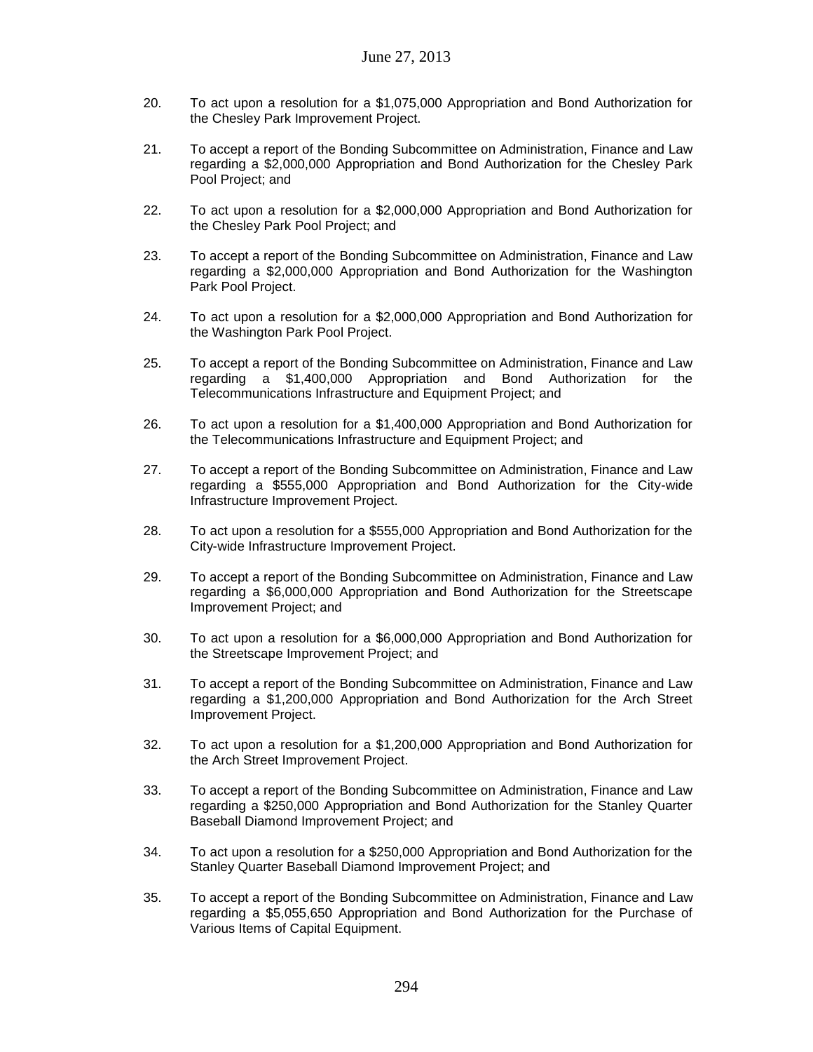20. To act upon a resolution for a $1,075,000 Appropriation and Bond Authorization for the Chesley Park Improvement Project.

21. To accept a report of the Bonding Subcommittee on Administration, Finance and Law regarding a $2,000,000 Appropriation and Bond Authorization for the Chesley Park Pool Project; and

22. To act upon a resolution for a $2,000,000 Appropriation and Bond Authorization for the Chesley Park Pool Project; and

23. To accept a report of the Bonding Subcommittee on Administration, Finance and Law regarding a $2,000,000 Appropriation and Bond Authorization for the Washington Park Pool Project.

24. To act upon a resolution for a $2,000,000 Appropriation and Bond Authorization for the Washington Park Pool Project.

25. To accept a report of the Bonding Subcommittee on Administration, Finance and Law regarding a $1,400,000 Appropriation and Bond Authorization for the Telecommunications Infrastructure and Equipment Project; and

26. To act upon a resolution for a $1,400,000 Appropriation and Bond Authorization for the Telecommunications Infrastructure and Equipment Project; and

27. To accept a report of the Bonding Subcommittee on Administration, Finance and Law regarding a $555,000 Appropriation and Bond Authorization for the City-wide Infrastructure Improvement Project.

28. To act upon a resolution for a $555,000 Appropriation and Bond Authorization for the City-wide Infrastructure Improvement Project.

29. To accept a report of the Bonding Subcommittee on Administration, Finance and Law regarding a $6,000,000 Appropriation and Bond Authorization for the Streetscape Improvement Project; and

30. To act upon a resolution for a $6,000,000 Appropriation and Bond Authorization for the Streetscape Improvement Project; and

31. To accept a report of the Bonding Subcommittee on Administration, Finance and Law regarding a $1,200,000 Appropriation and Bond Authorization for the Arch Street Improvement Project.

32. To act upon a resolution for a $1,200,000 Appropriation and Bond Authorization for the Arch Street Improvement Project.

33. To accept a report of the Bonding Subcommittee on Administration, Finance and Law regarding a $250,000 Appropriation and Bond Authorization for the Stanley Quarter Baseball Diamond Improvement Project; and

34. To act upon a resolution for a $250,000 Appropriation and Bond Authorization for the Stanley Quarter Baseball Diamond Improvement Project; and

35. To accept a report of the Bonding Subcommittee on Administration, Finance and Law regarding a $5,055,650 Appropriation and Bond Authorization for the Purchase of Various Items of Capital Equipment.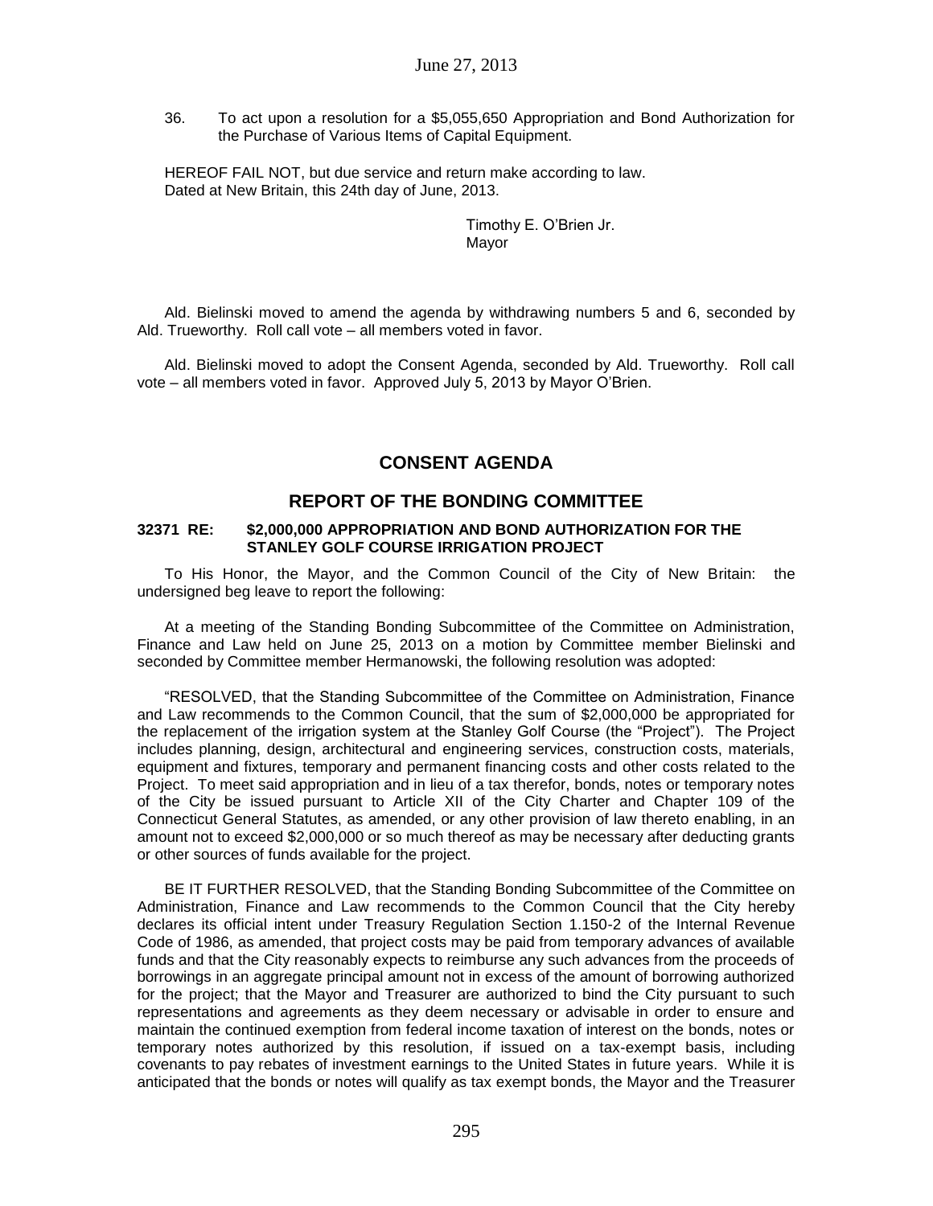36. To act upon a resolution for a $5,055,650 Appropriation and Bond Authorization for the Purchase of Various Items of Capital Equipment.

HEREOF FAIL NOT, but due service and return make according to law.
Dated at New Britain, this 24th day of June, 2013.

Timothy E. O'Brien Jr.
Mayor

Ald. Bielinski moved to amend the agenda by withdrawing numbers 5 and 6, seconded by Ald. Trueworthy. Roll call vote – all members voted in favor.

Ald. Bielinski moved to adopt the Consent Agenda, seconded by Ald. Trueworthy. Roll call vote – all members voted in favor. Approved July 5, 2013 by Mayor O'Brien.

## CONSENT AGENDA

## REPORT OF THE BONDING COMMITTEE

**32371 RE: $2,000,000 APPROPRIATION AND BOND AUTHORIZATION FOR THE STANLEY GOLF COURSE IRRIGATION PROJECT**

To His Honor, the Mayor, and the Common Council of the City of New Britain: the undersigned beg leave to report the following:

At a meeting of the Standing Bonding Subcommittee of the Committee on Administration, Finance and Law held on June 25, 2013 on a motion by Committee member Bielinski and seconded by Committee member Hermanowski, the following resolution was adopted:

"RESOLVED, that the Standing Subcommittee of the Committee on Administration, Finance and Law recommends to the Common Council, that the sum of $2,000,000 be appropriated for the replacement of the irrigation system at the Stanley Golf Course (the "Project"). The Project includes planning, design, architectural and engineering services, construction costs, materials, equipment and fixtures, temporary and permanent financing costs and other costs related to the Project. To meet said appropriation and in lieu of a tax therefor, bonds, notes or temporary notes of the City be issued pursuant to Article XII of the City Charter and Chapter 109 of the Connecticut General Statutes, as amended, or any other provision of law thereto enabling, in an amount not to exceed $2,000,000 or so much thereof as may be necessary after deducting grants or other sources of funds available for the project.

BE IT FURTHER RESOLVED, that the Standing Bonding Subcommittee of the Committee on Administration, Finance and Law recommends to the Common Council that the City hereby declares its official intent under Treasury Regulation Section 1.150-2 of the Internal Revenue Code of 1986, as amended, that project costs may be paid from temporary advances of available funds and that the City reasonably expects to reimburse any such advances from the proceeds of borrowings in an aggregate principal amount not in excess of the amount of borrowing authorized for the project; that the Mayor and Treasurer are authorized to bind the City pursuant to such representations and agreements as they deem necessary or advisable in order to ensure and maintain the continued exemption from federal income taxation of interest on the bonds, notes or temporary notes authorized by this resolution, if issued on a tax-exempt basis, including covenants to pay rebates of investment earnings to the United States in future years. While it is anticipated that the bonds or notes will qualify as tax exempt bonds, the Mayor and the Treasurer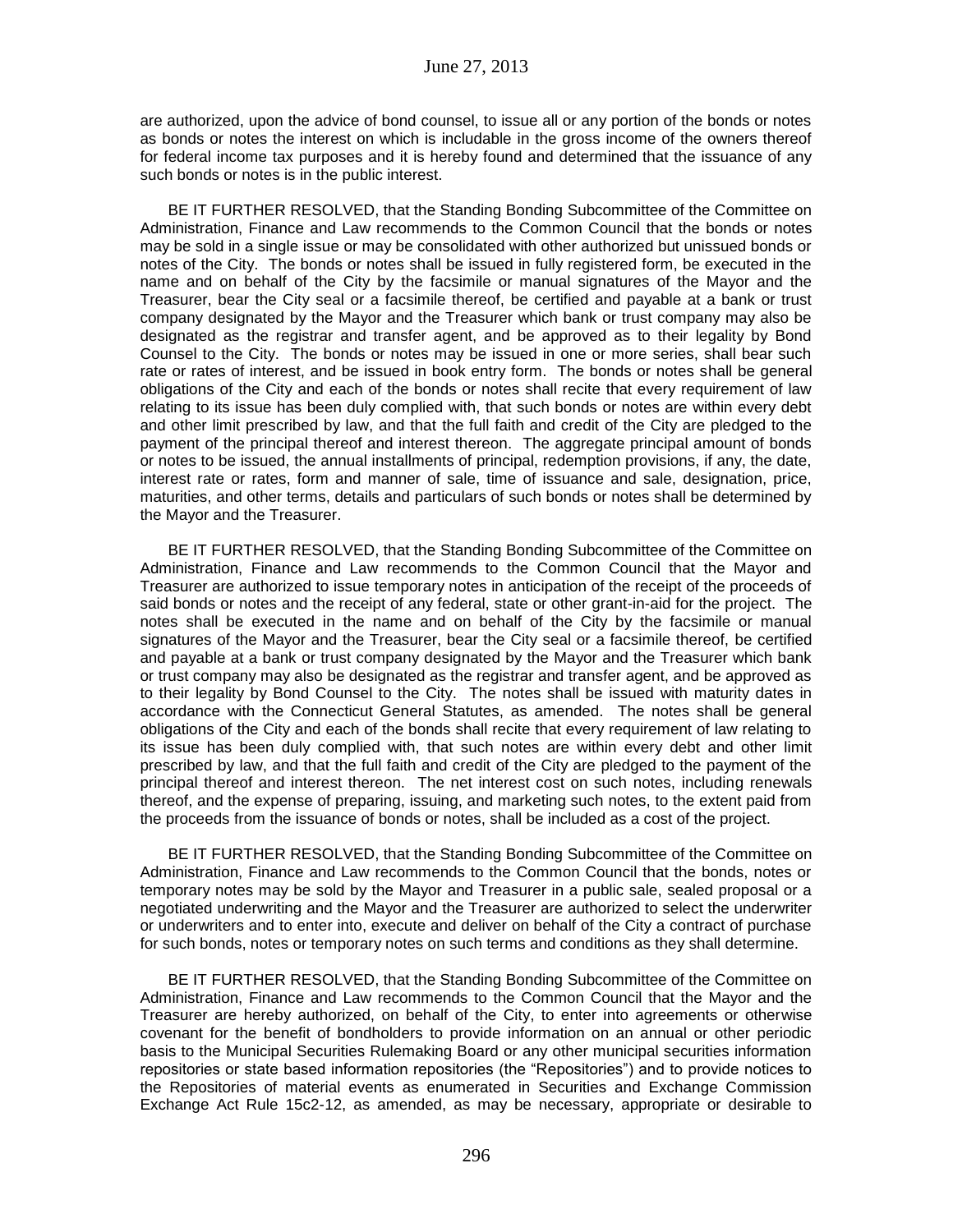are authorized, upon the advice of bond counsel, to issue all or any portion of the bonds or notes as bonds or notes the interest on which is includable in the gross income of the owners thereof for federal income tax purposes and it is hereby found and determined that the issuance of any such bonds or notes is in the public interest.

BE IT FURTHER RESOLVED, that the Standing Bonding Subcommittee of the Committee on Administration, Finance and Law recommends to the Common Council that the bonds or notes may be sold in a single issue or may be consolidated with other authorized but unissued bonds or notes of the City. The bonds or notes shall be issued in fully registered form, be executed in the name and on behalf of the City by the facsimile or manual signatures of the Mayor and the Treasurer, bear the City seal or a facsimile thereof, be certified and payable at a bank or trust company designated by the Mayor and the Treasurer which bank or trust company may also be designated as the registrar and transfer agent, and be approved as to their legality by Bond Counsel to the City. The bonds or notes may be issued in one or more series, shall bear such rate or rates of interest, and be issued in book entry form. The bonds or notes shall be general obligations of the City and each of the bonds or notes shall recite that every requirement of law relating to its issue has been duly complied with, that such bonds or notes are within every debt and other limit prescribed by law, and that the full faith and credit of the City are pledged to the payment of the principal thereof and interest thereon. The aggregate principal amount of bonds or notes to be issued, the annual installments of principal, redemption provisions, if any, the date, interest rate or rates, form and manner of sale, time of issuance and sale, designation, price, maturities, and other terms, details and particulars of such bonds or notes shall be determined by the Mayor and the Treasurer.

BE IT FURTHER RESOLVED, that the Standing Bonding Subcommittee of the Committee on Administration, Finance and Law recommends to the Common Council that the Mayor and Treasurer are authorized to issue temporary notes in anticipation of the receipt of the proceeds of said bonds or notes and the receipt of any federal, state or other grant-in-aid for the project. The notes shall be executed in the name and on behalf of the City by the facsimile or manual signatures of the Mayor and the Treasurer, bear the City seal or a facsimile thereof, be certified and payable at a bank or trust company designated by the Mayor and the Treasurer which bank or trust company may also be designated as the registrar and transfer agent, and be approved as to their legality by Bond Counsel to the City. The notes shall be issued with maturity dates in accordance with the Connecticut General Statutes, as amended. The notes shall be general obligations of the City and each of the bonds shall recite that every requirement of law relating to its issue has been duly complied with, that such notes are within every debt and other limit prescribed by law, and that the full faith and credit of the City are pledged to the payment of the principal thereof and interest thereon. The net interest cost on such notes, including renewals thereof, and the expense of preparing, issuing, and marketing such notes, to the extent paid from the proceeds from the issuance of bonds or notes, shall be included as a cost of the project.

BE IT FURTHER RESOLVED, that the Standing Bonding Subcommittee of the Committee on Administration, Finance and Law recommends to the Common Council that the bonds, notes or temporary notes may be sold by the Mayor and Treasurer in a public sale, sealed proposal or a negotiated underwriting and the Mayor and the Treasurer are authorized to select the underwriter or underwriters and to enter into, execute and deliver on behalf of the City a contract of purchase for such bonds, notes or temporary notes on such terms and conditions as they shall determine.

BE IT FURTHER RESOLVED, that the Standing Bonding Subcommittee of the Committee on Administration, Finance and Law recommends to the Common Council that the Mayor and the Treasurer are hereby authorized, on behalf of the City, to enter into agreements or otherwise covenant for the benefit of bondholders to provide information on an annual or other periodic basis to the Municipal Securities Rulemaking Board or any other municipal securities information repositories or state based information repositories (the "Repositories") and to provide notices to the Repositories of material events as enumerated in Securities and Exchange Commission Exchange Act Rule 15c2-12, as amended, as may be necessary, appropriate or desirable to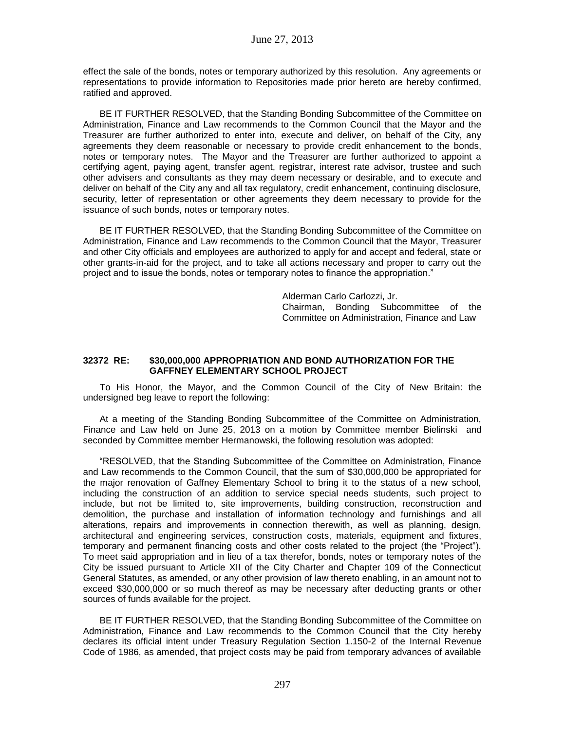effect the sale of the bonds, notes or temporary authorized by this resolution. Any agreements or representations to provide information to Repositories made prior hereto are hereby confirmed, ratified and approved.

BE IT FURTHER RESOLVED, that the Standing Bonding Subcommittee of the Committee on Administration, Finance and Law recommends to the Common Council that the Mayor and the Treasurer are further authorized to enter into, execute and deliver, on behalf of the City, any agreements they deem reasonable or necessary to provide credit enhancement to the bonds, notes or temporary notes. The Mayor and the Treasurer are further authorized to appoint a certifying agent, paying agent, transfer agent, registrar, interest rate advisor, trustee and such other advisers and consultants as they may deem necessary or desirable, and to execute and deliver on behalf of the City any and all tax regulatory, credit enhancement, continuing disclosure, security, letter of representation or other agreements they deem necessary to provide for the issuance of such bonds, notes or temporary notes.

BE IT FURTHER RESOLVED, that the Standing Bonding Subcommittee of the Committee on Administration, Finance and Law recommends to the Common Council that the Mayor, Treasurer and other City officials and employees are authorized to apply for and accept and federal, state or other grants-in-aid for the project, and to take all actions necessary and proper to carry out the project and to issue the bonds, notes or temporary notes to finance the appropriation."

Alderman Carlo Carlozzi, Jr.
Chairman, Bonding Subcommittee of the Committee on Administration, Finance and Law

**32372 RE: $30,000,000 APPROPRIATION AND BOND AUTHORIZATION FOR THE GAFFNEY ELEMENTARY SCHOOL PROJECT**

To His Honor, the Mayor, and the Common Council of the City of New Britain: the undersigned beg leave to report the following:

At a meeting of the Standing Bonding Subcommittee of the Committee on Administration, Finance and Law held on June 25, 2013 on a motion by Committee member Bielinski and seconded by Committee member Hermanowski, the following resolution was adopted:

"RESOLVED, that the Standing Subcommittee of the Committee on Administration, Finance and Law recommends to the Common Council, that the sum of $30,000,000 be appropriated for the major renovation of Gaffney Elementary School to bring it to the status of a new school, including the construction of an addition to service special needs students, such project to include, but not be limited to, site improvements, building construction, reconstruction and demolition, the purchase and installation of information technology and furnishings and all alterations, repairs and improvements in connection therewith, as well as planning, design, architectural and engineering services, construction costs, materials, equipment and fixtures, temporary and permanent financing costs and other costs related to the project (the "Project"). To meet said appropriation and in lieu of a tax therefor, bonds, notes or temporary notes of the City be issued pursuant to Article XII of the City Charter and Chapter 109 of the Connecticut General Statutes, as amended, or any other provision of law thereto enabling, in an amount not to exceed $30,000,000 or so much thereof as may be necessary after deducting grants or other sources of funds available for the project.

BE IT FURTHER RESOLVED, that the Standing Bonding Subcommittee of the Committee on Administration, Finance and Law recommends to the Common Council that the City hereby declares its official intent under Treasury Regulation Section 1.150-2 of the Internal Revenue Code of 1986, as amended, that project costs may be paid from temporary advances of available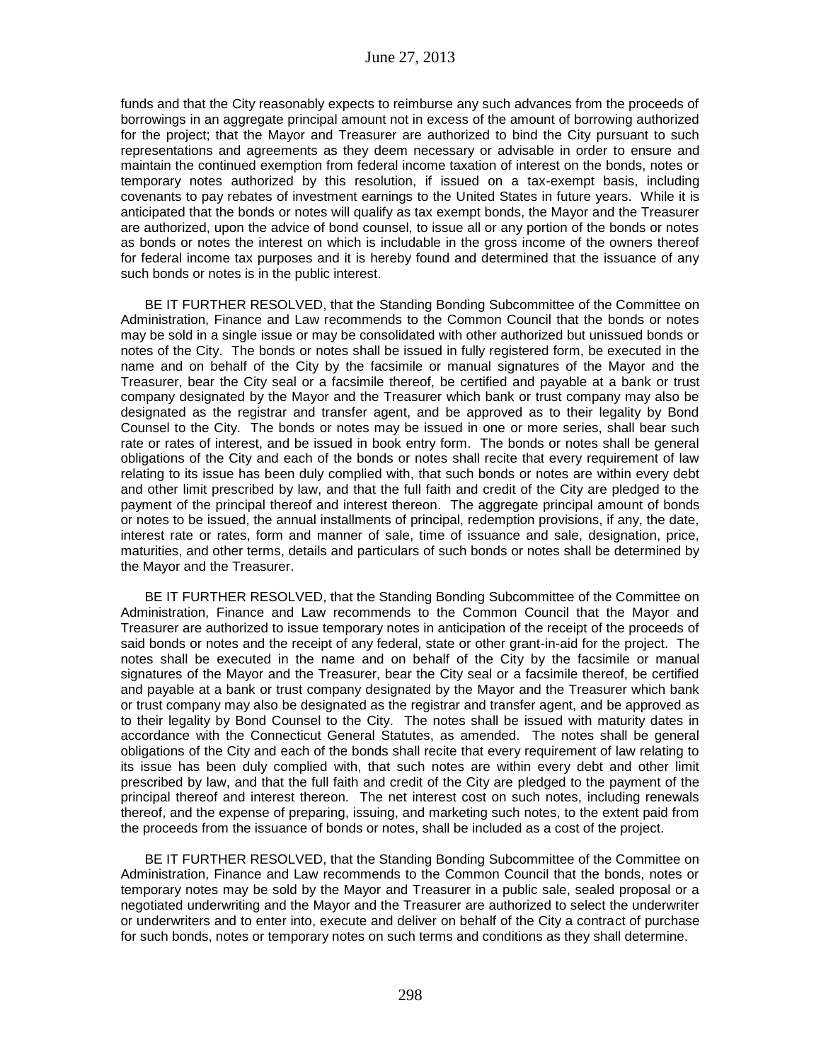funds and that the City reasonably expects to reimburse any such advances from the proceeds of borrowings in an aggregate principal amount not in excess of the amount of borrowing authorized for the project; that the Mayor and Treasurer are authorized to bind the City pursuant to such representations and agreements as they deem necessary or advisable in order to ensure and maintain the continued exemption from federal income taxation of interest on the bonds, notes or temporary notes authorized by this resolution, if issued on a tax-exempt basis, including covenants to pay rebates of investment earnings to the United States in future years. While it is anticipated that the bonds or notes will qualify as tax exempt bonds, the Mayor and the Treasurer are authorized, upon the advice of bond counsel, to issue all or any portion of the bonds or notes as bonds or notes the interest on which is includable in the gross income of the owners thereof for federal income tax purposes and it is hereby found and determined that the issuance of any such bonds or notes is in the public interest.

BE IT FURTHER RESOLVED, that the Standing Bonding Subcommittee of the Committee on Administration, Finance and Law recommends to the Common Council that the bonds or notes may be sold in a single issue or may be consolidated with other authorized but unissued bonds or notes of the City. The bonds or notes shall be issued in fully registered form, be executed in the name and on behalf of the City by the facsimile or manual signatures of the Mayor and the Treasurer, bear the City seal or a facsimile thereof, be certified and payable at a bank or trust company designated by the Mayor and the Treasurer which bank or trust company may also be designated as the registrar and transfer agent, and be approved as to their legality by Bond Counsel to the City. The bonds or notes may be issued in one or more series, shall bear such rate or rates of interest, and be issued in book entry form. The bonds or notes shall be general obligations of the City and each of the bonds or notes shall recite that every requirement of law relating to its issue has been duly complied with, that such bonds or notes are within every debt and other limit prescribed by law, and that the full faith and credit of the City are pledged to the payment of the principal thereof and interest thereon. The aggregate principal amount of bonds or notes to be issued, the annual installments of principal, redemption provisions, if any, the date, interest rate or rates, form and manner of sale, time of issuance and sale, designation, price, maturities, and other terms, details and particulars of such bonds or notes shall be determined by the Mayor and the Treasurer.

BE IT FURTHER RESOLVED, that the Standing Bonding Subcommittee of the Committee on Administration, Finance and Law recommends to the Common Council that the Mayor and Treasurer are authorized to issue temporary notes in anticipation of the receipt of the proceeds of said bonds or notes and the receipt of any federal, state or other grant-in-aid for the project. The notes shall be executed in the name and on behalf of the City by the facsimile or manual signatures of the Mayor and the Treasurer, bear the City seal or a facsimile thereof, be certified and payable at a bank or trust company designated by the Mayor and the Treasurer which bank or trust company may also be designated as the registrar and transfer agent, and be approved as to their legality by Bond Counsel to the City. The notes shall be issued with maturity dates in accordance with the Connecticut General Statutes, as amended. The notes shall be general obligations of the City and each of the bonds shall recite that every requirement of law relating to its issue has been duly complied with, that such notes are within every debt and other limit prescribed by law, and that the full faith and credit of the City are pledged to the payment of the principal thereof and interest thereon. The net interest cost on such notes, including renewals thereof, and the expense of preparing, issuing, and marketing such notes, to the extent paid from the proceeds from the issuance of bonds or notes, shall be included as a cost of the project.

BE IT FURTHER RESOLVED, that the Standing Bonding Subcommittee of the Committee on Administration, Finance and Law recommends to the Common Council that the bonds, notes or temporary notes may be sold by the Mayor and Treasurer in a public sale, sealed proposal or a negotiated underwriting and the Mayor and the Treasurer are authorized to select the underwriter or underwriters and to enter into, execute and deliver on behalf of the City a contract of purchase for such bonds, notes or temporary notes on such terms and conditions as they shall determine.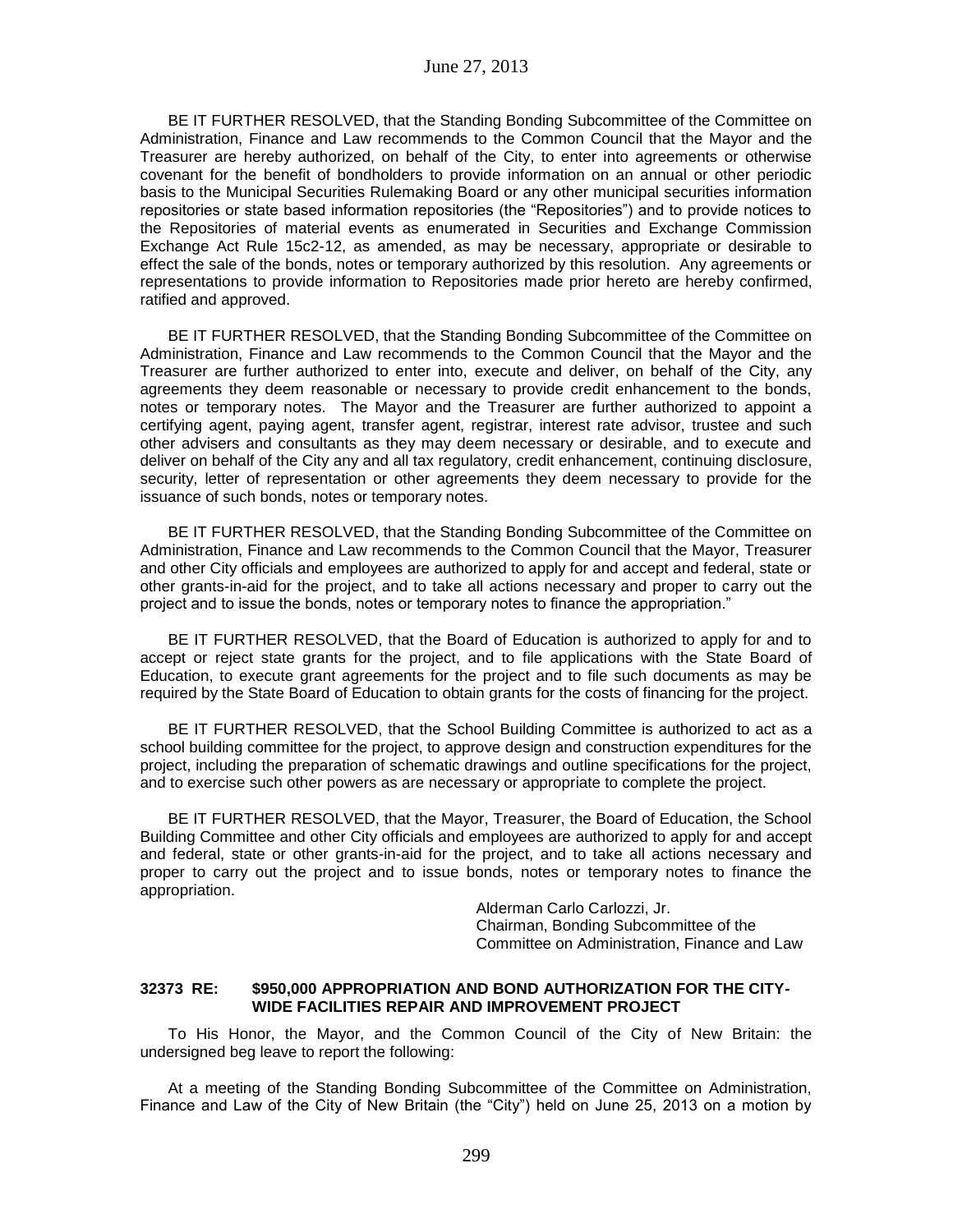BE IT FURTHER RESOLVED, that the Standing Bonding Subcommittee of the Committee on Administration, Finance and Law recommends to the Common Council that the Mayor and the Treasurer are hereby authorized, on behalf of the City, to enter into agreements or otherwise covenant for the benefit of bondholders to provide information on an annual or other periodic basis to the Municipal Securities Rulemaking Board or any other municipal securities information repositories or state based information repositories (the "Repositories") and to provide notices to the Repositories of material events as enumerated in Securities and Exchange Commission Exchange Act Rule 15c2-12, as amended, as may be necessary, appropriate or desirable to effect the sale of the bonds, notes or temporary authorized by this resolution. Any agreements or representations to provide information to Repositories made prior hereto are hereby confirmed, ratified and approved.

BE IT FURTHER RESOLVED, that the Standing Bonding Subcommittee of the Committee on Administration, Finance and Law recommends to the Common Council that the Mayor and the Treasurer are further authorized to enter into, execute and deliver, on behalf of the City, any agreements they deem reasonable or necessary to provide credit enhancement to the bonds, notes or temporary notes. The Mayor and the Treasurer are further authorized to appoint a certifying agent, paying agent, transfer agent, registrar, interest rate advisor, trustee and such other advisers and consultants as they may deem necessary or desirable, and to execute and deliver on behalf of the City any and all tax regulatory, credit enhancement, continuing disclosure, security, letter of representation or other agreements they deem necessary to provide for the issuance of such bonds, notes or temporary notes.

BE IT FURTHER RESOLVED, that the Standing Bonding Subcommittee of the Committee on Administration, Finance and Law recommends to the Common Council that the Mayor, Treasurer and other City officials and employees are authorized to apply for and accept and federal, state or other grants-in-aid for the project, and to take all actions necessary and proper to carry out the project and to issue the bonds, notes or temporary notes to finance the appropriation."

BE IT FURTHER RESOLVED, that the Board of Education is authorized to apply for and to accept or reject state grants for the project, and to file applications with the State Board of Education, to execute grant agreements for the project and to file such documents as may be required by the State Board of Education to obtain grants for the costs of financing for the project.

BE IT FURTHER RESOLVED, that the School Building Committee is authorized to act as a school building committee for the project, to approve design and construction expenditures for the project, including the preparation of schematic drawings and outline specifications for the project, and to exercise such other powers as are necessary or appropriate to complete the project.

BE IT FURTHER RESOLVED, that the Mayor, Treasurer, the Board of Education, the School Building Committee and other City officials and employees are authorized to apply for and accept and federal, state or other grants-in-aid for the project, and to take all actions necessary and proper to carry out the project and to issue bonds, notes or temporary notes to finance the appropriation.

Alderman Carlo Carlozzi, Jr.
Chairman, Bonding Subcommittee of the
Committee on Administration, Finance and Law

**32373 RE: $950,000 APPROPRIATION AND BOND AUTHORIZATION FOR THE CITY-WIDE FACILITIES REPAIR AND IMPROVEMENT PROJECT**

To His Honor, the Mayor, and the Common Council of the City of New Britain: the undersigned beg leave to report the following:

At a meeting of the Standing Bonding Subcommittee of the Committee on Administration, Finance and Law of the City of New Britain (the "City") held on June 25, 2013 on a motion by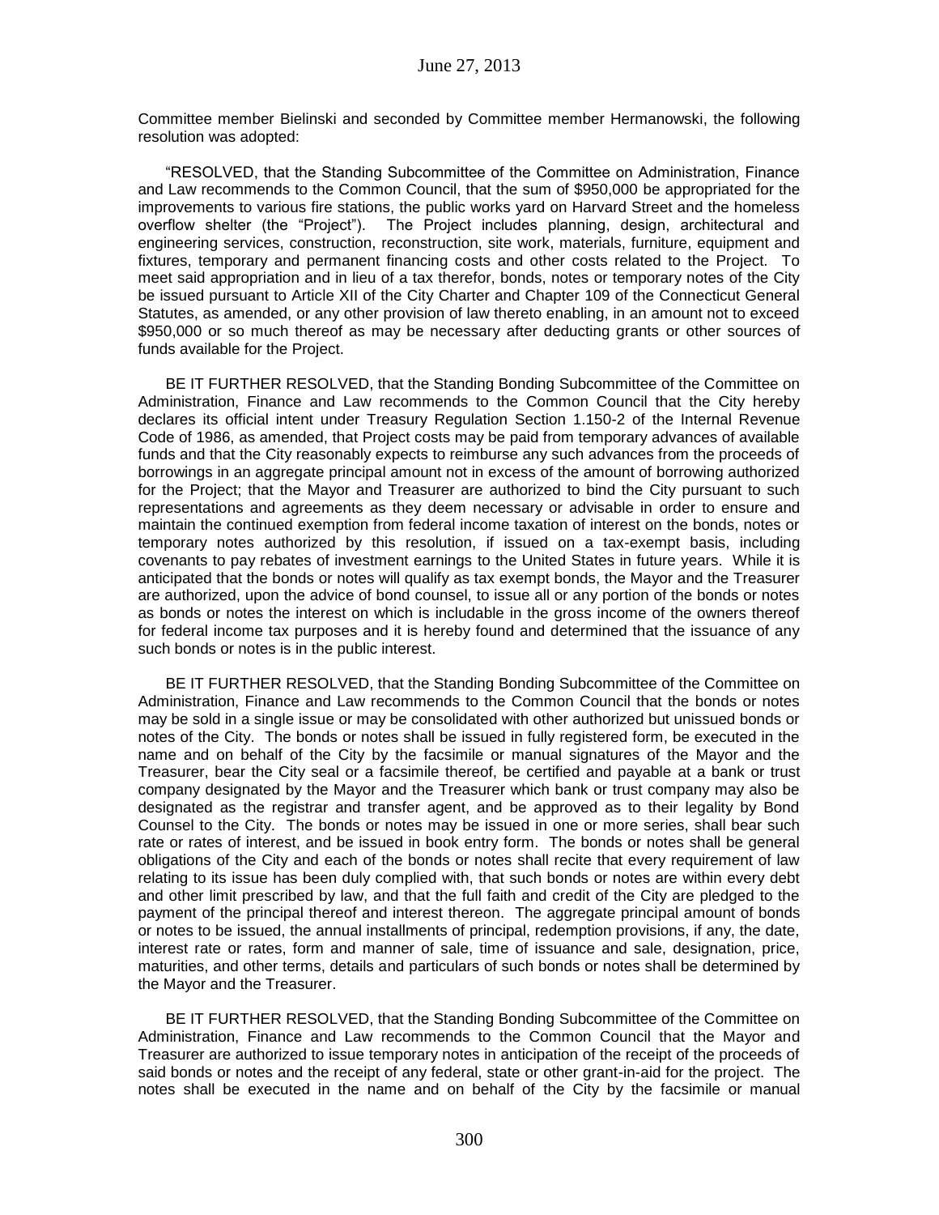Committee member Bielinski and seconded by Committee member Hermanowski, the following resolution was adopted:

"RESOLVED, that the Standing Subcommittee of the Committee on Administration, Finance and Law recommends to the Common Council, that the sum of $950,000 be appropriated for the improvements to various fire stations, the public works yard on Harvard Street and the homeless overflow shelter (the "Project"). The Project includes planning, design, architectural and engineering services, construction, reconstruction, site work, materials, furniture, equipment and fixtures, temporary and permanent financing costs and other costs related to the Project. To meet said appropriation and in lieu of a tax therefor, bonds, notes or temporary notes of the City be issued pursuant to Article XII of the City Charter and Chapter 109 of the Connecticut General Statutes, as amended, or any other provision of law thereto enabling, in an amount not to exceed $950,000 or so much thereof as may be necessary after deducting grants or other sources of funds available for the Project.

BE IT FURTHER RESOLVED, that the Standing Bonding Subcommittee of the Committee on Administration, Finance and Law recommends to the Common Council that the City hereby declares its official intent under Treasury Regulation Section 1.150-2 of the Internal Revenue Code of 1986, as amended, that Project costs may be paid from temporary advances of available funds and that the City reasonably expects to reimburse any such advances from the proceeds of borrowings in an aggregate principal amount not in excess of the amount of borrowing authorized for the Project; that the Mayor and Treasurer are authorized to bind the City pursuant to such representations and agreements as they deem necessary or advisable in order to ensure and maintain the continued exemption from federal income taxation of interest on the bonds, notes or temporary notes authorized by this resolution, if issued on a tax-exempt basis, including covenants to pay rebates of investment earnings to the United States in future years. While it is anticipated that the bonds or notes will qualify as tax exempt bonds, the Mayor and the Treasurer are authorized, upon the advice of bond counsel, to issue all or any portion of the bonds or notes as bonds or notes the interest on which is includable in the gross income of the owners thereof for federal income tax purposes and it is hereby found and determined that the issuance of any such bonds or notes is in the public interest.

BE IT FURTHER RESOLVED, that the Standing Bonding Subcommittee of the Committee on Administration, Finance and Law recommends to the Common Council that the bonds or notes may be sold in a single issue or may be consolidated with other authorized but unissued bonds or notes of the City. The bonds or notes shall be issued in fully registered form, be executed in the name and on behalf of the City by the facsimile or manual signatures of the Mayor and the Treasurer, bear the City seal or a facsimile thereof, be certified and payable at a bank or trust company designated by the Mayor and the Treasurer which bank or trust company may also be designated as the registrar and transfer agent, and be approved as to their legality by Bond Counsel to the City. The bonds or notes may be issued in one or more series, shall bear such rate or rates of interest, and be issued in book entry form. The bonds or notes shall be general obligations of the City and each of the bonds or notes shall recite that every requirement of law relating to its issue has been duly complied with, that such bonds or notes are within every debt and other limit prescribed by law, and that the full faith and credit of the City are pledged to the payment of the principal thereof and interest thereon. The aggregate principal amount of bonds or notes to be issued, the annual installments of principal, redemption provisions, if any, the date, interest rate or rates, form and manner of sale, time of issuance and sale, designation, price, maturities, and other terms, details and particulars of such bonds or notes shall be determined by the Mayor and the Treasurer.

BE IT FURTHER RESOLVED, that the Standing Bonding Subcommittee of the Committee on Administration, Finance and Law recommends to the Common Council that the Mayor and Treasurer are authorized to issue temporary notes in anticipation of the receipt of the proceeds of said bonds or notes and the receipt of any federal, state or other grant-in-aid for the project. The notes shall be executed in the name and on behalf of the City by the facsimile or manual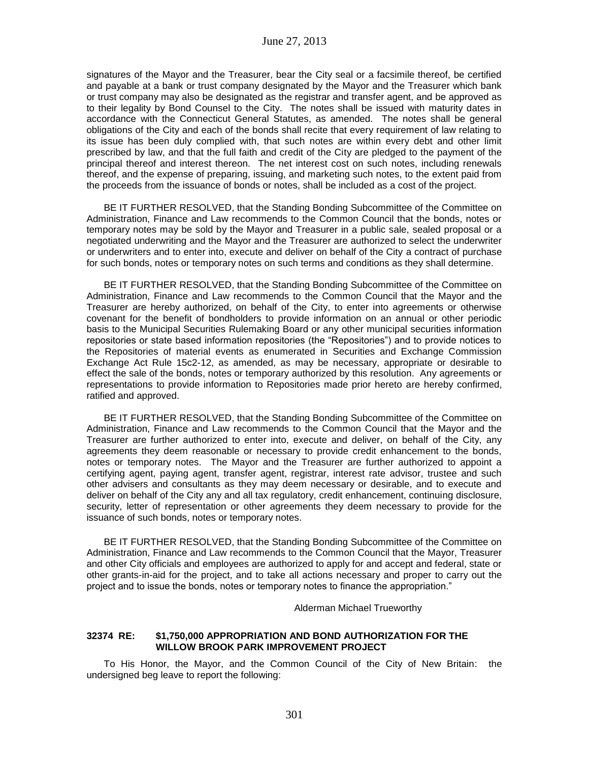signatures of the Mayor and the Treasurer, bear the City seal or a facsimile thereof, be certified and payable at a bank or trust company designated by the Mayor and the Treasurer which bank or trust company may also be designated as the registrar and transfer agent, and be approved as to their legality by Bond Counsel to the City. The notes shall be issued with maturity dates in accordance with the Connecticut General Statutes, as amended. The notes shall be general obligations of the City and each of the bonds shall recite that every requirement of law relating to its issue has been duly complied with, that such notes are within every debt and other limit prescribed by law, and that the full faith and credit of the City are pledged to the payment of the principal thereof and interest thereon. The net interest cost on such notes, including renewals thereof, and the expense of preparing, issuing, and marketing such notes, to the extent paid from the proceeds from the issuance of bonds or notes, shall be included as a cost of the project.

BE IT FURTHER RESOLVED, that the Standing Bonding Subcommittee of the Committee on Administration, Finance and Law recommends to the Common Council that the bonds, notes or temporary notes may be sold by the Mayor and Treasurer in a public sale, sealed proposal or a negotiated underwriting and the Mayor and the Treasurer are authorized to select the underwriter or underwriters and to enter into, execute and deliver on behalf of the City a contract of purchase for such bonds, notes or temporary notes on such terms and conditions as they shall determine.

BE IT FURTHER RESOLVED, that the Standing Bonding Subcommittee of the Committee on Administration, Finance and Law recommends to the Common Council that the Mayor and the Treasurer are hereby authorized, on behalf of the City, to enter into agreements or otherwise covenant for the benefit of bondholders to provide information on an annual or other periodic basis to the Municipal Securities Rulemaking Board or any other municipal securities information repositories or state based information repositories (the "Repositories") and to provide notices to the Repositories of material events as enumerated in Securities and Exchange Commission Exchange Act Rule 15c2-12, as amended, as may be necessary, appropriate or desirable to effect the sale of the bonds, notes or temporary authorized by this resolution. Any agreements or representations to provide information to Repositories made prior hereto are hereby confirmed, ratified and approved.

BE IT FURTHER RESOLVED, that the Standing Bonding Subcommittee of the Committee on Administration, Finance and Law recommends to the Common Council that the Mayor and the Treasurer are further authorized to enter into, execute and deliver, on behalf of the City, any agreements they deem reasonable or necessary to provide credit enhancement to the bonds, notes or temporary notes. The Mayor and the Treasurer are further authorized to appoint a certifying agent, paying agent, transfer agent, registrar, interest rate advisor, trustee and such other advisers and consultants as they may deem necessary or desirable, and to execute and deliver on behalf of the City any and all tax regulatory, credit enhancement, continuing disclosure, security, letter of representation or other agreements they deem necessary to provide for the issuance of such bonds, notes or temporary notes.

BE IT FURTHER RESOLVED, that the Standing Bonding Subcommittee of the Committee on Administration, Finance and Law recommends to the Common Council that the Mayor, Treasurer and other City officials and employees are authorized to apply for and accept and federal, state or other grants-in-aid for the project, and to take all actions necessary and proper to carry out the project and to issue the bonds, notes or temporary notes to finance the appropriation."

Alderman Michael Trueworthy

**32374 RE: $1,750,000 APPROPRIATION AND BOND AUTHORIZATION FOR THE WILLOW BROOK PARK IMPROVEMENT PROJECT**

To His Honor, the Mayor, and the Common Council of the City of New Britain: the undersigned beg leave to report the following: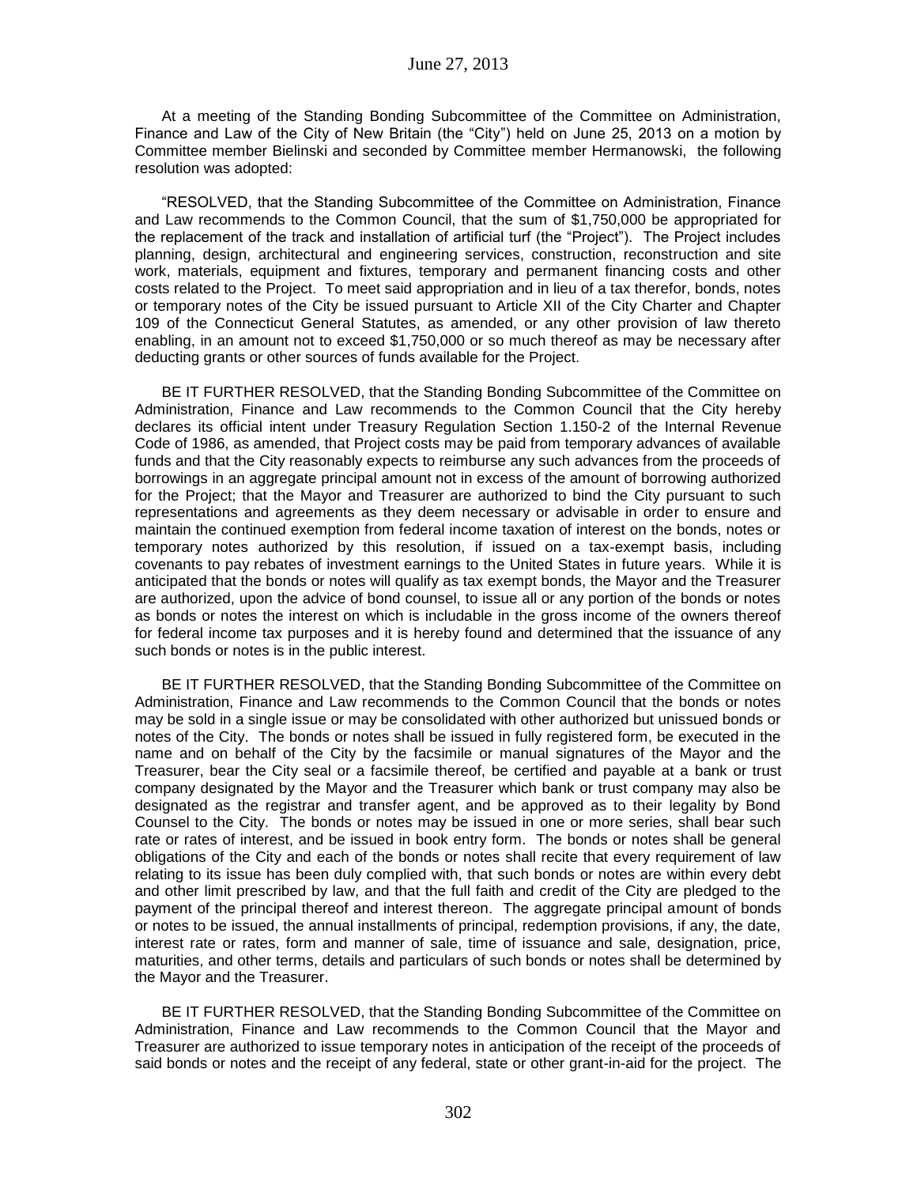At a meeting of the Standing Bonding Subcommittee of the Committee on Administration, Finance and Law of the City of New Britain (the "City") held on June 25, 2013 on a motion by Committee member Bielinski and seconded by Committee member Hermanowski, the following resolution was adopted:

"RESOLVED, that the Standing Subcommittee of the Committee on Administration, Finance and Law recommends to the Common Council, that the sum of $1,750,000 be appropriated for the replacement of the track and installation of artificial turf (the "Project"). The Project includes planning, design, architectural and engineering services, construction, reconstruction and site work, materials, equipment and fixtures, temporary and permanent financing costs and other costs related to the Project. To meet said appropriation and in lieu of a tax therefor, bonds, notes or temporary notes of the City be issued pursuant to Article XII of the City Charter and Chapter 109 of the Connecticut General Statutes, as amended, or any other provision of law thereto enabling, in an amount not to exceed $1,750,000 or so much thereof as may be necessary after deducting grants or other sources of funds available for the Project.

BE IT FURTHER RESOLVED, that the Standing Bonding Subcommittee of the Committee on Administration, Finance and Law recommends to the Common Council that the City hereby declares its official intent under Treasury Regulation Section 1.150-2 of the Internal Revenue Code of 1986, as amended, that Project costs may be paid from temporary advances of available funds and that the City reasonably expects to reimburse any such advances from the proceeds of borrowings in an aggregate principal amount not in excess of the amount of borrowing authorized for the Project; that the Mayor and Treasurer are authorized to bind the City pursuant to such representations and agreements as they deem necessary or advisable in order to ensure and maintain the continued exemption from federal income taxation of interest on the bonds, notes or temporary notes authorized by this resolution, if issued on a tax-exempt basis, including covenants to pay rebates of investment earnings to the United States in future years. While it is anticipated that the bonds or notes will qualify as tax exempt bonds, the Mayor and the Treasurer are authorized, upon the advice of bond counsel, to issue all or any portion of the bonds or notes as bonds or notes the interest on which is includable in the gross income of the owners thereof for federal income tax purposes and it is hereby found and determined that the issuance of any such bonds or notes is in the public interest.

BE IT FURTHER RESOLVED, that the Standing Bonding Subcommittee of the Committee on Administration, Finance and Law recommends to the Common Council that the bonds or notes may be sold in a single issue or may be consolidated with other authorized but unissued bonds or notes of the City. The bonds or notes shall be issued in fully registered form, be executed in the name and on behalf of the City by the facsimile or manual signatures of the Mayor and the Treasurer, bear the City seal or a facsimile thereof, be certified and payable at a bank or trust company designated by the Mayor and the Treasurer which bank or trust company may also be designated as the registrar and transfer agent, and be approved as to their legality by Bond Counsel to the City. The bonds or notes may be issued in one or more series, shall bear such rate or rates of interest, and be issued in book entry form. The bonds or notes shall be general obligations of the City and each of the bonds or notes shall recite that every requirement of law relating to its issue has been duly complied with, that such bonds or notes are within every debt and other limit prescribed by law, and that the full faith and credit of the City are pledged to the payment of the principal thereof and interest thereon. The aggregate principal amount of bonds or notes to be issued, the annual installments of principal, redemption provisions, if any, the date, interest rate or rates, form and manner of sale, time of issuance and sale, designation, price, maturities, and other terms, details and particulars of such bonds or notes shall be determined by the Mayor and the Treasurer.

BE IT FURTHER RESOLVED, that the Standing Bonding Subcommittee of the Committee on Administration, Finance and Law recommends to the Common Council that the Mayor and Treasurer are authorized to issue temporary notes in anticipation of the receipt of the proceeds of said bonds or notes and the receipt of any federal, state or other grant-in-aid for the project. The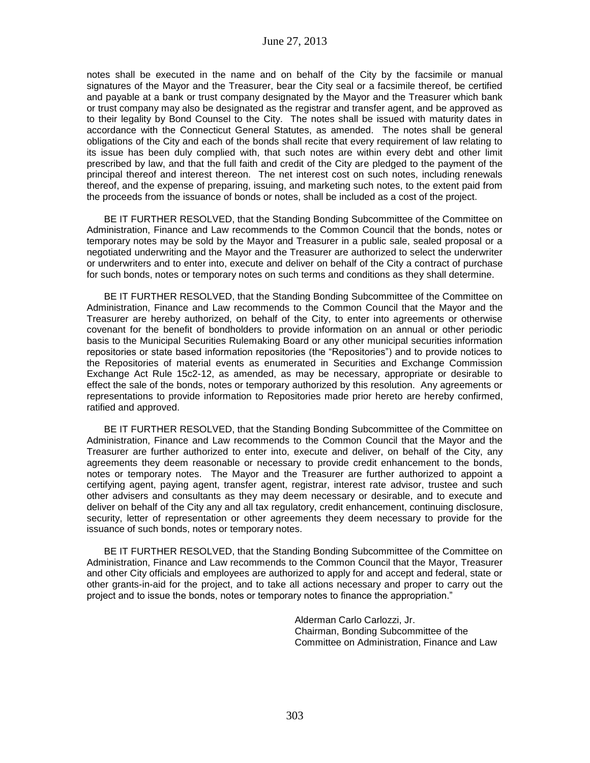notes shall be executed in the name and on behalf of the City by the facsimile or manual signatures of the Mayor and the Treasurer, bear the City seal or a facsimile thereof, be certified and payable at a bank or trust company designated by the Mayor and the Treasurer which bank or trust company may also be designated as the registrar and transfer agent, and be approved as to their legality by Bond Counsel to the City. The notes shall be issued with maturity dates in accordance with the Connecticut General Statutes, as amended. The notes shall be general obligations of the City and each of the bonds shall recite that every requirement of law relating to its issue has been duly complied with, that such notes are within every debt and other limit prescribed by law, and that the full faith and credit of the City are pledged to the payment of the principal thereof and interest thereon. The net interest cost on such notes, including renewals thereof, and the expense of preparing, issuing, and marketing such notes, to the extent paid from the proceeds from the issuance of bonds or notes, shall be included as a cost of the project.

BE IT FURTHER RESOLVED, that the Standing Bonding Subcommittee of the Committee on Administration, Finance and Law recommends to the Common Council that the bonds, notes or temporary notes may be sold by the Mayor and Treasurer in a public sale, sealed proposal or a negotiated underwriting and the Mayor and the Treasurer are authorized to select the underwriter or underwriters and to enter into, execute and deliver on behalf of the City a contract of purchase for such bonds, notes or temporary notes on such terms and conditions as they shall determine.

BE IT FURTHER RESOLVED, that the Standing Bonding Subcommittee of the Committee on Administration, Finance and Law recommends to the Common Council that the Mayor and the Treasurer are hereby authorized, on behalf of the City, to enter into agreements or otherwise covenant for the benefit of bondholders to provide information on an annual or other periodic basis to the Municipal Securities Rulemaking Board or any other municipal securities information repositories or state based information repositories (the "Repositories") and to provide notices to the Repositories of material events as enumerated in Securities and Exchange Commission Exchange Act Rule 15c2-12, as amended, as may be necessary, appropriate or desirable to effect the sale of the bonds, notes or temporary authorized by this resolution. Any agreements or representations to provide information to Repositories made prior hereto are hereby confirmed, ratified and approved.

BE IT FURTHER RESOLVED, that the Standing Bonding Subcommittee of the Committee on Administration, Finance and Law recommends to the Common Council that the Mayor and the Treasurer are further authorized to enter into, execute and deliver, on behalf of the City, any agreements they deem reasonable or necessary to provide credit enhancement to the bonds, notes or temporary notes. The Mayor and the Treasurer are further authorized to appoint a certifying agent, paying agent, transfer agent, registrar, interest rate advisor, trustee and such other advisers and consultants as they may deem necessary or desirable, and to execute and deliver on behalf of the City any and all tax regulatory, credit enhancement, continuing disclosure, security, letter of representation or other agreements they deem necessary to provide for the issuance of such bonds, notes or temporary notes.

BE IT FURTHER RESOLVED, that the Standing Bonding Subcommittee of the Committee on Administration, Finance and Law recommends to the Common Council that the Mayor, Treasurer and other City officials and employees are authorized to apply for and accept and federal, state or other grants-in-aid for the project, and to take all actions necessary and proper to carry out the project and to issue the bonds, notes or temporary notes to finance the appropriation."

Alderman Carlo Carlozzi, Jr.
Chairman, Bonding Subcommittee of the
Committee on Administration, Finance and Law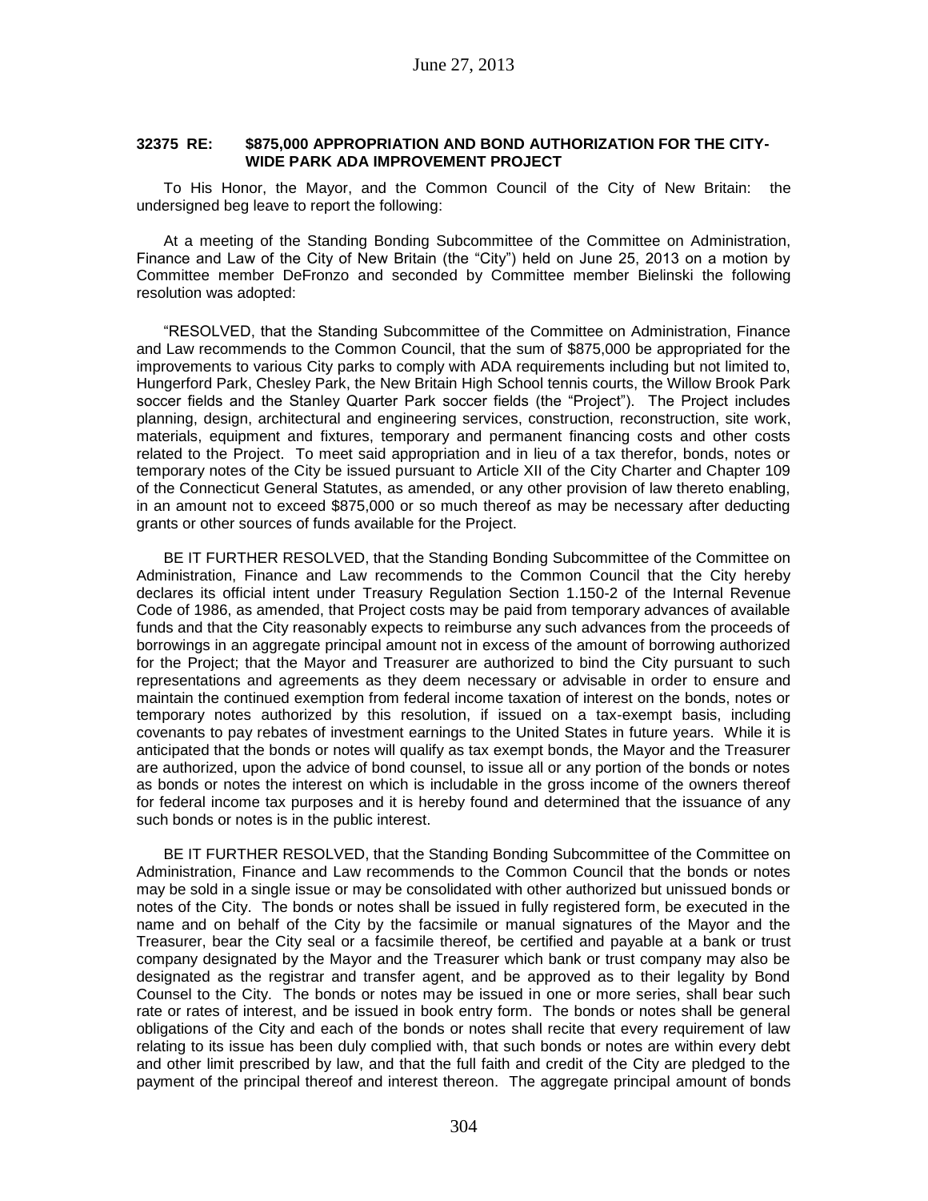**32375 RE: $875,000 APPROPRIATION AND BOND AUTHORIZATION FOR THE CITY-WIDE PARK ADA IMPROVEMENT PROJECT**

To His Honor, the Mayor, and the Common Council of the City of New Britain: the undersigned beg leave to report the following:

At a meeting of the Standing Bonding Subcommittee of the Committee on Administration, Finance and Law of the City of New Britain (the "City") held on June 25, 2013 on a motion by Committee member DeFronzo and seconded by Committee member Bielinski the following resolution was adopted:

"RESOLVED, that the Standing Subcommittee of the Committee on Administration, Finance and Law recommends to the Common Council, that the sum of $875,000 be appropriated for the improvements to various City parks to comply with ADA requirements including but not limited to, Hungerford Park, Chesley Park, the New Britain High School tennis courts, the Willow Brook Park soccer fields and the Stanley Quarter Park soccer fields (the "Project"). The Project includes planning, design, architectural and engineering services, construction, reconstruction, site work, materials, equipment and fixtures, temporary and permanent financing costs and other costs related to the Project. To meet said appropriation and in lieu of a tax therefor, bonds, notes or temporary notes of the City be issued pursuant to Article XII of the City Charter and Chapter 109 of the Connecticut General Statutes, as amended, or any other provision of law thereto enabling, in an amount not to exceed $875,000 or so much thereof as may be necessary after deducting grants or other sources of funds available for the Project.

BE IT FURTHER RESOLVED, that the Standing Bonding Subcommittee of the Committee on Administration, Finance and Law recommends to the Common Council that the City hereby declares its official intent under Treasury Regulation Section 1.150-2 of the Internal Revenue Code of 1986, as amended, that Project costs may be paid from temporary advances of available funds and that the City reasonably expects to reimburse any such advances from the proceeds of borrowings in an aggregate principal amount not in excess of the amount of borrowing authorized for the Project; that the Mayor and Treasurer are authorized to bind the City pursuant to such representations and agreements as they deem necessary or advisable in order to ensure and maintain the continued exemption from federal income taxation of interest on the bonds, notes or temporary notes authorized by this resolution, if issued on a tax-exempt basis, including covenants to pay rebates of investment earnings to the United States in future years. While it is anticipated that the bonds or notes will qualify as tax exempt bonds, the Mayor and the Treasurer are authorized, upon the advice of bond counsel, to issue all or any portion of the bonds or notes as bonds or notes the interest on which is includable in the gross income of the owners thereof for federal income tax purposes and it is hereby found and determined that the issuance of any such bonds or notes is in the public interest.

BE IT FURTHER RESOLVED, that the Standing Bonding Subcommittee of the Committee on Administration, Finance and Law recommends to the Common Council that the bonds or notes may be sold in a single issue or may be consolidated with other authorized but unissued bonds or notes of the City. The bonds or notes shall be issued in fully registered form, be executed in the name and on behalf of the City by the facsimile or manual signatures of the Mayor and the Treasurer, bear the City seal or a facsimile thereof, be certified and payable at a bank or trust company designated by the Mayor and the Treasurer which bank or trust company may also be designated as the registrar and transfer agent, and be approved as to their legality by Bond Counsel to the City. The bonds or notes may be issued in one or more series, shall bear such rate or rates of interest, and be issued in book entry form. The bonds or notes shall be general obligations of the City and each of the bonds or notes shall recite that every requirement of law relating to its issue has been duly complied with, that such bonds or notes are within every debt and other limit prescribed by law, and that the full faith and credit of the City are pledged to the payment of the principal thereof and interest thereon. The aggregate principal amount of bonds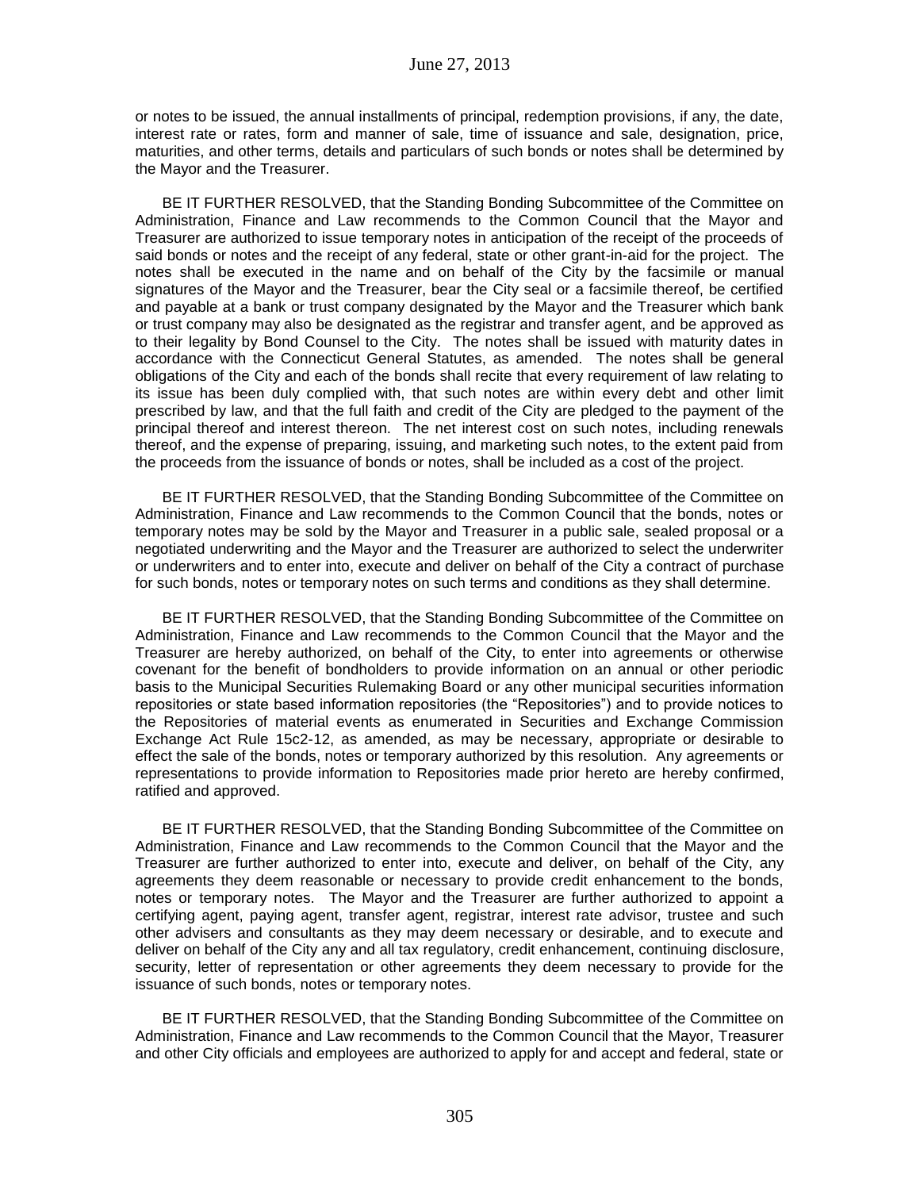or notes to be issued, the annual installments of principal, redemption provisions, if any, the date, interest rate or rates, form and manner of sale, time of issuance and sale, designation, price, maturities, and other terms, details and particulars of such bonds or notes shall be determined by the Mayor and the Treasurer.

BE IT FURTHER RESOLVED, that the Standing Bonding Subcommittee of the Committee on Administration, Finance and Law recommends to the Common Council that the Mayor and Treasurer are authorized to issue temporary notes in anticipation of the receipt of the proceeds of said bonds or notes and the receipt of any federal, state or other grant-in-aid for the project. The notes shall be executed in the name and on behalf of the City by the facsimile or manual signatures of the Mayor and the Treasurer, bear the City seal or a facsimile thereof, be certified and payable at a bank or trust company designated by the Mayor and the Treasurer which bank or trust company may also be designated as the registrar and transfer agent, and be approved as to their legality by Bond Counsel to the City. The notes shall be issued with maturity dates in accordance with the Connecticut General Statutes, as amended. The notes shall be general obligations of the City and each of the bonds shall recite that every requirement of law relating to its issue has been duly complied with, that such notes are within every debt and other limit prescribed by law, and that the full faith and credit of the City are pledged to the payment of the principal thereof and interest thereon. The net interest cost on such notes, including renewals thereof, and the expense of preparing, issuing, and marketing such notes, to the extent paid from the proceeds from the issuance of bonds or notes, shall be included as a cost of the project.

BE IT FURTHER RESOLVED, that the Standing Bonding Subcommittee of the Committee on Administration, Finance and Law recommends to the Common Council that the bonds, notes or temporary notes may be sold by the Mayor and Treasurer in a public sale, sealed proposal or a negotiated underwriting and the Mayor and the Treasurer are authorized to select the underwriter or underwriters and to enter into, execute and deliver on behalf of the City a contract of purchase for such bonds, notes or temporary notes on such terms and conditions as they shall determine.

BE IT FURTHER RESOLVED, that the Standing Bonding Subcommittee of the Committee on Administration, Finance and Law recommends to the Common Council that the Mayor and the Treasurer are hereby authorized, on behalf of the City, to enter into agreements or otherwise covenant for the benefit of bondholders to provide information on an annual or other periodic basis to the Municipal Securities Rulemaking Board or any other municipal securities information repositories or state based information repositories (the "Repositories") and to provide notices to the Repositories of material events as enumerated in Securities and Exchange Commission Exchange Act Rule 15c2-12, as amended, as may be necessary, appropriate or desirable to effect the sale of the bonds, notes or temporary authorized by this resolution. Any agreements or representations to provide information to Repositories made prior hereto are hereby confirmed, ratified and approved.

BE IT FURTHER RESOLVED, that the Standing Bonding Subcommittee of the Committee on Administration, Finance and Law recommends to the Common Council that the Mayor and the Treasurer are further authorized to enter into, execute and deliver, on behalf of the City, any agreements they deem reasonable or necessary to provide credit enhancement to the bonds, notes or temporary notes. The Mayor and the Treasurer are further authorized to appoint a certifying agent, paying agent, transfer agent, registrar, interest rate advisor, trustee and such other advisers and consultants as they may deem necessary or desirable, and to execute and deliver on behalf of the City any and all tax regulatory, credit enhancement, continuing disclosure, security, letter of representation or other agreements they deem necessary to provide for the issuance of such bonds, notes or temporary notes.

BE IT FURTHER RESOLVED, that the Standing Bonding Subcommittee of the Committee on Administration, Finance and Law recommends to the Common Council that the Mayor, Treasurer and other City officials and employees are authorized to apply for and accept and federal, state or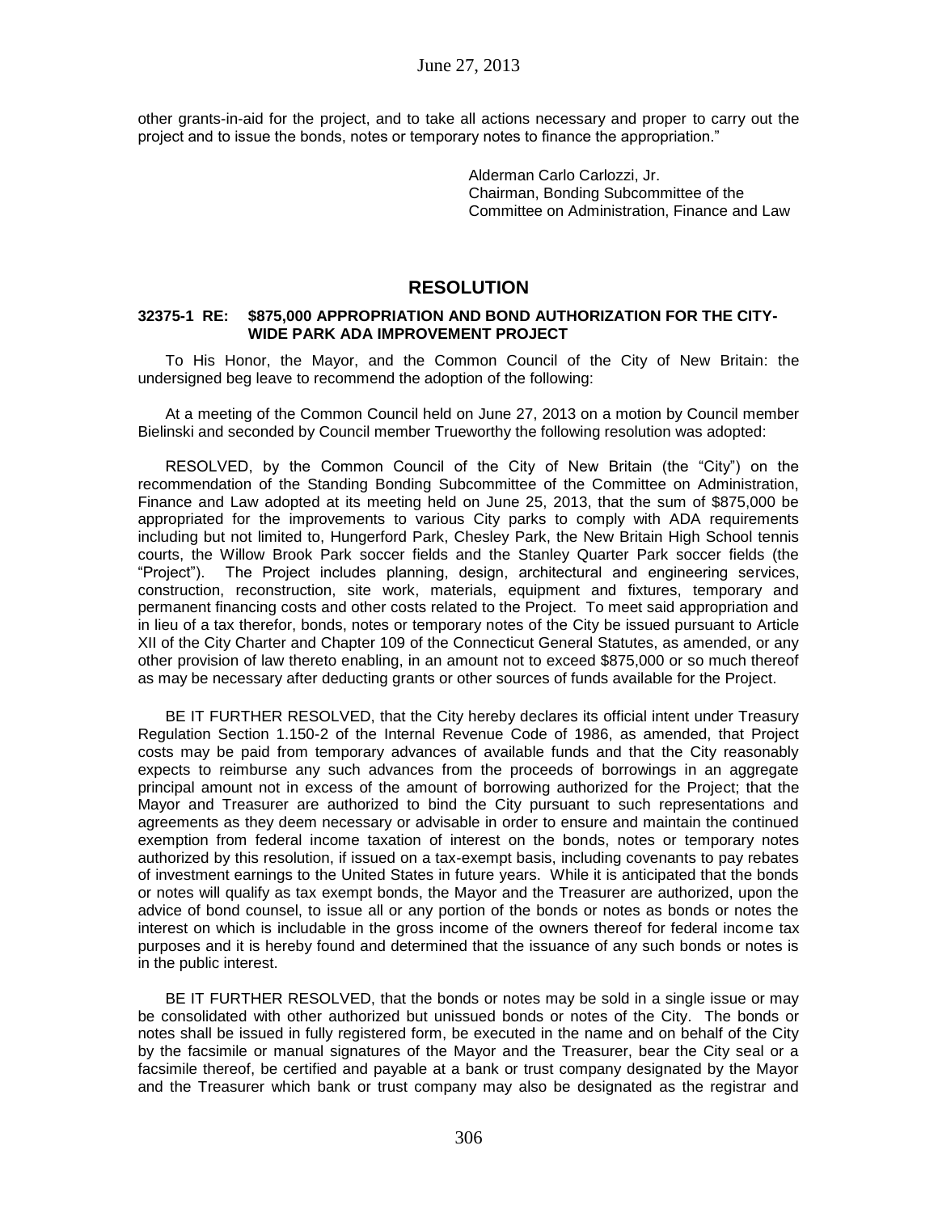other grants-in-aid for the project, and to take all actions necessary and proper to carry out the project and to issue the bonds, notes or temporary notes to finance the appropriation."

Alderman Carlo Carlozzi, Jr.
Chairman, Bonding Subcommittee of the
Committee on Administration, Finance and Law

## RESOLUTION

**32375-1 RE: $875,000 APPROPRIATION AND BOND AUTHORIZATION FOR THE CITY-WIDE PARK ADA IMPROVEMENT PROJECT**

To His Honor, the Mayor, and the Common Council of the City of New Britain: the undersigned beg leave to recommend the adoption of the following:

At a meeting of the Common Council held on June 27, 2013 on a motion by Council member Bielinski and seconded by Council member Trueworthy the following resolution was adopted:

RESOLVED, by the Common Council of the City of New Britain (the "City") on the recommendation of the Standing Bonding Subcommittee of the Committee on Administration, Finance and Law adopted at its meeting held on June 25, 2013, that the sum of $875,000 be appropriated for the improvements to various City parks to comply with ADA requirements including but not limited to, Hungerford Park, Chesley Park, the New Britain High School tennis courts, the Willow Brook Park soccer fields and the Stanley Quarter Park soccer fields (the "Project"). The Project includes planning, design, architectural and engineering services, construction, reconstruction, site work, materials, equipment and fixtures, temporary and permanent financing costs and other costs related to the Project. To meet said appropriation and in lieu of a tax therefor, bonds, notes or temporary notes of the City be issued pursuant to Article XII of the City Charter and Chapter 109 of the Connecticut General Statutes, as amended, or any other provision of law thereto enabling, in an amount not to exceed $875,000 or so much thereof as may be necessary after deducting grants or other sources of funds available for the Project.

BE IT FURTHER RESOLVED, that the City hereby declares its official intent under Treasury Regulation Section 1.150-2 of the Internal Revenue Code of 1986, as amended, that Project costs may be paid from temporary advances of available funds and that the City reasonably expects to reimburse any such advances from the proceeds of borrowings in an aggregate principal amount not in excess of the amount of borrowing authorized for the Project; that the Mayor and Treasurer are authorized to bind the City pursuant to such representations and agreements as they deem necessary or advisable in order to ensure and maintain the continued exemption from federal income taxation of interest on the bonds, notes or temporary notes authorized by this resolution, if issued on a tax-exempt basis, including covenants to pay rebates of investment earnings to the United States in future years. While it is anticipated that the bonds or notes will qualify as tax exempt bonds, the Mayor and the Treasurer are authorized, upon the advice of bond counsel, to issue all or any portion of the bonds or notes as bonds or notes the interest on which is includable in the gross income of the owners thereof for federal income tax purposes and it is hereby found and determined that the issuance of any such bonds or notes is in the public interest.

BE IT FURTHER RESOLVED, that the bonds or notes may be sold in a single issue or may be consolidated with other authorized but unissued bonds or notes of the City. The bonds or notes shall be issued in fully registered form, be executed in the name and on behalf of the City by the facsimile or manual signatures of the Mayor and the Treasurer, bear the City seal or a facsimile thereof, be certified and payable at a bank or trust company designated by the Mayor and the Treasurer which bank or trust company may also be designated as the registrar and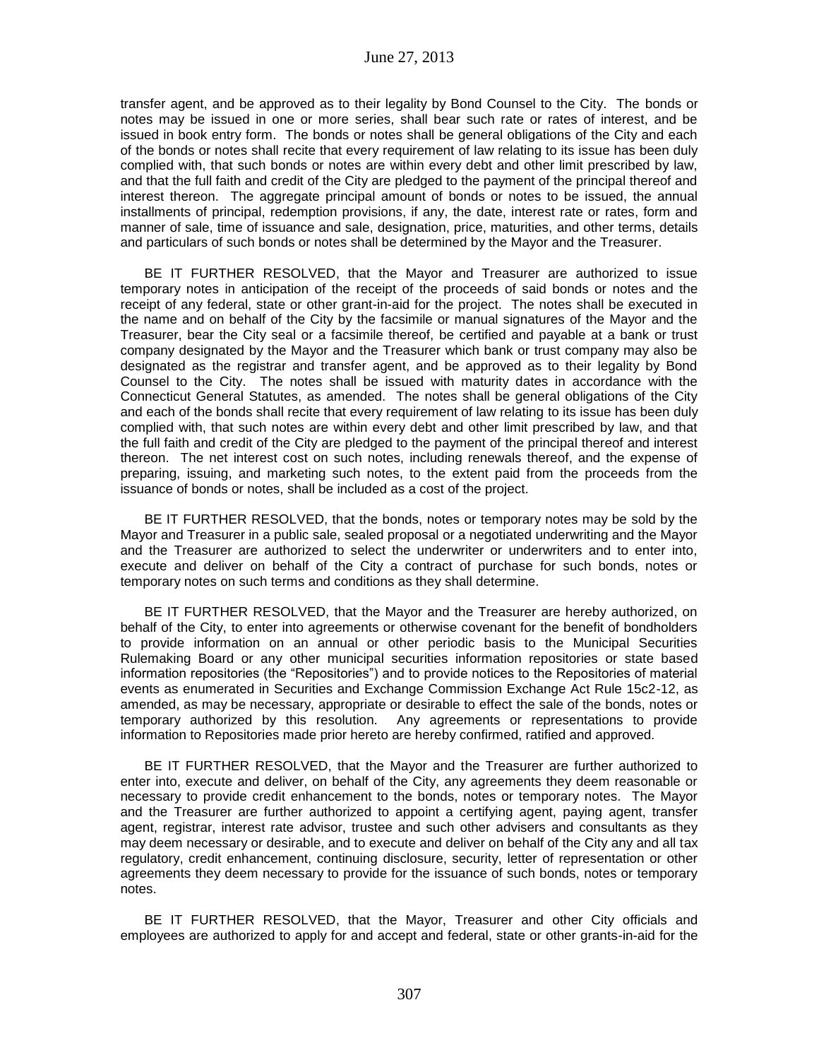transfer agent, and be approved as to their legality by Bond Counsel to the City. The bonds or notes may be issued in one or more series, shall bear such rate or rates of interest, and be issued in book entry form. The bonds or notes shall be general obligations of the City and each of the bonds or notes shall recite that every requirement of law relating to its issue has been duly complied with, that such bonds or notes are within every debt and other limit prescribed by law, and that the full faith and credit of the City are pledged to the payment of the principal thereof and interest thereon. The aggregate principal amount of bonds or notes to be issued, the annual installments of principal, redemption provisions, if any, the date, interest rate or rates, form and manner of sale, time of issuance and sale, designation, price, maturities, and other terms, details and particulars of such bonds or notes shall be determined by the Mayor and the Treasurer.

BE IT FURTHER RESOLVED, that the Mayor and Treasurer are authorized to issue temporary notes in anticipation of the receipt of the proceeds of said bonds or notes and the receipt of any federal, state or other grant-in-aid for the project. The notes shall be executed in the name and on behalf of the City by the facsimile or manual signatures of the Mayor and the Treasurer, bear the City seal or a facsimile thereof, be certified and payable at a bank or trust company designated by the Mayor and the Treasurer which bank or trust company may also be designated as the registrar and transfer agent, and be approved as to their legality by Bond Counsel to the City. The notes shall be issued with maturity dates in accordance with the Connecticut General Statutes, as amended. The notes shall be general obligations of the City and each of the bonds shall recite that every requirement of law relating to its issue has been duly complied with, that such notes are within every debt and other limit prescribed by law, and that the full faith and credit of the City are pledged to the payment of the principal thereof and interest thereon. The net interest cost on such notes, including renewals thereof, and the expense of preparing, issuing, and marketing such notes, to the extent paid from the proceeds from the issuance of bonds or notes, shall be included as a cost of the project.

BE IT FURTHER RESOLVED, that the bonds, notes or temporary notes may be sold by the Mayor and Treasurer in a public sale, sealed proposal or a negotiated underwriting and the Mayor and the Treasurer are authorized to select the underwriter or underwriters and to enter into, execute and deliver on behalf of the City a contract of purchase for such bonds, notes or temporary notes on such terms and conditions as they shall determine.

BE IT FURTHER RESOLVED, that the Mayor and the Treasurer are hereby authorized, on behalf of the City, to enter into agreements or otherwise covenant for the benefit of bondholders to provide information on an annual or other periodic basis to the Municipal Securities Rulemaking Board or any other municipal securities information repositories or state based information repositories (the "Repositories") and to provide notices to the Repositories of material events as enumerated in Securities and Exchange Commission Exchange Act Rule 15c2-12, as amended, as may be necessary, appropriate or desirable to effect the sale of the bonds, notes or temporary authorized by this resolution. Any agreements or representations to provide information to Repositories made prior hereto are hereby confirmed, ratified and approved.

BE IT FURTHER RESOLVED, that the Mayor and the Treasurer are further authorized to enter into, execute and deliver, on behalf of the City, any agreements they deem reasonable or necessary to provide credit enhancement to the bonds, notes or temporary notes. The Mayor and the Treasurer are further authorized to appoint a certifying agent, paying agent, transfer agent, registrar, interest rate advisor, trustee and such other advisers and consultants as they may deem necessary or desirable, and to execute and deliver on behalf of the City any and all tax regulatory, credit enhancement, continuing disclosure, security, letter of representation or other agreements they deem necessary to provide for the issuance of such bonds, notes or temporary notes.

BE IT FURTHER RESOLVED, that the Mayor, Treasurer and other City officials and employees are authorized to apply for and accept and federal, state or other grants-in-aid for the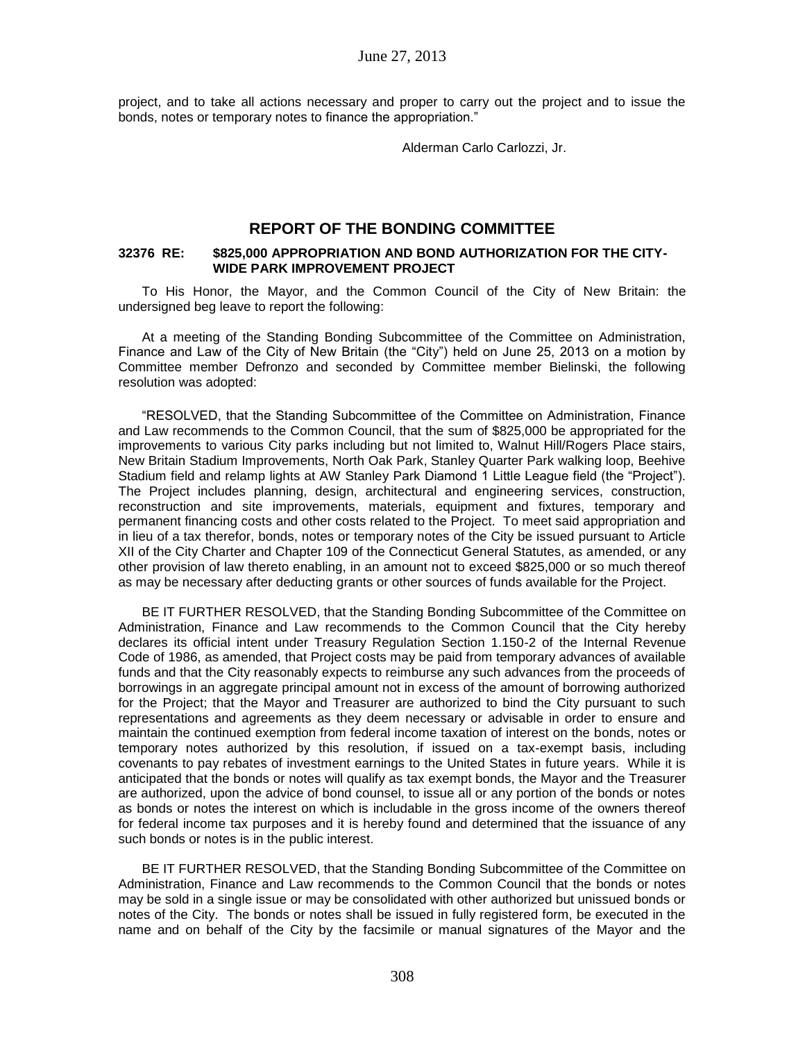project, and to take all actions necessary and proper to carry out the project and to issue the bonds, notes or temporary notes to finance the appropriation."

Alderman Carlo Carlozzi, Jr.

## REPORT OF THE BONDING COMMITTEE

**32376 RE: $825,000 APPROPRIATION AND BOND AUTHORIZATION FOR THE CITY-WIDE PARK IMPROVEMENT PROJECT**

To His Honor, the Mayor, and the Common Council of the City of New Britain: the undersigned beg leave to report the following:

At a meeting of the Standing Bonding Subcommittee of the Committee on Administration, Finance and Law of the City of New Britain (the "City") held on June 25, 2013 on a motion by Committee member Defronzo and seconded by Committee member Bielinski, the following resolution was adopted:

"RESOLVED, that the Standing Subcommittee of the Committee on Administration, Finance and Law recommends to the Common Council, that the sum of $825,000 be appropriated for the improvements to various City parks including but not limited to, Walnut Hill/Rogers Place stairs, New Britain Stadium Improvements, North Oak Park, Stanley Quarter Park walking loop, Beehive Stadium field and relamp lights at AW Stanley Park Diamond 1 Little League field (the "Project"). The Project includes planning, design, architectural and engineering services, construction, reconstruction and site improvements, materials, equipment and fixtures, temporary and permanent financing costs and other costs related to the Project. To meet said appropriation and in lieu of a tax therefor, bonds, notes or temporary notes of the City be issued pursuant to Article XII of the City Charter and Chapter 109 of the Connecticut General Statutes, as amended, or any other provision of law thereto enabling, in an amount not to exceed $825,000 or so much thereof as may be necessary after deducting grants or other sources of funds available for the Project.

BE IT FURTHER RESOLVED, that the Standing Bonding Subcommittee of the Committee on Administration, Finance and Law recommends to the Common Council that the City hereby declares its official intent under Treasury Regulation Section 1.150-2 of the Internal Revenue Code of 1986, as amended, that Project costs may be paid from temporary advances of available funds and that the City reasonably expects to reimburse any such advances from the proceeds of borrowings in an aggregate principal amount not in excess of the amount of borrowing authorized for the Project; that the Mayor and Treasurer are authorized to bind the City pursuant to such representations and agreements as they deem necessary or advisable in order to ensure and maintain the continued exemption from federal income taxation of interest on the bonds, notes or temporary notes authorized by this resolution, if issued on a tax-exempt basis, including covenants to pay rebates of investment earnings to the United States in future years. While it is anticipated that the bonds or notes will qualify as tax exempt bonds, the Mayor and the Treasurer are authorized, upon the advice of bond counsel, to issue all or any portion of the bonds or notes as bonds or notes the interest on which is includable in the gross income of the owners thereof for federal income tax purposes and it is hereby found and determined that the issuance of any such bonds or notes is in the public interest.

BE IT FURTHER RESOLVED, that the Standing Bonding Subcommittee of the Committee on Administration, Finance and Law recommends to the Common Council that the bonds or notes may be sold in a single issue or may be consolidated with other authorized but unissued bonds or notes of the City. The bonds or notes shall be issued in fully registered form, be executed in the name and on behalf of the City by the facsimile or manual signatures of the Mayor and the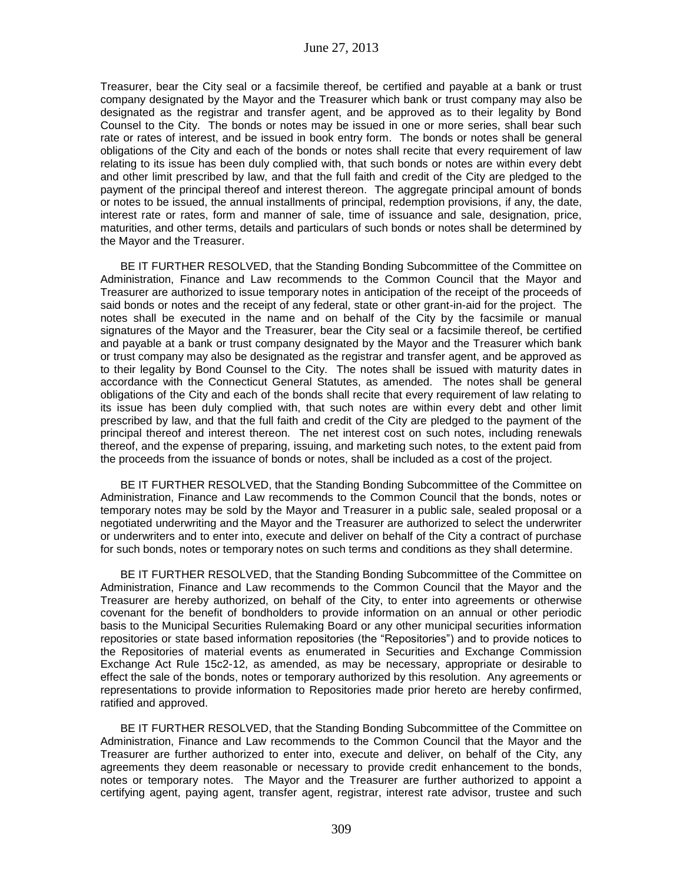Treasurer, bear the City seal or a facsimile thereof, be certified and payable at a bank or trust company designated by the Mayor and the Treasurer which bank or trust company may also be designated as the registrar and transfer agent, and be approved as to their legality by Bond Counsel to the City. The bonds or notes may be issued in one or more series, shall bear such rate or rates of interest, and be issued in book entry form. The bonds or notes shall be general obligations of the City and each of the bonds or notes shall recite that every requirement of law relating to its issue has been duly complied with, that such bonds or notes are within every debt and other limit prescribed by law, and that the full faith and credit of the City are pledged to the payment of the principal thereof and interest thereon. The aggregate principal amount of bonds or notes to be issued, the annual installments of principal, redemption provisions, if any, the date, interest rate or rates, form and manner of sale, time of issuance and sale, designation, price, maturities, and other terms, details and particulars of such bonds or notes shall be determined by the Mayor and the Treasurer.

BE IT FURTHER RESOLVED, that the Standing Bonding Subcommittee of the Committee on Administration, Finance and Law recommends to the Common Council that the Mayor and Treasurer are authorized to issue temporary notes in anticipation of the receipt of the proceeds of said bonds or notes and the receipt of any federal, state or other grant-in-aid for the project. The notes shall be executed in the name and on behalf of the City by the facsimile or manual signatures of the Mayor and the Treasurer, bear the City seal or a facsimile thereof, be certified and payable at a bank or trust company designated by the Mayor and the Treasurer which bank or trust company may also be designated as the registrar and transfer agent, and be approved as to their legality by Bond Counsel to the City. The notes shall be issued with maturity dates in accordance with the Connecticut General Statutes, as amended. The notes shall be general obligations of the City and each of the bonds shall recite that every requirement of law relating to its issue has been duly complied with, that such notes are within every debt and other limit prescribed by law, and that the full faith and credit of the City are pledged to the payment of the principal thereof and interest thereon. The net interest cost on such notes, including renewals thereof, and the expense of preparing, issuing, and marketing such notes, to the extent paid from the proceeds from the issuance of bonds or notes, shall be included as a cost of the project.

BE IT FURTHER RESOLVED, that the Standing Bonding Subcommittee of the Committee on Administration, Finance and Law recommends to the Common Council that the bonds, notes or temporary notes may be sold by the Mayor and Treasurer in a public sale, sealed proposal or a negotiated underwriting and the Mayor and the Treasurer are authorized to select the underwriter or underwriters and to enter into, execute and deliver on behalf of the City a contract of purchase for such bonds, notes or temporary notes on such terms and conditions as they shall determine.

BE IT FURTHER RESOLVED, that the Standing Bonding Subcommittee of the Committee on Administration, Finance and Law recommends to the Common Council that the Mayor and the Treasurer are hereby authorized, on behalf of the City, to enter into agreements or otherwise covenant for the benefit of bondholders to provide information on an annual or other periodic basis to the Municipal Securities Rulemaking Board or any other municipal securities information repositories or state based information repositories (the "Repositories") and to provide notices to the Repositories of material events as enumerated in Securities and Exchange Commission Exchange Act Rule 15c2-12, as amended, as may be necessary, appropriate or desirable to effect the sale of the bonds, notes or temporary authorized by this resolution. Any agreements or representations to provide information to Repositories made prior hereto are hereby confirmed, ratified and approved.

BE IT FURTHER RESOLVED, that the Standing Bonding Subcommittee of the Committee on Administration, Finance and Law recommends to the Common Council that the Mayor and the Treasurer are further authorized to enter into, execute and deliver, on behalf of the City, any agreements they deem reasonable or necessary to provide credit enhancement to the bonds, notes or temporary notes. The Mayor and the Treasurer are further authorized to appoint a certifying agent, paying agent, transfer agent, registrar, interest rate advisor, trustee and such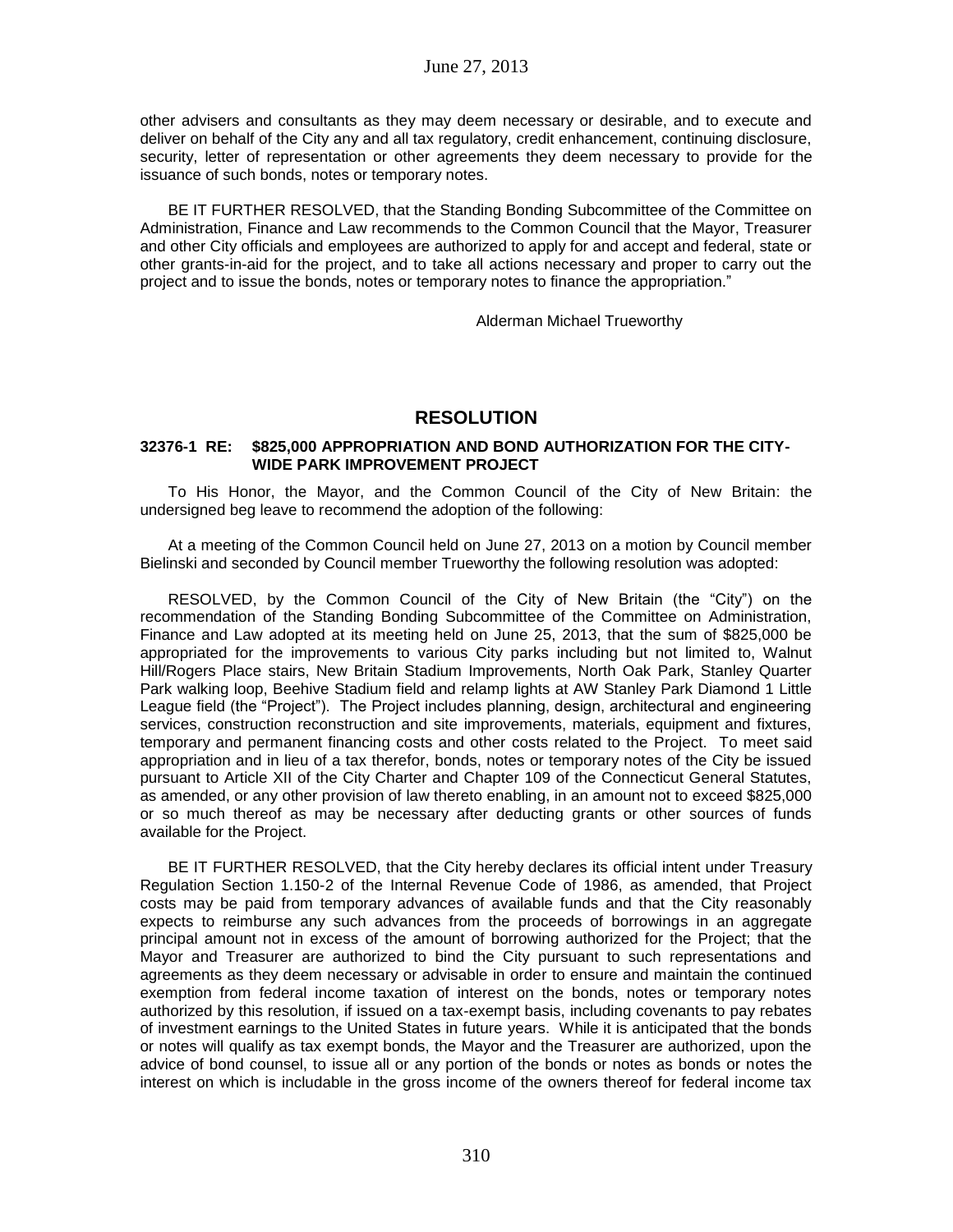other advisers and consultants as they may deem necessary or desirable, and to execute and deliver on behalf of the City any and all tax regulatory, credit enhancement, continuing disclosure, security, letter of representation or other agreements they deem necessary to provide for the issuance of such bonds, notes or temporary notes.

BE IT FURTHER RESOLVED, that the Standing Bonding Subcommittee of the Committee on Administration, Finance and Law recommends to the Common Council that the Mayor, Treasurer and other City officials and employees are authorized to apply for and accept and federal, state or other grants-in-aid for the project, and to take all actions necessary and proper to carry out the project and to issue the bonds, notes or temporary notes to finance the appropriation."

Alderman Michael Trueworthy

## RESOLUTION

**32376-1 RE: \$825,000 APPROPRIATION AND BOND AUTHORIZATION FOR THE CITY-WIDE PARK IMPROVEMENT PROJECT**

To His Honor, the Mayor, and the Common Council of the City of New Britain: the undersigned beg leave to recommend the adoption of the following:

At a meeting of the Common Council held on June 27, 2013 on a motion by Council member Bielinski and seconded by Council member Trueworthy the following resolution was adopted:

RESOLVED, by the Common Council of the City of New Britain (the "City") on the recommendation of the Standing Bonding Subcommittee of the Committee on Administration, Finance and Law adopted at its meeting held on June 25, 2013, that the sum of \$825,000 be appropriated for the improvements to various City parks including but not limited to, Walnut Hill/Rogers Place stairs, New Britain Stadium Improvements, North Oak Park, Stanley Quarter Park walking loop, Beehive Stadium field and relamp lights at AW Stanley Park Diamond 1 Little League field (the "Project"). The Project includes planning, design, architectural and engineering services, construction reconstruction and site improvements, materials, equipment and fixtures, temporary and permanent financing costs and other costs related to the Project. To meet said appropriation and in lieu of a tax therefor, bonds, notes or temporary notes of the City be issued pursuant to Article XII of the City Charter and Chapter 109 of the Connecticut General Statutes, as amended, or any other provision of law thereto enabling, in an amount not to exceed \$825,000 or so much thereof as may be necessary after deducting grants or other sources of funds available for the Project.

BE IT FURTHER RESOLVED, that the City hereby declares its official intent under Treasury Regulation Section 1.150-2 of the Internal Revenue Code of 1986, as amended, that Project costs may be paid from temporary advances of available funds and that the City reasonably expects to reimburse any such advances from the proceeds of borrowings in an aggregate principal amount not in excess of the amount of borrowing authorized for the Project; that the Mayor and Treasurer are authorized to bind the City pursuant to such representations and agreements as they deem necessary or advisable in order to ensure and maintain the continued exemption from federal income taxation of interest on the bonds, notes or temporary notes authorized by this resolution, if issued on a tax-exempt basis, including covenants to pay rebates of investment earnings to the United States in future years. While it is anticipated that the bonds or notes will qualify as tax exempt bonds, the Mayor and the Treasurer are authorized, upon the advice of bond counsel, to issue all or any portion of the bonds or notes as bonds or notes the interest on which is includable in the gross income of the owners thereof for federal income tax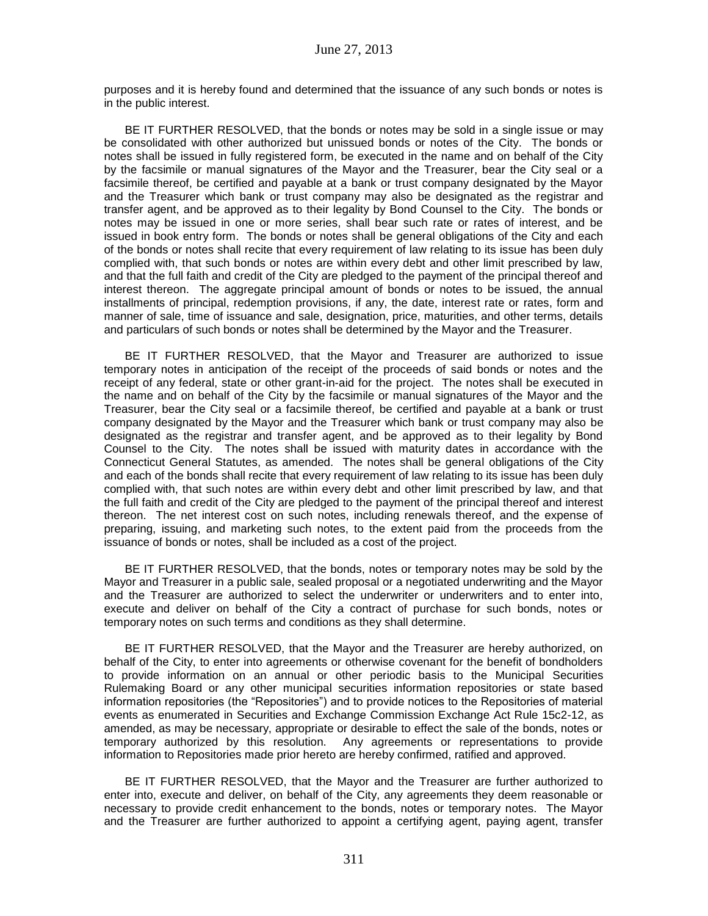purposes and it is hereby found and determined that the issuance of any such bonds or notes is in the public interest.

BE IT FURTHER RESOLVED, that the bonds or notes may be sold in a single issue or may be consolidated with other authorized but unissued bonds or notes of the City. The bonds or notes shall be issued in fully registered form, be executed in the name and on behalf of the City by the facsimile or manual signatures of the Mayor and the Treasurer, bear the City seal or a facsimile thereof, be certified and payable at a bank or trust company designated by the Mayor and the Treasurer which bank or trust company may also be designated as the registrar and transfer agent, and be approved as to their legality by Bond Counsel to the City. The bonds or notes may be issued in one or more series, shall bear such rate or rates of interest, and be issued in book entry form. The bonds or notes shall be general obligations of the City and each of the bonds or notes shall recite that every requirement of law relating to its issue has been duly complied with, that such bonds or notes are within every debt and other limit prescribed by law, and that the full faith and credit of the City are pledged to the payment of the principal thereof and interest thereon. The aggregate principal amount of bonds or notes to be issued, the annual installments of principal, redemption provisions, if any, the date, interest rate or rates, form and manner of sale, time of issuance and sale, designation, price, maturities, and other terms, details and particulars of such bonds or notes shall be determined by the Mayor and the Treasurer.

BE IT FURTHER RESOLVED, that the Mayor and Treasurer are authorized to issue temporary notes in anticipation of the receipt of the proceeds of said bonds or notes and the receipt of any federal, state or other grant-in-aid for the project. The notes shall be executed in the name and on behalf of the City by the facsimile or manual signatures of the Mayor and the Treasurer, bear the City seal or a facsimile thereof, be certified and payable at a bank or trust company designated by the Mayor and the Treasurer which bank or trust company may also be designated as the registrar and transfer agent, and be approved as to their legality by Bond Counsel to the City. The notes shall be issued with maturity dates in accordance with the Connecticut General Statutes, as amended. The notes shall be general obligations of the City and each of the bonds shall recite that every requirement of law relating to its issue has been duly complied with, that such notes are within every debt and other limit prescribed by law, and that the full faith and credit of the City are pledged to the payment of the principal thereof and interest thereon. The net interest cost on such notes, including renewals thereof, and the expense of preparing, issuing, and marketing such notes, to the extent paid from the proceeds from the issuance of bonds or notes, shall be included as a cost of the project.

BE IT FURTHER RESOLVED, that the bonds, notes or temporary notes may be sold by the Mayor and Treasurer in a public sale, sealed proposal or a negotiated underwriting and the Mayor and the Treasurer are authorized to select the underwriter or underwriters and to enter into, execute and deliver on behalf of the City a contract of purchase for such bonds, notes or temporary notes on such terms and conditions as they shall determine.

BE IT FURTHER RESOLVED, that the Mayor and the Treasurer are hereby authorized, on behalf of the City, to enter into agreements or otherwise covenant for the benefit of bondholders to provide information on an annual or other periodic basis to the Municipal Securities Rulemaking Board or any other municipal securities information repositories or state based information repositories (the "Repositories") and to provide notices to the Repositories of material events as enumerated in Securities and Exchange Commission Exchange Act Rule 15c2-12, as amended, as may be necessary, appropriate or desirable to effect the sale of the bonds, notes or temporary authorized by this resolution. Any agreements or representations to provide information to Repositories made prior hereto are hereby confirmed, ratified and approved.

BE IT FURTHER RESOLVED, that the Mayor and the Treasurer are further authorized to enter into, execute and deliver, on behalf of the City, any agreements they deem reasonable or necessary to provide credit enhancement to the bonds, notes or temporary notes. The Mayor and the Treasurer are further authorized to appoint a certifying agent, paying agent, transfer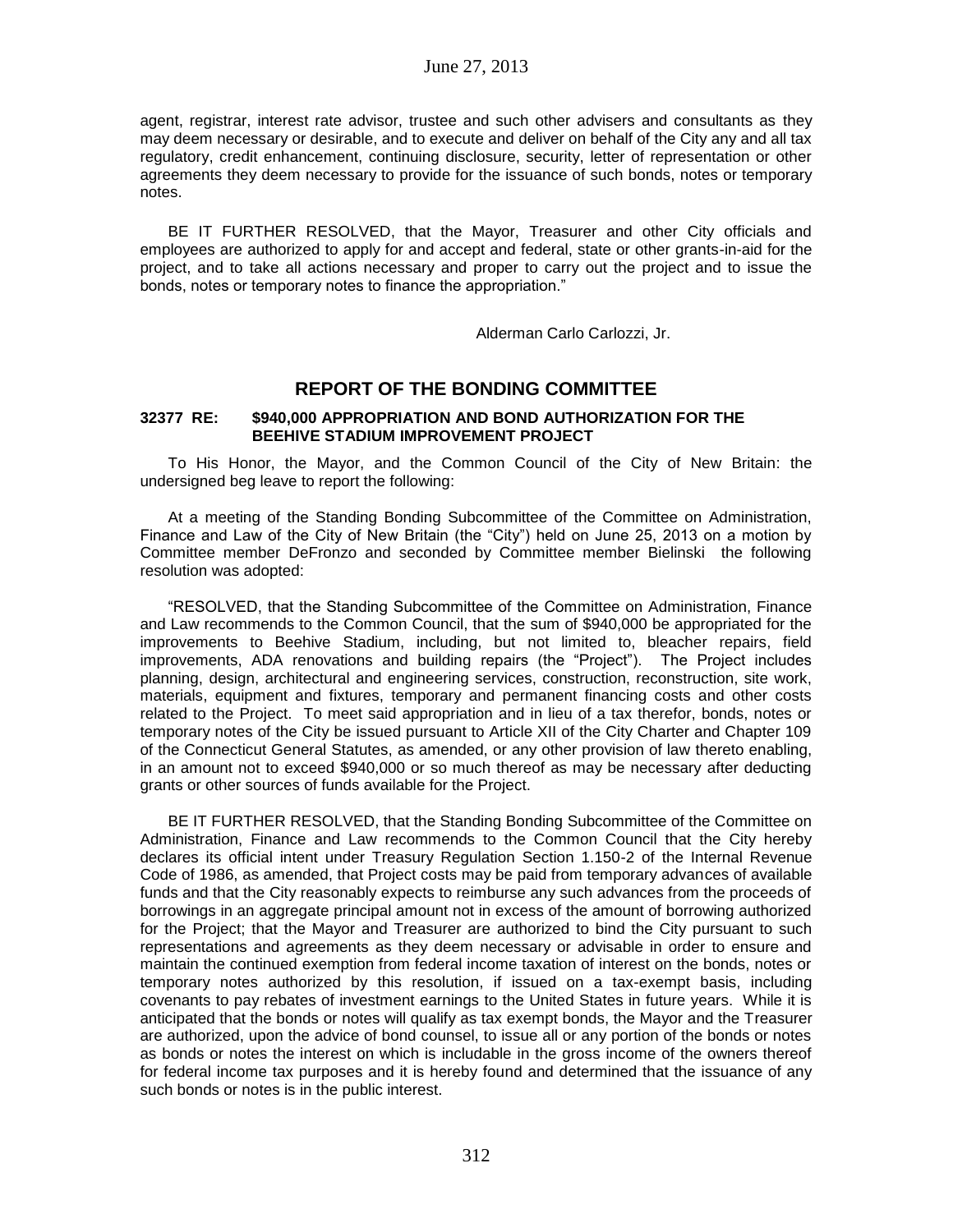agent, registrar, interest rate advisor, trustee and such other advisers and consultants as they may deem necessary or desirable, and to execute and deliver on behalf of the City any and all tax regulatory, credit enhancement, continuing disclosure, security, letter of representation or other agreements they deem necessary to provide for the issuance of such bonds, notes or temporary notes.

BE IT FURTHER RESOLVED, that the Mayor, Treasurer and other City officials and employees are authorized to apply for and accept and federal, state or other grants-in-aid for the project, and to take all actions necessary and proper to carry out the project and to issue the bonds, notes or temporary notes to finance the appropriation."

Alderman Carlo Carlozzi, Jr.

## REPORT OF THE BONDING COMMITTEE

**32377 RE: $940,000 APPROPRIATION AND BOND AUTHORIZATION FOR THE BEEHIVE STADIUM IMPROVEMENT PROJECT**

To His Honor, the Mayor, and the Common Council of the City of New Britain: the undersigned beg leave to report the following:

At a meeting of the Standing Bonding Subcommittee of the Committee on Administration, Finance and Law of the City of New Britain (the "City") held on June 25, 2013 on a motion by Committee member DeFronzo and seconded by Committee member Bielinski the following resolution was adopted:

"RESOLVED, that the Standing Subcommittee of the Committee on Administration, Finance and Law recommends to the Common Council, that the sum of $940,000 be appropriated for the improvements to Beehive Stadium, including, but not limited to, bleacher repairs, field improvements, ADA renovations and building repairs (the "Project"). The Project includes planning, design, architectural and engineering services, construction, reconstruction, site work, materials, equipment and fixtures, temporary and permanent financing costs and other costs related to the Project. To meet said appropriation and in lieu of a tax therefor, bonds, notes or temporary notes of the City be issued pursuant to Article XII of the City Charter and Chapter 109 of the Connecticut General Statutes, as amended, or any other provision of law thereto enabling, in an amount not to exceed $940,000 or so much thereof as may be necessary after deducting grants or other sources of funds available for the Project.

BE IT FURTHER RESOLVED, that the Standing Bonding Subcommittee of the Committee on Administration, Finance and Law recommends to the Common Council that the City hereby declares its official intent under Treasury Regulation Section 1.150-2 of the Internal Revenue Code of 1986, as amended, that Project costs may be paid from temporary advances of available funds and that the City reasonably expects to reimburse any such advances from the proceeds of borrowings in an aggregate principal amount not in excess of the amount of borrowing authorized for the Project; that the Mayor and Treasurer are authorized to bind the City pursuant to such representations and agreements as they deem necessary or advisable in order to ensure and maintain the continued exemption from federal income taxation of interest on the bonds, notes or temporary notes authorized by this resolution, if issued on a tax-exempt basis, including covenants to pay rebates of investment earnings to the United States in future years. While it is anticipated that the bonds or notes will qualify as tax exempt bonds, the Mayor and the Treasurer are authorized, upon the advice of bond counsel, to issue all or any portion of the bonds or notes as bonds or notes the interest on which is includable in the gross income of the owners thereof for federal income tax purposes and it is hereby found and determined that the issuance of any such bonds or notes is in the public interest.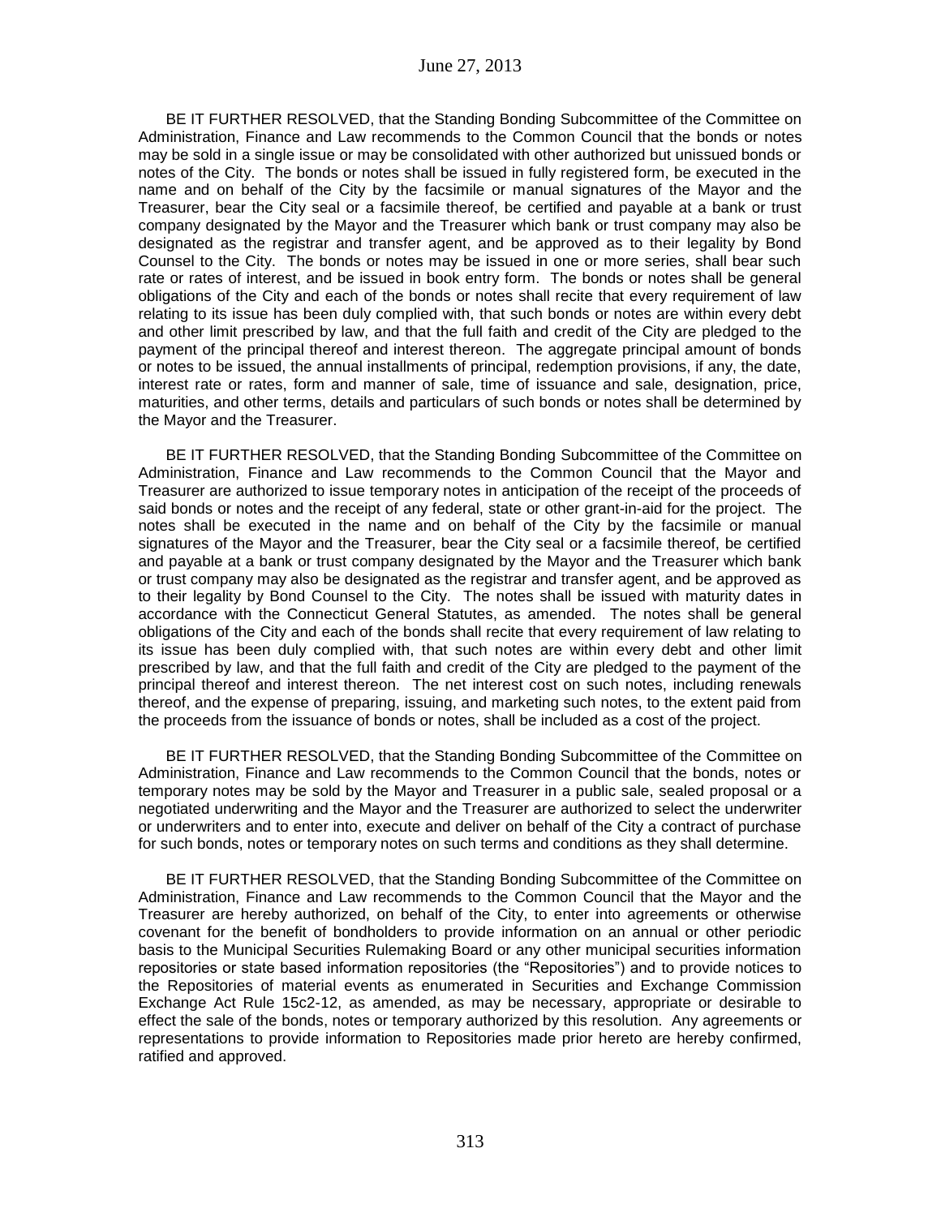BE IT FURTHER RESOLVED, that the Standing Bonding Subcommittee of the Committee on Administration, Finance and Law recommends to the Common Council that the bonds or notes may be sold in a single issue or may be consolidated with other authorized but unissued bonds or notes of the City. The bonds or notes shall be issued in fully registered form, be executed in the name and on behalf of the City by the facsimile or manual signatures of the Mayor and the Treasurer, bear the City seal or a facsimile thereof, be certified and payable at a bank or trust company designated by the Mayor and the Treasurer which bank or trust company may also be designated as the registrar and transfer agent, and be approved as to their legality by Bond Counsel to the City. The bonds or notes may be issued in one or more series, shall bear such rate or rates of interest, and be issued in book entry form. The bonds or notes shall be general obligations of the City and each of the bonds or notes shall recite that every requirement of law relating to its issue has been duly complied with, that such bonds or notes are within every debt and other limit prescribed by law, and that the full faith and credit of the City are pledged to the payment of the principal thereof and interest thereon. The aggregate principal amount of bonds or notes to be issued, the annual installments of principal, redemption provisions, if any, the date, interest rate or rates, form and manner of sale, time of issuance and sale, designation, price, maturities, and other terms, details and particulars of such bonds or notes shall be determined by the Mayor and the Treasurer.

BE IT FURTHER RESOLVED, that the Standing Bonding Subcommittee of the Committee on Administration, Finance and Law recommends to the Common Council that the Mayor and Treasurer are authorized to issue temporary notes in anticipation of the receipt of the proceeds of said bonds or notes and the receipt of any federal, state or other grant-in-aid for the project. The notes shall be executed in the name and on behalf of the City by the facsimile or manual signatures of the Mayor and the Treasurer, bear the City seal or a facsimile thereof, be certified and payable at a bank or trust company designated by the Mayor and the Treasurer which bank or trust company may also be designated as the registrar and transfer agent, and be approved as to their legality by Bond Counsel to the City. The notes shall be issued with maturity dates in accordance with the Connecticut General Statutes, as amended. The notes shall be general obligations of the City and each of the bonds shall recite that every requirement of law relating to its issue has been duly complied with, that such notes are within every debt and other limit prescribed by law, and that the full faith and credit of the City are pledged to the payment of the principal thereof and interest thereon. The net interest cost on such notes, including renewals thereof, and the expense of preparing, issuing, and marketing such notes, to the extent paid from the proceeds from the issuance of bonds or notes, shall be included as a cost of the project.

BE IT FURTHER RESOLVED, that the Standing Bonding Subcommittee of the Committee on Administration, Finance and Law recommends to the Common Council that the bonds, notes or temporary notes may be sold by the Mayor and Treasurer in a public sale, sealed proposal or a negotiated underwriting and the Mayor and the Treasurer are authorized to select the underwriter or underwriters and to enter into, execute and deliver on behalf of the City a contract of purchase for such bonds, notes or temporary notes on such terms and conditions as they shall determine.

BE IT FURTHER RESOLVED, that the Standing Bonding Subcommittee of the Committee on Administration, Finance and Law recommends to the Common Council that the Mayor and the Treasurer are hereby authorized, on behalf of the City, to enter into agreements or otherwise covenant for the benefit of bondholders to provide information on an annual or other periodic basis to the Municipal Securities Rulemaking Board or any other municipal securities information repositories or state based information repositories (the "Repositories") and to provide notices to the Repositories of material events as enumerated in Securities and Exchange Commission Exchange Act Rule 15c2-12, as amended, as may be necessary, appropriate or desirable to effect the sale of the bonds, notes or temporary authorized by this resolution. Any agreements or representations to provide information to Repositories made prior hereto are hereby confirmed, ratified and approved.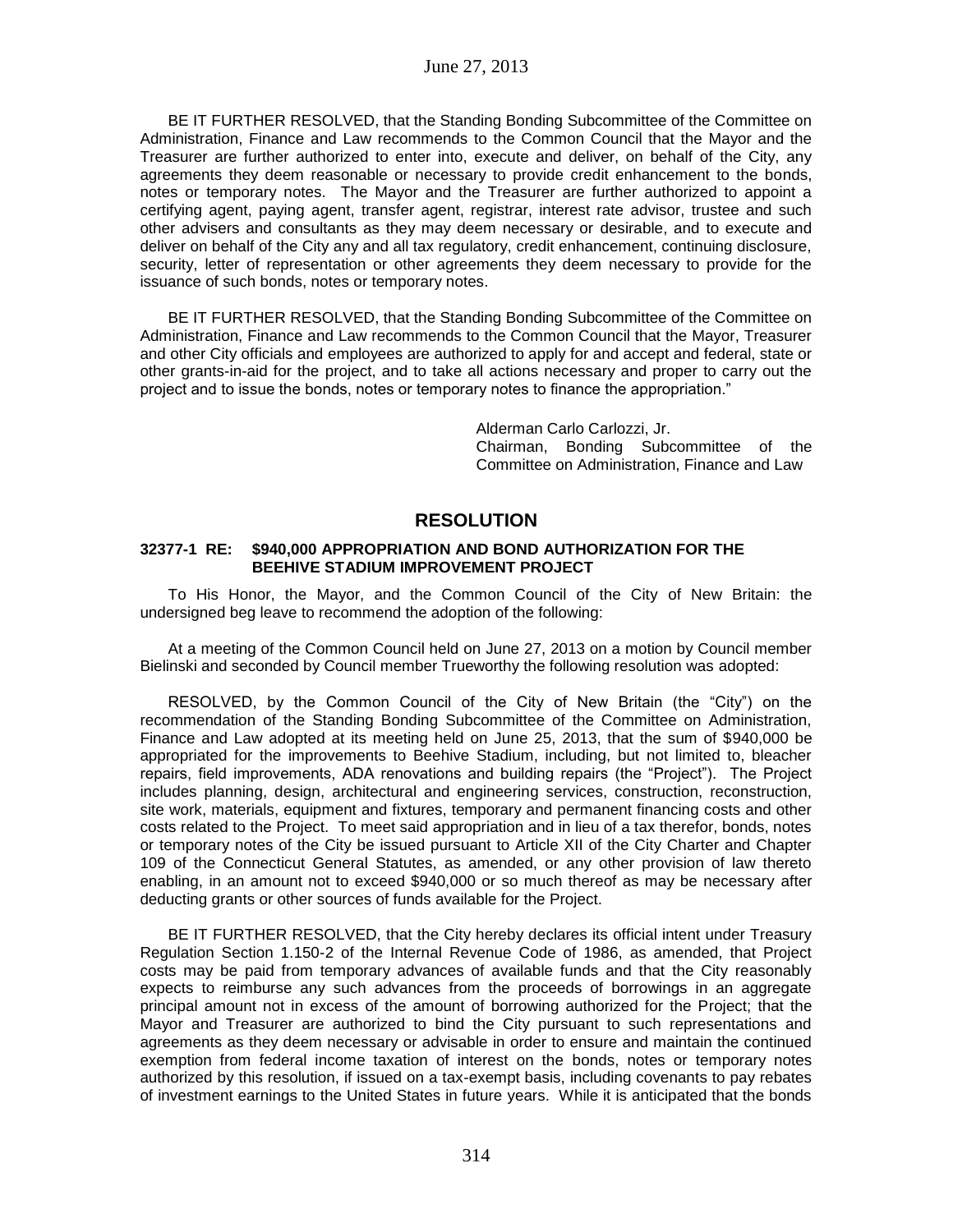BE IT FURTHER RESOLVED, that the Standing Bonding Subcommittee of the Committee on Administration, Finance and Law recommends to the Common Council that the Mayor and the Treasurer are further authorized to enter into, execute and deliver, on behalf of the City, any agreements they deem reasonable or necessary to provide credit enhancement to the bonds, notes or temporary notes. The Mayor and the Treasurer are further authorized to appoint a certifying agent, paying agent, transfer agent, registrar, interest rate advisor, trustee and such other advisers and consultants as they may deem necessary or desirable, and to execute and deliver on behalf of the City any and all tax regulatory, credit enhancement, continuing disclosure, security, letter of representation or other agreements they deem necessary to provide for the issuance of such bonds, notes or temporary notes.

BE IT FURTHER RESOLVED, that the Standing Bonding Subcommittee of the Committee on Administration, Finance and Law recommends to the Common Council that the Mayor, Treasurer and other City officials and employees are authorized to apply for and accept and federal, state or other grants-in-aid for the project, and to take all actions necessary and proper to carry out the project and to issue the bonds, notes or temporary notes to finance the appropriation."

Alderman Carlo Carlozzi, Jr.
Chairman, Bonding Subcommittee of the Committee on Administration, Finance and Law

## RESOLUTION

**32377-1 RE: $940,000 APPROPRIATION AND BOND AUTHORIZATION FOR THE BEEHIVE STADIUM IMPROVEMENT PROJECT**

To His Honor, the Mayor, and the Common Council of the City of New Britain: the undersigned beg leave to recommend the adoption of the following:

At a meeting of the Common Council held on June 27, 2013 on a motion by Council member Bielinski and seconded by Council member Trueworthy the following resolution was adopted:

RESOLVED, by the Common Council of the City of New Britain (the "City") on the recommendation of the Standing Bonding Subcommittee of the Committee on Administration, Finance and Law adopted at its meeting held on June 25, 2013, that the sum of $940,000 be appropriated for the improvements to Beehive Stadium, including, but not limited to, bleacher repairs, field improvements, ADA renovations and building repairs (the "Project"). The Project includes planning, design, architectural and engineering services, construction, reconstruction, site work, materials, equipment and fixtures, temporary and permanent financing costs and other costs related to the Project. To meet said appropriation and in lieu of a tax therefor, bonds, notes or temporary notes of the City be issued pursuant to Article XII of the City Charter and Chapter 109 of the Connecticut General Statutes, as amended, or any other provision of law thereto enabling, in an amount not to exceed $940,000 or so much thereof as may be necessary after deducting grants or other sources of funds available for the Project.

BE IT FURTHER RESOLVED, that the City hereby declares its official intent under Treasury Regulation Section 1.150-2 of the Internal Revenue Code of 1986, as amended, that Project costs may be paid from temporary advances of available funds and that the City reasonably expects to reimburse any such advances from the proceeds of borrowings in an aggregate principal amount not in excess of the amount of borrowing authorized for the Project; that the Mayor and Treasurer are authorized to bind the City pursuant to such representations and agreements as they deem necessary or advisable in order to ensure and maintain the continued exemption from federal income taxation of interest on the bonds, notes or temporary notes authorized by this resolution, if issued on a tax-exempt basis, including covenants to pay rebates of investment earnings to the United States in future years. While it is anticipated that the bonds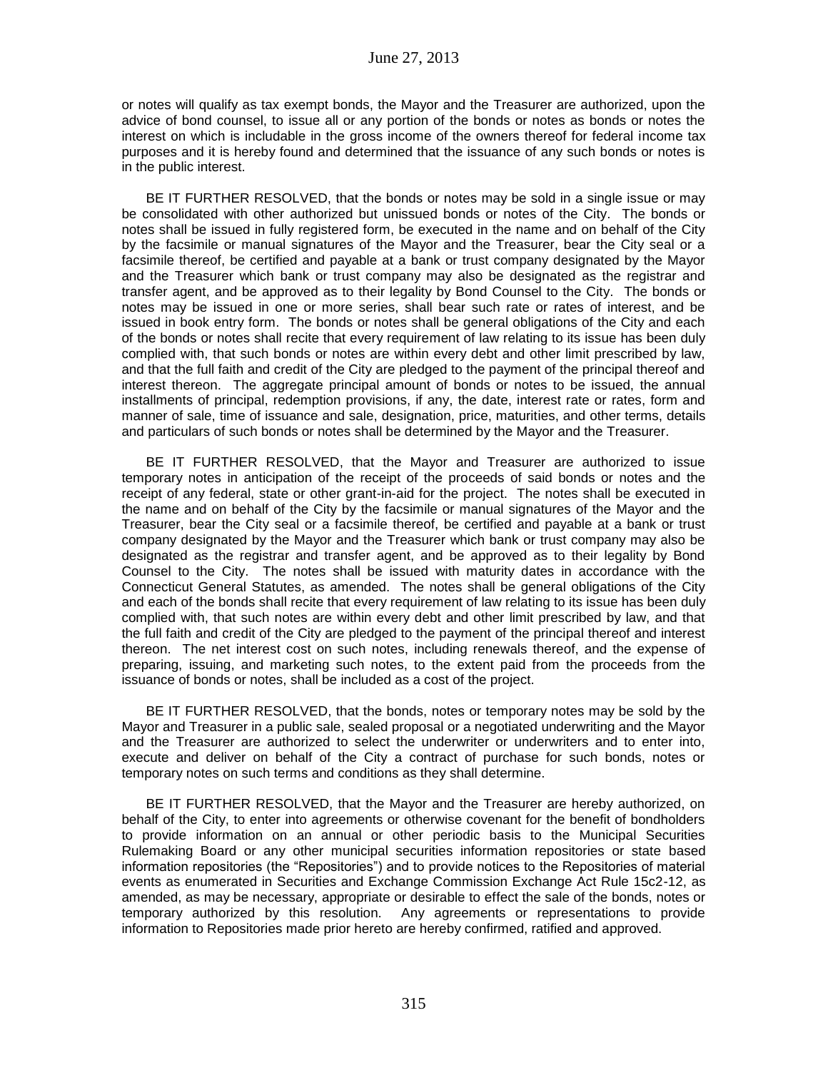or notes will qualify as tax exempt bonds, the Mayor and the Treasurer are authorized, upon the advice of bond counsel, to issue all or any portion of the bonds or notes as bonds or notes the interest on which is includable in the gross income of the owners thereof for federal income tax purposes and it is hereby found and determined that the issuance of any such bonds or notes is in the public interest.

BE IT FURTHER RESOLVED, that the bonds or notes may be sold in a single issue or may be consolidated with other authorized but unissued bonds or notes of the City. The bonds or notes shall be issued in fully registered form, be executed in the name and on behalf of the City by the facsimile or manual signatures of the Mayor and the Treasurer, bear the City seal or a facsimile thereof, be certified and payable at a bank or trust company designated by the Mayor and the Treasurer which bank or trust company may also be designated as the registrar and transfer agent, and be approved as to their legality by Bond Counsel to the City. The bonds or notes may be issued in one or more series, shall bear such rate or rates of interest, and be issued in book entry form. The bonds or notes shall be general obligations of the City and each of the bonds or notes shall recite that every requirement of law relating to its issue has been duly complied with, that such bonds or notes are within every debt and other limit prescribed by law, and that the full faith and credit of the City are pledged to the payment of the principal thereof and interest thereon. The aggregate principal amount of bonds or notes to be issued, the annual installments of principal, redemption provisions, if any, the date, interest rate or rates, form and manner of sale, time of issuance and sale, designation, price, maturities, and other terms, details and particulars of such bonds or notes shall be determined by the Mayor and the Treasurer.

BE IT FURTHER RESOLVED, that the Mayor and Treasurer are authorized to issue temporary notes in anticipation of the receipt of the proceeds of said bonds or notes and the receipt of any federal, state or other grant-in-aid for the project. The notes shall be executed in the name and on behalf of the City by the facsimile or manual signatures of the Mayor and the Treasurer, bear the City seal or a facsimile thereof, be certified and payable at a bank or trust company designated by the Mayor and the Treasurer which bank or trust company may also be designated as the registrar and transfer agent, and be approved as to their legality by Bond Counsel to the City. The notes shall be issued with maturity dates in accordance with the Connecticut General Statutes, as amended. The notes shall be general obligations of the City and each of the bonds shall recite that every requirement of law relating to its issue has been duly complied with, that such notes are within every debt and other limit prescribed by law, and that the full faith and credit of the City are pledged to the payment of the principal thereof and interest thereon. The net interest cost on such notes, including renewals thereof, and the expense of preparing, issuing, and marketing such notes, to the extent paid from the proceeds from the issuance of bonds or notes, shall be included as a cost of the project.

BE IT FURTHER RESOLVED, that the bonds, notes or temporary notes may be sold by the Mayor and Treasurer in a public sale, sealed proposal or a negotiated underwriting and the Mayor and the Treasurer are authorized to select the underwriter or underwriters and to enter into, execute and deliver on behalf of the City a contract of purchase for such bonds, notes or temporary notes on such terms and conditions as they shall determine.

BE IT FURTHER RESOLVED, that the Mayor and the Treasurer are hereby authorized, on behalf of the City, to enter into agreements or otherwise covenant for the benefit of bondholders to provide information on an annual or other periodic basis to the Municipal Securities Rulemaking Board or any other municipal securities information repositories or state based information repositories (the "Repositories") and to provide notices to the Repositories of material events as enumerated in Securities and Exchange Commission Exchange Act Rule 15c2-12, as amended, as may be necessary, appropriate or desirable to effect the sale of the bonds, notes or temporary authorized by this resolution. Any agreements or representations to provide information to Repositories made prior hereto are hereby confirmed, ratified and approved.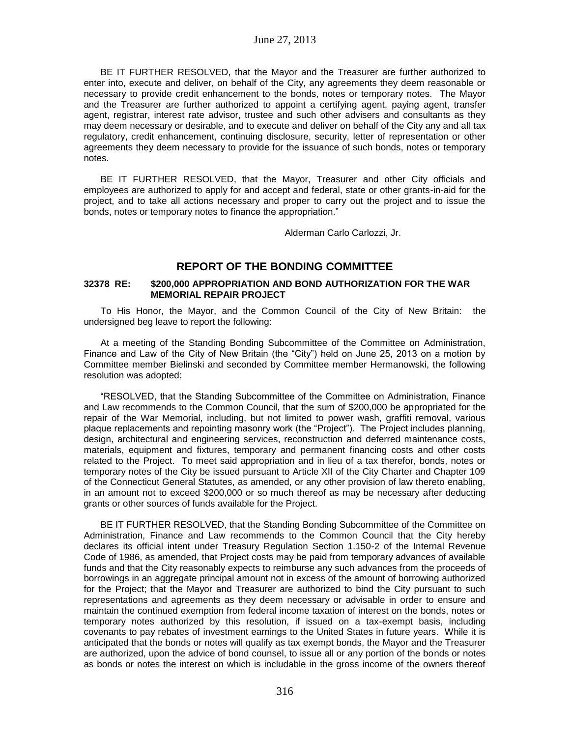BE IT FURTHER RESOLVED, that the Mayor and the Treasurer are further authorized to enter into, execute and deliver, on behalf of the City, any agreements they deem reasonable or necessary to provide credit enhancement to the bonds, notes or temporary notes. The Mayor and the Treasurer are further authorized to appoint a certifying agent, paying agent, transfer agent, registrar, interest rate advisor, trustee and such other advisers and consultants as they may deem necessary or desirable, and to execute and deliver on behalf of the City any and all tax regulatory, credit enhancement, continuing disclosure, security, letter of representation or other agreements they deem necessary to provide for the issuance of such bonds, notes or temporary notes.

BE IT FURTHER RESOLVED, that the Mayor, Treasurer and other City officials and employees are authorized to apply for and accept and federal, state or other grants-in-aid for the project, and to take all actions necessary and proper to carry out the project and to issue the bonds, notes or temporary notes to finance the appropriation."

Alderman Carlo Carlozzi, Jr.

## REPORT OF THE BONDING COMMITTEE

**32378 RE: $200,000 APPROPRIATION AND BOND AUTHORIZATION FOR THE WAR MEMORIAL REPAIR PROJECT**

To His Honor, the Mayor, and the Common Council of the City of New Britain: the undersigned beg leave to report the following:

At a meeting of the Standing Bonding Subcommittee of the Committee on Administration, Finance and Law of the City of New Britain (the "City") held on June 25, 2013 on a motion by Committee member Bielinski and seconded by Committee member Hermanowski, the following resolution was adopted:

"RESOLVED, that the Standing Subcommittee of the Committee on Administration, Finance and Law recommends to the Common Council, that the sum of $200,000 be appropriated for the repair of the War Memorial, including, but not limited to power wash, graffiti removal, various plaque replacements and repointing masonry work (the "Project"). The Project includes planning, design, architectural and engineering services, reconstruction and deferred maintenance costs, materials, equipment and fixtures, temporary and permanent financing costs and other costs related to the Project. To meet said appropriation and in lieu of a tax therefor, bonds, notes or temporary notes of the City be issued pursuant to Article XII of the City Charter and Chapter 109 of the Connecticut General Statutes, as amended, or any other provision of law thereto enabling, in an amount not to exceed $200,000 or so much thereof as may be necessary after deducting grants or other sources of funds available for the Project.

BE IT FURTHER RESOLVED, that the Standing Bonding Subcommittee of the Committee on Administration, Finance and Law recommends to the Common Council that the City hereby declares its official intent under Treasury Regulation Section 1.150-2 of the Internal Revenue Code of 1986, as amended, that Project costs may be paid from temporary advances of available funds and that the City reasonably expects to reimburse any such advances from the proceeds of borrowings in an aggregate principal amount not in excess of the amount of borrowing authorized for the Project; that the Mayor and Treasurer are authorized to bind the City pursuant to such representations and agreements as they deem necessary or advisable in order to ensure and maintain the continued exemption from federal income taxation of interest on the bonds, notes or temporary notes authorized by this resolution, if issued on a tax-exempt basis, including covenants to pay rebates of investment earnings to the United States in future years. While it is anticipated that the bonds or notes will qualify as tax exempt bonds, the Mayor and the Treasurer are authorized, upon the advice of bond counsel, to issue all or any portion of the bonds or notes as bonds or notes the interest on which is includable in the gross income of the owners thereof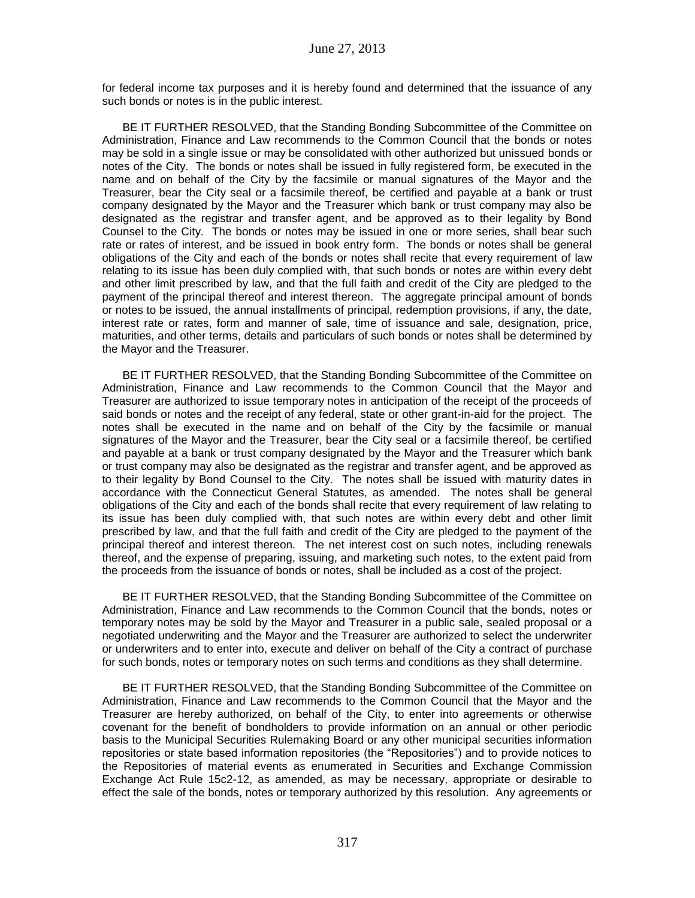for federal income tax purposes and it is hereby found and determined that the issuance of any such bonds or notes is in the public interest.

BE IT FURTHER RESOLVED, that the Standing Bonding Subcommittee of the Committee on Administration, Finance and Law recommends to the Common Council that the bonds or notes may be sold in a single issue or may be consolidated with other authorized but unissued bonds or notes of the City. The bonds or notes shall be issued in fully registered form, be executed in the name and on behalf of the City by the facsimile or manual signatures of the Mayor and the Treasurer, bear the City seal or a facsimile thereof, be certified and payable at a bank or trust company designated by the Mayor and the Treasurer which bank or trust company may also be designated as the registrar and transfer agent, and be approved as to their legality by Bond Counsel to the City. The bonds or notes may be issued in one or more series, shall bear such rate or rates of interest, and be issued in book entry form. The bonds or notes shall be general obligations of the City and each of the bonds or notes shall recite that every requirement of law relating to its issue has been duly complied with, that such bonds or notes are within every debt and other limit prescribed by law, and that the full faith and credit of the City are pledged to the payment of the principal thereof and interest thereon. The aggregate principal amount of bonds or notes to be issued, the annual installments of principal, redemption provisions, if any, the date, interest rate or rates, form and manner of sale, time of issuance and sale, designation, price, maturities, and other terms, details and particulars of such bonds or notes shall be determined by the Mayor and the Treasurer.

BE IT FURTHER RESOLVED, that the Standing Bonding Subcommittee of the Committee on Administration, Finance and Law recommends to the Common Council that the Mayor and Treasurer are authorized to issue temporary notes in anticipation of the receipt of the proceeds of said bonds or notes and the receipt of any federal, state or other grant-in-aid for the project. The notes shall be executed in the name and on behalf of the City by the facsimile or manual signatures of the Mayor and the Treasurer, bear the City seal or a facsimile thereof, be certified and payable at a bank or trust company designated by the Mayor and the Treasurer which bank or trust company may also be designated as the registrar and transfer agent, and be approved as to their legality by Bond Counsel to the City. The notes shall be issued with maturity dates in accordance with the Connecticut General Statutes, as amended. The notes shall be general obligations of the City and each of the bonds shall recite that every requirement of law relating to its issue has been duly complied with, that such notes are within every debt and other limit prescribed by law, and that the full faith and credit of the City are pledged to the payment of the principal thereof and interest thereon. The net interest cost on such notes, including renewals thereof, and the expense of preparing, issuing, and marketing such notes, to the extent paid from the proceeds from the issuance of bonds or notes, shall be included as a cost of the project.

BE IT FURTHER RESOLVED, that the Standing Bonding Subcommittee of the Committee on Administration, Finance and Law recommends to the Common Council that the bonds, notes or temporary notes may be sold by the Mayor and Treasurer in a public sale, sealed proposal or a negotiated underwriting and the Mayor and the Treasurer are authorized to select the underwriter or underwriters and to enter into, execute and deliver on behalf of the City a contract of purchase for such bonds, notes or temporary notes on such terms and conditions as they shall determine.

BE IT FURTHER RESOLVED, that the Standing Bonding Subcommittee of the Committee on Administration, Finance and Law recommends to the Common Council that the Mayor and the Treasurer are hereby authorized, on behalf of the City, to enter into agreements or otherwise covenant for the benefit of bondholders to provide information on an annual or other periodic basis to the Municipal Securities Rulemaking Board or any other municipal securities information repositories or state based information repositories (the "Repositories") and to provide notices to the Repositories of material events as enumerated in Securities and Exchange Commission Exchange Act Rule 15c2-12, as amended, as may be necessary, appropriate or desirable to effect the sale of the bonds, notes or temporary authorized by this resolution. Any agreements or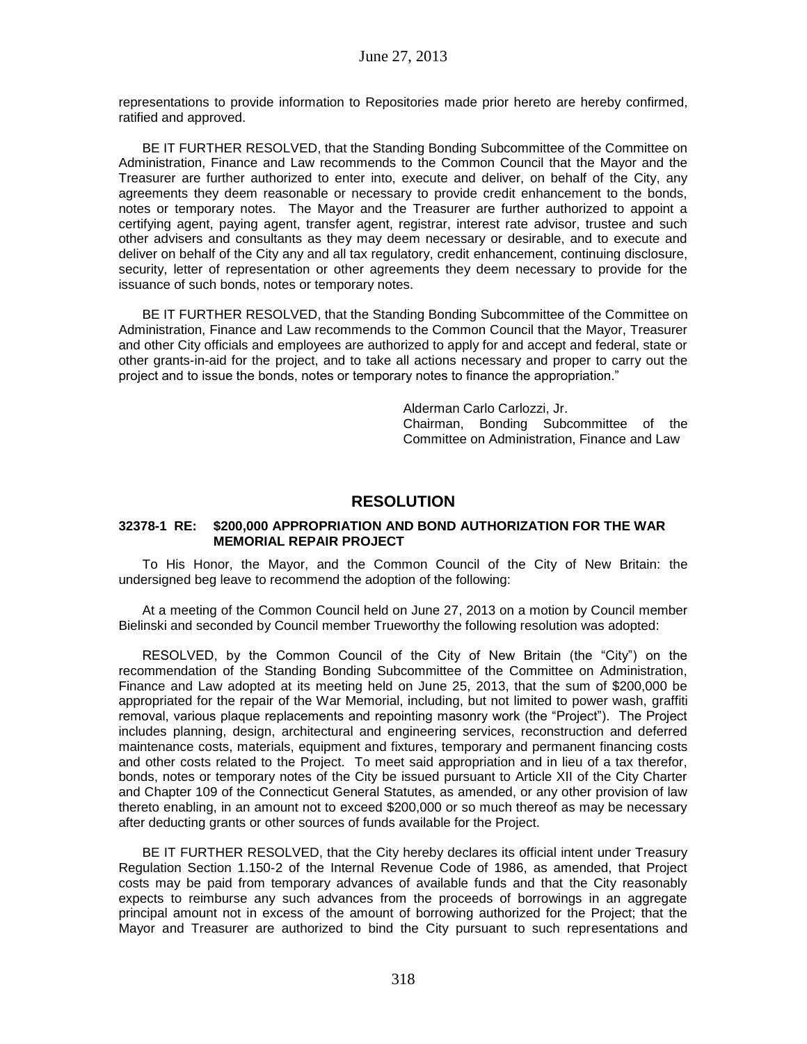representations to provide information to Repositories made prior hereto are hereby confirmed, ratified and approved.

BE IT FURTHER RESOLVED, that the Standing Bonding Subcommittee of the Committee on Administration, Finance and Law recommends to the Common Council that the Mayor and the Treasurer are further authorized to enter into, execute and deliver, on behalf of the City, any agreements they deem reasonable or necessary to provide credit enhancement to the bonds, notes or temporary notes. The Mayor and the Treasurer are further authorized to appoint a certifying agent, paying agent, transfer agent, registrar, interest rate advisor, trustee and such other advisers and consultants as they may deem necessary or desirable, and to execute and deliver on behalf of the City any and all tax regulatory, credit enhancement, continuing disclosure, security, letter of representation or other agreements they deem necessary to provide for the issuance of such bonds, notes or temporary notes.

BE IT FURTHER RESOLVED, that the Standing Bonding Subcommittee of the Committee on Administration, Finance and Law recommends to the Common Council that the Mayor, Treasurer and other City officials and employees are authorized to apply for and accept and federal, state or other grants-in-aid for the project, and to take all actions necessary and proper to carry out the project and to issue the bonds, notes or temporary notes to finance the appropriation."

Alderman Carlo Carlozzi, Jr.
Chairman, Bonding Subcommittee of the Committee on Administration, Finance and Law

## RESOLUTION

**32378-1 RE: $200,000 APPROPRIATION AND BOND AUTHORIZATION FOR THE WAR MEMORIAL REPAIR PROJECT**

To His Honor, the Mayor, and the Common Council of the City of New Britain: the undersigned beg leave to recommend the adoption of the following:

At a meeting of the Common Council held on June 27, 2013 on a motion by Council member Bielinski and seconded by Council member Trueworthy the following resolution was adopted:

RESOLVED, by the Common Council of the City of New Britain (the "City") on the recommendation of the Standing Bonding Subcommittee of the Committee on Administration, Finance and Law adopted at its meeting held on June 25, 2013, that the sum of $200,000 be appropriated for the repair of the War Memorial, including, but not limited to power wash, graffiti removal, various plaque replacements and repointing masonry work (the "Project"). The Project includes planning, design, architectural and engineering services, reconstruction and deferred maintenance costs, materials, equipment and fixtures, temporary and permanent financing costs and other costs related to the Project. To meet said appropriation and in lieu of a tax therefor, bonds, notes or temporary notes of the City be issued pursuant to Article XII of the City Charter and Chapter 109 of the Connecticut General Statutes, as amended, or any other provision of law thereto enabling, in an amount not to exceed $200,000 or so much thereof as may be necessary after deducting grants or other sources of funds available for the Project.

BE IT FURTHER RESOLVED, that the City hereby declares its official intent under Treasury Regulation Section 1.150-2 of the Internal Revenue Code of 1986, as amended, that Project costs may be paid from temporary advances of available funds and that the City reasonably expects to reimburse any such advances from the proceeds of borrowings in an aggregate principal amount not in excess of the amount of borrowing authorized for the Project; that the Mayor and Treasurer are authorized to bind the City pursuant to such representations and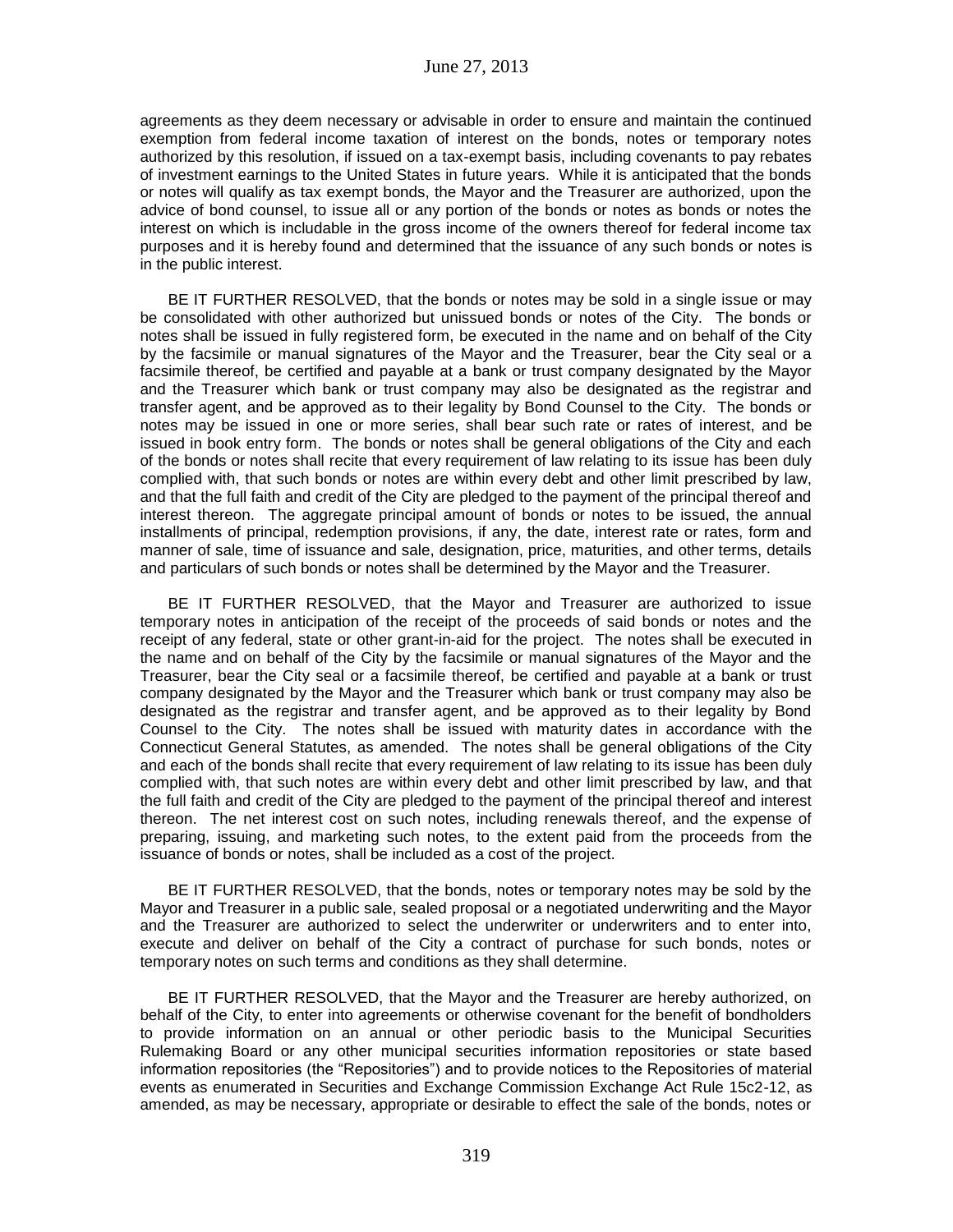agreements as they deem necessary or advisable in order to ensure and maintain the continued exemption from federal income taxation of interest on the bonds, notes or temporary notes authorized by this resolution, if issued on a tax-exempt basis, including covenants to pay rebates of investment earnings to the United States in future years. While it is anticipated that the bonds or notes will qualify as tax exempt bonds, the Mayor and the Treasurer are authorized, upon the advice of bond counsel, to issue all or any portion of the bonds or notes as bonds or notes the interest on which is includable in the gross income of the owners thereof for federal income tax purposes and it is hereby found and determined that the issuance of any such bonds or notes is in the public interest.

BE IT FURTHER RESOLVED, that the bonds or notes may be sold in a single issue or may be consolidated with other authorized but unissued bonds or notes of the City. The bonds or notes shall be issued in fully registered form, be executed in the name and on behalf of the City by the facsimile or manual signatures of the Mayor and the Treasurer, bear the City seal or a facsimile thereof, be certified and payable at a bank or trust company designated by the Mayor and the Treasurer which bank or trust company may also be designated as the registrar and transfer agent, and be approved as to their legality by Bond Counsel to the City. The bonds or notes may be issued in one or more series, shall bear such rate or rates of interest, and be issued in book entry form. The bonds or notes shall be general obligations of the City and each of the bonds or notes shall recite that every requirement of law relating to its issue has been duly complied with, that such bonds or notes are within every debt and other limit prescribed by law, and that the full faith and credit of the City are pledged to the payment of the principal thereof and interest thereon. The aggregate principal amount of bonds or notes to be issued, the annual installments of principal, redemption provisions, if any, the date, interest rate or rates, form and manner of sale, time of issuance and sale, designation, price, maturities, and other terms, details and particulars of such bonds or notes shall be determined by the Mayor and the Treasurer.

BE IT FURTHER RESOLVED, that the Mayor and Treasurer are authorized to issue temporary notes in anticipation of the receipt of the proceeds of said bonds or notes and the receipt of any federal, state or other grant-in-aid for the project. The notes shall be executed in the name and on behalf of the City by the facsimile or manual signatures of the Mayor and the Treasurer, bear the City seal or a facsimile thereof, be certified and payable at a bank or trust company designated by the Mayor and the Treasurer which bank or trust company may also be designated as the registrar and transfer agent, and be approved as to their legality by Bond Counsel to the City. The notes shall be issued with maturity dates in accordance with the Connecticut General Statutes, as amended. The notes shall be general obligations of the City and each of the bonds shall recite that every requirement of law relating to its issue has been duly complied with, that such notes are within every debt and other limit prescribed by law, and that the full faith and credit of the City are pledged to the payment of the principal thereof and interest thereon. The net interest cost on such notes, including renewals thereof, and the expense of preparing, issuing, and marketing such notes, to the extent paid from the proceeds from the issuance of bonds or notes, shall be included as a cost of the project.

BE IT FURTHER RESOLVED, that the bonds, notes or temporary notes may be sold by the Mayor and Treasurer in a public sale, sealed proposal or a negotiated underwriting and the Mayor and the Treasurer are authorized to select the underwriter or underwriters and to enter into, execute and deliver on behalf of the City a contract of purchase for such bonds, notes or temporary notes on such terms and conditions as they shall determine.

BE IT FURTHER RESOLVED, that the Mayor and the Treasurer are hereby authorized, on behalf of the City, to enter into agreements or otherwise covenant for the benefit of bondholders to provide information on an annual or other periodic basis to the Municipal Securities Rulemaking Board or any other municipal securities information repositories or state based information repositories (the "Repositories") and to provide notices to the Repositories of material events as enumerated in Securities and Exchange Commission Exchange Act Rule 15c2-12, as amended, as may be necessary, appropriate or desirable to effect the sale of the bonds, notes or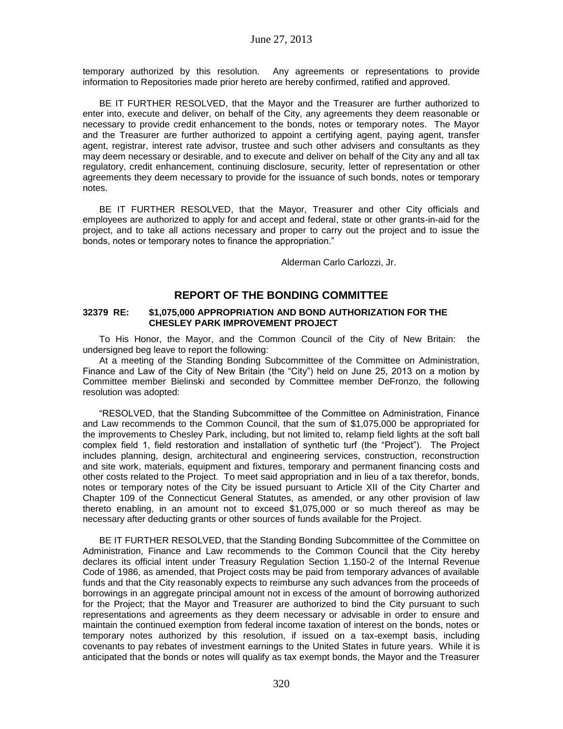temporary authorized by this resolution. Any agreements or representations to provide information to Repositories made prior hereto are hereby confirmed, ratified and approved.

BE IT FURTHER RESOLVED, that the Mayor and the Treasurer are further authorized to enter into, execute and deliver, on behalf of the City, any agreements they deem reasonable or necessary to provide credit enhancement to the bonds, notes or temporary notes. The Mayor and the Treasurer are further authorized to appoint a certifying agent, paying agent, transfer agent, registrar, interest rate advisor, trustee and such other advisers and consultants as they may deem necessary or desirable, and to execute and deliver on behalf of the City any and all tax regulatory, credit enhancement, continuing disclosure, security, letter of representation or other agreements they deem necessary to provide for the issuance of such bonds, notes or temporary notes.

BE IT FURTHER RESOLVED, that the Mayor, Treasurer and other City officials and employees are authorized to apply for and accept and federal, state or other grants-in-aid for the project, and to take all actions necessary and proper to carry out the project and to issue the bonds, notes or temporary notes to finance the appropriation."

Alderman Carlo Carlozzi, Jr.

## REPORT OF THE BONDING COMMITTEE

**32379 RE: $1,075,000 APPROPRIATION AND BOND AUTHORIZATION FOR THE CHESLEY PARK IMPROVEMENT PROJECT**

To His Honor, the Mayor, and the Common Council of the City of New Britain: the undersigned beg leave to report the following:

At a meeting of the Standing Bonding Subcommittee of the Committee on Administration, Finance and Law of the City of New Britain (the "City") held on June 25, 2013 on a motion by Committee member Bielinski and seconded by Committee member DeFronzo, the following resolution was adopted:

"RESOLVED, that the Standing Subcommittee of the Committee on Administration, Finance and Law recommends to the Common Council, that the sum of $1,075,000 be appropriated for the improvements to Chesley Park, including, but not limited to, relamp field lights at the soft ball complex field 1, field restoration and installation of synthetic turf (the "Project"). The Project includes planning, design, architectural and engineering services, construction, reconstruction and site work, materials, equipment and fixtures, temporary and permanent financing costs and other costs related to the Project. To meet said appropriation and in lieu of a tax therefor, bonds, notes or temporary notes of the City be issued pursuant to Article XII of the City Charter and Chapter 109 of the Connecticut General Statutes, as amended, or any other provision of law thereto enabling, in an amount not to exceed $1,075,000 or so much thereof as may be necessary after deducting grants or other sources of funds available for the Project.

BE IT FURTHER RESOLVED, that the Standing Bonding Subcommittee of the Committee on Administration, Finance and Law recommends to the Common Council that the City hereby declares its official intent under Treasury Regulation Section 1.150-2 of the Internal Revenue Code of 1986, as amended, that Project costs may be paid from temporary advances of available funds and that the City reasonably expects to reimburse any such advances from the proceeds of borrowings in an aggregate principal amount not in excess of the amount of borrowing authorized for the Project; that the Mayor and Treasurer are authorized to bind the City pursuant to such representations and agreements as they deem necessary or advisable in order to ensure and maintain the continued exemption from federal income taxation of interest on the bonds, notes or temporary notes authorized by this resolution, if issued on a tax-exempt basis, including covenants to pay rebates of investment earnings to the United States in future years. While it is anticipated that the bonds or notes will qualify as tax exempt bonds, the Mayor and the Treasurer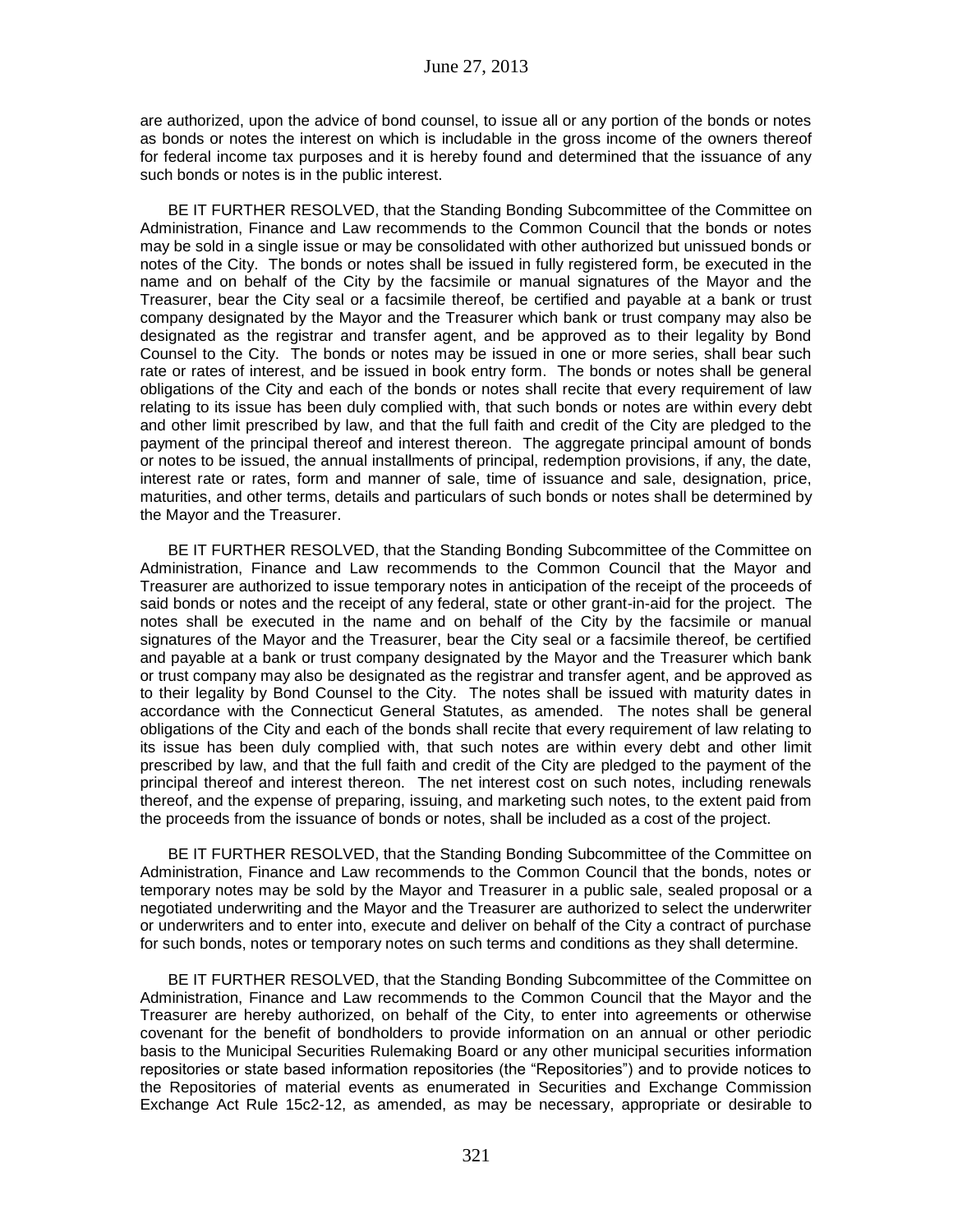are authorized, upon the advice of bond counsel, to issue all or any portion of the bonds or notes as bonds or notes the interest on which is includable in the gross income of the owners thereof for federal income tax purposes and it is hereby found and determined that the issuance of any such bonds or notes is in the public interest.

BE IT FURTHER RESOLVED, that the Standing Bonding Subcommittee of the Committee on Administration, Finance and Law recommends to the Common Council that the bonds or notes may be sold in a single issue or may be consolidated with other authorized but unissued bonds or notes of the City. The bonds or notes shall be issued in fully registered form, be executed in the name and on behalf of the City by the facsimile or manual signatures of the Mayor and the Treasurer, bear the City seal or a facsimile thereof, be certified and payable at a bank or trust company designated by the Mayor and the Treasurer which bank or trust company may also be designated as the registrar and transfer agent, and be approved as to their legality by Bond Counsel to the City. The bonds or notes may be issued in one or more series, shall bear such rate or rates of interest, and be issued in book entry form. The bonds or notes shall be general obligations of the City and each of the bonds or notes shall recite that every requirement of law relating to its issue has been duly complied with, that such bonds or notes are within every debt and other limit prescribed by law, and that the full faith and credit of the City are pledged to the payment of the principal thereof and interest thereon. The aggregate principal amount of bonds or notes to be issued, the annual installments of principal, redemption provisions, if any, the date, interest rate or rates, form and manner of sale, time of issuance and sale, designation, price, maturities, and other terms, details and particulars of such bonds or notes shall be determined by the Mayor and the Treasurer.

BE IT FURTHER RESOLVED, that the Standing Bonding Subcommittee of the Committee on Administration, Finance and Law recommends to the Common Council that the Mayor and Treasurer are authorized to issue temporary notes in anticipation of the receipt of the proceeds of said bonds or notes and the receipt of any federal, state or other grant-in-aid for the project. The notes shall be executed in the name and on behalf of the City by the facsimile or manual signatures of the Mayor and the Treasurer, bear the City seal or a facsimile thereof, be certified and payable at a bank or trust company designated by the Mayor and the Treasurer which bank or trust company may also be designated as the registrar and transfer agent, and be approved as to their legality by Bond Counsel to the City. The notes shall be issued with maturity dates in accordance with the Connecticut General Statutes, as amended. The notes shall be general obligations of the City and each of the bonds shall recite that every requirement of law relating to its issue has been duly complied with, that such notes are within every debt and other limit prescribed by law, and that the full faith and credit of the City are pledged to the payment of the principal thereof and interest thereon. The net interest cost on such notes, including renewals thereof, and the expense of preparing, issuing, and marketing such notes, to the extent paid from the proceeds from the issuance of bonds or notes, shall be included as a cost of the project.

BE IT FURTHER RESOLVED, that the Standing Bonding Subcommittee of the Committee on Administration, Finance and Law recommends to the Common Council that the bonds, notes or temporary notes may be sold by the Mayor and Treasurer in a public sale, sealed proposal or a negotiated underwriting and the Mayor and the Treasurer are authorized to select the underwriter or underwriters and to enter into, execute and deliver on behalf of the City a contract of purchase for such bonds, notes or temporary notes on such terms and conditions as they shall determine.

BE IT FURTHER RESOLVED, that the Standing Bonding Subcommittee of the Committee on Administration, Finance and Law recommends to the Common Council that the Mayor and the Treasurer are hereby authorized, on behalf of the City, to enter into agreements or otherwise covenant for the benefit of bondholders to provide information on an annual or other periodic basis to the Municipal Securities Rulemaking Board or any other municipal securities information repositories or state based information repositories (the "Repositories") and to provide notices to the Repositories of material events as enumerated in Securities and Exchange Commission Exchange Act Rule 15c2-12, as amended, as may be necessary, appropriate or desirable to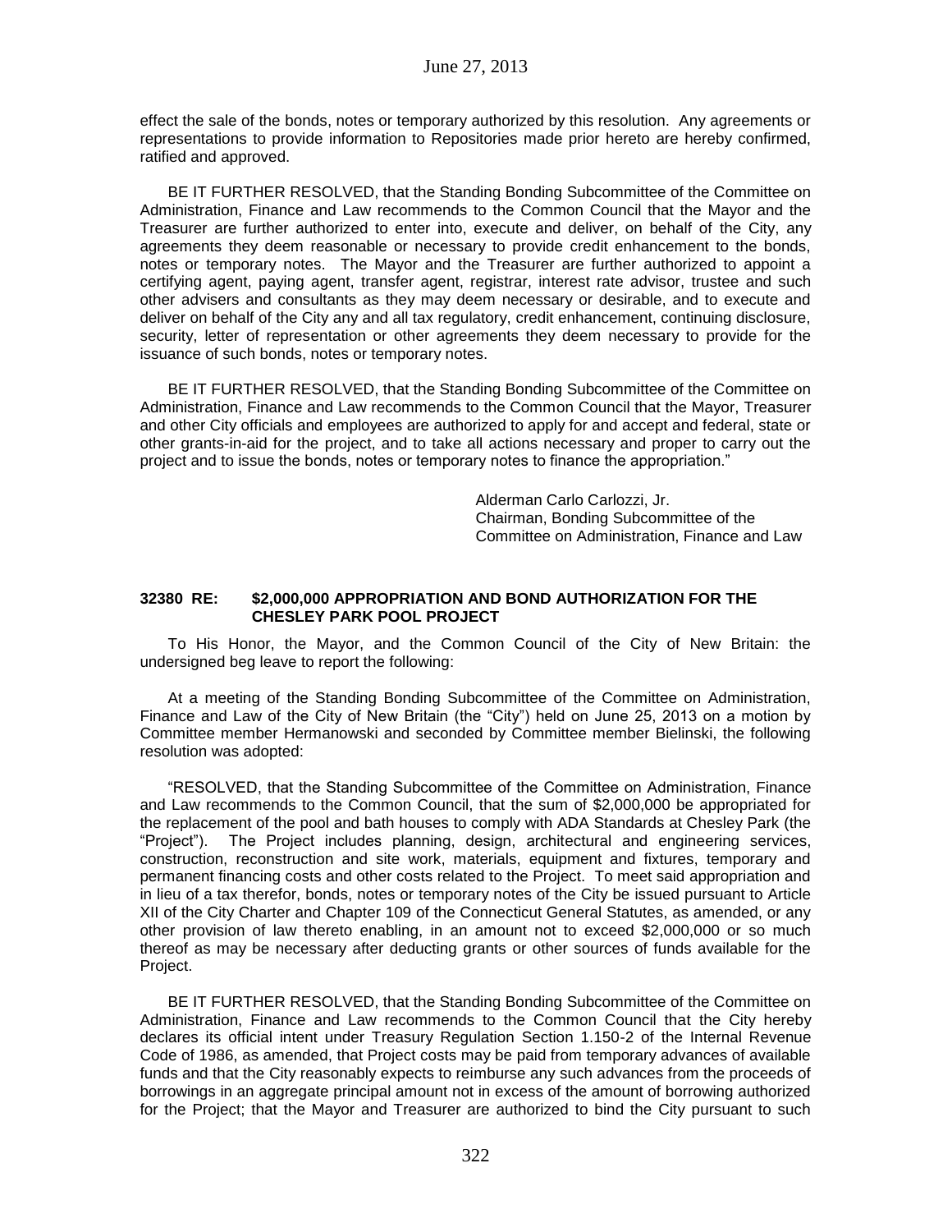effect the sale of the bonds, notes or temporary authorized by this resolution. Any agreements or representations to provide information to Repositories made prior hereto are hereby confirmed, ratified and approved.

BE IT FURTHER RESOLVED, that the Standing Bonding Subcommittee of the Committee on Administration, Finance and Law recommends to the Common Council that the Mayor and the Treasurer are further authorized to enter into, execute and deliver, on behalf of the City, any agreements they deem reasonable or necessary to provide credit enhancement to the bonds, notes or temporary notes. The Mayor and the Treasurer are further authorized to appoint a certifying agent, paying agent, transfer agent, registrar, interest rate advisor, trustee and such other advisers and consultants as they may deem necessary or desirable, and to execute and deliver on behalf of the City any and all tax regulatory, credit enhancement, continuing disclosure, security, letter of representation or other agreements they deem necessary to provide for the issuance of such bonds, notes or temporary notes.

BE IT FURTHER RESOLVED, that the Standing Bonding Subcommittee of the Committee on Administration, Finance and Law recommends to the Common Council that the Mayor, Treasurer and other City officials and employees are authorized to apply for and accept and federal, state or other grants-in-aid for the project, and to take all actions necessary and proper to carry out the project and to issue the bonds, notes or temporary notes to finance the appropriation."

Alderman Carlo Carlozzi, Jr.
Chairman, Bonding Subcommittee of the
Committee on Administration, Finance and Law

**32380 RE: $2,000,000 APPROPRIATION AND BOND AUTHORIZATION FOR THE CHESLEY PARK POOL PROJECT**

To His Honor, the Mayor, and the Common Council of the City of New Britain: the undersigned beg leave to report the following:

At a meeting of the Standing Bonding Subcommittee of the Committee on Administration, Finance and Law of the City of New Britain (the "City") held on June 25, 2013 on a motion by Committee member Hermanowski and seconded by Committee member Bielinski, the following resolution was adopted:

"RESOLVED, that the Standing Subcommittee of the Committee on Administration, Finance and Law recommends to the Common Council, that the sum of $2,000,000 be appropriated for the replacement of the pool and bath houses to comply with ADA Standards at Chesley Park (the "Project"). The Project includes planning, design, architectural and engineering services, construction, reconstruction and site work, materials, equipment and fixtures, temporary and permanent financing costs and other costs related to the Project. To meet said appropriation and in lieu of a tax therefor, bonds, notes or temporary notes of the City be issued pursuant to Article XII of the City Charter and Chapter 109 of the Connecticut General Statutes, as amended, or any other provision of law thereto enabling, in an amount not to exceed $2,000,000 or so much thereof as may be necessary after deducting grants or other sources of funds available for the Project.

BE IT FURTHER RESOLVED, that the Standing Bonding Subcommittee of the Committee on Administration, Finance and Law recommends to the Common Council that the City hereby declares its official intent under Treasury Regulation Section 1.150-2 of the Internal Revenue Code of 1986, as amended, that Project costs may be paid from temporary advances of available funds and that the City reasonably expects to reimburse any such advances from the proceeds of borrowings in an aggregate principal amount not in excess of the amount of borrowing authorized for the Project; that the Mayor and Treasurer are authorized to bind the City pursuant to such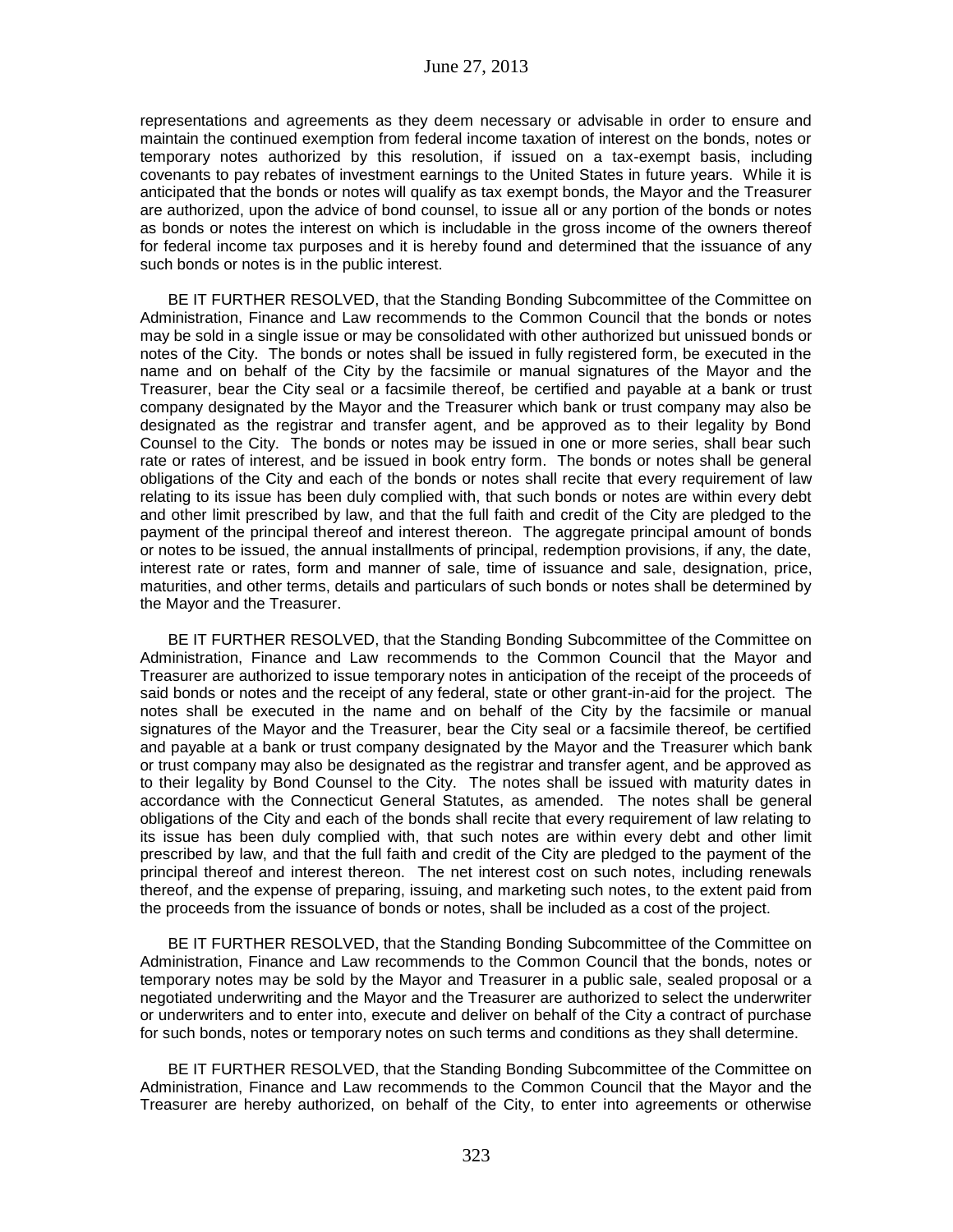representations and agreements as they deem necessary or advisable in order to ensure and maintain the continued exemption from federal income taxation of interest on the bonds, notes or temporary notes authorized by this resolution, if issued on a tax-exempt basis, including covenants to pay rebates of investment earnings to the United States in future years. While it is anticipated that the bonds or notes will qualify as tax exempt bonds, the Mayor and the Treasurer are authorized, upon the advice of bond counsel, to issue all or any portion of the bonds or notes as bonds or notes the interest on which is includable in the gross income of the owners thereof for federal income tax purposes and it is hereby found and determined that the issuance of any such bonds or notes is in the public interest.

BE IT FURTHER RESOLVED, that the Standing Bonding Subcommittee of the Committee on Administration, Finance and Law recommends to the Common Council that the bonds or notes may be sold in a single issue or may be consolidated with other authorized but unissued bonds or notes of the City. The bonds or notes shall be issued in fully registered form, be executed in the name and on behalf of the City by the facsimile or manual signatures of the Mayor and the Treasurer, bear the City seal or a facsimile thereof, be certified and payable at a bank or trust company designated by the Mayor and the Treasurer which bank or trust company may also be designated as the registrar and transfer agent, and be approved as to their legality by Bond Counsel to the City. The bonds or notes may be issued in one or more series, shall bear such rate or rates of interest, and be issued in book entry form. The bonds or notes shall be general obligations of the City and each of the bonds or notes shall recite that every requirement of law relating to its issue has been duly complied with, that such bonds or notes are within every debt and other limit prescribed by law, and that the full faith and credit of the City are pledged to the payment of the principal thereof and interest thereon. The aggregate principal amount of bonds or notes to be issued, the annual installments of principal, redemption provisions, if any, the date, interest rate or rates, form and manner of sale, time of issuance and sale, designation, price, maturities, and other terms, details and particulars of such bonds or notes shall be determined by the Mayor and the Treasurer.

BE IT FURTHER RESOLVED, that the Standing Bonding Subcommittee of the Committee on Administration, Finance and Law recommends to the Common Council that the Mayor and Treasurer are authorized to issue temporary notes in anticipation of the receipt of the proceeds of said bonds or notes and the receipt of any federal, state or other grant-in-aid for the project. The notes shall be executed in the name and on behalf of the City by the facsimile or manual signatures of the Mayor and the Treasurer, bear the City seal or a facsimile thereof, be certified and payable at a bank or trust company designated by the Mayor and the Treasurer which bank or trust company may also be designated as the registrar and transfer agent, and be approved as to their legality by Bond Counsel to the City. The notes shall be issued with maturity dates in accordance with the Connecticut General Statutes, as amended. The notes shall be general obligations of the City and each of the bonds shall recite that every requirement of law relating to its issue has been duly complied with, that such notes are within every debt and other limit prescribed by law, and that the full faith and credit of the City are pledged to the payment of the principal thereof and interest thereon. The net interest cost on such notes, including renewals thereof, and the expense of preparing, issuing, and marketing such notes, to the extent paid from the proceeds from the issuance of bonds or notes, shall be included as a cost of the project.

BE IT FURTHER RESOLVED, that the Standing Bonding Subcommittee of the Committee on Administration, Finance and Law recommends to the Common Council that the bonds, notes or temporary notes may be sold by the Mayor and Treasurer in a public sale, sealed proposal or a negotiated underwriting and the Mayor and the Treasurer are authorized to select the underwriter or underwriters and to enter into, execute and deliver on behalf of the City a contract of purchase for such bonds, notes or temporary notes on such terms and conditions as they shall determine.

BE IT FURTHER RESOLVED, that the Standing Bonding Subcommittee of the Committee on Administration, Finance and Law recommends to the Common Council that the Mayor and the Treasurer are hereby authorized, on behalf of the City, to enter into agreements or otherwise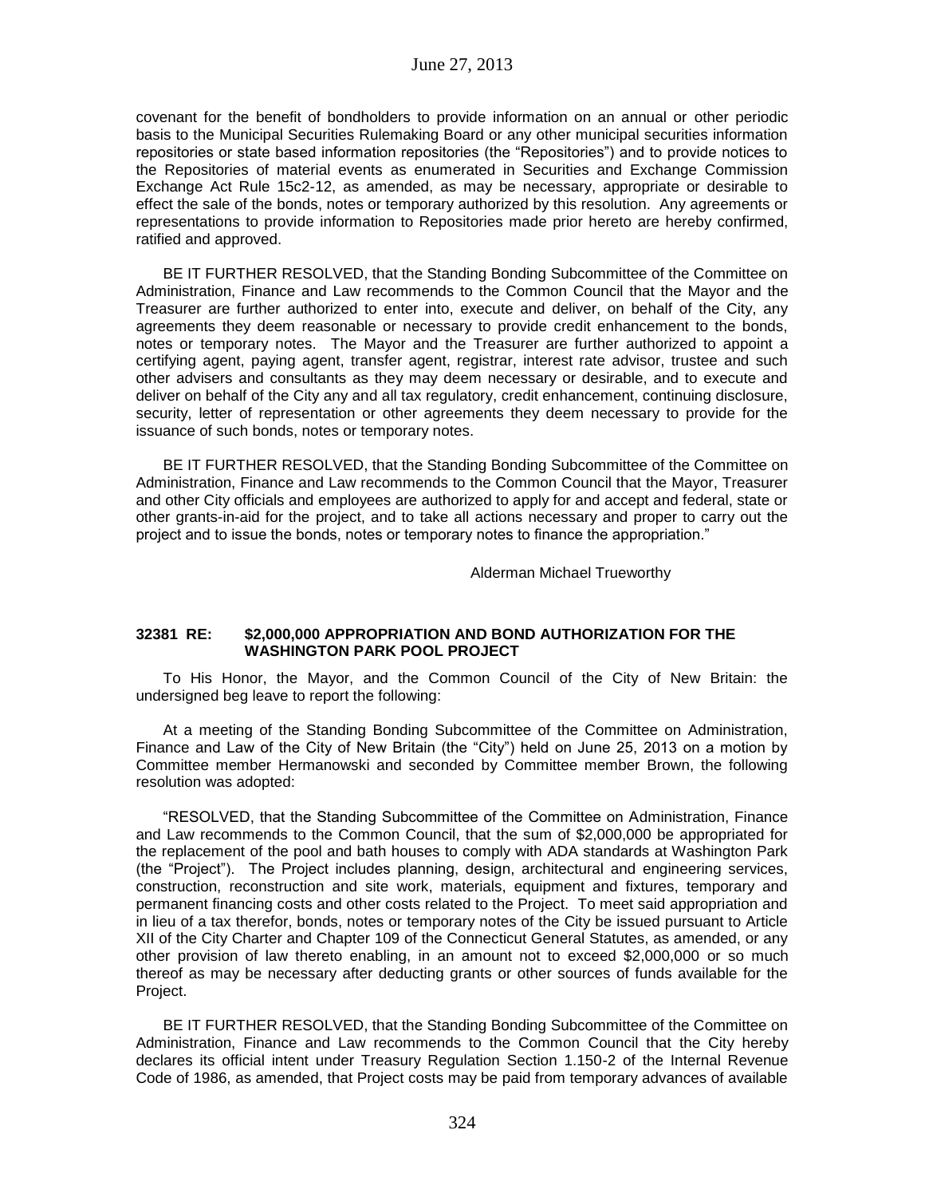covenant for the benefit of bondholders to provide information on an annual or other periodic basis to the Municipal Securities Rulemaking Board or any other municipal securities information repositories or state based information repositories (the "Repositories") and to provide notices to the Repositories of material events as enumerated in Securities and Exchange Commission Exchange Act Rule 15c2-12, as amended, as may be necessary, appropriate or desirable to effect the sale of the bonds, notes or temporary authorized by this resolution. Any agreements or representations to provide information to Repositories made prior hereto are hereby confirmed, ratified and approved.

BE IT FURTHER RESOLVED, that the Standing Bonding Subcommittee of the Committee on Administration, Finance and Law recommends to the Common Council that the Mayor and the Treasurer are further authorized to enter into, execute and deliver, on behalf of the City, any agreements they deem reasonable or necessary to provide credit enhancement to the bonds, notes or temporary notes. The Mayor and the Treasurer are further authorized to appoint a certifying agent, paying agent, transfer agent, registrar, interest rate advisor, trustee and such other advisers and consultants as they may deem necessary or desirable, and to execute and deliver on behalf of the City any and all tax regulatory, credit enhancement, continuing disclosure, security, letter of representation or other agreements they deem necessary to provide for the issuance of such bonds, notes or temporary notes.

BE IT FURTHER RESOLVED, that the Standing Bonding Subcommittee of the Committee on Administration, Finance and Law recommends to the Common Council that the Mayor, Treasurer and other City officials and employees are authorized to apply for and accept and federal, state or other grants-in-aid for the project, and to take all actions necessary and proper to carry out the project and to issue the bonds, notes or temporary notes to finance the appropriation."

Alderman Michael Trueworthy

**32381 RE: $2,000,000 APPROPRIATION AND BOND AUTHORIZATION FOR THE WASHINGTON PARK POOL PROJECT**

To His Honor, the Mayor, and the Common Council of the City of New Britain: the undersigned beg leave to report the following:

At a meeting of the Standing Bonding Subcommittee of the Committee on Administration, Finance and Law of the City of New Britain (the "City") held on June 25, 2013 on a motion by Committee member Hermanowski and seconded by Committee member Brown, the following resolution was adopted:

"RESOLVED, that the Standing Subcommittee of the Committee on Administration, Finance and Law recommends to the Common Council, that the sum of $2,000,000 be appropriated for the replacement of the pool and bath houses to comply with ADA standards at Washington Park (the "Project"). The Project includes planning, design, architectural and engineering services, construction, reconstruction and site work, materials, equipment and fixtures, temporary and permanent financing costs and other costs related to the Project. To meet said appropriation and in lieu of a tax therefor, bonds, notes or temporary notes of the City be issued pursuant to Article XII of the City Charter and Chapter 109 of the Connecticut General Statutes, as amended, or any other provision of law thereto enabling, in an amount not to exceed $2,000,000 or so much thereof as may be necessary after deducting grants or other sources of funds available for the Project.

BE IT FURTHER RESOLVED, that the Standing Bonding Subcommittee of the Committee on Administration, Finance and Law recommends to the Common Council that the City hereby declares its official intent under Treasury Regulation Section 1.150-2 of the Internal Revenue Code of 1986, as amended, that Project costs may be paid from temporary advances of available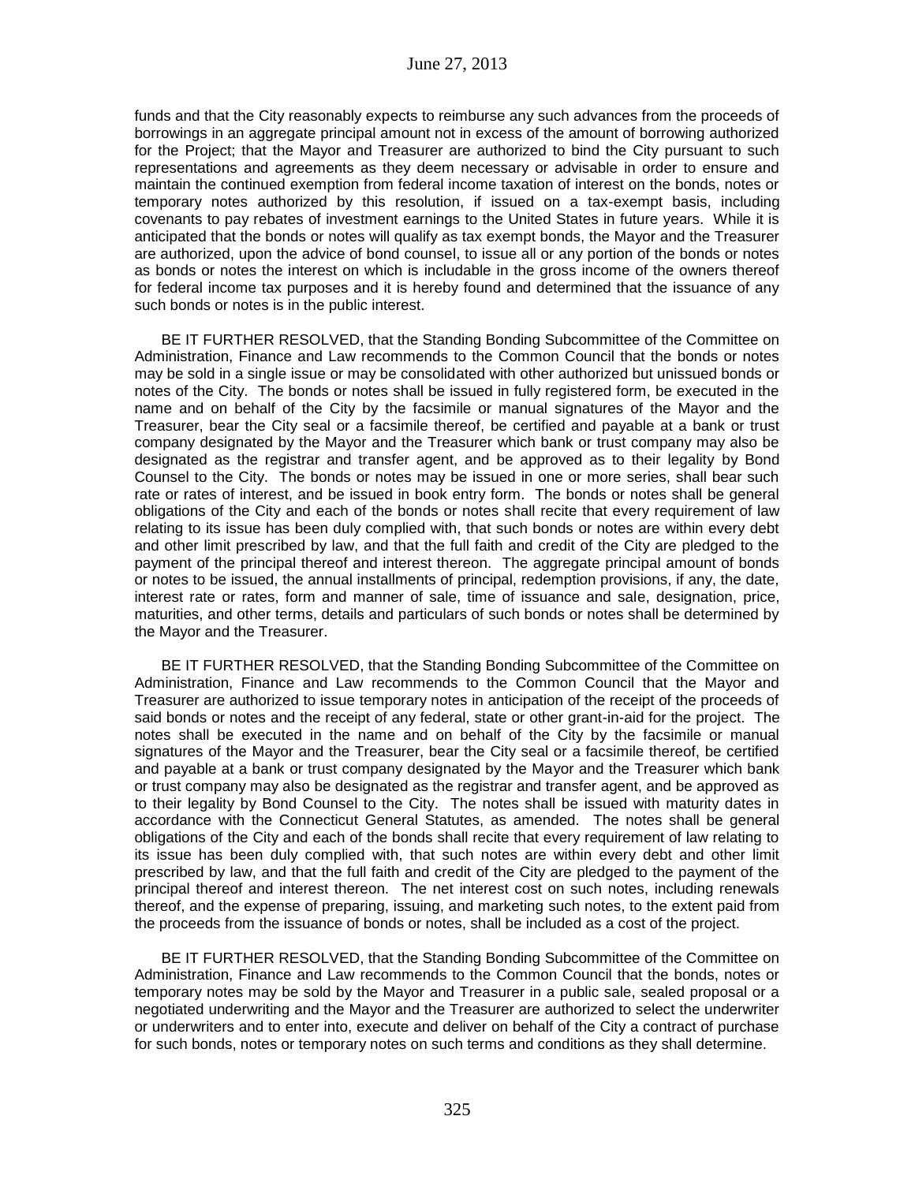funds and that the City reasonably expects to reimburse any such advances from the proceeds of borrowings in an aggregate principal amount not in excess of the amount of borrowing authorized for the Project; that the Mayor and Treasurer are authorized to bind the City pursuant to such representations and agreements as they deem necessary or advisable in order to ensure and maintain the continued exemption from federal income taxation of interest on the bonds, notes or temporary notes authorized by this resolution, if issued on a tax-exempt basis, including covenants to pay rebates of investment earnings to the United States in future years. While it is anticipated that the bonds or notes will qualify as tax exempt bonds, the Mayor and the Treasurer are authorized, upon the advice of bond counsel, to issue all or any portion of the bonds or notes as bonds or notes the interest on which is includable in the gross income of the owners thereof for federal income tax purposes and it is hereby found and determined that the issuance of any such bonds or notes is in the public interest.

BE IT FURTHER RESOLVED, that the Standing Bonding Subcommittee of the Committee on Administration, Finance and Law recommends to the Common Council that the bonds or notes may be sold in a single issue or may be consolidated with other authorized but unissued bonds or notes of the City. The bonds or notes shall be issued in fully registered form, be executed in the name and on behalf of the City by the facsimile or manual signatures of the Mayor and the Treasurer, bear the City seal or a facsimile thereof, be certified and payable at a bank or trust company designated by the Mayor and the Treasurer which bank or trust company may also be designated as the registrar and transfer agent, and be approved as to their legality by Bond Counsel to the City. The bonds or notes may be issued in one or more series, shall bear such rate or rates of interest, and be issued in book entry form. The bonds or notes shall be general obligations of the City and each of the bonds or notes shall recite that every requirement of law relating to its issue has been duly complied with, that such bonds or notes are within every debt and other limit prescribed by law, and that the full faith and credit of the City are pledged to the payment of the principal thereof and interest thereon. The aggregate principal amount of bonds or notes to be issued, the annual installments of principal, redemption provisions, if any, the date, interest rate or rates, form and manner of sale, time of issuance and sale, designation, price, maturities, and other terms, details and particulars of such bonds or notes shall be determined by the Mayor and the Treasurer.

BE IT FURTHER RESOLVED, that the Standing Bonding Subcommittee of the Committee on Administration, Finance and Law recommends to the Common Council that the Mayor and Treasurer are authorized to issue temporary notes in anticipation of the receipt of the proceeds of said bonds or notes and the receipt of any federal, state or other grant-in-aid for the project. The notes shall be executed in the name and on behalf of the City by the facsimile or manual signatures of the Mayor and the Treasurer, bear the City seal or a facsimile thereof, be certified and payable at a bank or trust company designated by the Mayor and the Treasurer which bank or trust company may also be designated as the registrar and transfer agent, and be approved as to their legality by Bond Counsel to the City. The notes shall be issued with maturity dates in accordance with the Connecticut General Statutes, as amended. The notes shall be general obligations of the City and each of the bonds shall recite that every requirement of law relating to its issue has been duly complied with, that such notes are within every debt and other limit prescribed by law, and that the full faith and credit of the City are pledged to the payment of the principal thereof and interest thereon. The net interest cost on such notes, including renewals thereof, and the expense of preparing, issuing, and marketing such notes, to the extent paid from the proceeds from the issuance of bonds or notes, shall be included as a cost of the project.

BE IT FURTHER RESOLVED, that the Standing Bonding Subcommittee of the Committee on Administration, Finance and Law recommends to the Common Council that the bonds, notes or temporary notes may be sold by the Mayor and Treasurer in a public sale, sealed proposal or a negotiated underwriting and the Mayor and the Treasurer are authorized to select the underwriter or underwriters and to enter into, execute and deliver on behalf of the City a contract of purchase for such bonds, notes or temporary notes on such terms and conditions as they shall determine.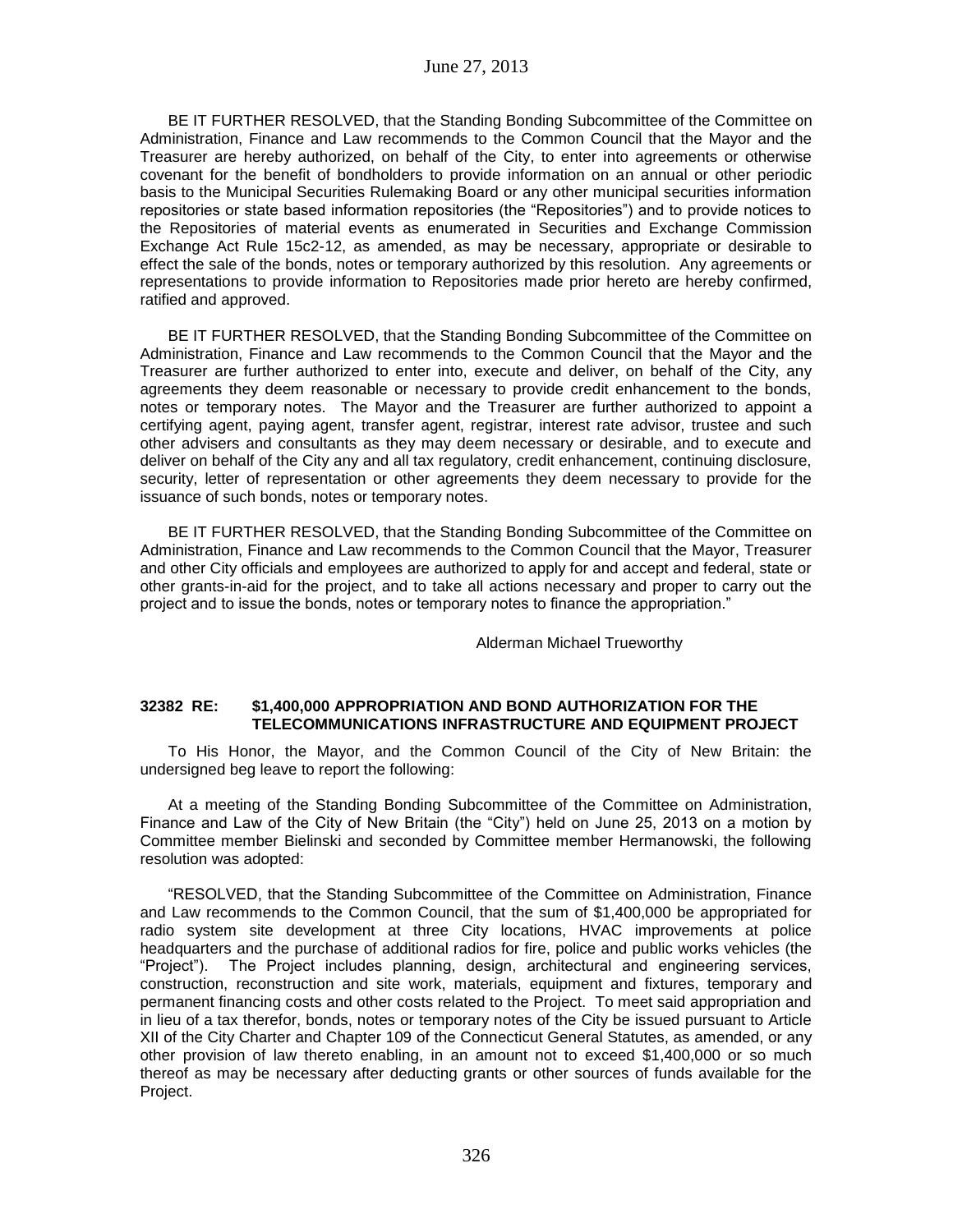BE IT FURTHER RESOLVED, that the Standing Bonding Subcommittee of the Committee on Administration, Finance and Law recommends to the Common Council that the Mayor and the Treasurer are hereby authorized, on behalf of the City, to enter into agreements or otherwise covenant for the benefit of bondholders to provide information on an annual or other periodic basis to the Municipal Securities Rulemaking Board or any other municipal securities information repositories or state based information repositories (the "Repositories") and to provide notices to the Repositories of material events as enumerated in Securities and Exchange Commission Exchange Act Rule 15c2-12, as amended, as may be necessary, appropriate or desirable to effect the sale of the bonds, notes or temporary authorized by this resolution. Any agreements or representations to provide information to Repositories made prior hereto are hereby confirmed, ratified and approved.

BE IT FURTHER RESOLVED, that the Standing Bonding Subcommittee of the Committee on Administration, Finance and Law recommends to the Common Council that the Mayor and the Treasurer are further authorized to enter into, execute and deliver, on behalf of the City, any agreements they deem reasonable or necessary to provide credit enhancement to the bonds, notes or temporary notes. The Mayor and the Treasurer are further authorized to appoint a certifying agent, paying agent, transfer agent, registrar, interest rate advisor, trustee and such other advisers and consultants as they may deem necessary or desirable, and to execute and deliver on behalf of the City any and all tax regulatory, credit enhancement, continuing disclosure, security, letter of representation or other agreements they deem necessary to provide for the issuance of such bonds, notes or temporary notes.

BE IT FURTHER RESOLVED, that the Standing Bonding Subcommittee of the Committee on Administration, Finance and Law recommends to the Common Council that the Mayor, Treasurer and other City officials and employees are authorized to apply for and accept and federal, state or other grants-in-aid for the project, and to take all actions necessary and proper to carry out the project and to issue the bonds, notes or temporary notes to finance the appropriation."

Alderman Michael Trueworthy

**32382 RE: $1,400,000 APPROPRIATION AND BOND AUTHORIZATION FOR THE TELECOMMUNICATIONS INFRASTRUCTURE AND EQUIPMENT PROJECT**

To His Honor, the Mayor, and the Common Council of the City of New Britain: the undersigned beg leave to report the following:

At a meeting of the Standing Bonding Subcommittee of the Committee on Administration, Finance and Law of the City of New Britain (the "City") held on June 25, 2013 on a motion by Committee member Bielinski and seconded by Committee member Hermanowski, the following resolution was adopted:

"RESOLVED, that the Standing Subcommittee of the Committee on Administration, Finance and Law recommends to the Common Council, that the sum of $1,400,000 be appropriated for radio system site development at three City locations, HVAC improvements at police headquarters and the purchase of additional radios for fire, police and public works vehicles (the "Project"). The Project includes planning, design, architectural and engineering services, construction, reconstruction and site work, materials, equipment and fixtures, temporary and permanent financing costs and other costs related to the Project. To meet said appropriation and in lieu of a tax therefor, bonds, notes or temporary notes of the City be issued pursuant to Article XII of the City Charter and Chapter 109 of the Connecticut General Statutes, as amended, or any other provision of law thereto enabling, in an amount not to exceed $1,400,000 or so much thereof as may be necessary after deducting grants or other sources of funds available for the Project.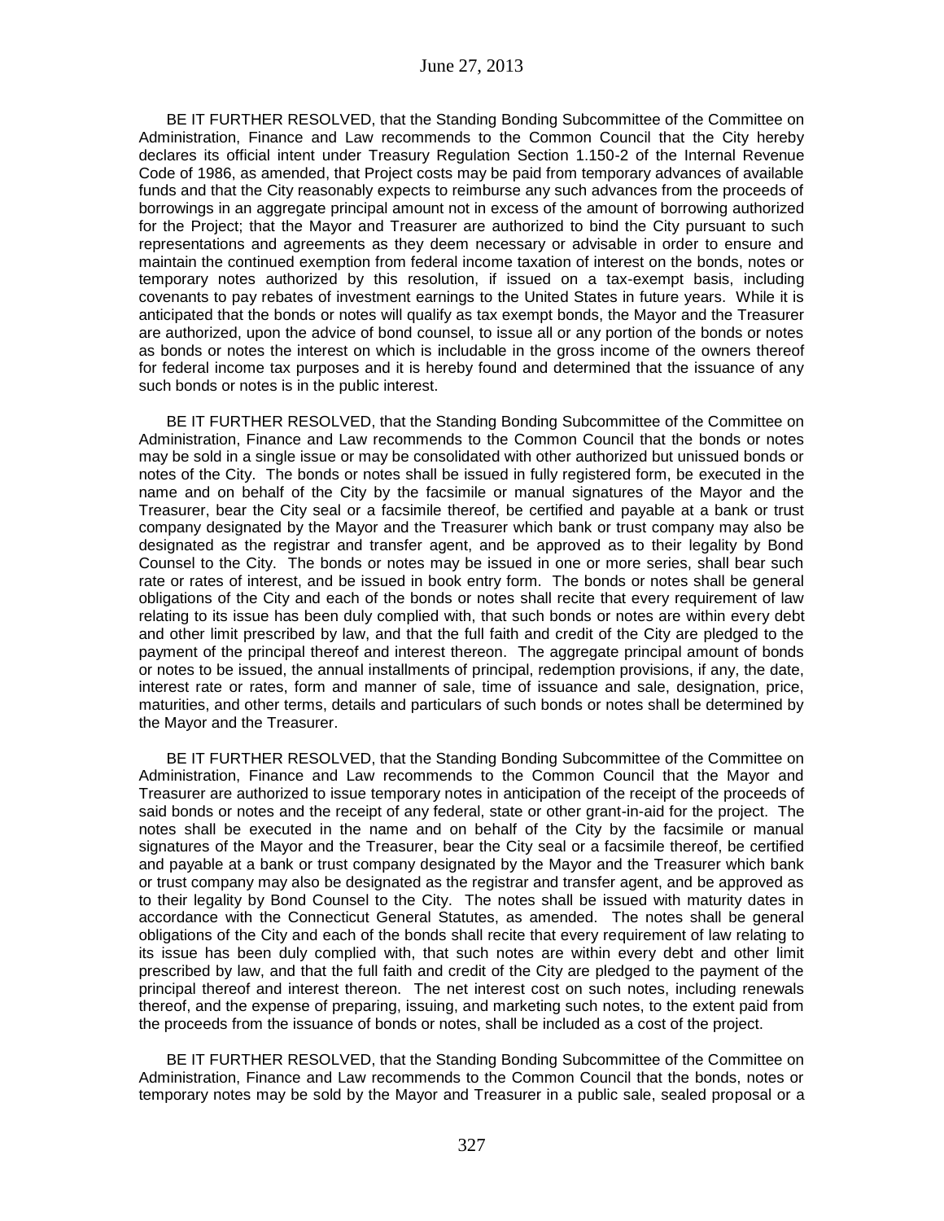BE IT FURTHER RESOLVED, that the Standing Bonding Subcommittee of the Committee on Administration, Finance and Law recommends to the Common Council that the City hereby declares its official intent under Treasury Regulation Section 1.150-2 of the Internal Revenue Code of 1986, as amended, that Project costs may be paid from temporary advances of available funds and that the City reasonably expects to reimburse any such advances from the proceeds of borrowings in an aggregate principal amount not in excess of the amount of borrowing authorized for the Project; that the Mayor and Treasurer are authorized to bind the City pursuant to such representations and agreements as they deem necessary or advisable in order to ensure and maintain the continued exemption from federal income taxation of interest on the bonds, notes or temporary notes authorized by this resolution, if issued on a tax-exempt basis, including covenants to pay rebates of investment earnings to the United States in future years. While it is anticipated that the bonds or notes will qualify as tax exempt bonds, the Mayor and the Treasurer are authorized, upon the advice of bond counsel, to issue all or any portion of the bonds or notes as bonds or notes the interest on which is includable in the gross income of the owners thereof for federal income tax purposes and it is hereby found and determined that the issuance of any such bonds or notes is in the public interest.

BE IT FURTHER RESOLVED, that the Standing Bonding Subcommittee of the Committee on Administration, Finance and Law recommends to the Common Council that the bonds or notes may be sold in a single issue or may be consolidated with other authorized but unissued bonds or notes of the City. The bonds or notes shall be issued in fully registered form, be executed in the name and on behalf of the City by the facsimile or manual signatures of the Mayor and the Treasurer, bear the City seal or a facsimile thereof, be certified and payable at a bank or trust company designated by the Mayor and the Treasurer which bank or trust company may also be designated as the registrar and transfer agent, and be approved as to their legality by Bond Counsel to the City. The bonds or notes may be issued in one or more series, shall bear such rate or rates of interest, and be issued in book entry form. The bonds or notes shall be general obligations of the City and each of the bonds or notes shall recite that every requirement of law relating to its issue has been duly complied with, that such bonds or notes are within every debt and other limit prescribed by law, and that the full faith and credit of the City are pledged to the payment of the principal thereof and interest thereon. The aggregate principal amount of bonds or notes to be issued, the annual installments of principal, redemption provisions, if any, the date, interest rate or rates, form and manner of sale, time of issuance and sale, designation, price, maturities, and other terms, details and particulars of such bonds or notes shall be determined by the Mayor and the Treasurer.

BE IT FURTHER RESOLVED, that the Standing Bonding Subcommittee of the Committee on Administration, Finance and Law recommends to the Common Council that the Mayor and Treasurer are authorized to issue temporary notes in anticipation of the receipt of the proceeds of said bonds or notes and the receipt of any federal, state or other grant-in-aid for the project. The notes shall be executed in the name and on behalf of the City by the facsimile or manual signatures of the Mayor and the Treasurer, bear the City seal or a facsimile thereof, be certified and payable at a bank or trust company designated by the Mayor and the Treasurer which bank or trust company may also be designated as the registrar and transfer agent, and be approved as to their legality by Bond Counsel to the City. The notes shall be issued with maturity dates in accordance with the Connecticut General Statutes, as amended. The notes shall be general obligations of the City and each of the bonds shall recite that every requirement of law relating to its issue has been duly complied with, that such notes are within every debt and other limit prescribed by law, and that the full faith and credit of the City are pledged to the payment of the principal thereof and interest thereon. The net interest cost on such notes, including renewals thereof, and the expense of preparing, issuing, and marketing such notes, to the extent paid from the proceeds from the issuance of bonds or notes, shall be included as a cost of the project.

BE IT FURTHER RESOLVED, that the Standing Bonding Subcommittee of the Committee on Administration, Finance and Law recommends to the Common Council that the bonds, notes or temporary notes may be sold by the Mayor and Treasurer in a public sale, sealed proposal or a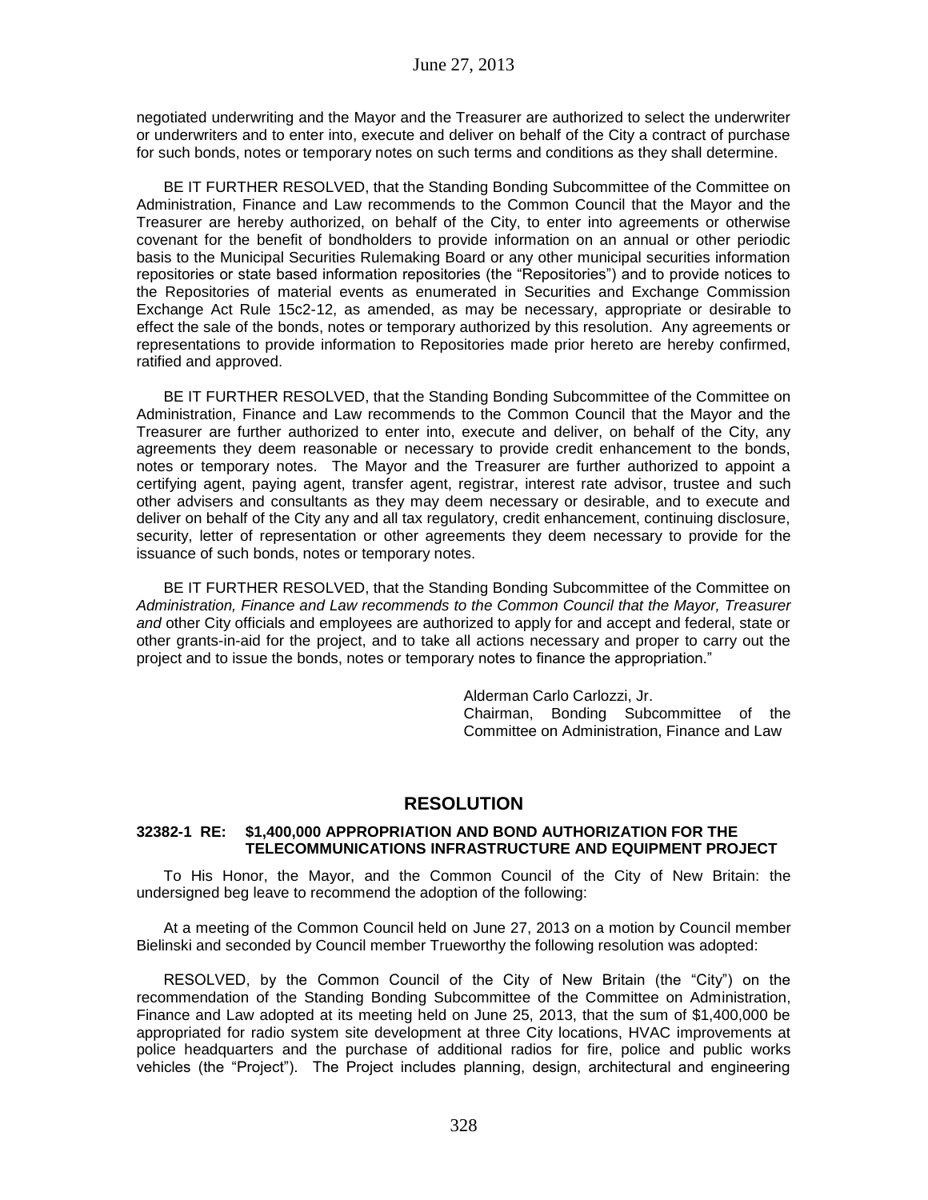negotiated underwriting and the Mayor and the Treasurer are authorized to select the underwriter or underwriters and to enter into, execute and deliver on behalf of the City a contract of purchase for such bonds, notes or temporary notes on such terms and conditions as they shall determine.

BE IT FURTHER RESOLVED, that the Standing Bonding Subcommittee of the Committee on Administration, Finance and Law recommends to the Common Council that the Mayor and the Treasurer are hereby authorized, on behalf of the City, to enter into agreements or otherwise covenant for the benefit of bondholders to provide information on an annual or other periodic basis to the Municipal Securities Rulemaking Board or any other municipal securities information repositories or state based information repositories (the "Repositories") and to provide notices to the Repositories of material events as enumerated in Securities and Exchange Commission Exchange Act Rule 15c2-12, as amended, as may be necessary, appropriate or desirable to effect the sale of the bonds, notes or temporary authorized by this resolution. Any agreements or representations to provide information to Repositories made prior hereto are hereby confirmed, ratified and approved.

BE IT FURTHER RESOLVED, that the Standing Bonding Subcommittee of the Committee on Administration, Finance and Law recommends to the Common Council that the Mayor and the Treasurer are further authorized to enter into, execute and deliver, on behalf of the City, any agreements they deem reasonable or necessary to provide credit enhancement to the bonds, notes or temporary notes. The Mayor and the Treasurer are further authorized to appoint a certifying agent, paying agent, transfer agent, registrar, interest rate advisor, trustee and such other advisers and consultants as they may deem necessary or desirable, and to execute and deliver on behalf of the City any and all tax regulatory, credit enhancement, continuing disclosure, security, letter of representation or other agreements they deem necessary to provide for the issuance of such bonds, notes or temporary notes.

BE IT FURTHER RESOLVED, that the Standing Bonding Subcommittee of the Committee on *Administration, Finance and Law recommends to the Common Council that the Mayor, Treasurer and* other City officials and employees are authorized to apply for and accept and federal, state or other grants-in-aid for the project, and to take all actions necessary and proper to carry out the project and to issue the bonds, notes or temporary notes to finance the appropriation."

Alderman Carlo Carlozzi, Jr.
Chairman, Bonding Subcommittee of the Committee on Administration, Finance and Law

## RESOLUTION

**32382-1 RE: $1,400,000 APPROPRIATION AND BOND AUTHORIZATION FOR THE TELECOMMUNICATIONS INFRASTRUCTURE AND EQUIPMENT PROJECT**

To His Honor, the Mayor, and the Common Council of the City of New Britain: the undersigned beg leave to recommend the adoption of the following:

At a meeting of the Common Council held on June 27, 2013 on a motion by Council member Bielinski and seconded by Council member Trueworthy the following resolution was adopted:

RESOLVED, by the Common Council of the City of New Britain (the "City") on the recommendation of the Standing Bonding Subcommittee of the Committee on Administration, Finance and Law adopted at its meeting held on June 25, 2013, that the sum of $1,400,000 be appropriated for radio system site development at three City locations, HVAC improvements at police headquarters and the purchase of additional radios for fire, police and public works vehicles (the "Project"). The Project includes planning, design, architectural and engineering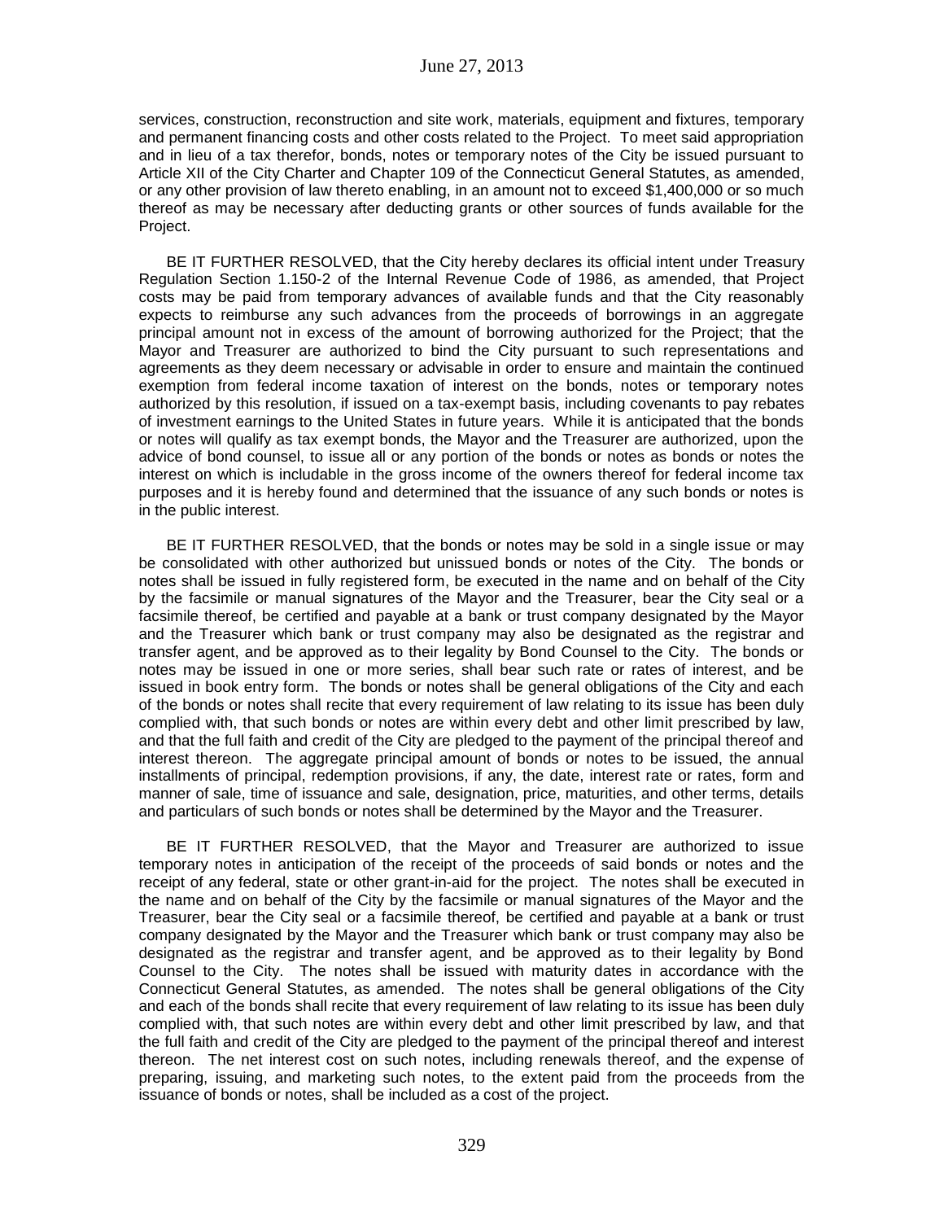services, construction, reconstruction and site work, materials, equipment and fixtures, temporary and permanent financing costs and other costs related to the Project. To meet said appropriation and in lieu of a tax therefor, bonds, notes or temporary notes of the City be issued pursuant to Article XII of the City Charter and Chapter 109 of the Connecticut General Statutes, as amended, or any other provision of law thereto enabling, in an amount not to exceed $1,400,000 or so much thereof as may be necessary after deducting grants or other sources of funds available for the Project.

BE IT FURTHER RESOLVED, that the City hereby declares its official intent under Treasury Regulation Section 1.150-2 of the Internal Revenue Code of 1986, as amended, that Project costs may be paid from temporary advances of available funds and that the City reasonably expects to reimburse any such advances from the proceeds of borrowings in an aggregate principal amount not in excess of the amount of borrowing authorized for the Project; that the Mayor and Treasurer are authorized to bind the City pursuant to such representations and agreements as they deem necessary or advisable in order to ensure and maintain the continued exemption from federal income taxation of interest on the bonds, notes or temporary notes authorized by this resolution, if issued on a tax-exempt basis, including covenants to pay rebates of investment earnings to the United States in future years. While it is anticipated that the bonds or notes will qualify as tax exempt bonds, the Mayor and the Treasurer are authorized, upon the advice of bond counsel, to issue all or any portion of the bonds or notes as bonds or notes the interest on which is includable in the gross income of the owners thereof for federal income tax purposes and it is hereby found and determined that the issuance of any such bonds or notes is in the public interest.

BE IT FURTHER RESOLVED, that the bonds or notes may be sold in a single issue or may be consolidated with other authorized but unissued bonds or notes of the City. The bonds or notes shall be issued in fully registered form, be executed in the name and on behalf of the City by the facsimile or manual signatures of the Mayor and the Treasurer, bear the City seal or a facsimile thereof, be certified and payable at a bank or trust company designated by the Mayor and the Treasurer which bank or trust company may also be designated as the registrar and transfer agent, and be approved as to their legality by Bond Counsel to the City. The bonds or notes may be issued in one or more series, shall bear such rate or rates of interest, and be issued in book entry form. The bonds or notes shall be general obligations of the City and each of the bonds or notes shall recite that every requirement of law relating to its issue has been duly complied with, that such bonds or notes are within every debt and other limit prescribed by law, and that the full faith and credit of the City are pledged to the payment of the principal thereof and interest thereon. The aggregate principal amount of bonds or notes to be issued, the annual installments of principal, redemption provisions, if any, the date, interest rate or rates, form and manner of sale, time of issuance and sale, designation, price, maturities, and other terms, details and particulars of such bonds or notes shall be determined by the Mayor and the Treasurer.

BE IT FURTHER RESOLVED, that the Mayor and Treasurer are authorized to issue temporary notes in anticipation of the receipt of the proceeds of said bonds or notes and the receipt of any federal, state or other grant-in-aid for the project. The notes shall be executed in the name and on behalf of the City by the facsimile or manual signatures of the Mayor and the Treasurer, bear the City seal or a facsimile thereof, be certified and payable at a bank or trust company designated by the Mayor and the Treasurer which bank or trust company may also be designated as the registrar and transfer agent, and be approved as to their legality by Bond Counsel to the City. The notes shall be issued with maturity dates in accordance with the Connecticut General Statutes, as amended. The notes shall be general obligations of the City and each of the bonds shall recite that every requirement of law relating to its issue has been duly complied with, that such notes are within every debt and other limit prescribed by law, and that the full faith and credit of the City are pledged to the payment of the principal thereof and interest thereon. The net interest cost on such notes, including renewals thereof, and the expense of preparing, issuing, and marketing such notes, to the extent paid from the proceeds from the issuance of bonds or notes, shall be included as a cost of the project.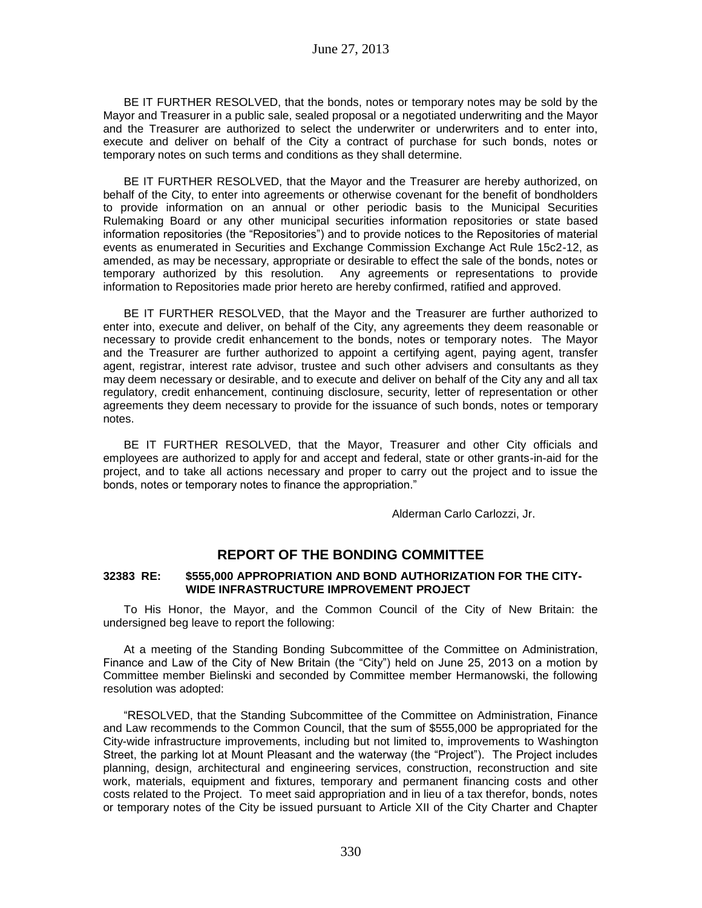BE IT FURTHER RESOLVED, that the bonds, notes or temporary notes may be sold by the Mayor and Treasurer in a public sale, sealed proposal or a negotiated underwriting and the Mayor and the Treasurer are authorized to select the underwriter or underwriters and to enter into, execute and deliver on behalf of the City a contract of purchase for such bonds, notes or temporary notes on such terms and conditions as they shall determine.

BE IT FURTHER RESOLVED, that the Mayor and the Treasurer are hereby authorized, on behalf of the City, to enter into agreements or otherwise covenant for the benefit of bondholders to provide information on an annual or other periodic basis to the Municipal Securities Rulemaking Board or any other municipal securities information repositories or state based information repositories (the "Repositories") and to provide notices to the Repositories of material events as enumerated in Securities and Exchange Commission Exchange Act Rule 15c2-12, as amended, as may be necessary, appropriate or desirable to effect the sale of the bonds, notes or temporary authorized by this resolution. Any agreements or representations to provide information to Repositories made prior hereto are hereby confirmed, ratified and approved.

BE IT FURTHER RESOLVED, that the Mayor and the Treasurer are further authorized to enter into, execute and deliver, on behalf of the City, any agreements they deem reasonable or necessary to provide credit enhancement to the bonds, notes or temporary notes. The Mayor and the Treasurer are further authorized to appoint a certifying agent, paying agent, transfer agent, registrar, interest rate advisor, trustee and such other advisers and consultants as they may deem necessary or desirable, and to execute and deliver on behalf of the City any and all tax regulatory, credit enhancement, continuing disclosure, security, letter of representation or other agreements they deem necessary to provide for the issuance of such bonds, notes or temporary notes.

BE IT FURTHER RESOLVED, that the Mayor, Treasurer and other City officials and employees are authorized to apply for and accept and federal, state or other grants-in-aid for the project, and to take all actions necessary and proper to carry out the project and to issue the bonds, notes or temporary notes to finance the appropriation."

Alderman Carlo Carlozzi, Jr.

## REPORT OF THE BONDING COMMITTEE

**32383 RE: $555,000 APPROPRIATION AND BOND AUTHORIZATION FOR THE CITY-WIDE INFRASTRUCTURE IMPROVEMENT PROJECT**

To His Honor, the Mayor, and the Common Council of the City of New Britain: the undersigned beg leave to report the following:

At a meeting of the Standing Bonding Subcommittee of the Committee on Administration, Finance and Law of the City of New Britain (the "City") held on June 25, 2013 on a motion by Committee member Bielinski and seconded by Committee member Hermanowski, the following resolution was adopted:

"RESOLVED, that the Standing Subcommittee of the Committee on Administration, Finance and Law recommends to the Common Council, that the sum of $555,000 be appropriated for the City-wide infrastructure improvements, including but not limited to, improvements to Washington Street, the parking lot at Mount Pleasant and the waterway (the "Project"). The Project includes planning, design, architectural and engineering services, construction, reconstruction and site work, materials, equipment and fixtures, temporary and permanent financing costs and other costs related to the Project. To meet said appropriation and in lieu of a tax therefor, bonds, notes or temporary notes of the City be issued pursuant to Article XII of the City Charter and Chapter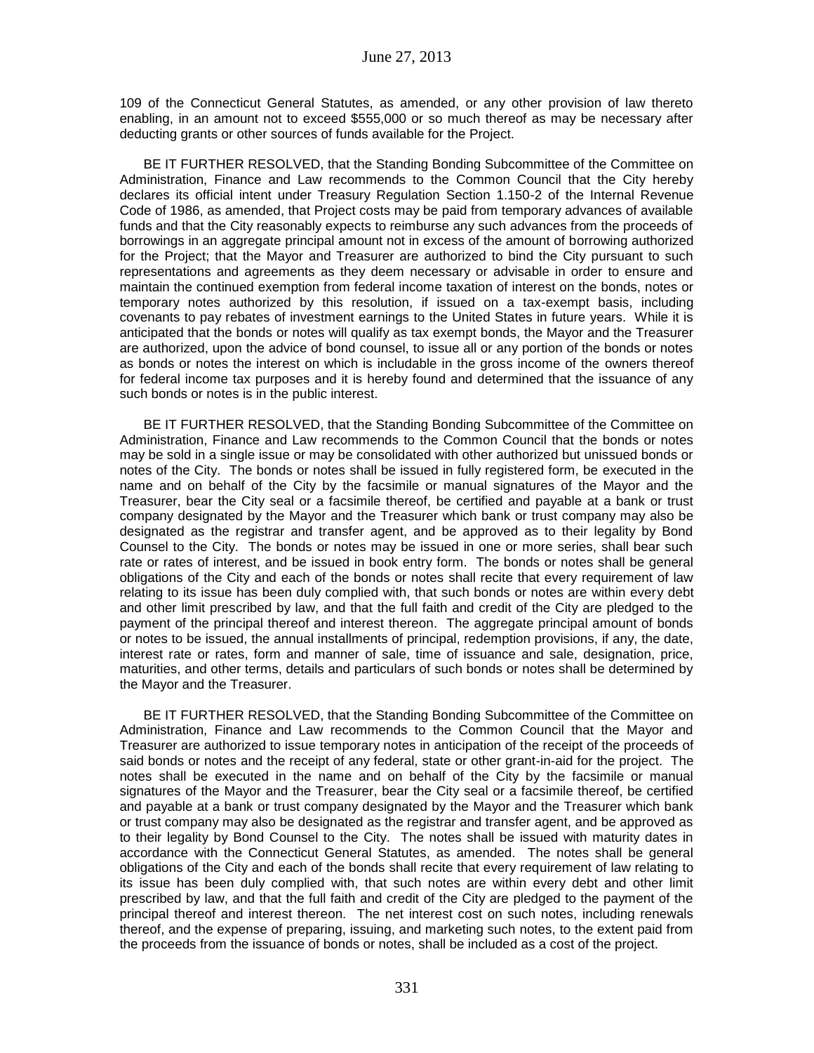109 of the Connecticut General Statutes, as amended, or any other provision of law thereto enabling, in an amount not to exceed $555,000 or so much thereof as may be necessary after deducting grants or other sources of funds available for the Project.

BE IT FURTHER RESOLVED, that the Standing Bonding Subcommittee of the Committee on Administration, Finance and Law recommends to the Common Council that the City hereby declares its official intent under Treasury Regulation Section 1.150-2 of the Internal Revenue Code of 1986, as amended, that Project costs may be paid from temporary advances of available funds and that the City reasonably expects to reimburse any such advances from the proceeds of borrowings in an aggregate principal amount not in excess of the amount of borrowing authorized for the Project; that the Mayor and Treasurer are authorized to bind the City pursuant to such representations and agreements as they deem necessary or advisable in order to ensure and maintain the continued exemption from federal income taxation of interest on the bonds, notes or temporary notes authorized by this resolution, if issued on a tax-exempt basis, including covenants to pay rebates of investment earnings to the United States in future years. While it is anticipated that the bonds or notes will qualify as tax exempt bonds, the Mayor and the Treasurer are authorized, upon the advice of bond counsel, to issue all or any portion of the bonds or notes as bonds or notes the interest on which is includable in the gross income of the owners thereof for federal income tax purposes and it is hereby found and determined that the issuance of any such bonds or notes is in the public interest.

BE IT FURTHER RESOLVED, that the Standing Bonding Subcommittee of the Committee on Administration, Finance and Law recommends to the Common Council that the bonds or notes may be sold in a single issue or may be consolidated with other authorized but unissued bonds or notes of the City. The bonds or notes shall be issued in fully registered form, be executed in the name and on behalf of the City by the facsimile or manual signatures of the Mayor and the Treasurer, bear the City seal or a facsimile thereof, be certified and payable at a bank or trust company designated by the Mayor and the Treasurer which bank or trust company may also be designated as the registrar and transfer agent, and be approved as to their legality by Bond Counsel to the City. The bonds or notes may be issued in one or more series, shall bear such rate or rates of interest, and be issued in book entry form. The bonds or notes shall be general obligations of the City and each of the bonds or notes shall recite that every requirement of law relating to its issue has been duly complied with, that such bonds or notes are within every debt and other limit prescribed by law, and that the full faith and credit of the City are pledged to the payment of the principal thereof and interest thereon. The aggregate principal amount of bonds or notes to be issued, the annual installments of principal, redemption provisions, if any, the date, interest rate or rates, form and manner of sale, time of issuance and sale, designation, price, maturities, and other terms, details and particulars of such bonds or notes shall be determined by the Mayor and the Treasurer.

BE IT FURTHER RESOLVED, that the Standing Bonding Subcommittee of the Committee on Administration, Finance and Law recommends to the Common Council that the Mayor and Treasurer are authorized to issue temporary notes in anticipation of the receipt of the proceeds of said bonds or notes and the receipt of any federal, state or other grant-in-aid for the project. The notes shall be executed in the name and on behalf of the City by the facsimile or manual signatures of the Mayor and the Treasurer, bear the City seal or a facsimile thereof, be certified and payable at a bank or trust company designated by the Mayor and the Treasurer which bank or trust company may also be designated as the registrar and transfer agent, and be approved as to their legality by Bond Counsel to the City. The notes shall be issued with maturity dates in accordance with the Connecticut General Statutes, as amended. The notes shall be general obligations of the City and each of the bonds shall recite that every requirement of law relating to its issue has been duly complied with, that such notes are within every debt and other limit prescribed by law, and that the full faith and credit of the City are pledged to the payment of the principal thereof and interest thereon. The net interest cost on such notes, including renewals thereof, and the expense of preparing, issuing, and marketing such notes, to the extent paid from the proceeds from the issuance of bonds or notes, shall be included as a cost of the project.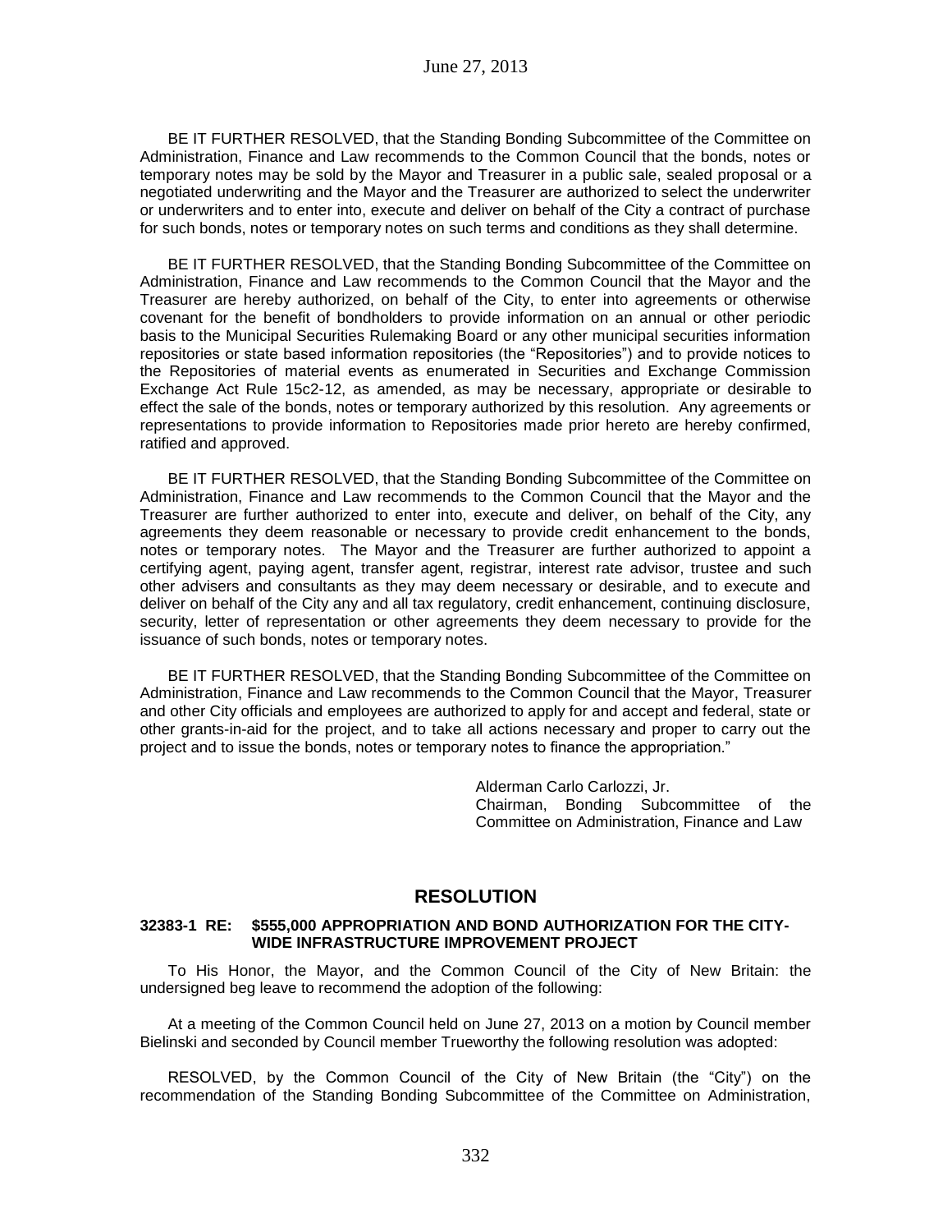BE IT FURTHER RESOLVED, that the Standing Bonding Subcommittee of the Committee on Administration, Finance and Law recommends to the Common Council that the bonds, notes or temporary notes may be sold by the Mayor and Treasurer in a public sale, sealed proposal or a negotiated underwriting and the Mayor and the Treasurer are authorized to select the underwriter or underwriters and to enter into, execute and deliver on behalf of the City a contract of purchase for such bonds, notes or temporary notes on such terms and conditions as they shall determine.

BE IT FURTHER RESOLVED, that the Standing Bonding Subcommittee of the Committee on Administration, Finance and Law recommends to the Common Council that the Mayor and the Treasurer are hereby authorized, on behalf of the City, to enter into agreements or otherwise covenant for the benefit of bondholders to provide information on an annual or other periodic basis to the Municipal Securities Rulemaking Board or any other municipal securities information repositories or state based information repositories (the "Repositories") and to provide notices to the Repositories of material events as enumerated in Securities and Exchange Commission Exchange Act Rule 15c2-12, as amended, as may be necessary, appropriate or desirable to effect the sale of the bonds, notes or temporary authorized by this resolution. Any agreements or representations to provide information to Repositories made prior hereto are hereby confirmed, ratified and approved.

BE IT FURTHER RESOLVED, that the Standing Bonding Subcommittee of the Committee on Administration, Finance and Law recommends to the Common Council that the Mayor and the Treasurer are further authorized to enter into, execute and deliver, on behalf of the City, any agreements they deem reasonable or necessary to provide credit enhancement to the bonds, notes or temporary notes. The Mayor and the Treasurer are further authorized to appoint a certifying agent, paying agent, transfer agent, registrar, interest rate advisor, trustee and such other advisers and consultants as they may deem necessary or desirable, and to execute and deliver on behalf of the City any and all tax regulatory, credit enhancement, continuing disclosure, security, letter of representation or other agreements they deem necessary to provide for the issuance of such bonds, notes or temporary notes.

BE IT FURTHER RESOLVED, that the Standing Bonding Subcommittee of the Committee on Administration, Finance and Law recommends to the Common Council that the Mayor, Treasurer and other City officials and employees are authorized to apply for and accept and federal, state or other grants-in-aid for the project, and to take all actions necessary and proper to carry out the project and to issue the bonds, notes or temporary notes to finance the appropriation."

Alderman Carlo Carlozzi, Jr.
Chairman, Bonding Subcommittee of the Committee on Administration, Finance and Law

## RESOLUTION

**32383-1 RE: $555,000 APPROPRIATION AND BOND AUTHORIZATION FOR THE CITY-WIDE INFRASTRUCTURE IMPROVEMENT PROJECT**

To His Honor, the Mayor, and the Common Council of the City of New Britain: the undersigned beg leave to recommend the adoption of the following:

At a meeting of the Common Council held on June 27, 2013 on a motion by Council member Bielinski and seconded by Council member Trueworthy the following resolution was adopted:

RESOLVED, by the Common Council of the City of New Britain (the "City") on the recommendation of the Standing Bonding Subcommittee of the Committee on Administration,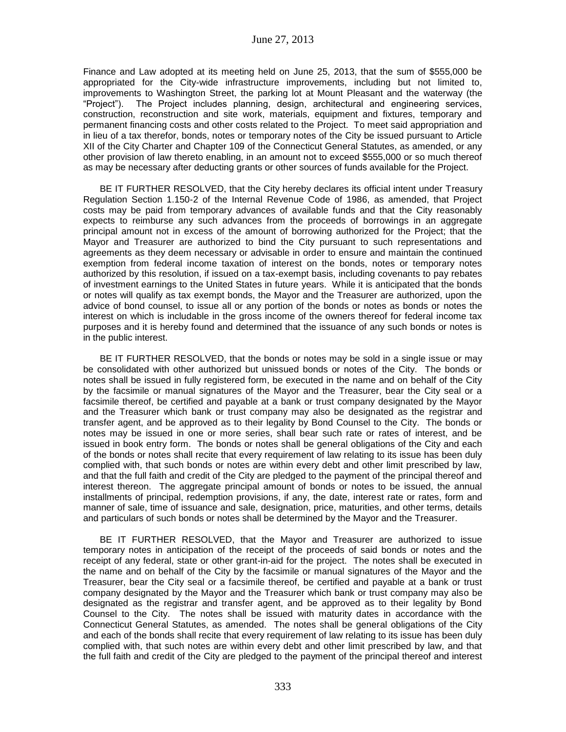Finance and Law adopted at its meeting held on June 25, 2013, that the sum of $555,000 be appropriated for the City-wide infrastructure improvements, including but not limited to, improvements to Washington Street, the parking lot at Mount Pleasant and the waterway (the "Project"). The Project includes planning, design, architectural and engineering services, construction, reconstruction and site work, materials, equipment and fixtures, temporary and permanent financing costs and other costs related to the Project. To meet said appropriation and in lieu of a tax therefor, bonds, notes or temporary notes of the City be issued pursuant to Article XII of the City Charter and Chapter 109 of the Connecticut General Statutes, as amended, or any other provision of law thereto enabling, in an amount not to exceed $555,000 or so much thereof as may be necessary after deducting grants or other sources of funds available for the Project.

BE IT FURTHER RESOLVED, that the City hereby declares its official intent under Treasury Regulation Section 1.150-2 of the Internal Revenue Code of 1986, as amended, that Project costs may be paid from temporary advances of available funds and that the City reasonably expects to reimburse any such advances from the proceeds of borrowings in an aggregate principal amount not in excess of the amount of borrowing authorized for the Project; that the Mayor and Treasurer are authorized to bind the City pursuant to such representations and agreements as they deem necessary or advisable in order to ensure and maintain the continued exemption from federal income taxation of interest on the bonds, notes or temporary notes authorized by this resolution, if issued on a tax-exempt basis, including covenants to pay rebates of investment earnings to the United States in future years. While it is anticipated that the bonds or notes will qualify as tax exempt bonds, the Mayor and the Treasurer are authorized, upon the advice of bond counsel, to issue all or any portion of the bonds or notes as bonds or notes the interest on which is includable in the gross income of the owners thereof for federal income tax purposes and it is hereby found and determined that the issuance of any such bonds or notes is in the public interest.

BE IT FURTHER RESOLVED, that the bonds or notes may be sold in a single issue or may be consolidated with other authorized but unissued bonds or notes of the City. The bonds or notes shall be issued in fully registered form, be executed in the name and on behalf of the City by the facsimile or manual signatures of the Mayor and the Treasurer, bear the City seal or a facsimile thereof, be certified and payable at a bank or trust company designated by the Mayor and the Treasurer which bank or trust company may also be designated as the registrar and transfer agent, and be approved as to their legality by Bond Counsel to the City. The bonds or notes may be issued in one or more series, shall bear such rate or rates of interest, and be issued in book entry form. The bonds or notes shall be general obligations of the City and each of the bonds or notes shall recite that every requirement of law relating to its issue has been duly complied with, that such bonds or notes are within every debt and other limit prescribed by law, and that the full faith and credit of the City are pledged to the payment of the principal thereof and interest thereon. The aggregate principal amount of bonds or notes to be issued, the annual installments of principal, redemption provisions, if any, the date, interest rate or rates, form and manner of sale, time of issuance and sale, designation, price, maturities, and other terms, details and particulars of such bonds or notes shall be determined by the Mayor and the Treasurer.

BE IT FURTHER RESOLVED, that the Mayor and Treasurer are authorized to issue temporary notes in anticipation of the receipt of the proceeds of said bonds or notes and the receipt of any federal, state or other grant-in-aid for the project. The notes shall be executed in the name and on behalf of the City by the facsimile or manual signatures of the Mayor and the Treasurer, bear the City seal or a facsimile thereof, be certified and payable at a bank or trust company designated by the Mayor and the Treasurer which bank or trust company may also be designated as the registrar and transfer agent, and be approved as to their legality by Bond Counsel to the City. The notes shall be issued with maturity dates in accordance with the Connecticut General Statutes, as amended. The notes shall be general obligations of the City and each of the bonds shall recite that every requirement of law relating to its issue has been duly complied with, that such notes are within every debt and other limit prescribed by law, and that the full faith and credit of the City are pledged to the payment of the principal thereof and interest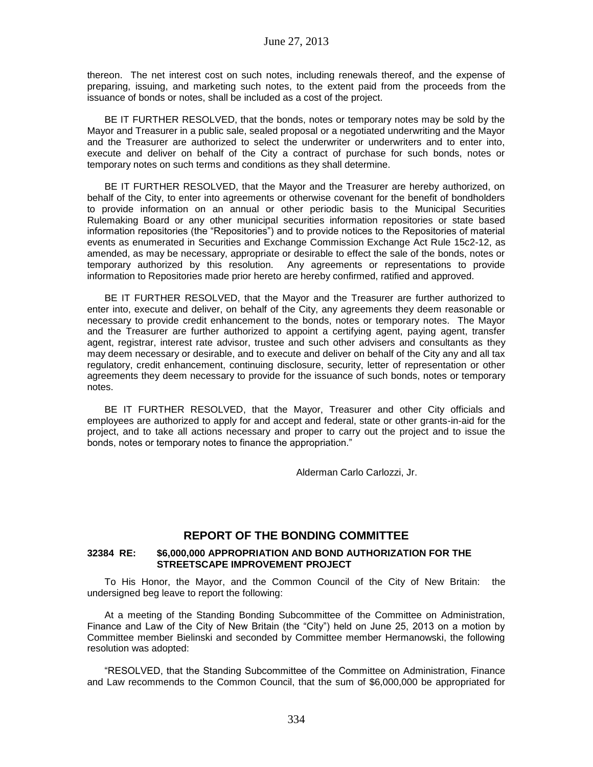thereon. The net interest cost on such notes, including renewals thereof, and the expense of preparing, issuing, and marketing such notes, to the extent paid from the proceeds from the issuance of bonds or notes, shall be included as a cost of the project.

BE IT FURTHER RESOLVED, that the bonds, notes or temporary notes may be sold by the Mayor and Treasurer in a public sale, sealed proposal or a negotiated underwriting and the Mayor and the Treasurer are authorized to select the underwriter or underwriters and to enter into, execute and deliver on behalf of the City a contract of purchase for such bonds, notes or temporary notes on such terms and conditions as they shall determine.

BE IT FURTHER RESOLVED, that the Mayor and the Treasurer are hereby authorized, on behalf of the City, to enter into agreements or otherwise covenant for the benefit of bondholders to provide information on an annual or other periodic basis to the Municipal Securities Rulemaking Board or any other municipal securities information repositories or state based information repositories (the "Repositories") and to provide notices to the Repositories of material events as enumerated in Securities and Exchange Commission Exchange Act Rule 15c2-12, as amended, as may be necessary, appropriate or desirable to effect the sale of the bonds, notes or temporary authorized by this resolution. Any agreements or representations to provide information to Repositories made prior hereto are hereby confirmed, ratified and approved.

BE IT FURTHER RESOLVED, that the Mayor and the Treasurer are further authorized to enter into, execute and deliver, on behalf of the City, any agreements they deem reasonable or necessary to provide credit enhancement to the bonds, notes or temporary notes. The Mayor and the Treasurer are further authorized to appoint a certifying agent, paying agent, transfer agent, registrar, interest rate advisor, trustee and such other advisers and consultants as they may deem necessary or desirable, and to execute and deliver on behalf of the City any and all tax regulatory, credit enhancement, continuing disclosure, security, letter of representation or other agreements they deem necessary to provide for the issuance of such bonds, notes or temporary notes.

BE IT FURTHER RESOLVED, that the Mayor, Treasurer and other City officials and employees are authorized to apply for and accept and federal, state or other grants-in-aid for the project, and to take all actions necessary and proper to carry out the project and to issue the bonds, notes or temporary notes to finance the appropriation."

Alderman Carlo Carlozzi, Jr.

## REPORT OF THE BONDING COMMITTEE

**32384 RE: $6,000,000 APPROPRIATION AND BOND AUTHORIZATION FOR THE STREETSCAPE IMPROVEMENT PROJECT**

To His Honor, the Mayor, and the Common Council of the City of New Britain: the undersigned beg leave to report the following:

At a meeting of the Standing Bonding Subcommittee of the Committee on Administration, Finance and Law of the City of New Britain (the "City") held on June 25, 2013 on a motion by Committee member Bielinski and seconded by Committee member Hermanowski, the following resolution was adopted:

"RESOLVED, that the Standing Subcommittee of the Committee on Administration, Finance and Law recommends to the Common Council, that the sum of $6,000,000 be appropriated for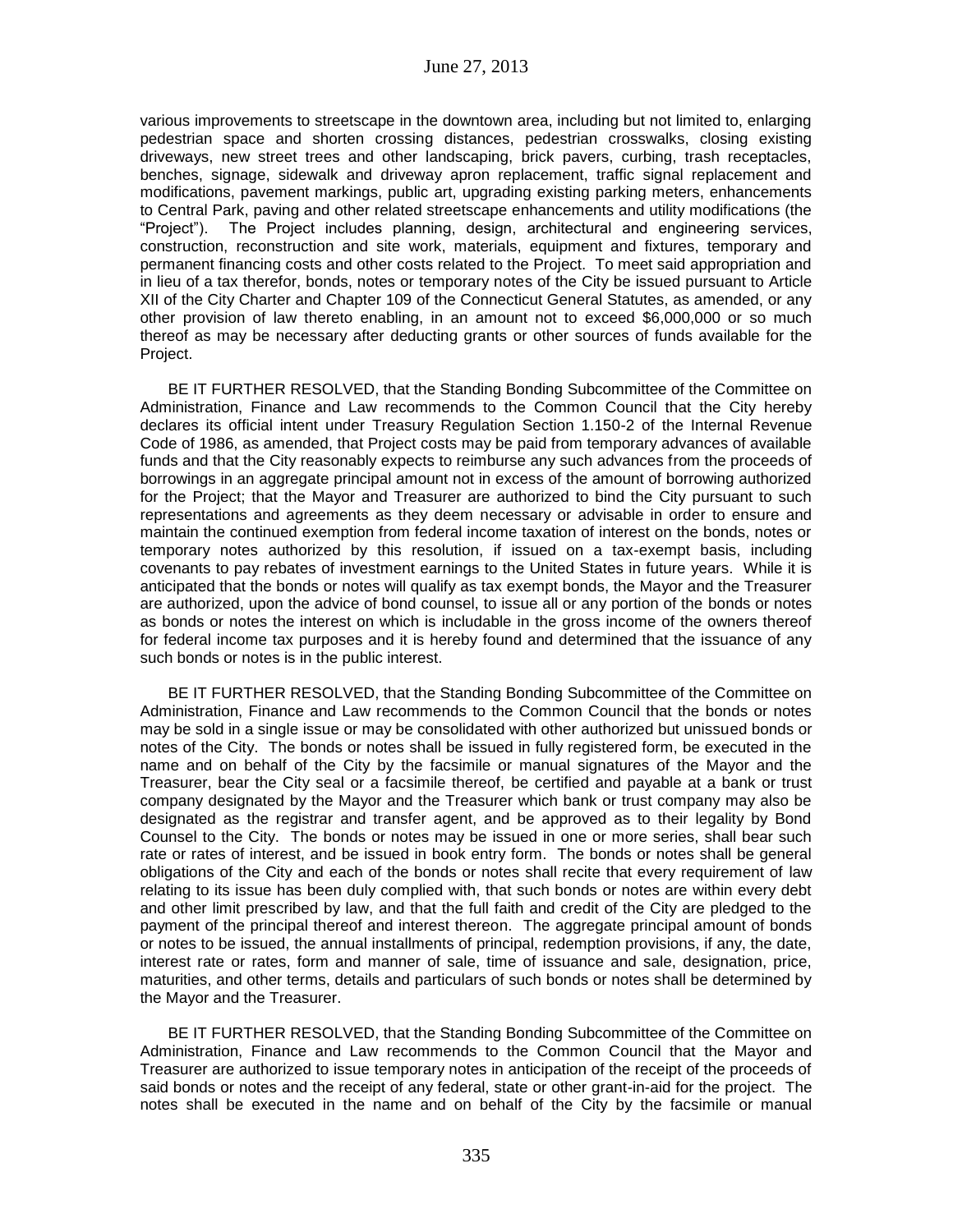various improvements to streetscape in the downtown area, including but not limited to, enlarging pedestrian space and shorten crossing distances, pedestrian crosswalks, closing existing driveways, new street trees and other landscaping, brick pavers, curbing, trash receptacles, benches, signage, sidewalk and driveway apron replacement, traffic signal replacement and modifications, pavement markings, public art, upgrading existing parking meters, enhancements to Central Park, paving and other related streetscape enhancements and utility modifications (the "Project"). The Project includes planning, design, architectural and engineering services, construction, reconstruction and site work, materials, equipment and fixtures, temporary and permanent financing costs and other costs related to the Project. To meet said appropriation and in lieu of a tax therefor, bonds, notes or temporary notes of the City be issued pursuant to Article XII of the City Charter and Chapter 109 of the Connecticut General Statutes, as amended, or any other provision of law thereto enabling, in an amount not to exceed $6,000,000 or so much thereof as may be necessary after deducting grants or other sources of funds available for the Project.

BE IT FURTHER RESOLVED, that the Standing Bonding Subcommittee of the Committee on Administration, Finance and Law recommends to the Common Council that the City hereby declares its official intent under Treasury Regulation Section 1.150-2 of the Internal Revenue Code of 1986, as amended, that Project costs may be paid from temporary advances of available funds and that the City reasonably expects to reimburse any such advances from the proceeds of borrowings in an aggregate principal amount not in excess of the amount of borrowing authorized for the Project; that the Mayor and Treasurer are authorized to bind the City pursuant to such representations and agreements as they deem necessary or advisable in order to ensure and maintain the continued exemption from federal income taxation of interest on the bonds, notes or temporary notes authorized by this resolution, if issued on a tax-exempt basis, including covenants to pay rebates of investment earnings to the United States in future years. While it is anticipated that the bonds or notes will qualify as tax exempt bonds, the Mayor and the Treasurer are authorized, upon the advice of bond counsel, to issue all or any portion of the bonds or notes as bonds or notes the interest on which is includable in the gross income of the owners thereof for federal income tax purposes and it is hereby found and determined that the issuance of any such bonds or notes is in the public interest.

BE IT FURTHER RESOLVED, that the Standing Bonding Subcommittee of the Committee on Administration, Finance and Law recommends to the Common Council that the bonds or notes may be sold in a single issue or may be consolidated with other authorized but unissued bonds or notes of the City. The bonds or notes shall be issued in fully registered form, be executed in the name and on behalf of the City by the facsimile or manual signatures of the Mayor and the Treasurer, bear the City seal or a facsimile thereof, be certified and payable at a bank or trust company designated by the Mayor and the Treasurer which bank or trust company may also be designated as the registrar and transfer agent, and be approved as to their legality by Bond Counsel to the City. The bonds or notes may be issued in one or more series, shall bear such rate or rates of interest, and be issued in book entry form. The bonds or notes shall be general obligations of the City and each of the bonds or notes shall recite that every requirement of law relating to its issue has been duly complied with, that such bonds or notes are within every debt and other limit prescribed by law, and that the full faith and credit of the City are pledged to the payment of the principal thereof and interest thereon. The aggregate principal amount of bonds or notes to be issued, the annual installments of principal, redemption provisions, if any, the date, interest rate or rates, form and manner of sale, time of issuance and sale, designation, price, maturities, and other terms, details and particulars of such bonds or notes shall be determined by the Mayor and the Treasurer.

BE IT FURTHER RESOLVED, that the Standing Bonding Subcommittee of the Committee on Administration, Finance and Law recommends to the Common Council that the Mayor and Treasurer are authorized to issue temporary notes in anticipation of the receipt of the proceeds of said bonds or notes and the receipt of any federal, state or other grant-in-aid for the project. The notes shall be executed in the name and on behalf of the City by the facsimile or manual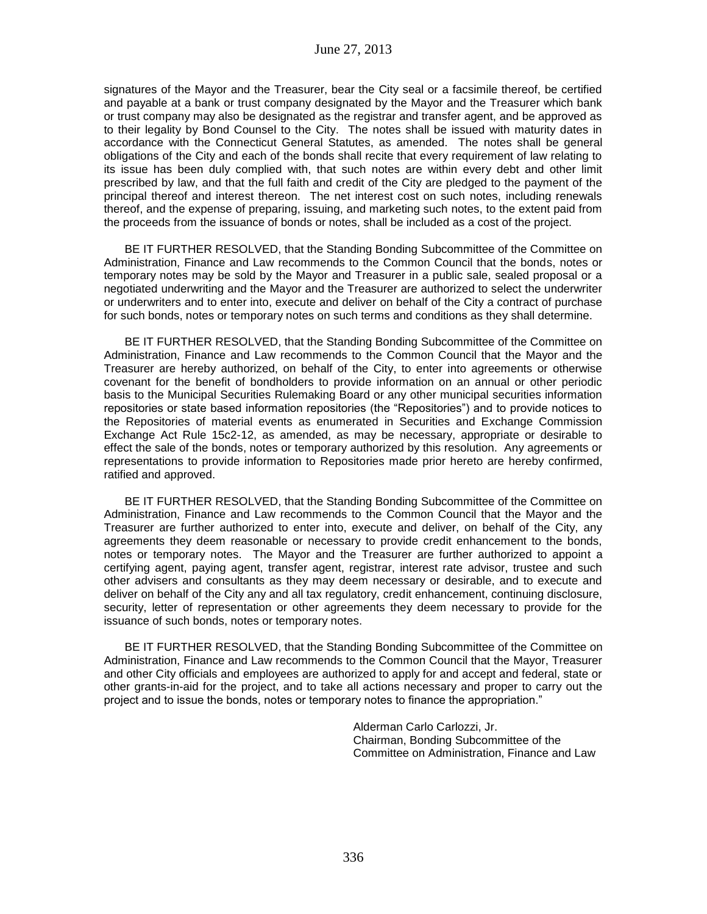signatures of the Mayor and the Treasurer, bear the City seal or a facsimile thereof, be certified and payable at a bank or trust company designated by the Mayor and the Treasurer which bank or trust company may also be designated as the registrar and transfer agent, and be approved as to their legality by Bond Counsel to the City. The notes shall be issued with maturity dates in accordance with the Connecticut General Statutes, as amended. The notes shall be general obligations of the City and each of the bonds shall recite that every requirement of law relating to its issue has been duly complied with, that such notes are within every debt and other limit prescribed by law, and that the full faith and credit of the City are pledged to the payment of the principal thereof and interest thereon. The net interest cost on such notes, including renewals thereof, and the expense of preparing, issuing, and marketing such notes, to the extent paid from the proceeds from the issuance of bonds or notes, shall be included as a cost of the project.

BE IT FURTHER RESOLVED, that the Standing Bonding Subcommittee of the Committee on Administration, Finance and Law recommends to the Common Council that the bonds, notes or temporary notes may be sold by the Mayor and Treasurer in a public sale, sealed proposal or a negotiated underwriting and the Mayor and the Treasurer are authorized to select the underwriter or underwriters and to enter into, execute and deliver on behalf of the City a contract of purchase for such bonds, notes or temporary notes on such terms and conditions as they shall determine.

BE IT FURTHER RESOLVED, that the Standing Bonding Subcommittee of the Committee on Administration, Finance and Law recommends to the Common Council that the Mayor and the Treasurer are hereby authorized, on behalf of the City, to enter into agreements or otherwise covenant for the benefit of bondholders to provide information on an annual or other periodic basis to the Municipal Securities Rulemaking Board or any other municipal securities information repositories or state based information repositories (the "Repositories") and to provide notices to the Repositories of material events as enumerated in Securities and Exchange Commission Exchange Act Rule 15c2-12, as amended, as may be necessary, appropriate or desirable to effect the sale of the bonds, notes or temporary authorized by this resolution. Any agreements or representations to provide information to Repositories made prior hereto are hereby confirmed, ratified and approved.

BE IT FURTHER RESOLVED, that the Standing Bonding Subcommittee of the Committee on Administration, Finance and Law recommends to the Common Council that the Mayor and the Treasurer are further authorized to enter into, execute and deliver, on behalf of the City, any agreements they deem reasonable or necessary to provide credit enhancement to the bonds, notes or temporary notes. The Mayor and the Treasurer are further authorized to appoint a certifying agent, paying agent, transfer agent, registrar, interest rate advisor, trustee and such other advisers and consultants as they may deem necessary or desirable, and to execute and deliver on behalf of the City any and all tax regulatory, credit enhancement, continuing disclosure, security, letter of representation or other agreements they deem necessary to provide for the issuance of such bonds, notes or temporary notes.

BE IT FURTHER RESOLVED, that the Standing Bonding Subcommittee of the Committee on Administration, Finance and Law recommends to the Common Council that the Mayor, Treasurer and other City officials and employees are authorized to apply for and accept and federal, state or other grants-in-aid for the project, and to take all actions necessary and proper to carry out the project and to issue the bonds, notes or temporary notes to finance the appropriation."

Alderman Carlo Carlozzi, Jr.
Chairman, Bonding Subcommittee of the
Committee on Administration, Finance and Law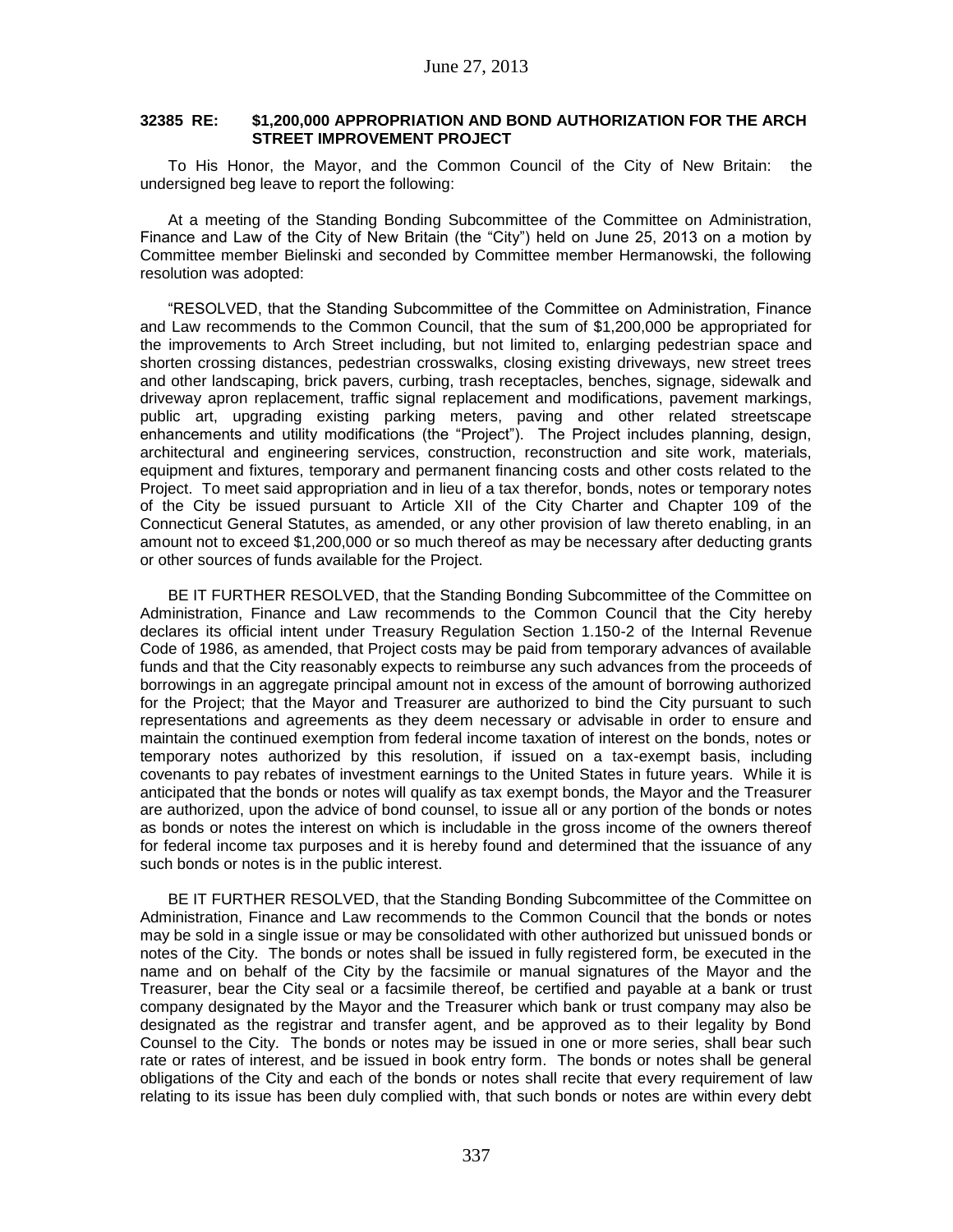**32385 RE: $1,200,000 APPROPRIATION AND BOND AUTHORIZATION FOR THE ARCH STREET IMPROVEMENT PROJECT**

To His Honor, the Mayor, and the Common Council of the City of New Britain: the undersigned beg leave to report the following:

At a meeting of the Standing Bonding Subcommittee of the Committee on Administration, Finance and Law of the City of New Britain (the "City") held on June 25, 2013 on a motion by Committee member Bielinski and seconded by Committee member Hermanowski, the following resolution was adopted:

"RESOLVED, that the Standing Subcommittee of the Committee on Administration, Finance and Law recommends to the Common Council, that the sum of $1,200,000 be appropriated for the improvements to Arch Street including, but not limited to, enlarging pedestrian space and shorten crossing distances, pedestrian crosswalks, closing existing driveways, new street trees and other landscaping, brick pavers, curbing, trash receptacles, benches, signage, sidewalk and driveway apron replacement, traffic signal replacement and modifications, pavement markings, public art, upgrading existing parking meters, paving and other related streetscape enhancements and utility modifications (the "Project"). The Project includes planning, design, architectural and engineering services, construction, reconstruction and site work, materials, equipment and fixtures, temporary and permanent financing costs and other costs related to the Project. To meet said appropriation and in lieu of a tax therefor, bonds, notes or temporary notes of the City be issued pursuant to Article XII of the City Charter and Chapter 109 of the Connecticut General Statutes, as amended, or any other provision of law thereto enabling, in an amount not to exceed $1,200,000 or so much thereof as may be necessary after deducting grants or other sources of funds available for the Project.

BE IT FURTHER RESOLVED, that the Standing Bonding Subcommittee of the Committee on Administration, Finance and Law recommends to the Common Council that the City hereby declares its official intent under Treasury Regulation Section 1.150-2 of the Internal Revenue Code of 1986, as amended, that Project costs may be paid from temporary advances of available funds and that the City reasonably expects to reimburse any such advances from the proceeds of borrowings in an aggregate principal amount not in excess of the amount of borrowing authorized for the Project; that the Mayor and Treasurer are authorized to bind the City pursuant to such representations and agreements as they deem necessary or advisable in order to ensure and maintain the continued exemption from federal income taxation of interest on the bonds, notes or temporary notes authorized by this resolution, if issued on a tax-exempt basis, including covenants to pay rebates of investment earnings to the United States in future years. While it is anticipated that the bonds or notes will qualify as tax exempt bonds, the Mayor and the Treasurer are authorized, upon the advice of bond counsel, to issue all or any portion of the bonds or notes as bonds or notes the interest on which is includable in the gross income of the owners thereof for federal income tax purposes and it is hereby found and determined that the issuance of any such bonds or notes is in the public interest.

BE IT FURTHER RESOLVED, that the Standing Bonding Subcommittee of the Committee on Administration, Finance and Law recommends to the Common Council that the bonds or notes may be sold in a single issue or may be consolidated with other authorized but unissued bonds or notes of the City. The bonds or notes shall be issued in fully registered form, be executed in the name and on behalf of the City by the facsimile or manual signatures of the Mayor and the Treasurer, bear the City seal or a facsimile thereof, be certified and payable at a bank or trust company designated by the Mayor and the Treasurer which bank or trust company may also be designated as the registrar and transfer agent, and be approved as to their legality by Bond Counsel to the City. The bonds or notes may be issued in one or more series, shall bear such rate or rates of interest, and be issued in book entry form. The bonds or notes shall be general obligations of the City and each of the bonds or notes shall recite that every requirement of law relating to its issue has been duly complied with, that such bonds or notes are within every debt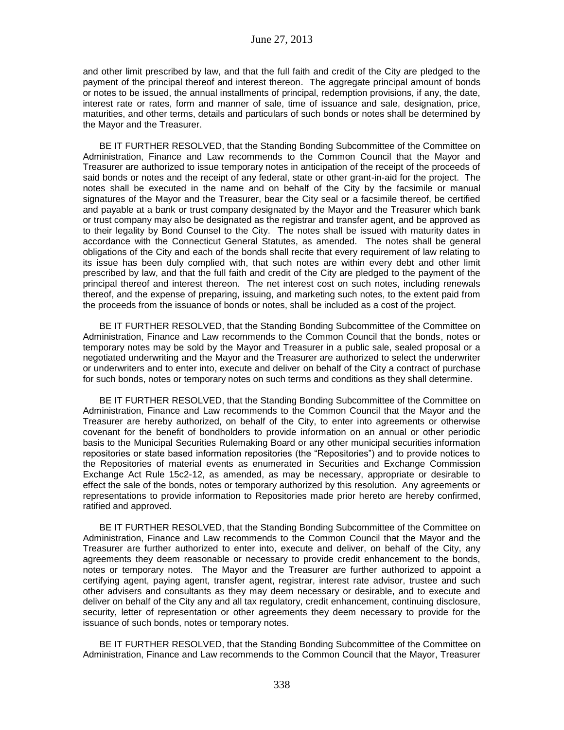and other limit prescribed by law, and that the full faith and credit of the City are pledged to the payment of the principal thereof and interest thereon. The aggregate principal amount of bonds or notes to be issued, the annual installments of principal, redemption provisions, if any, the date, interest rate or rates, form and manner of sale, time of issuance and sale, designation, price, maturities, and other terms, details and particulars of such bonds or notes shall be determined by the Mayor and the Treasurer.

BE IT FURTHER RESOLVED, that the Standing Bonding Subcommittee of the Committee on Administration, Finance and Law recommends to the Common Council that the Mayor and Treasurer are authorized to issue temporary notes in anticipation of the receipt of the proceeds of said bonds or notes and the receipt of any federal, state or other grant-in-aid for the project. The notes shall be executed in the name and on behalf of the City by the facsimile or manual signatures of the Mayor and the Treasurer, bear the City seal or a facsimile thereof, be certified and payable at a bank or trust company designated by the Mayor and the Treasurer which bank or trust company may also be designated as the registrar and transfer agent, and be approved as to their legality by Bond Counsel to the City. The notes shall be issued with maturity dates in accordance with the Connecticut General Statutes, as amended. The notes shall be general obligations of the City and each of the bonds shall recite that every requirement of law relating to its issue has been duly complied with, that such notes are within every debt and other limit prescribed by law, and that the full faith and credit of the City are pledged to the payment of the principal thereof and interest thereon. The net interest cost on such notes, including renewals thereof, and the expense of preparing, issuing, and marketing such notes, to the extent paid from the proceeds from the issuance of bonds or notes, shall be included as a cost of the project.

BE IT FURTHER RESOLVED, that the Standing Bonding Subcommittee of the Committee on Administration, Finance and Law recommends to the Common Council that the bonds, notes or temporary notes may be sold by the Mayor and Treasurer in a public sale, sealed proposal or a negotiated underwriting and the Mayor and the Treasurer are authorized to select the underwriter or underwriters and to enter into, execute and deliver on behalf of the City a contract of purchase for such bonds, notes or temporary notes on such terms and conditions as they shall determine.

BE IT FURTHER RESOLVED, that the Standing Bonding Subcommittee of the Committee on Administration, Finance and Law recommends to the Common Council that the Mayor and the Treasurer are hereby authorized, on behalf of the City, to enter into agreements or otherwise covenant for the benefit of bondholders to provide information on an annual or other periodic basis to the Municipal Securities Rulemaking Board or any other municipal securities information repositories or state based information repositories (the "Repositories") and to provide notices to the Repositories of material events as enumerated in Securities and Exchange Commission Exchange Act Rule 15c2-12, as amended, as may be necessary, appropriate or desirable to effect the sale of the bonds, notes or temporary authorized by this resolution. Any agreements or representations to provide information to Repositories made prior hereto are hereby confirmed, ratified and approved.

BE IT FURTHER RESOLVED, that the Standing Bonding Subcommittee of the Committee on Administration, Finance and Law recommends to the Common Council that the Mayor and the Treasurer are further authorized to enter into, execute and deliver, on behalf of the City, any agreements they deem reasonable or necessary to provide credit enhancement to the bonds, notes or temporary notes. The Mayor and the Treasurer are further authorized to appoint a certifying agent, paying agent, transfer agent, registrar, interest rate advisor, trustee and such other advisers and consultants as they may deem necessary or desirable, and to execute and deliver on behalf of the City any and all tax regulatory, credit enhancement, continuing disclosure, security, letter of representation or other agreements they deem necessary to provide for the issuance of such bonds, notes or temporary notes.

BE IT FURTHER RESOLVED, that the Standing Bonding Subcommittee of the Committee on Administration, Finance and Law recommends to the Common Council that the Mayor, Treasurer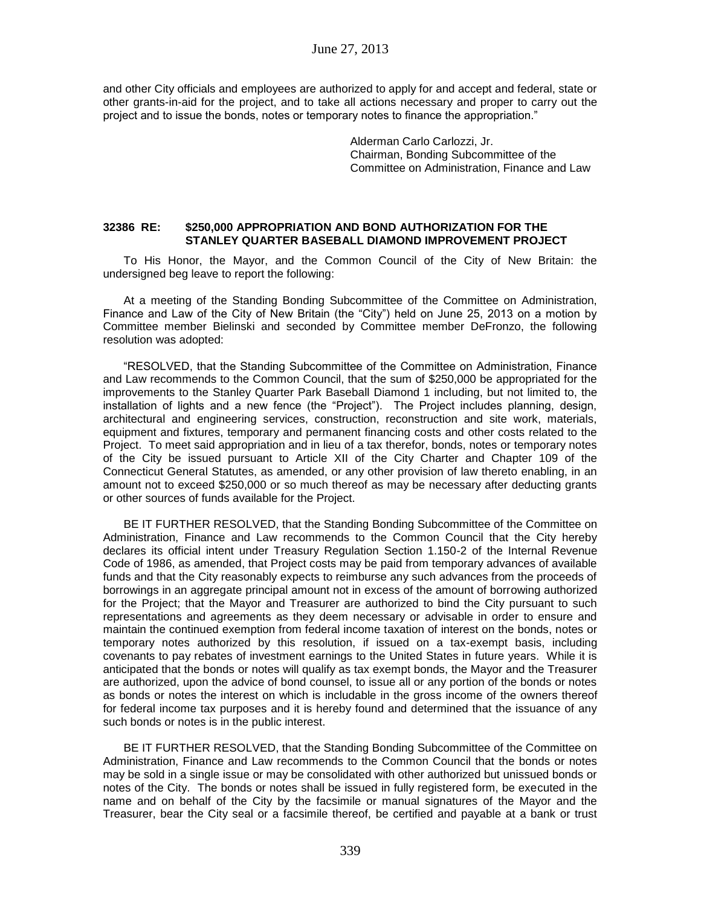and other City officials and employees are authorized to apply for and accept and federal, state or other grants-in-aid for the project, and to take all actions necessary and proper to carry out the project and to issue the bonds, notes or temporary notes to finance the appropriation."

Alderman Carlo Carlozzi, Jr.
Chairman, Bonding Subcommittee of the
Committee on Administration, Finance and Law

**32386 RE: $250,000 APPROPRIATION AND BOND AUTHORIZATION FOR THE STANLEY QUARTER BASEBALL DIAMOND IMPROVEMENT PROJECT**

To His Honor, the Mayor, and the Common Council of the City of New Britain: the undersigned beg leave to report the following:

At a meeting of the Standing Bonding Subcommittee of the Committee on Administration, Finance and Law of the City of New Britain (the "City") held on June 25, 2013 on a motion by Committee member Bielinski and seconded by Committee member DeFronzo, the following resolution was adopted:

"RESOLVED, that the Standing Subcommittee of the Committee on Administration, Finance and Law recommends to the Common Council, that the sum of $250,000 be appropriated for the improvements to the Stanley Quarter Park Baseball Diamond 1 including, but not limited to, the installation of lights and a new fence (the "Project"). The Project includes planning, design, architectural and engineering services, construction, reconstruction and site work, materials, equipment and fixtures, temporary and permanent financing costs and other costs related to the Project. To meet said appropriation and in lieu of a tax therefor, bonds, notes or temporary notes of the City be issued pursuant to Article XII of the City Charter and Chapter 109 of the Connecticut General Statutes, as amended, or any other provision of law thereto enabling, in an amount not to exceed $250,000 or so much thereof as may be necessary after deducting grants or other sources of funds available for the Project.

BE IT FURTHER RESOLVED, that the Standing Bonding Subcommittee of the Committee on Administration, Finance and Law recommends to the Common Council that the City hereby declares its official intent under Treasury Regulation Section 1.150-2 of the Internal Revenue Code of 1986, as amended, that Project costs may be paid from temporary advances of available funds and that the City reasonably expects to reimburse any such advances from the proceeds of borrowings in an aggregate principal amount not in excess of the amount of borrowing authorized for the Project; that the Mayor and Treasurer are authorized to bind the City pursuant to such representations and agreements as they deem necessary or advisable in order to ensure and maintain the continued exemption from federal income taxation of interest on the bonds, notes or temporary notes authorized by this resolution, if issued on a tax-exempt basis, including covenants to pay rebates of investment earnings to the United States in future years. While it is anticipated that the bonds or notes will qualify as tax exempt bonds, the Mayor and the Treasurer are authorized, upon the advice of bond counsel, to issue all or any portion of the bonds or notes as bonds or notes the interest on which is includable in the gross income of the owners thereof for federal income tax purposes and it is hereby found and determined that the issuance of any such bonds or notes is in the public interest.

BE IT FURTHER RESOLVED, that the Standing Bonding Subcommittee of the Committee on Administration, Finance and Law recommends to the Common Council that the bonds or notes may be sold in a single issue or may be consolidated with other authorized but unissued bonds or notes of the City. The bonds or notes shall be issued in fully registered form, be executed in the name and on behalf of the City by the facsimile or manual signatures of the Mayor and the Treasurer, bear the City seal or a facsimile thereof, be certified and payable at a bank or trust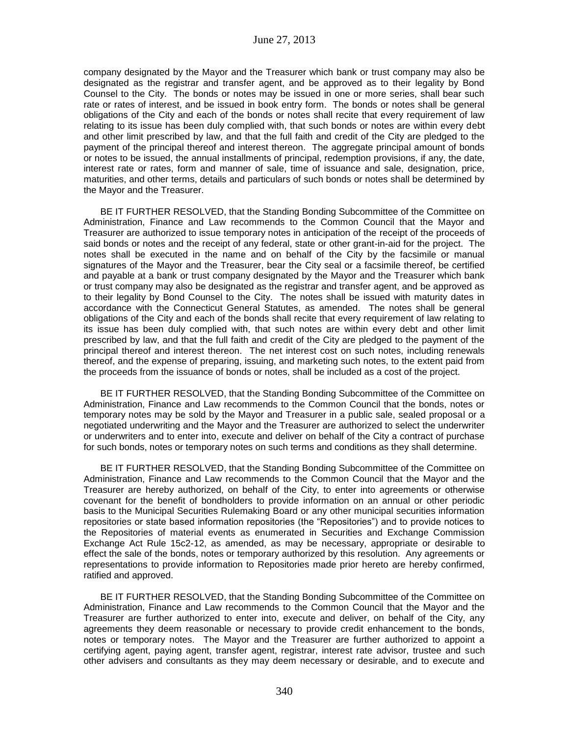company designated by the Mayor and the Treasurer which bank or trust company may also be designated as the registrar and transfer agent, and be approved as to their legality by Bond Counsel to the City. The bonds or notes may be issued in one or more series, shall bear such rate or rates of interest, and be issued in book entry form. The bonds or notes shall be general obligations of the City and each of the bonds or notes shall recite that every requirement of law relating to its issue has been duly complied with, that such bonds or notes are within every debt and other limit prescribed by law, and that the full faith and credit of the City are pledged to the payment of the principal thereof and interest thereon. The aggregate principal amount of bonds or notes to be issued, the annual installments of principal, redemption provisions, if any, the date, interest rate or rates, form and manner of sale, time of issuance and sale, designation, price, maturities, and other terms, details and particulars of such bonds or notes shall be determined by the Mayor and the Treasurer.

BE IT FURTHER RESOLVED, that the Standing Bonding Subcommittee of the Committee on Administration, Finance and Law recommends to the Common Council that the Mayor and Treasurer are authorized to issue temporary notes in anticipation of the receipt of the proceeds of said bonds or notes and the receipt of any federal, state or other grant-in-aid for the project. The notes shall be executed in the name and on behalf of the City by the facsimile or manual signatures of the Mayor and the Treasurer, bear the City seal or a facsimile thereof, be certified and payable at a bank or trust company designated by the Mayor and the Treasurer which bank or trust company may also be designated as the registrar and transfer agent, and be approved as to their legality by Bond Counsel to the City. The notes shall be issued with maturity dates in accordance with the Connecticut General Statutes, as amended. The notes shall be general obligations of the City and each of the bonds shall recite that every requirement of law relating to its issue has been duly complied with, that such notes are within every debt and other limit prescribed by law, and that the full faith and credit of the City are pledged to the payment of the principal thereof and interest thereon. The net interest cost on such notes, including renewals thereof, and the expense of preparing, issuing, and marketing such notes, to the extent paid from the proceeds from the issuance of bonds or notes, shall be included as a cost of the project.

BE IT FURTHER RESOLVED, that the Standing Bonding Subcommittee of the Committee on Administration, Finance and Law recommends to the Common Council that the bonds, notes or temporary notes may be sold by the Mayor and Treasurer in a public sale, sealed proposal or a negotiated underwriting and the Mayor and the Treasurer are authorized to select the underwriter or underwriters and to enter into, execute and deliver on behalf of the City a contract of purchase for such bonds, notes or temporary notes on such terms and conditions as they shall determine.

BE IT FURTHER RESOLVED, that the Standing Bonding Subcommittee of the Committee on Administration, Finance and Law recommends to the Common Council that the Mayor and the Treasurer are hereby authorized, on behalf of the City, to enter into agreements or otherwise covenant for the benefit of bondholders to provide information on an annual or other periodic basis to the Municipal Securities Rulemaking Board or any other municipal securities information repositories or state based information repositories (the "Repositories") and to provide notices to the Repositories of material events as enumerated in Securities and Exchange Commission Exchange Act Rule 15c2-12, as amended, as may be necessary, appropriate or desirable to effect the sale of the bonds, notes or temporary authorized by this resolution. Any agreements or representations to provide information to Repositories made prior hereto are hereby confirmed, ratified and approved.

BE IT FURTHER RESOLVED, that the Standing Bonding Subcommittee of the Committee on Administration, Finance and Law recommends to the Common Council that the Mayor and the Treasurer are further authorized to enter into, execute and deliver, on behalf of the City, any agreements they deem reasonable or necessary to provide credit enhancement to the bonds, notes or temporary notes. The Mayor and the Treasurer are further authorized to appoint a certifying agent, paying agent, transfer agent, registrar, interest rate advisor, trustee and such other advisers and consultants as they may deem necessary or desirable, and to execute and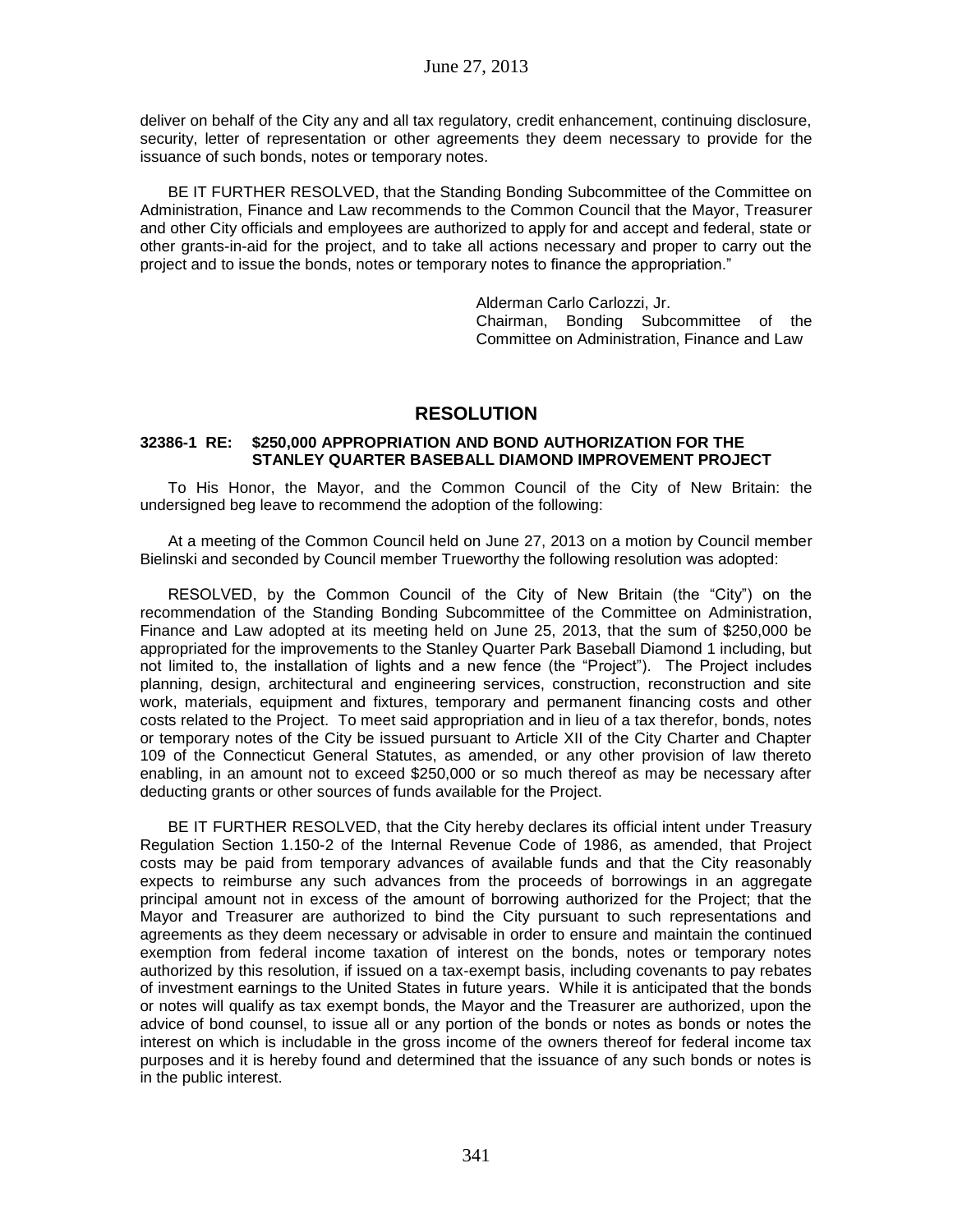deliver on behalf of the City any and all tax regulatory, credit enhancement, continuing disclosure, security, letter of representation or other agreements they deem necessary to provide for the issuance of such bonds, notes or temporary notes.

BE IT FURTHER RESOLVED, that the Standing Bonding Subcommittee of the Committee on Administration, Finance and Law recommends to the Common Council that the Mayor, Treasurer and other City officials and employees are authorized to apply for and accept and federal, state or other grants-in-aid for the project, and to take all actions necessary and proper to carry out the project and to issue the bonds, notes or temporary notes to finance the appropriation."

Alderman Carlo Carlozzi, Jr.
Chairman, Bonding Subcommittee of the Committee on Administration, Finance and Law

## RESOLUTION

**32386-1 RE: $250,000 APPROPRIATION AND BOND AUTHORIZATION FOR THE STANLEY QUARTER BASEBALL DIAMOND IMPROVEMENT PROJECT**

To His Honor, the Mayor, and the Common Council of the City of New Britain: the undersigned beg leave to recommend the adoption of the following:

At a meeting of the Common Council held on June 27, 2013 on a motion by Council member Bielinski and seconded by Council member Trueworthy the following resolution was adopted:

RESOLVED, by the Common Council of the City of New Britain (the "City") on the recommendation of the Standing Bonding Subcommittee of the Committee on Administration, Finance and Law adopted at its meeting held on June 25, 2013, that the sum of $250,000 be appropriated for the improvements to the Stanley Quarter Park Baseball Diamond 1 including, but not limited to, the installation of lights and a new fence (the "Project"). The Project includes planning, design, architectural and engineering services, construction, reconstruction and site work, materials, equipment and fixtures, temporary and permanent financing costs and other costs related to the Project. To meet said appropriation and in lieu of a tax therefor, bonds, notes or temporary notes of the City be issued pursuant to Article XII of the City Charter and Chapter 109 of the Connecticut General Statutes, as amended, or any other provision of law thereto enabling, in an amount not to exceed $250,000 or so much thereof as may be necessary after deducting grants or other sources of funds available for the Project.

BE IT FURTHER RESOLVED, that the City hereby declares its official intent under Treasury Regulation Section 1.150-2 of the Internal Revenue Code of 1986, as amended, that Project costs may be paid from temporary advances of available funds and that the City reasonably expects to reimburse any such advances from the proceeds of borrowings in an aggregate principal amount not in excess of the amount of borrowing authorized for the Project; that the Mayor and Treasurer are authorized to bind the City pursuant to such representations and agreements as they deem necessary or advisable in order to ensure and maintain the continued exemption from federal income taxation of interest on the bonds, notes or temporary notes authorized by this resolution, if issued on a tax-exempt basis, including covenants to pay rebates of investment earnings to the United States in future years. While it is anticipated that the bonds or notes will qualify as tax exempt bonds, the Mayor and the Treasurer are authorized, upon the advice of bond counsel, to issue all or any portion of the bonds or notes as bonds or notes the interest on which is includable in the gross income of the owners thereof for federal income tax purposes and it is hereby found and determined that the issuance of any such bonds or notes is in the public interest.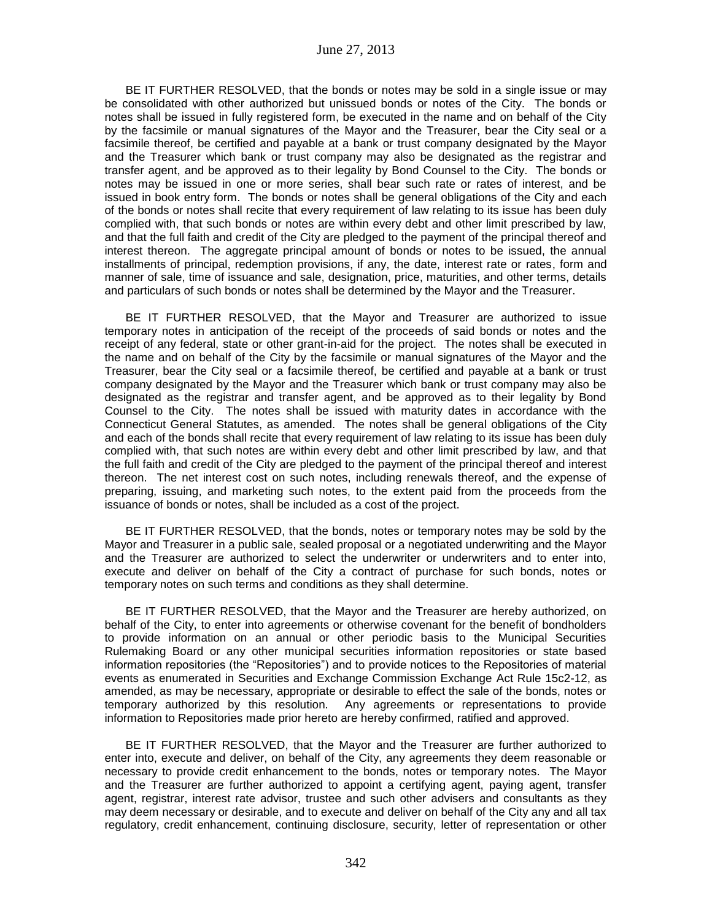BE IT FURTHER RESOLVED, that the bonds or notes may be sold in a single issue or may be consolidated with other authorized but unissued bonds or notes of the City. The bonds or notes shall be issued in fully registered form, be executed in the name and on behalf of the City by the facsimile or manual signatures of the Mayor and the Treasurer, bear the City seal or a facsimile thereof, be certified and payable at a bank or trust company designated by the Mayor and the Treasurer which bank or trust company may also be designated as the registrar and transfer agent, and be approved as to their legality by Bond Counsel to the City. The bonds or notes may be issued in one or more series, shall bear such rate or rates of interest, and be issued in book entry form. The bonds or notes shall be general obligations of the City and each of the bonds or notes shall recite that every requirement of law relating to its issue has been duly complied with, that such bonds or notes are within every debt and other limit prescribed by law, and that the full faith and credit of the City are pledged to the payment of the principal thereof and interest thereon. The aggregate principal amount of bonds or notes to be issued, the annual installments of principal, redemption provisions, if any, the date, interest rate or rates, form and manner of sale, time of issuance and sale, designation, price, maturities, and other terms, details and particulars of such bonds or notes shall be determined by the Mayor and the Treasurer.

BE IT FURTHER RESOLVED, that the Mayor and Treasurer are authorized to issue temporary notes in anticipation of the receipt of the proceeds of said bonds or notes and the receipt of any federal, state or other grant-in-aid for the project. The notes shall be executed in the name and on behalf of the City by the facsimile or manual signatures of the Mayor and the Treasurer, bear the City seal or a facsimile thereof, be certified and payable at a bank or trust company designated by the Mayor and the Treasurer which bank or trust company may also be designated as the registrar and transfer agent, and be approved as to their legality by Bond Counsel to the City. The notes shall be issued with maturity dates in accordance with the Connecticut General Statutes, as amended. The notes shall be general obligations of the City and each of the bonds shall recite that every requirement of law relating to its issue has been duly complied with, that such notes are within every debt and other limit prescribed by law, and that the full faith and credit of the City are pledged to the payment of the principal thereof and interest thereon. The net interest cost on such notes, including renewals thereof, and the expense of preparing, issuing, and marketing such notes, to the extent paid from the proceeds from the issuance of bonds or notes, shall be included as a cost of the project.

BE IT FURTHER RESOLVED, that the bonds, notes or temporary notes may be sold by the Mayor and Treasurer in a public sale, sealed proposal or a negotiated underwriting and the Mayor and the Treasurer are authorized to select the underwriter or underwriters and to enter into, execute and deliver on behalf of the City a contract of purchase for such bonds, notes or temporary notes on such terms and conditions as they shall determine.

BE IT FURTHER RESOLVED, that the Mayor and the Treasurer are hereby authorized, on behalf of the City, to enter into agreements or otherwise covenant for the benefit of bondholders to provide information on an annual or other periodic basis to the Municipal Securities Rulemaking Board or any other municipal securities information repositories or state based information repositories (the "Repositories") and to provide notices to the Repositories of material events as enumerated in Securities and Exchange Commission Exchange Act Rule 15c2-12, as amended, as may be necessary, appropriate or desirable to effect the sale of the bonds, notes or temporary authorized by this resolution. Any agreements or representations to provide information to Repositories made prior hereto are hereby confirmed, ratified and approved.

BE IT FURTHER RESOLVED, that the Mayor and the Treasurer are further authorized to enter into, execute and deliver, on behalf of the City, any agreements they deem reasonable or necessary to provide credit enhancement to the bonds, notes or temporary notes. The Mayor and the Treasurer are further authorized to appoint a certifying agent, paying agent, transfer agent, registrar, interest rate advisor, trustee and such other advisers and consultants as they may deem necessary or desirable, and to execute and deliver on behalf of the City any and all tax regulatory, credit enhancement, continuing disclosure, security, letter of representation or other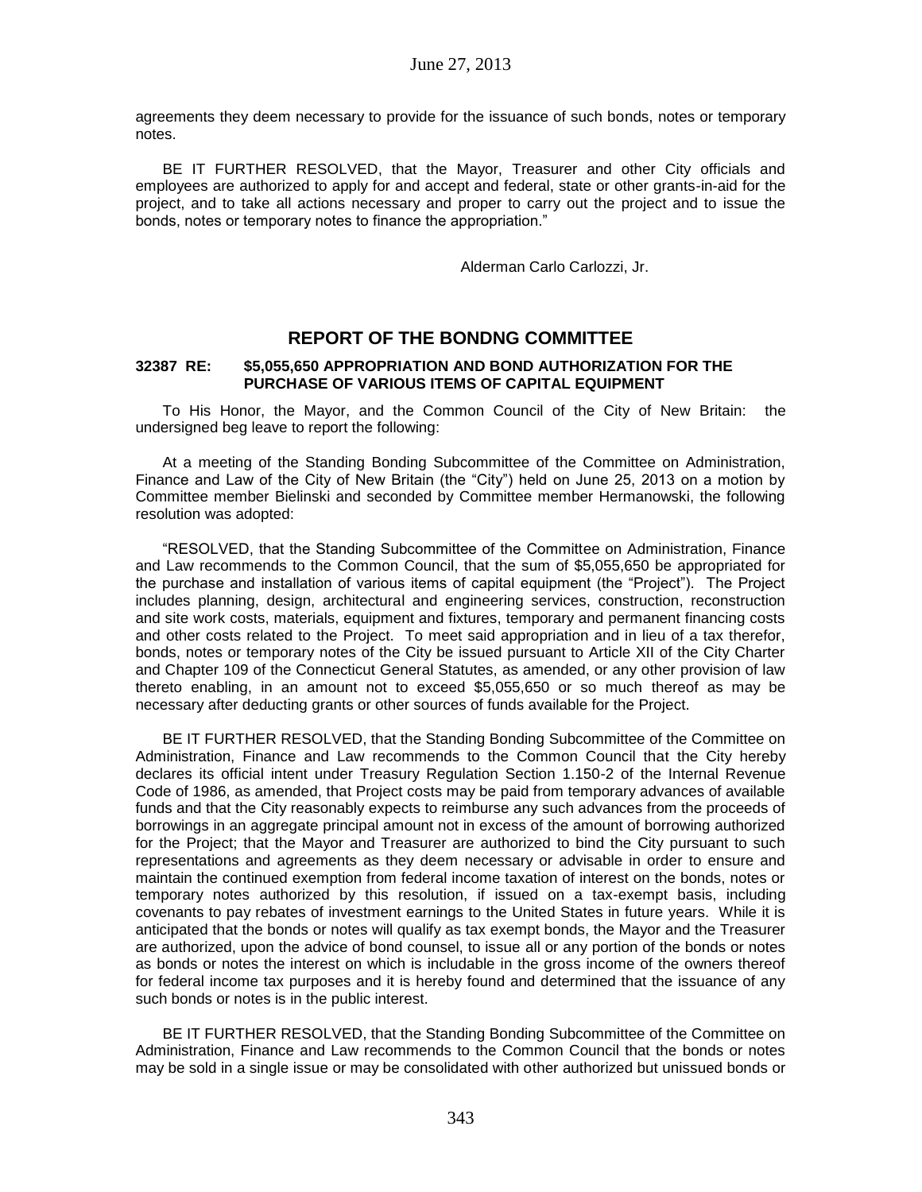agreements they deem necessary to provide for the issuance of such bonds, notes or temporary notes.

BE IT FURTHER RESOLVED, that the Mayor, Treasurer and other City officials and employees are authorized to apply for and accept and federal, state or other grants-in-aid for the project, and to take all actions necessary and proper to carry out the project and to issue the bonds, notes or temporary notes to finance the appropriation."

Alderman Carlo Carlozzi, Jr.

## REPORT OF THE BONDNG COMMITTEE

**32387 RE: $5,055,650 APPROPRIATION AND BOND AUTHORIZATION FOR THE PURCHASE OF VARIOUS ITEMS OF CAPITAL EQUIPMENT**

To His Honor, the Mayor, and the Common Council of the City of New Britain: the undersigned beg leave to report the following:

At a meeting of the Standing Bonding Subcommittee of the Committee on Administration, Finance and Law of the City of New Britain (the "City") held on June 25, 2013 on a motion by Committee member Bielinski and seconded by Committee member Hermanowski, the following resolution was adopted:

"RESOLVED, that the Standing Subcommittee of the Committee on Administration, Finance and Law recommends to the Common Council, that the sum of $5,055,650 be appropriated for the purchase and installation of various items of capital equipment (the "Project"). The Project includes planning, design, architectural and engineering services, construction, reconstruction and site work costs, materials, equipment and fixtures, temporary and permanent financing costs and other costs related to the Project. To meet said appropriation and in lieu of a tax therefor, bonds, notes or temporary notes of the City be issued pursuant to Article XII of the City Charter and Chapter 109 of the Connecticut General Statutes, as amended, or any other provision of law thereto enabling, in an amount not to exceed $5,055,650 or so much thereof as may be necessary after deducting grants or other sources of funds available for the Project.

BE IT FURTHER RESOLVED, that the Standing Bonding Subcommittee of the Committee on Administration, Finance and Law recommends to the Common Council that the City hereby declares its official intent under Treasury Regulation Section 1.150-2 of the Internal Revenue Code of 1986, as amended, that Project costs may be paid from temporary advances of available funds and that the City reasonably expects to reimburse any such advances from the proceeds of borrowings in an aggregate principal amount not in excess of the amount of borrowing authorized for the Project; that the Mayor and Treasurer are authorized to bind the City pursuant to such representations and agreements as they deem necessary or advisable in order to ensure and maintain the continued exemption from federal income taxation of interest on the bonds, notes or temporary notes authorized by this resolution, if issued on a tax-exempt basis, including covenants to pay rebates of investment earnings to the United States in future years. While it is anticipated that the bonds or notes will qualify as tax exempt bonds, the Mayor and the Treasurer are authorized, upon the advice of bond counsel, to issue all or any portion of the bonds or notes as bonds or notes the interest on which is includable in the gross income of the owners thereof for federal income tax purposes and it is hereby found and determined that the issuance of any such bonds or notes is in the public interest.

BE IT FURTHER RESOLVED, that the Standing Bonding Subcommittee of the Committee on Administration, Finance and Law recommends to the Common Council that the bonds or notes may be sold in a single issue or may be consolidated with other authorized but unissued bonds or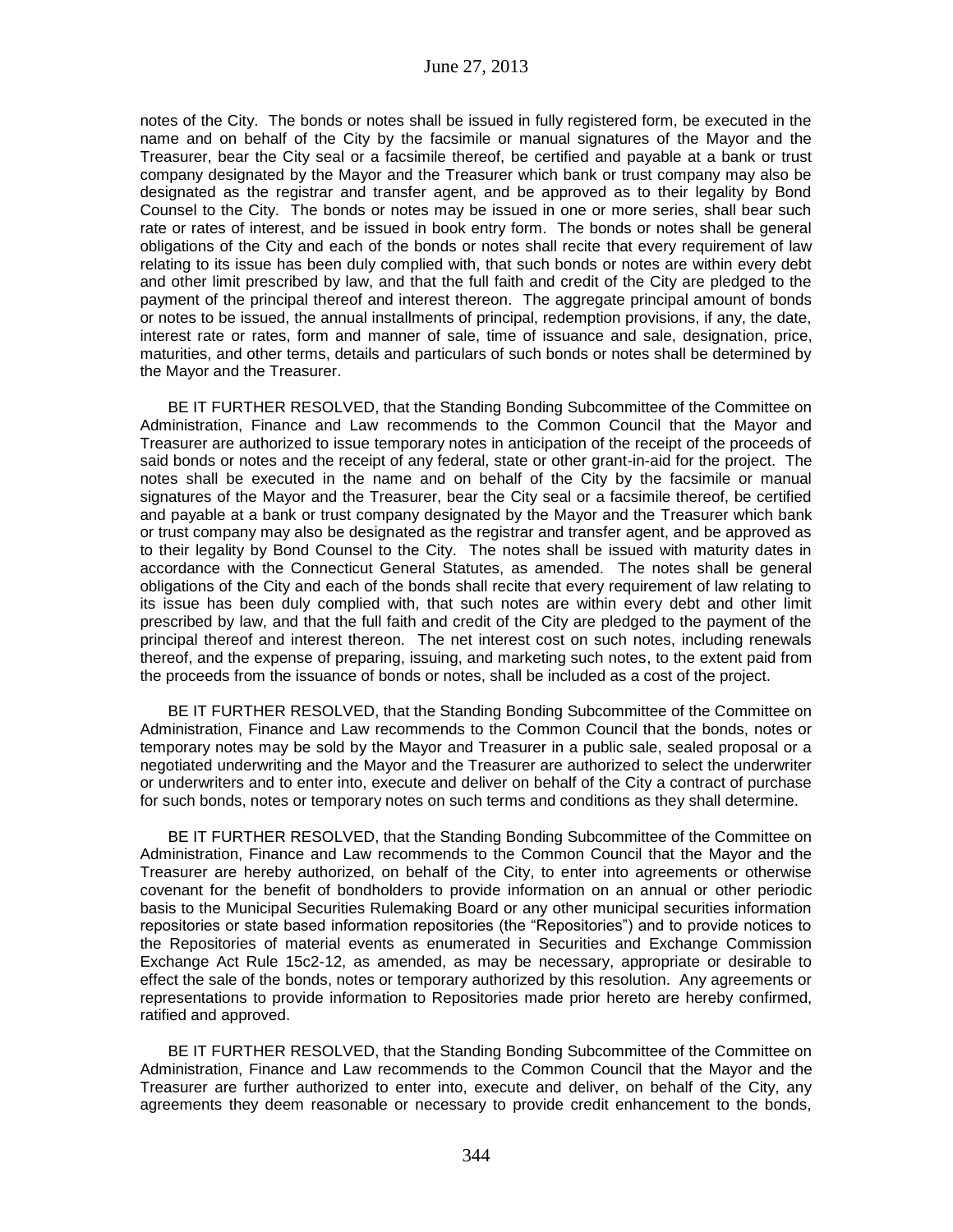notes of the City. The bonds or notes shall be issued in fully registered form, be executed in the name and on behalf of the City by the facsimile or manual signatures of the Mayor and the Treasurer, bear the City seal or a facsimile thereof, be certified and payable at a bank or trust company designated by the Mayor and the Treasurer which bank or trust company may also be designated as the registrar and transfer agent, and be approved as to their legality by Bond Counsel to the City. The bonds or notes may be issued in one or more series, shall bear such rate or rates of interest, and be issued in book entry form. The bonds or notes shall be general obligations of the City and each of the bonds or notes shall recite that every requirement of law relating to its issue has been duly complied with, that such bonds or notes are within every debt and other limit prescribed by law, and that the full faith and credit of the City are pledged to the payment of the principal thereof and interest thereon. The aggregate principal amount of bonds or notes to be issued, the annual installments of principal, redemption provisions, if any, the date, interest rate or rates, form and manner of sale, time of issuance and sale, designation, price, maturities, and other terms, details and particulars of such bonds or notes shall be determined by the Mayor and the Treasurer.

BE IT FURTHER RESOLVED, that the Standing Bonding Subcommittee of the Committee on Administration, Finance and Law recommends to the Common Council that the Mayor and Treasurer are authorized to issue temporary notes in anticipation of the receipt of the proceeds of said bonds or notes and the receipt of any federal, state or other grant-in-aid for the project. The notes shall be executed in the name and on behalf of the City by the facsimile or manual signatures of the Mayor and the Treasurer, bear the City seal or a facsimile thereof, be certified and payable at a bank or trust company designated by the Mayor and the Treasurer which bank or trust company may also be designated as the registrar and transfer agent, and be approved as to their legality by Bond Counsel to the City. The notes shall be issued with maturity dates in accordance with the Connecticut General Statutes, as amended. The notes shall be general obligations of the City and each of the bonds shall recite that every requirement of law relating to its issue has been duly complied with, that such notes are within every debt and other limit prescribed by law, and that the full faith and credit of the City are pledged to the payment of the principal thereof and interest thereon. The net interest cost on such notes, including renewals thereof, and the expense of preparing, issuing, and marketing such notes, to the extent paid from the proceeds from the issuance of bonds or notes, shall be included as a cost of the project.

BE IT FURTHER RESOLVED, that the Standing Bonding Subcommittee of the Committee on Administration, Finance and Law recommends to the Common Council that the bonds, notes or temporary notes may be sold by the Mayor and Treasurer in a public sale, sealed proposal or a negotiated underwriting and the Mayor and the Treasurer are authorized to select the underwriter or underwriters and to enter into, execute and deliver on behalf of the City a contract of purchase for such bonds, notes or temporary notes on such terms and conditions as they shall determine.

BE IT FURTHER RESOLVED, that the Standing Bonding Subcommittee of the Committee on Administration, Finance and Law recommends to the Common Council that the Mayor and the Treasurer are hereby authorized, on behalf of the City, to enter into agreements or otherwise covenant for the benefit of bondholders to provide information on an annual or other periodic basis to the Municipal Securities Rulemaking Board or any other municipal securities information repositories or state based information repositories (the "Repositories") and to provide notices to the Repositories of material events as enumerated in Securities and Exchange Commission Exchange Act Rule 15c2-12, as amended, as may be necessary, appropriate or desirable to effect the sale of the bonds, notes or temporary authorized by this resolution. Any agreements or representations to provide information to Repositories made prior hereto are hereby confirmed, ratified and approved.

BE IT FURTHER RESOLVED, that the Standing Bonding Subcommittee of the Committee on Administration, Finance and Law recommends to the Common Council that the Mayor and the Treasurer are further authorized to enter into, execute and deliver, on behalf of the City, any agreements they deem reasonable or necessary to provide credit enhancement to the bonds,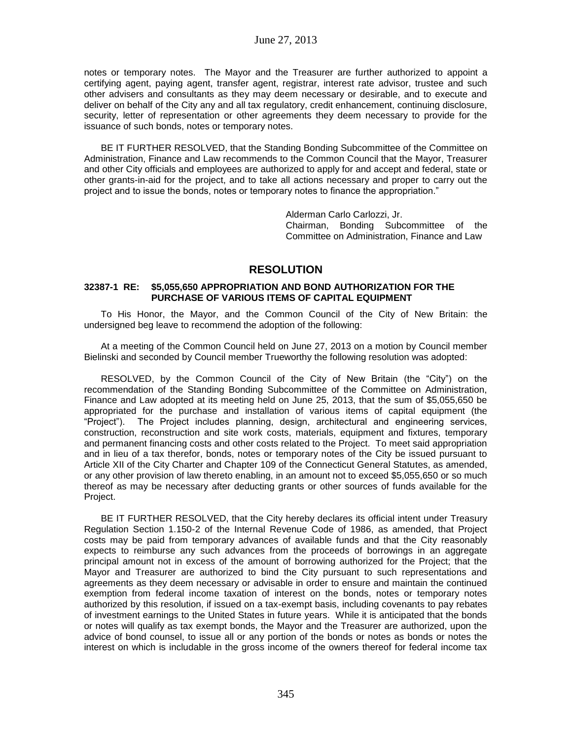notes or temporary notes. The Mayor and the Treasurer are further authorized to appoint a certifying agent, paying agent, transfer agent, registrar, interest rate advisor, trustee and such other advisers and consultants as they may deem necessary or desirable, and to execute and deliver on behalf of the City any and all tax regulatory, credit enhancement, continuing disclosure, security, letter of representation or other agreements they deem necessary to provide for the issuance of such bonds, notes or temporary notes.

BE IT FURTHER RESOLVED, that the Standing Bonding Subcommittee of the Committee on Administration, Finance and Law recommends to the Common Council that the Mayor, Treasurer and other City officials and employees are authorized to apply for and accept and federal, state or other grants-in-aid for the project, and to take all actions necessary and proper to carry out the project and to issue the bonds, notes or temporary notes to finance the appropriation."

Alderman Carlo Carlozzi, Jr.
Chairman, Bonding Subcommittee of the Committee on Administration, Finance and Law

## RESOLUTION

**32387-1 RE: $5,055,650 APPROPRIATION AND BOND AUTHORIZATION FOR THE PURCHASE OF VARIOUS ITEMS OF CAPITAL EQUIPMENT**

To His Honor, the Mayor, and the Common Council of the City of New Britain: the undersigned beg leave to recommend the adoption of the following:

At a meeting of the Common Council held on June 27, 2013 on a motion by Council member Bielinski and seconded by Council member Trueworthy the following resolution was adopted:

RESOLVED, by the Common Council of the City of New Britain (the "City") on the recommendation of the Standing Bonding Subcommittee of the Committee on Administration, Finance and Law adopted at its meeting held on June 25, 2013, that the sum of $5,055,650 be appropriated for the purchase and installation of various items of capital equipment (the "Project"). The Project includes planning, design, architectural and engineering services, construction, reconstruction and site work costs, materials, equipment and fixtures, temporary and permanent financing costs and other costs related to the Project. To meet said appropriation and in lieu of a tax therefor, bonds, notes or temporary notes of the City be issued pursuant to Article XII of the City Charter and Chapter 109 of the Connecticut General Statutes, as amended, or any other provision of law thereto enabling, in an amount not to exceed $5,055,650 or so much thereof as may be necessary after deducting grants or other sources of funds available for the Project.

BE IT FURTHER RESOLVED, that the City hereby declares its official intent under Treasury Regulation Section 1.150-2 of the Internal Revenue Code of 1986, as amended, that Project costs may be paid from temporary advances of available funds and that the City reasonably expects to reimburse any such advances from the proceeds of borrowings in an aggregate principal amount not in excess of the amount of borrowing authorized for the Project; that the Mayor and Treasurer are authorized to bind the City pursuant to such representations and agreements as they deem necessary or advisable in order to ensure and maintain the continued exemption from federal income taxation of interest on the bonds, notes or temporary notes authorized by this resolution, if issued on a tax-exempt basis, including covenants to pay rebates of investment earnings to the United States in future years. While it is anticipated that the bonds or notes will qualify as tax exempt bonds, the Mayor and the Treasurer are authorized, upon the advice of bond counsel, to issue all or any portion of the bonds or notes as bonds or notes the interest on which is includable in the gross income of the owners thereof for federal income tax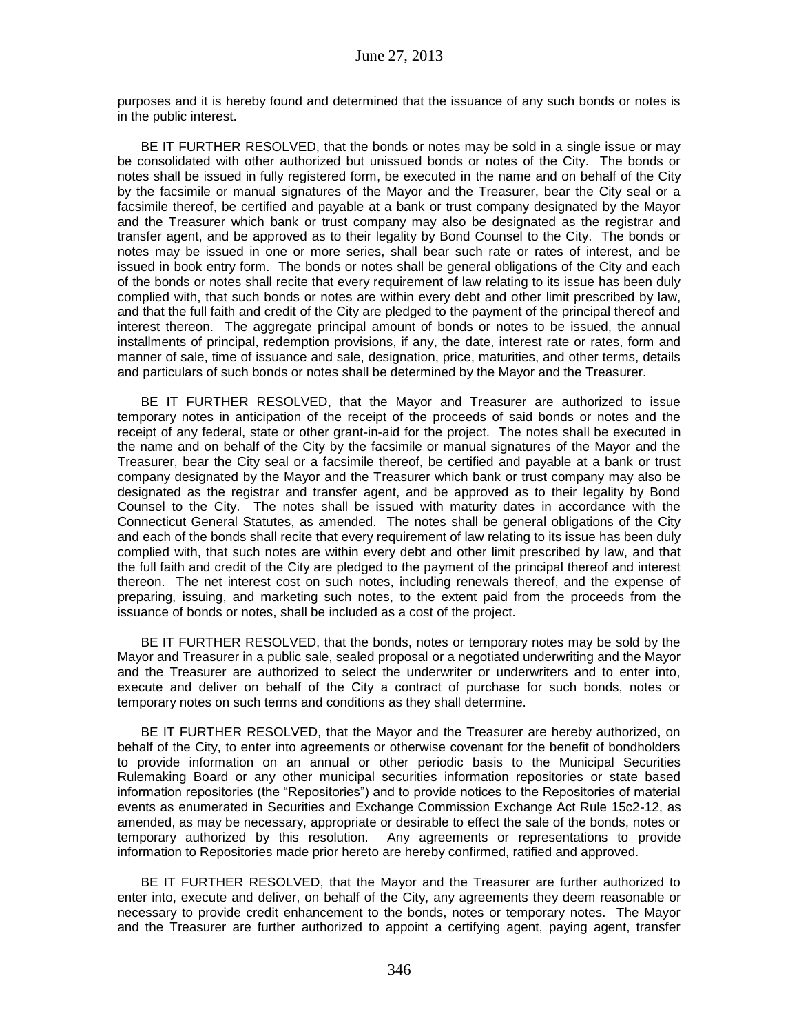purposes and it is hereby found and determined that the issuance of any such bonds or notes is in the public interest.

BE IT FURTHER RESOLVED, that the bonds or notes may be sold in a single issue or may be consolidated with other authorized but unissued bonds or notes of the City. The bonds or notes shall be issued in fully registered form, be executed in the name and on behalf of the City by the facsimile or manual signatures of the Mayor and the Treasurer, bear the City seal or a facsimile thereof, be certified and payable at a bank or trust company designated by the Mayor and the Treasurer which bank or trust company may also be designated as the registrar and transfer agent, and be approved as to their legality by Bond Counsel to the City. The bonds or notes may be issued in one or more series, shall bear such rate or rates of interest, and be issued in book entry form. The bonds or notes shall be general obligations of the City and each of the bonds or notes shall recite that every requirement of law relating to its issue has been duly complied with, that such bonds or notes are within every debt and other limit prescribed by law, and that the full faith and credit of the City are pledged to the payment of the principal thereof and interest thereon. The aggregate principal amount of bonds or notes to be issued, the annual installments of principal, redemption provisions, if any, the date, interest rate or rates, form and manner of sale, time of issuance and sale, designation, price, maturities, and other terms, details and particulars of such bonds or notes shall be determined by the Mayor and the Treasurer.

BE IT FURTHER RESOLVED, that the Mayor and Treasurer are authorized to issue temporary notes in anticipation of the receipt of the proceeds of said bonds or notes and the receipt of any federal, state or other grant-in-aid for the project. The notes shall be executed in the name and on behalf of the City by the facsimile or manual signatures of the Mayor and the Treasurer, bear the City seal or a facsimile thereof, be certified and payable at a bank or trust company designated by the Mayor and the Treasurer which bank or trust company may also be designated as the registrar and transfer agent, and be approved as to their legality by Bond Counsel to the City. The notes shall be issued with maturity dates in accordance with the Connecticut General Statutes, as amended. The notes shall be general obligations of the City and each of the bonds shall recite that every requirement of law relating to its issue has been duly complied with, that such notes are within every debt and other limit prescribed by law, and that the full faith and credit of the City are pledged to the payment of the principal thereof and interest thereon. The net interest cost on such notes, including renewals thereof, and the expense of preparing, issuing, and marketing such notes, to the extent paid from the proceeds from the issuance of bonds or notes, shall be included as a cost of the project.

BE IT FURTHER RESOLVED, that the bonds, notes or temporary notes may be sold by the Mayor and Treasurer in a public sale, sealed proposal or a negotiated underwriting and the Mayor and the Treasurer are authorized to select the underwriter or underwriters and to enter into, execute and deliver on behalf of the City a contract of purchase for such bonds, notes or temporary notes on such terms and conditions as they shall determine.

BE IT FURTHER RESOLVED, that the Mayor and the Treasurer are hereby authorized, on behalf of the City, to enter into agreements or otherwise covenant for the benefit of bondholders to provide information on an annual or other periodic basis to the Municipal Securities Rulemaking Board or any other municipal securities information repositories or state based information repositories (the "Repositories") and to provide notices to the Repositories of material events as enumerated in Securities and Exchange Commission Exchange Act Rule 15c2-12, as amended, as may be necessary, appropriate or desirable to effect the sale of the bonds, notes or temporary authorized by this resolution. Any agreements or representations to provide information to Repositories made prior hereto are hereby confirmed, ratified and approved.

BE IT FURTHER RESOLVED, that the Mayor and the Treasurer are further authorized to enter into, execute and deliver, on behalf of the City, any agreements they deem reasonable or necessary to provide credit enhancement to the bonds, notes or temporary notes. The Mayor and the Treasurer are further authorized to appoint a certifying agent, paying agent, transfer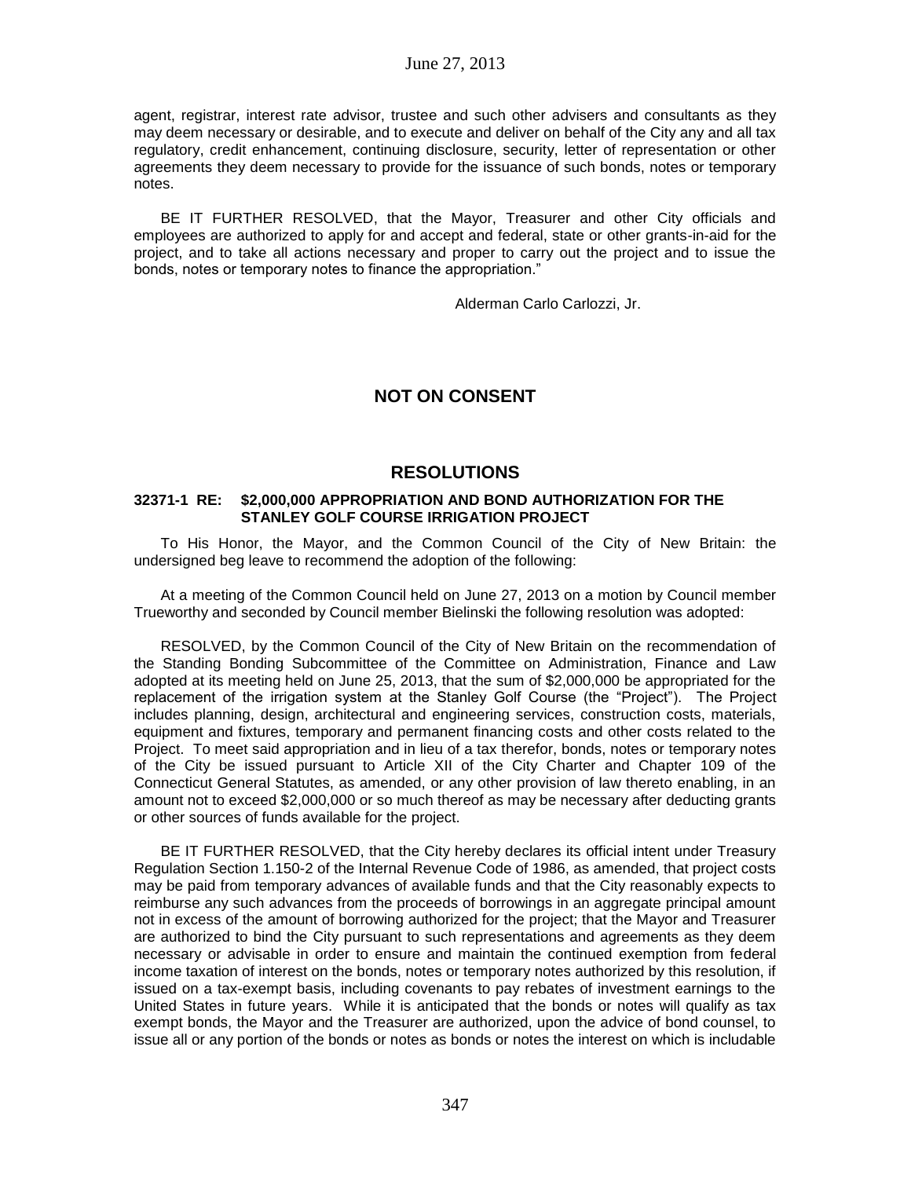agent, registrar, interest rate advisor, trustee and such other advisers and consultants as they may deem necessary or desirable, and to execute and deliver on behalf of the City any and all tax regulatory, credit enhancement, continuing disclosure, security, letter of representation or other agreements they deem necessary to provide for the issuance of such bonds, notes or temporary notes.

BE IT FURTHER RESOLVED, that the Mayor, Treasurer and other City officials and employees are authorized to apply for and accept and federal, state or other grants-in-aid for the project, and to take all actions necessary and proper to carry out the project and to issue the bonds, notes or temporary notes to finance the appropriation."

Alderman Carlo Carlozzi, Jr.

## NOT ON CONSENT

## RESOLUTIONS

### 32371-1 RE: $2,000,000 APPROPRIATION AND BOND AUTHORIZATION FOR THE STANLEY GOLF COURSE IRRIGATION PROJECT

To His Honor, the Mayor, and the Common Council of the City of New Britain: the undersigned beg leave to recommend the adoption of the following:

At a meeting of the Common Council held on June 27, 2013 on a motion by Council member Trueworthy and seconded by Council member Bielinski the following resolution was adopted:

RESOLVED, by the Common Council of the City of New Britain on the recommendation of the Standing Bonding Subcommittee of the Committee on Administration, Finance and Law adopted at its meeting held on June 25, 2013, that the sum of $2,000,000 be appropriated for the replacement of the irrigation system at the Stanley Golf Course (the "Project"). The Project includes planning, design, architectural and engineering services, construction costs, materials, equipment and fixtures, temporary and permanent financing costs and other costs related to the Project. To meet said appropriation and in lieu of a tax therefor, bonds, notes or temporary notes of the City be issued pursuant to Article XII of the City Charter and Chapter 109 of the Connecticut General Statutes, as amended, or any other provision of law thereto enabling, in an amount not to exceed $2,000,000 or so much thereof as may be necessary after deducting grants or other sources of funds available for the project.

BE IT FURTHER RESOLVED, that the City hereby declares its official intent under Treasury Regulation Section 1.150-2 of the Internal Revenue Code of 1986, as amended, that project costs may be paid from temporary advances of available funds and that the City reasonably expects to reimburse any such advances from the proceeds of borrowings in an aggregate principal amount not in excess of the amount of borrowing authorized for the project; that the Mayor and Treasurer are authorized to bind the City pursuant to such representations and agreements as they deem necessary or advisable in order to ensure and maintain the continued exemption from federal income taxation of interest on the bonds, notes or temporary notes authorized by this resolution, if issued on a tax-exempt basis, including covenants to pay rebates of investment earnings to the United States in future years. While it is anticipated that the bonds or notes will qualify as tax exempt bonds, the Mayor and the Treasurer are authorized, upon the advice of bond counsel, to issue all or any portion of the bonds or notes as bonds or notes the interest on which is includable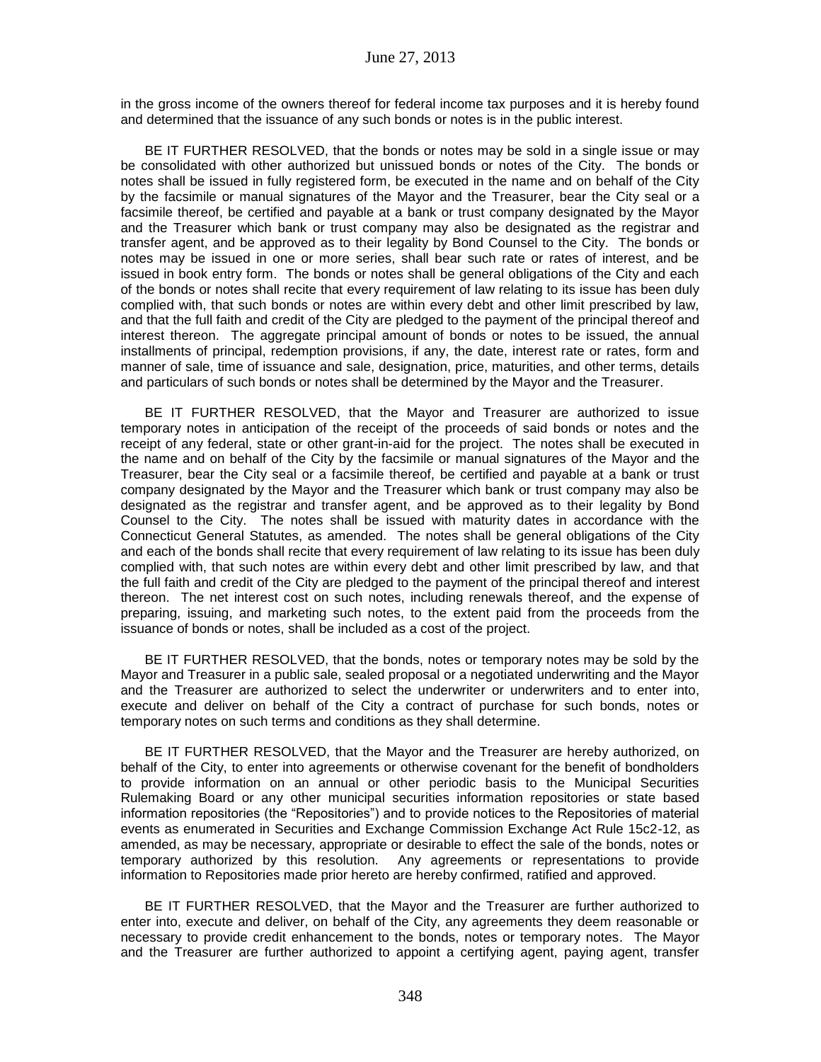in the gross income of the owners thereof for federal income tax purposes and it is hereby found and determined that the issuance of any such bonds or notes is in the public interest.

BE IT FURTHER RESOLVED, that the bonds or notes may be sold in a single issue or may be consolidated with other authorized but unissued bonds or notes of the City. The bonds or notes shall be issued in fully registered form, be executed in the name and on behalf of the City by the facsimile or manual signatures of the Mayor and the Treasurer, bear the City seal or a facsimile thereof, be certified and payable at a bank or trust company designated by the Mayor and the Treasurer which bank or trust company may also be designated as the registrar and transfer agent, and be approved as to their legality by Bond Counsel to the City. The bonds or notes may be issued in one or more series, shall bear such rate or rates of interest, and be issued in book entry form. The bonds or notes shall be general obligations of the City and each of the bonds or notes shall recite that every requirement of law relating to its issue has been duly complied with, that such bonds or notes are within every debt and other limit prescribed by law, and that the full faith and credit of the City are pledged to the payment of the principal thereof and interest thereon. The aggregate principal amount of bonds or notes to be issued, the annual installments of principal, redemption provisions, if any, the date, interest rate or rates, form and manner of sale, time of issuance and sale, designation, price, maturities, and other terms, details and particulars of such bonds or notes shall be determined by the Mayor and the Treasurer.

BE IT FURTHER RESOLVED, that the Mayor and Treasurer are authorized to issue temporary notes in anticipation of the receipt of the proceeds of said bonds or notes and the receipt of any federal, state or other grant-in-aid for the project. The notes shall be executed in the name and on behalf of the City by the facsimile or manual signatures of the Mayor and the Treasurer, bear the City seal or a facsimile thereof, be certified and payable at a bank or trust company designated by the Mayor and the Treasurer which bank or trust company may also be designated as the registrar and transfer agent, and be approved as to their legality by Bond Counsel to the City. The notes shall be issued with maturity dates in accordance with the Connecticut General Statutes, as amended. The notes shall be general obligations of the City and each of the bonds shall recite that every requirement of law relating to its issue has been duly complied with, that such notes are within every debt and other limit prescribed by law, and that the full faith and credit of the City are pledged to the payment of the principal thereof and interest thereon. The net interest cost on such notes, including renewals thereof, and the expense of preparing, issuing, and marketing such notes, to the extent paid from the proceeds from the issuance of bonds or notes, shall be included as a cost of the project.

BE IT FURTHER RESOLVED, that the bonds, notes or temporary notes may be sold by the Mayor and Treasurer in a public sale, sealed proposal or a negotiated underwriting and the Mayor and the Treasurer are authorized to select the underwriter or underwriters and to enter into, execute and deliver on behalf of the City a contract of purchase for such bonds, notes or temporary notes on such terms and conditions as they shall determine.

BE IT FURTHER RESOLVED, that the Mayor and the Treasurer are hereby authorized, on behalf of the City, to enter into agreements or otherwise covenant for the benefit of bondholders to provide information on an annual or other periodic basis to the Municipal Securities Rulemaking Board or any other municipal securities information repositories or state based information repositories (the "Repositories") and to provide notices to the Repositories of material events as enumerated in Securities and Exchange Commission Exchange Act Rule 15c2-12, as amended, as may be necessary, appropriate or desirable to effect the sale of the bonds, notes or temporary authorized by this resolution. Any agreements or representations to provide information to Repositories made prior hereto are hereby confirmed, ratified and approved.

BE IT FURTHER RESOLVED, that the Mayor and the Treasurer are further authorized to enter into, execute and deliver, on behalf of the City, any agreements they deem reasonable or necessary to provide credit enhancement to the bonds, notes or temporary notes. The Mayor and the Treasurer are further authorized to appoint a certifying agent, paying agent, transfer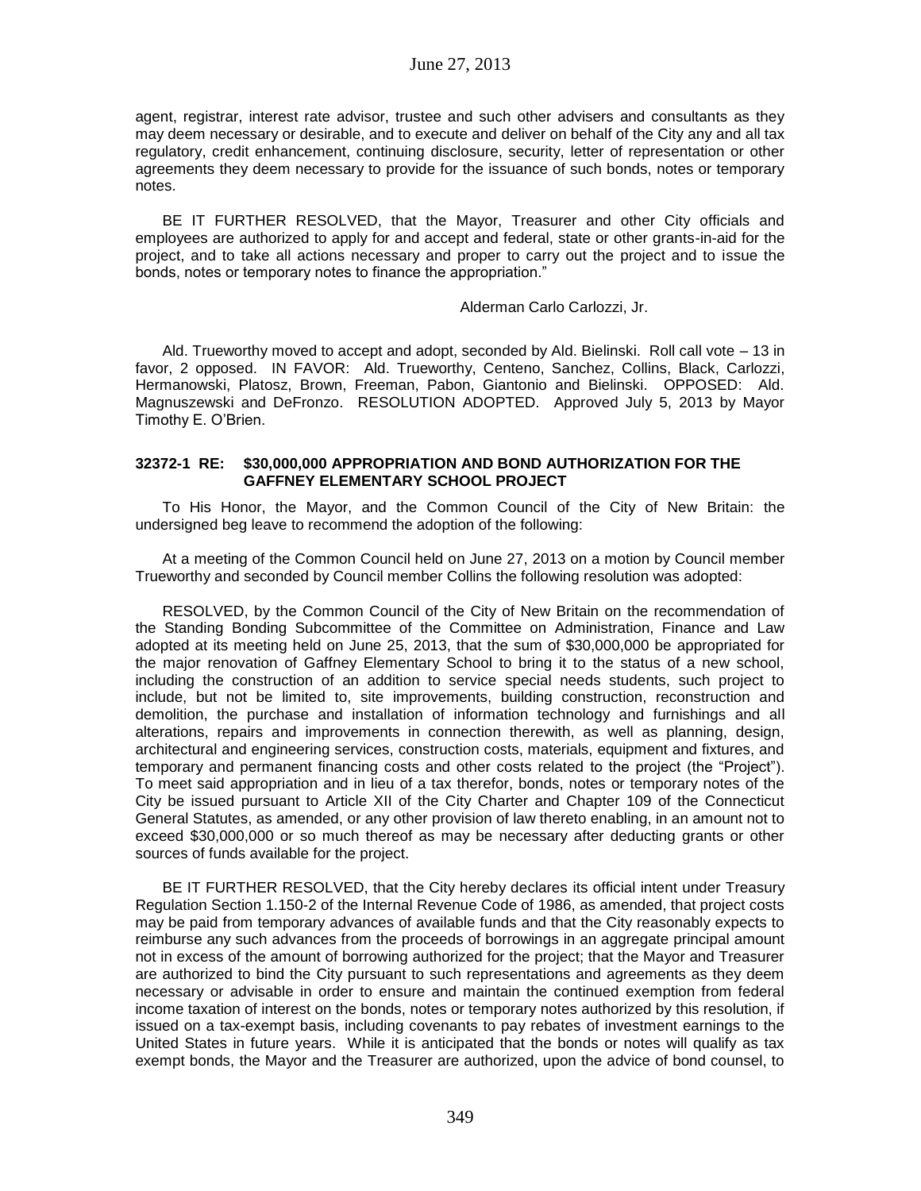agent, registrar, interest rate advisor, trustee and such other advisers and consultants as they may deem necessary or desirable, and to execute and deliver on behalf of the City any and all tax regulatory, credit enhancement, continuing disclosure, security, letter of representation or other agreements they deem necessary to provide for the issuance of such bonds, notes or temporary notes.

BE IT FURTHER RESOLVED, that the Mayor, Treasurer and other City officials and employees are authorized to apply for and accept and federal, state or other grants-in-aid for the project, and to take all actions necessary and proper to carry out the project and to issue the bonds, notes or temporary notes to finance the appropriation."

Alderman Carlo Carlozzi, Jr.

Ald. Trueworthy moved to accept and adopt, seconded by Ald. Bielinski. Roll call vote – 13 in favor, 2 opposed. IN FAVOR: Ald. Trueworthy, Centeno, Sanchez, Collins, Black, Carlozzi, Hermanowski, Platosz, Brown, Freeman, Pabon, Giantonio and Bielinski. OPPOSED: Ald. Magnuszewski and DeFronzo. RESOLUTION ADOPTED. Approved July 5, 2013 by Mayor Timothy E. O'Brien.

**32372-1 RE: $30,000,000 APPROPRIATION AND BOND AUTHORIZATION FOR THE GAFFNEY ELEMENTARY SCHOOL PROJECT**

To His Honor, the Mayor, and the Common Council of the City of New Britain: the undersigned beg leave to recommend the adoption of the following:

At a meeting of the Common Council held on June 27, 2013 on a motion by Council member Trueworthy and seconded by Council member Collins the following resolution was adopted:

RESOLVED, by the Common Council of the City of New Britain on the recommendation of the Standing Bonding Subcommittee of the Committee on Administration, Finance and Law adopted at its meeting held on June 25, 2013, that the sum of $30,000,000 be appropriated for the major renovation of Gaffney Elementary School to bring it to the status of a new school, including the construction of an addition to service special needs students, such project to include, but not be limited to, site improvements, building construction, reconstruction and demolition, the purchase and installation of information technology and furnishings and all alterations, repairs and improvements in connection therewith, as well as planning, design, architectural and engineering services, construction costs, materials, equipment and fixtures, and temporary and permanent financing costs and other costs related to the project (the "Project"). To meet said appropriation and in lieu of a tax therefor, bonds, notes or temporary notes of the City be issued pursuant to Article XII of the City Charter and Chapter 109 of the Connecticut General Statutes, as amended, or any other provision of law thereto enabling, in an amount not to exceed $30,000,000 or so much thereof as may be necessary after deducting grants or other sources of funds available for the project.

BE IT FURTHER RESOLVED, that the City hereby declares its official intent under Treasury Regulation Section 1.150-2 of the Internal Revenue Code of 1986, as amended, that project costs may be paid from temporary advances of available funds and that the City reasonably expects to reimburse any such advances from the proceeds of borrowings in an aggregate principal amount not in excess of the amount of borrowing authorized for the project; that the Mayor and Treasurer are authorized to bind the City pursuant to such representations and agreements as they deem necessary or advisable in order to ensure and maintain the continued exemption from federal income taxation of interest on the bonds, notes or temporary notes authorized by this resolution, if issued on a tax-exempt basis, including covenants to pay rebates of investment earnings to the United States in future years. While it is anticipated that the bonds or notes will qualify as tax exempt bonds, the Mayor and the Treasurer are authorized, upon the advice of bond counsel, to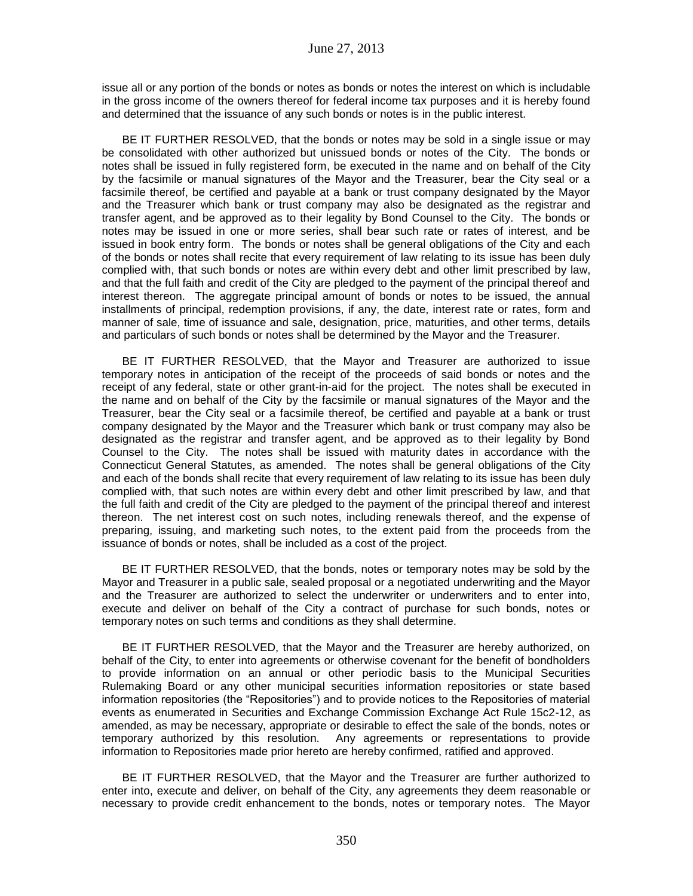issue all or any portion of the bonds or notes as bonds or notes the interest on which is includable in the gross income of the owners thereof for federal income tax purposes and it is hereby found and determined that the issuance of any such bonds or notes is in the public interest.

BE IT FURTHER RESOLVED, that the bonds or notes may be sold in a single issue or may be consolidated with other authorized but unissued bonds or notes of the City. The bonds or notes shall be issued in fully registered form, be executed in the name and on behalf of the City by the facsimile or manual signatures of the Mayor and the Treasurer, bear the City seal or a facsimile thereof, be certified and payable at a bank or trust company designated by the Mayor and the Treasurer which bank or trust company may also be designated as the registrar and transfer agent, and be approved as to their legality by Bond Counsel to the City. The bonds or notes may be issued in one or more series, shall bear such rate or rates of interest, and be issued in book entry form. The bonds or notes shall be general obligations of the City and each of the bonds or notes shall recite that every requirement of law relating to its issue has been duly complied with, that such bonds or notes are within every debt and other limit prescribed by law, and that the full faith and credit of the City are pledged to the payment of the principal thereof and interest thereon. The aggregate principal amount of bonds or notes to be issued, the annual installments of principal, redemption provisions, if any, the date, interest rate or rates, form and manner of sale, time of issuance and sale, designation, price, maturities, and other terms, details and particulars of such bonds or notes shall be determined by the Mayor and the Treasurer.

BE IT FURTHER RESOLVED, that the Mayor and Treasurer are authorized to issue temporary notes in anticipation of the receipt of the proceeds of said bonds or notes and the receipt of any federal, state or other grant-in-aid for the project. The notes shall be executed in the name and on behalf of the City by the facsimile or manual signatures of the Mayor and the Treasurer, bear the City seal or a facsimile thereof, be certified and payable at a bank or trust company designated by the Mayor and the Treasurer which bank or trust company may also be designated as the registrar and transfer agent, and be approved as to their legality by Bond Counsel to the City. The notes shall be issued with maturity dates in accordance with the Connecticut General Statutes, as amended. The notes shall be general obligations of the City and each of the bonds shall recite that every requirement of law relating to its issue has been duly complied with, that such notes are within every debt and other limit prescribed by law, and that the full faith and credit of the City are pledged to the payment of the principal thereof and interest thereon. The net interest cost on such notes, including renewals thereof, and the expense of preparing, issuing, and marketing such notes, to the extent paid from the proceeds from the issuance of bonds or notes, shall be included as a cost of the project.

BE IT FURTHER RESOLVED, that the bonds, notes or temporary notes may be sold by the Mayor and Treasurer in a public sale, sealed proposal or a negotiated underwriting and the Mayor and the Treasurer are authorized to select the underwriter or underwriters and to enter into, execute and deliver on behalf of the City a contract of purchase for such bonds, notes or temporary notes on such terms and conditions as they shall determine.

BE IT FURTHER RESOLVED, that the Mayor and the Treasurer are hereby authorized, on behalf of the City, to enter into agreements or otherwise covenant for the benefit of bondholders to provide information on an annual or other periodic basis to the Municipal Securities Rulemaking Board or any other municipal securities information repositories or state based information repositories (the "Repositories") and to provide notices to the Repositories of material events as enumerated in Securities and Exchange Commission Exchange Act Rule 15c2-12, as amended, as may be necessary, appropriate or desirable to effect the sale of the bonds, notes or temporary authorized by this resolution. Any agreements or representations to provide information to Repositories made prior hereto are hereby confirmed, ratified and approved.

BE IT FURTHER RESOLVED, that the Mayor and the Treasurer are further authorized to enter into, execute and deliver, on behalf of the City, any agreements they deem reasonable or necessary to provide credit enhancement to the bonds, notes or temporary notes. The Mayor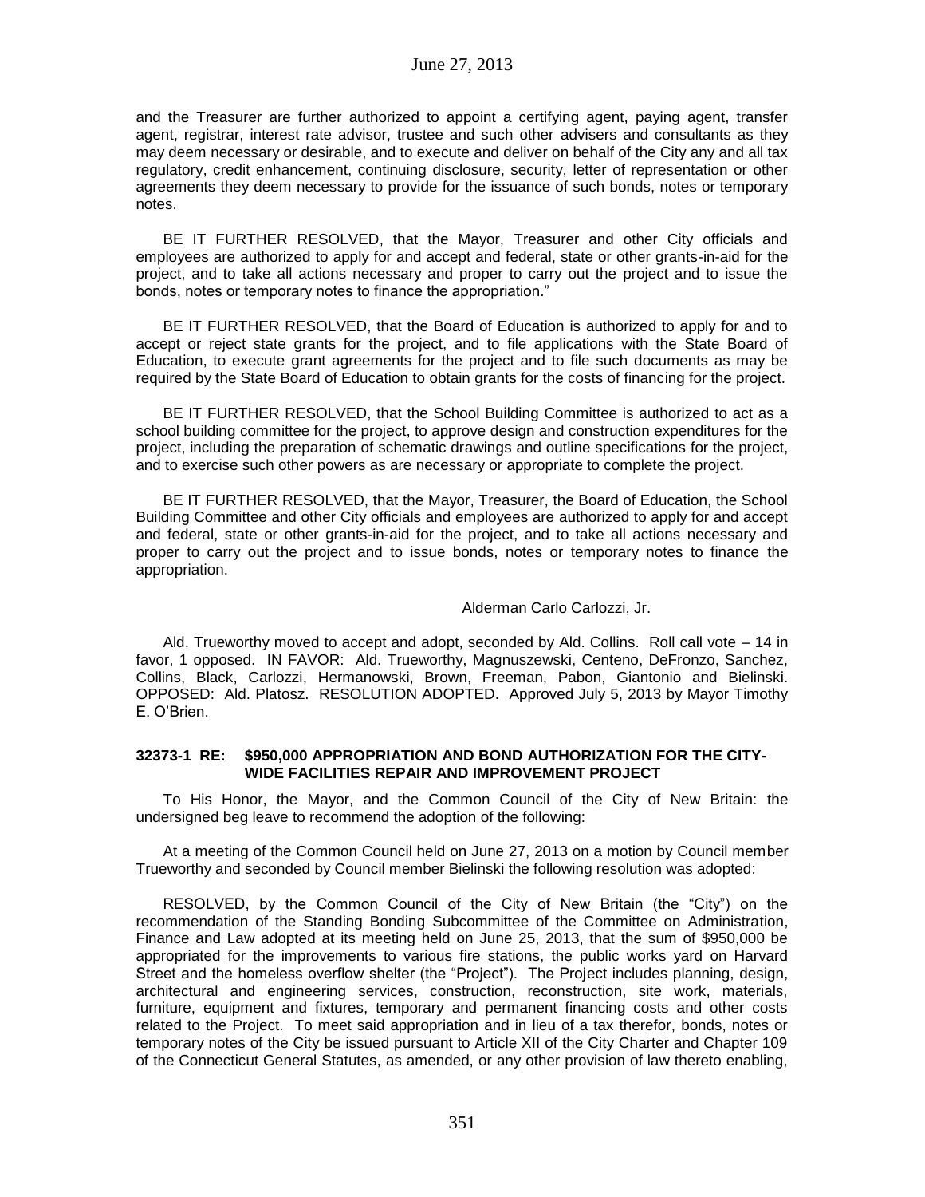and the Treasurer are further authorized to appoint a certifying agent, paying agent, transfer agent, registrar, interest rate advisor, trustee and such other advisers and consultants as they may deem necessary or desirable, and to execute and deliver on behalf of the City any and all tax regulatory, credit enhancement, continuing disclosure, security, letter of representation or other agreements they deem necessary to provide for the issuance of such bonds, notes or temporary notes.

BE IT FURTHER RESOLVED, that the Mayor, Treasurer and other City officials and employees are authorized to apply for and accept and federal, state or other grants-in-aid for the project, and to take all actions necessary and proper to carry out the project and to issue the bonds, notes or temporary notes to finance the appropriation."

BE IT FURTHER RESOLVED, that the Board of Education is authorized to apply for and to accept or reject state grants for the project, and to file applications with the State Board of Education, to execute grant agreements for the project and to file such documents as may be required by the State Board of Education to obtain grants for the costs of financing for the project.

BE IT FURTHER RESOLVED, that the School Building Committee is authorized to act as a school building committee for the project, to approve design and construction expenditures for the project, including the preparation of schematic drawings and outline specifications for the project, and to exercise such other powers as are necessary or appropriate to complete the project.

BE IT FURTHER RESOLVED, that the Mayor, Treasurer, the Board of Education, the School Building Committee and other City officials and employees are authorized to apply for and accept and federal, state or other grants-in-aid for the project, and to take all actions necessary and proper to carry out the project and to issue bonds, notes or temporary notes to finance the appropriation.

Alderman Carlo Carlozzi, Jr.

Ald. Trueworthy moved to accept and adopt, seconded by Ald. Collins. Roll call vote – 14 in favor, 1 opposed. IN FAVOR: Ald. Trueworthy, Magnuszewski, Centeno, DeFronzo, Sanchez, Collins, Black, Carlozzi, Hermanowski, Brown, Freeman, Pabon, Giantonio and Bielinski. OPPOSED: Ald. Platosz. RESOLUTION ADOPTED. Approved July 5, 2013 by Mayor Timothy E. O'Brien.

**32373-1 RE: $950,000 APPROPRIATION AND BOND AUTHORIZATION FOR THE CITY-WIDE FACILITIES REPAIR AND IMPROVEMENT PROJECT**

To His Honor, the Mayor, and the Common Council of the City of New Britain: the undersigned beg leave to recommend the adoption of the following:

At a meeting of the Common Council held on June 27, 2013 on a motion by Council member Trueworthy and seconded by Council member Bielinski the following resolution was adopted:

RESOLVED, by the Common Council of the City of New Britain (the "City") on the recommendation of the Standing Bonding Subcommittee of the Committee on Administration, Finance and Law adopted at its meeting held on June 25, 2013, that the sum of $950,000 be appropriated for the improvements to various fire stations, the public works yard on Harvard Street and the homeless overflow shelter (the "Project"). The Project includes planning, design, architectural and engineering services, construction, reconstruction, site work, materials, furniture, equipment and fixtures, temporary and permanent financing costs and other costs related to the Project. To meet said appropriation and in lieu of a tax therefor, bonds, notes or temporary notes of the City be issued pursuant to Article XII of the City Charter and Chapter 109 of the Connecticut General Statutes, as amended, or any other provision of law thereto enabling,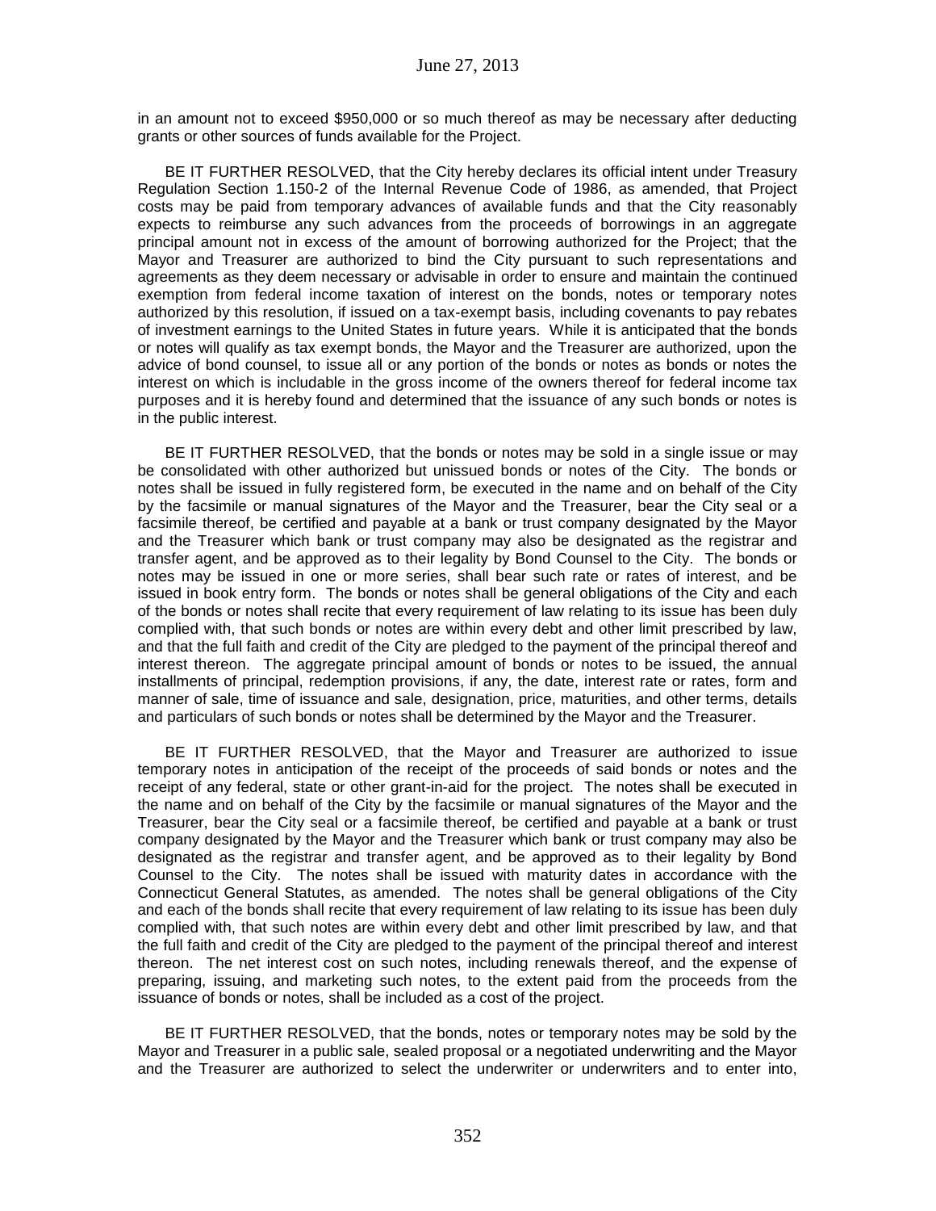in an amount not to exceed $950,000 or so much thereof as may be necessary after deducting grants or other sources of funds available for the Project.

BE IT FURTHER RESOLVED, that the City hereby declares its official intent under Treasury Regulation Section 1.150-2 of the Internal Revenue Code of 1986, as amended, that Project costs may be paid from temporary advances of available funds and that the City reasonably expects to reimburse any such advances from the proceeds of borrowings in an aggregate principal amount not in excess of the amount of borrowing authorized for the Project; that the Mayor and Treasurer are authorized to bind the City pursuant to such representations and agreements as they deem necessary or advisable in order to ensure and maintain the continued exemption from federal income taxation of interest on the bonds, notes or temporary notes authorized by this resolution, if issued on a tax-exempt basis, including covenants to pay rebates of investment earnings to the United States in future years. While it is anticipated that the bonds or notes will qualify as tax exempt bonds, the Mayor and the Treasurer are authorized, upon the advice of bond counsel, to issue all or any portion of the bonds or notes as bonds or notes the interest on which is includable in the gross income of the owners thereof for federal income tax purposes and it is hereby found and determined that the issuance of any such bonds or notes is in the public interest.

BE IT FURTHER RESOLVED, that the bonds or notes may be sold in a single issue or may be consolidated with other authorized but unissued bonds or notes of the City. The bonds or notes shall be issued in fully registered form, be executed in the name and on behalf of the City by the facsimile or manual signatures of the Mayor and the Treasurer, bear the City seal or a facsimile thereof, be certified and payable at a bank or trust company designated by the Mayor and the Treasurer which bank or trust company may also be designated as the registrar and transfer agent, and be approved as to their legality by Bond Counsel to the City. The bonds or notes may be issued in one or more series, shall bear such rate or rates of interest, and be issued in book entry form. The bonds or notes shall be general obligations of the City and each of the bonds or notes shall recite that every requirement of law relating to its issue has been duly complied with, that such bonds or notes are within every debt and other limit prescribed by law, and that the full faith and credit of the City are pledged to the payment of the principal thereof and interest thereon. The aggregate principal amount of bonds or notes to be issued, the annual installments of principal, redemption provisions, if any, the date, interest rate or rates, form and manner of sale, time of issuance and sale, designation, price, maturities, and other terms, details and particulars of such bonds or notes shall be determined by the Mayor and the Treasurer.

BE IT FURTHER RESOLVED, that the Mayor and Treasurer are authorized to issue temporary notes in anticipation of the receipt of the proceeds of said bonds or notes and the receipt of any federal, state or other grant-in-aid for the project. The notes shall be executed in the name and on behalf of the City by the facsimile or manual signatures of the Mayor and the Treasurer, bear the City seal or a facsimile thereof, be certified and payable at a bank or trust company designated by the Mayor and the Treasurer which bank or trust company may also be designated as the registrar and transfer agent, and be approved as to their legality by Bond Counsel to the City. The notes shall be issued with maturity dates in accordance with the Connecticut General Statutes, as amended. The notes shall be general obligations of the City and each of the bonds shall recite that every requirement of law relating to its issue has been duly complied with, that such notes are within every debt and other limit prescribed by law, and that the full faith and credit of the City are pledged to the payment of the principal thereof and interest thereon. The net interest cost on such notes, including renewals thereof, and the expense of preparing, issuing, and marketing such notes, to the extent paid from the proceeds from the issuance of bonds or notes, shall be included as a cost of the project.

BE IT FURTHER RESOLVED, that the bonds, notes or temporary notes may be sold by the Mayor and Treasurer in a public sale, sealed proposal or a negotiated underwriting and the Mayor and the Treasurer are authorized to select the underwriter or underwriters and to enter into,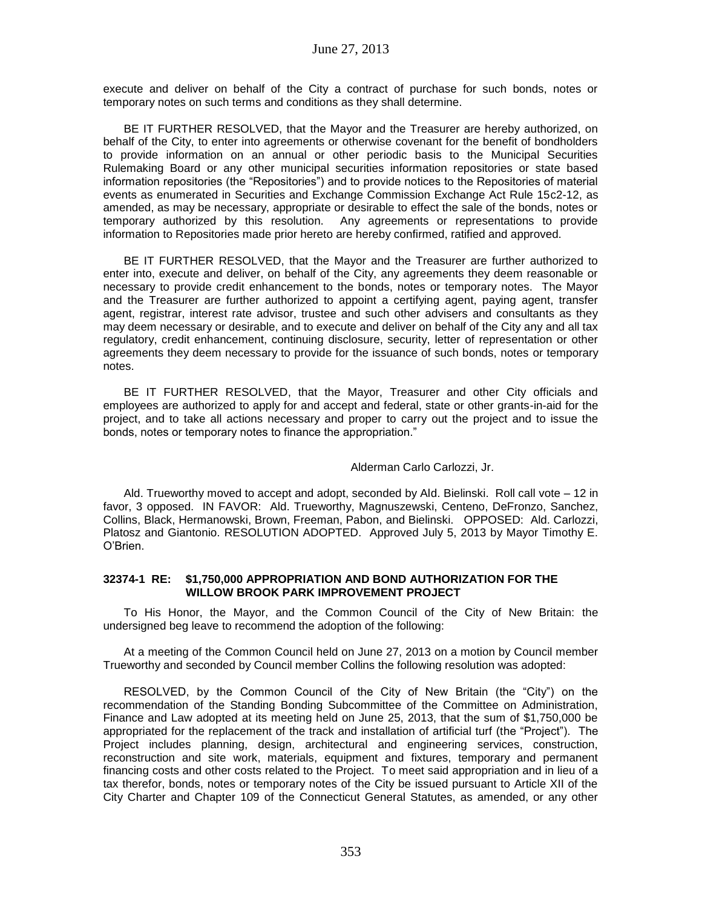execute and deliver on behalf of the City a contract of purchase for such bonds, notes or temporary notes on such terms and conditions as they shall determine.

BE IT FURTHER RESOLVED, that the Mayor and the Treasurer are hereby authorized, on behalf of the City, to enter into agreements or otherwise covenant for the benefit of bondholders to provide information on an annual or other periodic basis to the Municipal Securities Rulemaking Board or any other municipal securities information repositories or state based information repositories (the "Repositories") and to provide notices to the Repositories of material events as enumerated in Securities and Exchange Commission Exchange Act Rule 15c2-12, as amended, as may be necessary, appropriate or desirable to effect the sale of the bonds, notes or temporary authorized by this resolution. Any agreements or representations to provide information to Repositories made prior hereto are hereby confirmed, ratified and approved.

BE IT FURTHER RESOLVED, that the Mayor and the Treasurer are further authorized to enter into, execute and deliver, on behalf of the City, any agreements they deem reasonable or necessary to provide credit enhancement to the bonds, notes or temporary notes. The Mayor and the Treasurer are further authorized to appoint a certifying agent, paying agent, transfer agent, registrar, interest rate advisor, trustee and such other advisers and consultants as they may deem necessary or desirable, and to execute and deliver on behalf of the City any and all tax regulatory, credit enhancement, continuing disclosure, security, letter of representation or other agreements they deem necessary to provide for the issuance of such bonds, notes or temporary notes.

BE IT FURTHER RESOLVED, that the Mayor, Treasurer and other City officials and employees are authorized to apply for and accept and federal, state or other grants-in-aid for the project, and to take all actions necessary and proper to carry out the project and to issue the bonds, notes or temporary notes to finance the appropriation."

Alderman Carlo Carlozzi, Jr.

Ald. Trueworthy moved to accept and adopt, seconded by Ald. Bielinski. Roll call vote – 12 in favor, 3 opposed. IN FAVOR: Ald. Trueworthy, Magnuszewski, Centeno, DeFronzo, Sanchez, Collins, Black, Hermanowski, Brown, Freeman, Pabon, and Bielinski. OPPOSED: Ald. Carlozzi, Platosz and Giantonio. RESOLUTION ADOPTED. Approved July 5, 2013 by Mayor Timothy E. O'Brien.

**32374-1 RE: $1,750,000 APPROPRIATION AND BOND AUTHORIZATION FOR THE WILLOW BROOK PARK IMPROVEMENT PROJECT**

To His Honor, the Mayor, and the Common Council of the City of New Britain: the undersigned beg leave to recommend the adoption of the following:

At a meeting of the Common Council held on June 27, 2013 on a motion by Council member Trueworthy and seconded by Council member Collins the following resolution was adopted:

RESOLVED, by the Common Council of the City of New Britain (the "City") on the recommendation of the Standing Bonding Subcommittee of the Committee on Administration, Finance and Law adopted at its meeting held on June 25, 2013, that the sum of $1,750,000 be appropriated for the replacement of the track and installation of artificial turf (the "Project"). The Project includes planning, design, architectural and engineering services, construction, reconstruction and site work, materials, equipment and fixtures, temporary and permanent financing costs and other costs related to the Project. To meet said appropriation and in lieu of a tax therefor, bonds, notes or temporary notes of the City be issued pursuant to Article XII of the City Charter and Chapter 109 of the Connecticut General Statutes, as amended, or any other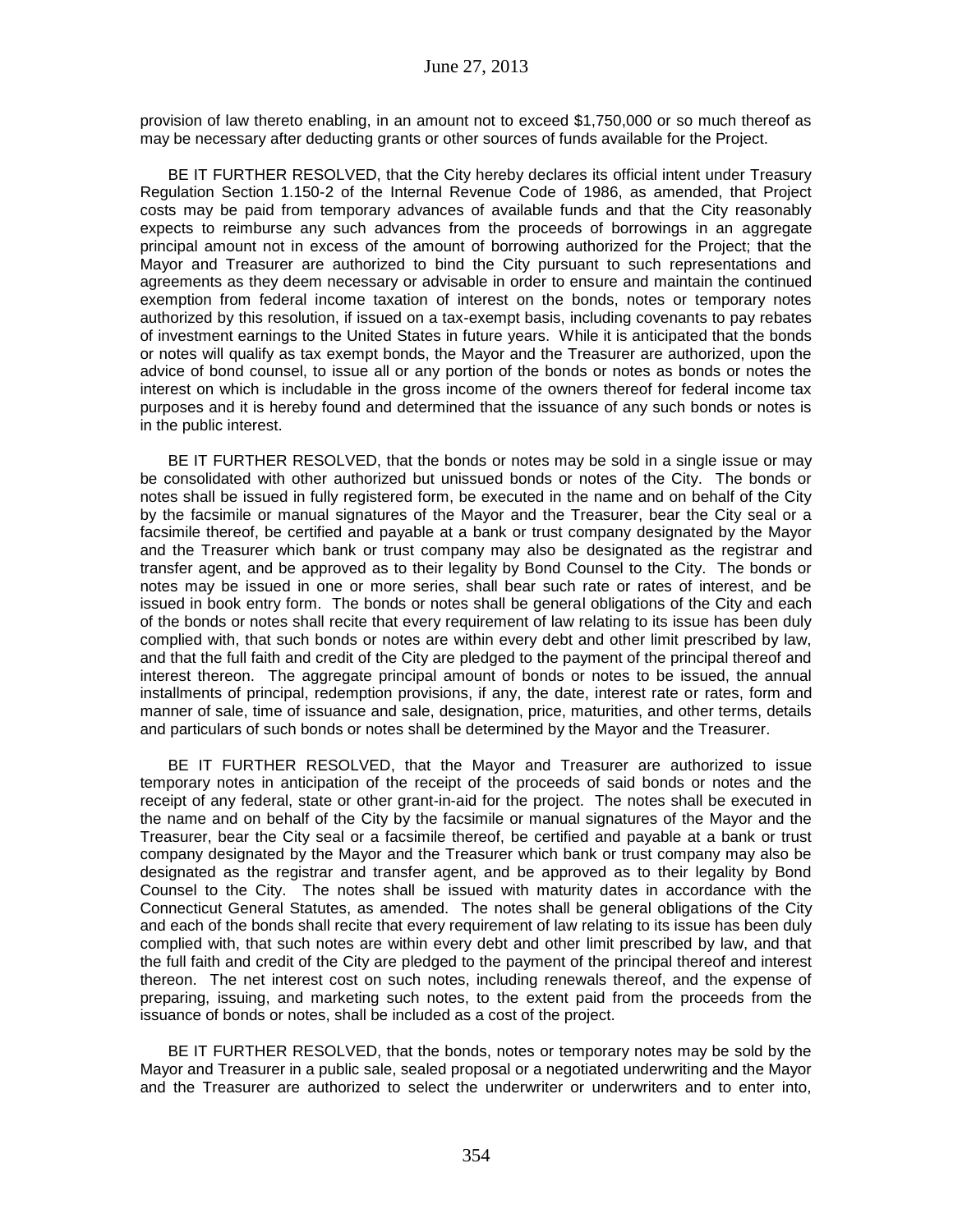provision of law thereto enabling, in an amount not to exceed $1,750,000 or so much thereof as may be necessary after deducting grants or other sources of funds available for the Project.

BE IT FURTHER RESOLVED, that the City hereby declares its official intent under Treasury Regulation Section 1.150-2 of the Internal Revenue Code of 1986, as amended, that Project costs may be paid from temporary advances of available funds and that the City reasonably expects to reimburse any such advances from the proceeds of borrowings in an aggregate principal amount not in excess of the amount of borrowing authorized for the Project; that the Mayor and Treasurer are authorized to bind the City pursuant to such representations and agreements as they deem necessary or advisable in order to ensure and maintain the continued exemption from federal income taxation of interest on the bonds, notes or temporary notes authorized by this resolution, if issued on a tax-exempt basis, including covenants to pay rebates of investment earnings to the United States in future years. While it is anticipated that the bonds or notes will qualify as tax exempt bonds, the Mayor and the Treasurer are authorized, upon the advice of bond counsel, to issue all or any portion of the bonds or notes as bonds or notes the interest on which is includable in the gross income of the owners thereof for federal income tax purposes and it is hereby found and determined that the issuance of any such bonds or notes is in the public interest.

BE IT FURTHER RESOLVED, that the bonds or notes may be sold in a single issue or may be consolidated with other authorized but unissued bonds or notes of the City. The bonds or notes shall be issued in fully registered form, be executed in the name and on behalf of the City by the facsimile or manual signatures of the Mayor and the Treasurer, bear the City seal or a facsimile thereof, be certified and payable at a bank or trust company designated by the Mayor and the Treasurer which bank or trust company may also be designated as the registrar and transfer agent, and be approved as to their legality by Bond Counsel to the City. The bonds or notes may be issued in one or more series, shall bear such rate or rates of interest, and be issued in book entry form. The bonds or notes shall be general obligations of the City and each of the bonds or notes shall recite that every requirement of law relating to its issue has been duly complied with, that such bonds or notes are within every debt and other limit prescribed by law, and that the full faith and credit of the City are pledged to the payment of the principal thereof and interest thereon. The aggregate principal amount of bonds or notes to be issued, the annual installments of principal, redemption provisions, if any, the date, interest rate or rates, form and manner of sale, time of issuance and sale, designation, price, maturities, and other terms, details and particulars of such bonds or notes shall be determined by the Mayor and the Treasurer.

BE IT FURTHER RESOLVED, that the Mayor and Treasurer are authorized to issue temporary notes in anticipation of the receipt of the proceeds of said bonds or notes and the receipt of any federal, state or other grant-in-aid for the project. The notes shall be executed in the name and on behalf of the City by the facsimile or manual signatures of the Mayor and the Treasurer, bear the City seal or a facsimile thereof, be certified and payable at a bank or trust company designated by the Mayor and the Treasurer which bank or trust company may also be designated as the registrar and transfer agent, and be approved as to their legality by Bond Counsel to the City. The notes shall be issued with maturity dates in accordance with the Connecticut General Statutes, as amended. The notes shall be general obligations of the City and each of the bonds shall recite that every requirement of law relating to its issue has been duly complied with, that such notes are within every debt and other limit prescribed by law, and that the full faith and credit of the City are pledged to the payment of the principal thereof and interest thereon. The net interest cost on such notes, including renewals thereof, and the expense of preparing, issuing, and marketing such notes, to the extent paid from the proceeds from the issuance of bonds or notes, shall be included as a cost of the project.

BE IT FURTHER RESOLVED, that the bonds, notes or temporary notes may be sold by the Mayor and Treasurer in a public sale, sealed proposal or a negotiated underwriting and the Mayor and the Treasurer are authorized to select the underwriter or underwriters and to enter into,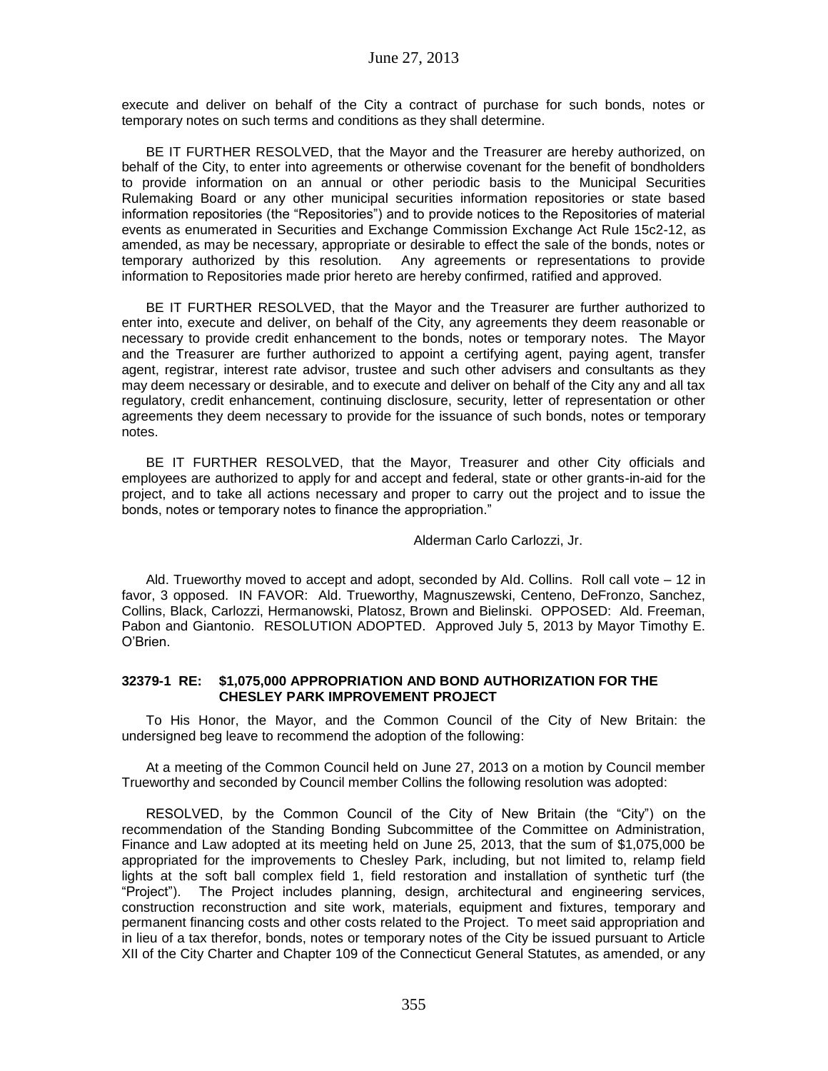execute and deliver on behalf of the City a contract of purchase for such bonds, notes or temporary notes on such terms and conditions as they shall determine.

BE IT FURTHER RESOLVED, that the Mayor and the Treasurer are hereby authorized, on behalf of the City, to enter into agreements or otherwise covenant for the benefit of bondholders to provide information on an annual or other periodic basis to the Municipal Securities Rulemaking Board or any other municipal securities information repositories or state based information repositories (the "Repositories") and to provide notices to the Repositories of material events as enumerated in Securities and Exchange Commission Exchange Act Rule 15c2-12, as amended, as may be necessary, appropriate or desirable to effect the sale of the bonds, notes or temporary authorized by this resolution. Any agreements or representations to provide information to Repositories made prior hereto are hereby confirmed, ratified and approved.

BE IT FURTHER RESOLVED, that the Mayor and the Treasurer are further authorized to enter into, execute and deliver, on behalf of the City, any agreements they deem reasonable or necessary to provide credit enhancement to the bonds, notes or temporary notes. The Mayor and the Treasurer are further authorized to appoint a certifying agent, paying agent, transfer agent, registrar, interest rate advisor, trustee and such other advisers and consultants as they may deem necessary or desirable, and to execute and deliver on behalf of the City any and all tax regulatory, credit enhancement, continuing disclosure, security, letter of representation or other agreements they deem necessary to provide for the issuance of such bonds, notes or temporary notes.

BE IT FURTHER RESOLVED, that the Mayor, Treasurer and other City officials and employees are authorized to apply for and accept and federal, state or other grants-in-aid for the project, and to take all actions necessary and proper to carry out the project and to issue the bonds, notes or temporary notes to finance the appropriation."

Alderman Carlo Carlozzi, Jr.

Ald. Trueworthy moved to accept and adopt, seconded by Ald. Collins. Roll call vote – 12 in favor, 3 opposed. IN FAVOR: Ald. Trueworthy, Magnuszewski, Centeno, DeFronzo, Sanchez, Collins, Black, Carlozzi, Hermanowski, Platosz, Brown and Bielinski. OPPOSED: Ald. Freeman, Pabon and Giantonio. RESOLUTION ADOPTED. Approved July 5, 2013 by Mayor Timothy E. O'Brien.

#### 32379-1 RE: $1,075,000 APPROPRIATION AND BOND AUTHORIZATION FOR THE CHESLEY PARK IMPROVEMENT PROJECT

To His Honor, the Mayor, and the Common Council of the City of New Britain: the undersigned beg leave to recommend the adoption of the following:

At a meeting of the Common Council held on June 27, 2013 on a motion by Council member Trueworthy and seconded by Council member Collins the following resolution was adopted:

RESOLVED, by the Common Council of the City of New Britain (the "City") on the recommendation of the Standing Bonding Subcommittee of the Committee on Administration, Finance and Law adopted at its meeting held on June 25, 2013, that the sum of $1,075,000 be appropriated for the improvements to Chesley Park, including, but not limited to, relamp field lights at the soft ball complex field 1, field restoration and installation of synthetic turf (the "Project"). The Project includes planning, design, architectural and engineering services, construction reconstruction and site work, materials, equipment and fixtures, temporary and permanent financing costs and other costs related to the Project. To meet said appropriation and in lieu of a tax therefor, bonds, notes or temporary notes of the City be issued pursuant to Article XII of the City Charter and Chapter 109 of the Connecticut General Statutes, as amended, or any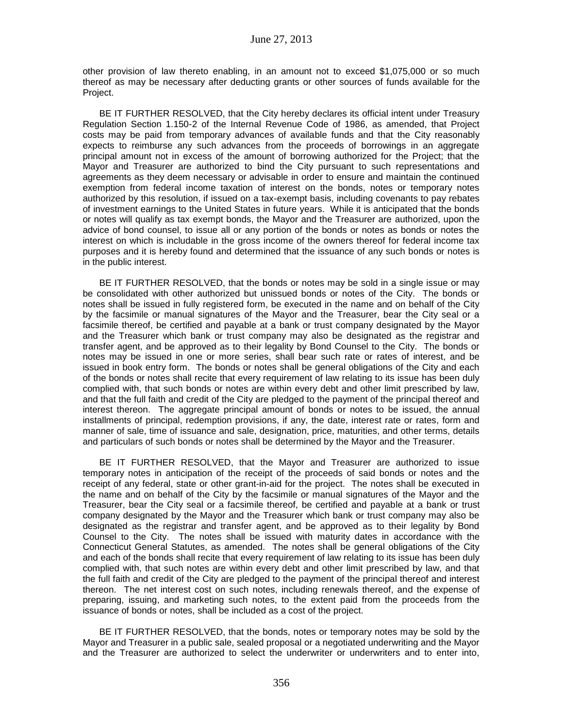other provision of law thereto enabling, in an amount not to exceed $1,075,000 or so much thereof as may be necessary after deducting grants or other sources of funds available for the Project.

BE IT FURTHER RESOLVED, that the City hereby declares its official intent under Treasury Regulation Section 1.150-2 of the Internal Revenue Code of 1986, as amended, that Project costs may be paid from temporary advances of available funds and that the City reasonably expects to reimburse any such advances from the proceeds of borrowings in an aggregate principal amount not in excess of the amount of borrowing authorized for the Project; that the Mayor and Treasurer are authorized to bind the City pursuant to such representations and agreements as they deem necessary or advisable in order to ensure and maintain the continued exemption from federal income taxation of interest on the bonds, notes or temporary notes authorized by this resolution, if issued on a tax-exempt basis, including covenants to pay rebates of investment earnings to the United States in future years. While it is anticipated that the bonds or notes will qualify as tax exempt bonds, the Mayor and the Treasurer are authorized, upon the advice of bond counsel, to issue all or any portion of the bonds or notes as bonds or notes the interest on which is includable in the gross income of the owners thereof for federal income tax purposes and it is hereby found and determined that the issuance of any such bonds or notes is in the public interest.

BE IT FURTHER RESOLVED, that the bonds or notes may be sold in a single issue or may be consolidated with other authorized but unissued bonds or notes of the City. The bonds or notes shall be issued in fully registered form, be executed in the name and on behalf of the City by the facsimile or manual signatures of the Mayor and the Treasurer, bear the City seal or a facsimile thereof, be certified and payable at a bank or trust company designated by the Mayor and the Treasurer which bank or trust company may also be designated as the registrar and transfer agent, and be approved as to their legality by Bond Counsel to the City. The bonds or notes may be issued in one or more series, shall bear such rate or rates of interest, and be issued in book entry form. The bonds or notes shall be general obligations of the City and each of the bonds or notes shall recite that every requirement of law relating to its issue has been duly complied with, that such bonds or notes are within every debt and other limit prescribed by law, and that the full faith and credit of the City are pledged to the payment of the principal thereof and interest thereon. The aggregate principal amount of bonds or notes to be issued, the annual installments of principal, redemption provisions, if any, the date, interest rate or rates, form and manner of sale, time of issuance and sale, designation, price, maturities, and other terms, details and particulars of such bonds or notes shall be determined by the Mayor and the Treasurer.

BE IT FURTHER RESOLVED, that the Mayor and Treasurer are authorized to issue temporary notes in anticipation of the receipt of the proceeds of said bonds or notes and the receipt of any federal, state or other grant-in-aid for the project. The notes shall be executed in the name and on behalf of the City by the facsimile or manual signatures of the Mayor and the Treasurer, bear the City seal or a facsimile thereof, be certified and payable at a bank or trust company designated by the Mayor and the Treasurer which bank or trust company may also be designated as the registrar and transfer agent, and be approved as to their legality by Bond Counsel to the City. The notes shall be issued with maturity dates in accordance with the Connecticut General Statutes, as amended. The notes shall be general obligations of the City and each of the bonds shall recite that every requirement of law relating to its issue has been duly complied with, that such notes are within every debt and other limit prescribed by law, and that the full faith and credit of the City are pledged to the payment of the principal thereof and interest thereon. The net interest cost on such notes, including renewals thereof, and the expense of preparing, issuing, and marketing such notes, to the extent paid from the proceeds from the issuance of bonds or notes, shall be included as a cost of the project.

BE IT FURTHER RESOLVED, that the bonds, notes or temporary notes may be sold by the Mayor and Treasurer in a public sale, sealed proposal or a negotiated underwriting and the Mayor and the Treasurer are authorized to select the underwriter or underwriters and to enter into,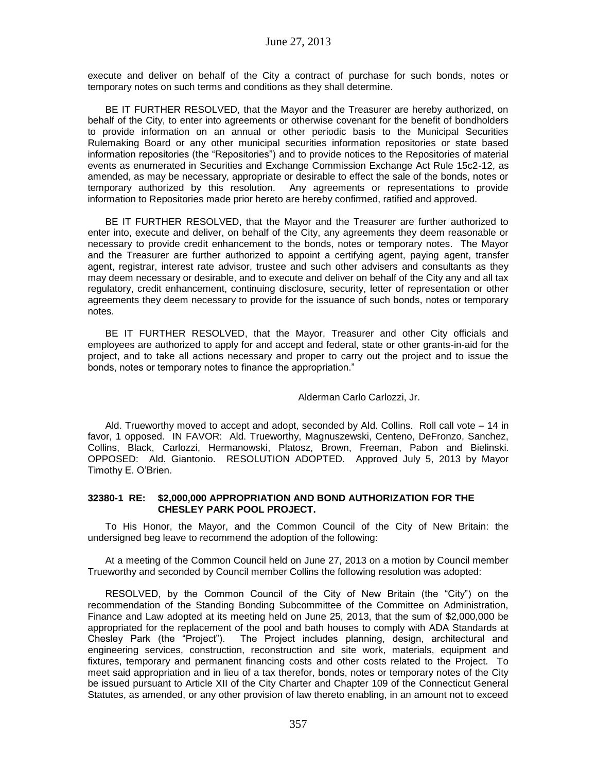execute and deliver on behalf of the City a contract of purchase for such bonds, notes or temporary notes on such terms and conditions as they shall determine.

BE IT FURTHER RESOLVED, that the Mayor and the Treasurer are hereby authorized, on behalf of the City, to enter into agreements or otherwise covenant for the benefit of bondholders to provide information on an annual or other periodic basis to the Municipal Securities Rulemaking Board or any other municipal securities information repositories or state based information repositories (the "Repositories") and to provide notices to the Repositories of material events as enumerated in Securities and Exchange Commission Exchange Act Rule 15c2-12, as amended, as may be necessary, appropriate or desirable to effect the sale of the bonds, notes or temporary authorized by this resolution. Any agreements or representations to provide information to Repositories made prior hereto are hereby confirmed, ratified and approved.

BE IT FURTHER RESOLVED, that the Mayor and the Treasurer are further authorized to enter into, execute and deliver, on behalf of the City, any agreements they deem reasonable or necessary to provide credit enhancement to the bonds, notes or temporary notes. The Mayor and the Treasurer are further authorized to appoint a certifying agent, paying agent, transfer agent, registrar, interest rate advisor, trustee and such other advisers and consultants as they may deem necessary or desirable, and to execute and deliver on behalf of the City any and all tax regulatory, credit enhancement, continuing disclosure, security, letter of representation or other agreements they deem necessary to provide for the issuance of such bonds, notes or temporary notes.

BE IT FURTHER RESOLVED, that the Mayor, Treasurer and other City officials and employees are authorized to apply for and accept and federal, state or other grants-in-aid for the project, and to take all actions necessary and proper to carry out the project and to issue the bonds, notes or temporary notes to finance the appropriation."

Alderman Carlo Carlozzi, Jr.

Ald. Trueworthy moved to accept and adopt, seconded by Ald. Collins. Roll call vote – 14 in favor, 1 opposed. IN FAVOR: Ald. Trueworthy, Magnuszewski, Centeno, DeFronzo, Sanchez, Collins, Black, Carlozzi, Hermanowski, Platosz, Brown, Freeman, Pabon and Bielinski. OPPOSED: Ald. Giantonio. RESOLUTION ADOPTED. Approved July 5, 2013 by Mayor Timothy E. O'Brien.

**32380-1 RE: $2,000,000 APPROPRIATION AND BOND AUTHORIZATION FOR THE CHESLEY PARK POOL PROJECT.**

To His Honor, the Mayor, and the Common Council of the City of New Britain: the undersigned beg leave to recommend the adoption of the following:

At a meeting of the Common Council held on June 27, 2013 on a motion by Council member Trueworthy and seconded by Council member Collins the following resolution was adopted:

RESOLVED, by the Common Council of the City of New Britain (the "City") on the recommendation of the Standing Bonding Subcommittee of the Committee on Administration, Finance and Law adopted at its meeting held on June 25, 2013, that the sum of $2,000,000 be appropriated for the replacement of the pool and bath houses to comply with ADA Standards at Chesley Park (the "Project"). The Project includes planning, design, architectural and engineering services, construction, reconstruction and site work, materials, equipment and fixtures, temporary and permanent financing costs and other costs related to the Project. To meet said appropriation and in lieu of a tax therefor, bonds, notes or temporary notes of the City be issued pursuant to Article XII of the City Charter and Chapter 109 of the Connecticut General Statutes, as amended, or any other provision of law thereto enabling, in an amount not to exceed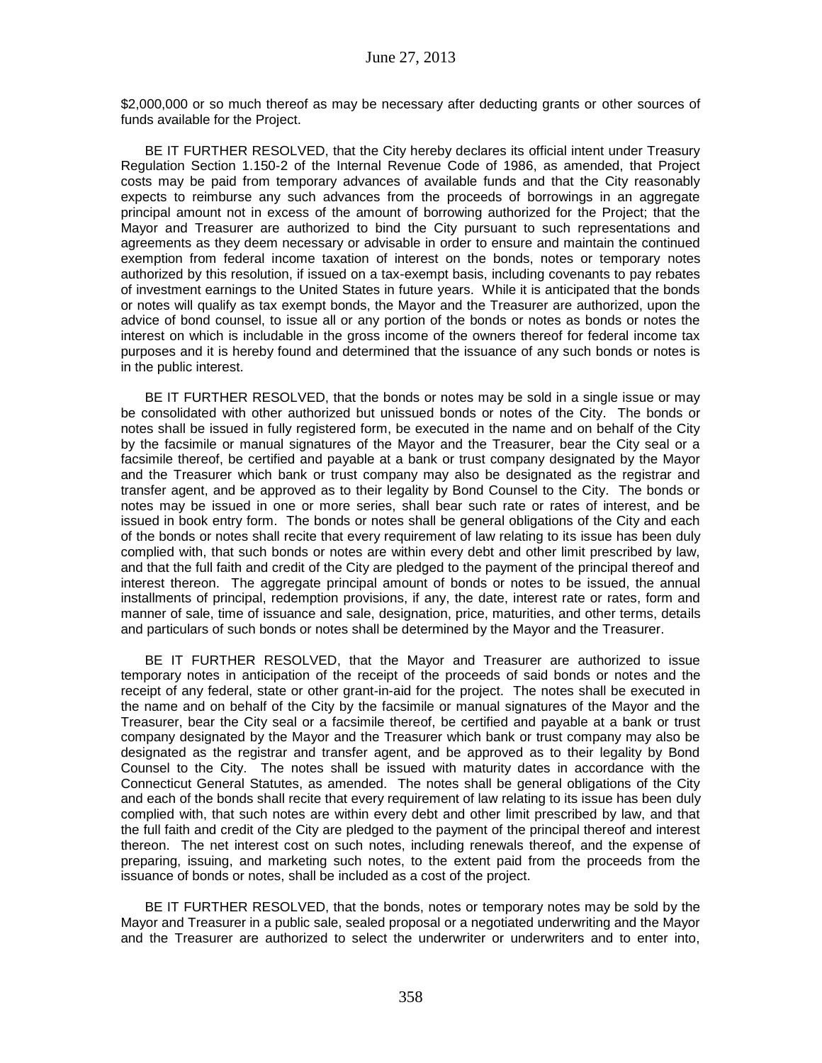$2,000,000 or so much thereof as may be necessary after deducting grants or other sources of funds available for the Project.

BE IT FURTHER RESOLVED, that the City hereby declares its official intent under Treasury Regulation Section 1.150-2 of the Internal Revenue Code of 1986, as amended, that Project costs may be paid from temporary advances of available funds and that the City reasonably expects to reimburse any such advances from the proceeds of borrowings in an aggregate principal amount not in excess of the amount of borrowing authorized for the Project; that the Mayor and Treasurer are authorized to bind the City pursuant to such representations and agreements as they deem necessary or advisable in order to ensure and maintain the continued exemption from federal income taxation of interest on the bonds, notes or temporary notes authorized by this resolution, if issued on a tax-exempt basis, including covenants to pay rebates of investment earnings to the United States in future years. While it is anticipated that the bonds or notes will qualify as tax exempt bonds, the Mayor and the Treasurer are authorized, upon the advice of bond counsel, to issue all or any portion of the bonds or notes as bonds or notes the interest on which is includable in the gross income of the owners thereof for federal income tax purposes and it is hereby found and determined that the issuance of any such bonds or notes is in the public interest.

BE IT FURTHER RESOLVED, that the bonds or notes may be sold in a single issue or may be consolidated with other authorized but unissued bonds or notes of the City. The bonds or notes shall be issued in fully registered form, be executed in the name and on behalf of the City by the facsimile or manual signatures of the Mayor and the Treasurer, bear the City seal or a facsimile thereof, be certified and payable at a bank or trust company designated by the Mayor and the Treasurer which bank or trust company may also be designated as the registrar and transfer agent, and be approved as to their legality by Bond Counsel to the City. The bonds or notes may be issued in one or more series, shall bear such rate or rates of interest, and be issued in book entry form. The bonds or notes shall be general obligations of the City and each of the bonds or notes shall recite that every requirement of law relating to its issue has been duly complied with, that such bonds or notes are within every debt and other limit prescribed by law, and that the full faith and credit of the City are pledged to the payment of the principal thereof and interest thereon. The aggregate principal amount of bonds or notes to be issued, the annual installments of principal, redemption provisions, if any, the date, interest rate or rates, form and manner of sale, time of issuance and sale, designation, price, maturities, and other terms, details and particulars of such bonds or notes shall be determined by the Mayor and the Treasurer.

BE IT FURTHER RESOLVED, that the Mayor and Treasurer are authorized to issue temporary notes in anticipation of the receipt of the proceeds of said bonds or notes and the receipt of any federal, state or other grant-in-aid for the project. The notes shall be executed in the name and on behalf of the City by the facsimile or manual signatures of the Mayor and the Treasurer, bear the City seal or a facsimile thereof, be certified and payable at a bank or trust company designated by the Mayor and the Treasurer which bank or trust company may also be designated as the registrar and transfer agent, and be approved as to their legality by Bond Counsel to the City. The notes shall be issued with maturity dates in accordance with the Connecticut General Statutes, as amended. The notes shall be general obligations of the City and each of the bonds shall recite that every requirement of law relating to its issue has been duly complied with, that such notes are within every debt and other limit prescribed by law, and that the full faith and credit of the City are pledged to the payment of the principal thereof and interest thereon. The net interest cost on such notes, including renewals thereof, and the expense of preparing, issuing, and marketing such notes, to the extent paid from the proceeds from the issuance of bonds or notes, shall be included as a cost of the project.

BE IT FURTHER RESOLVED, that the bonds, notes or temporary notes may be sold by the Mayor and Treasurer in a public sale, sealed proposal or a negotiated underwriting and the Mayor and the Treasurer are authorized to select the underwriter or underwriters and to enter into,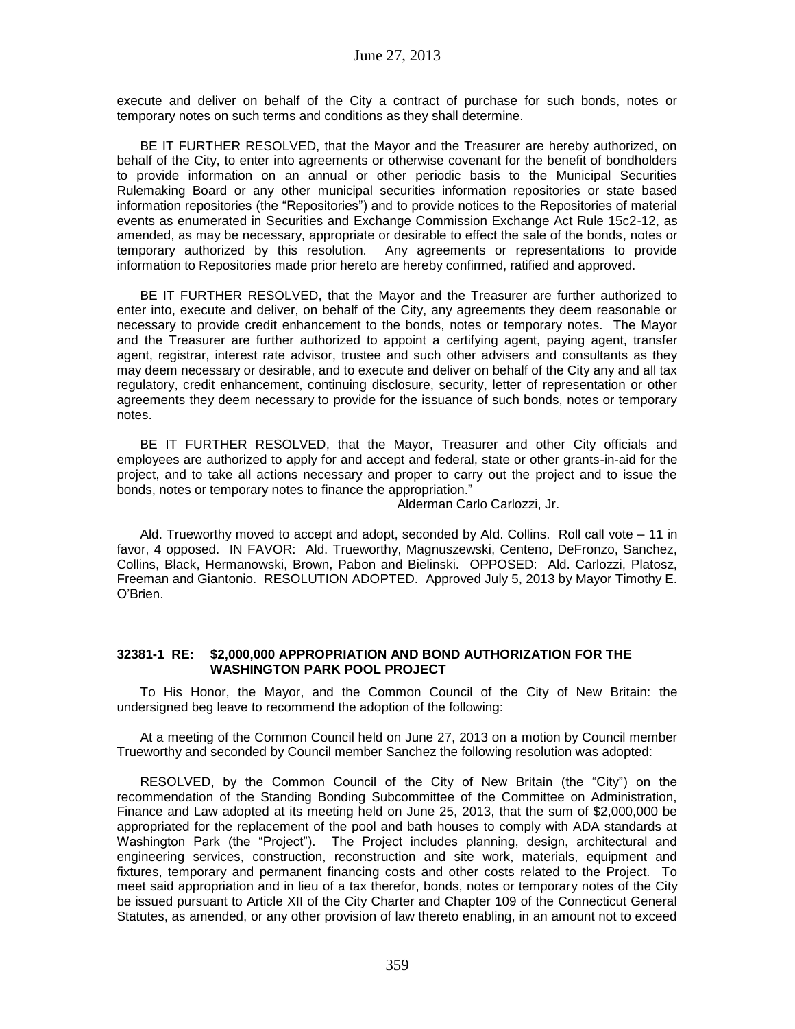execute and deliver on behalf of the City a contract of purchase for such bonds, notes or temporary notes on such terms and conditions as they shall determine.

BE IT FURTHER RESOLVED, that the Mayor and the Treasurer are hereby authorized, on behalf of the City, to enter into agreements or otherwise covenant for the benefit of bondholders to provide information on an annual or other periodic basis to the Municipal Securities Rulemaking Board or any other municipal securities information repositories or state based information repositories (the "Repositories") and to provide notices to the Repositories of material events as enumerated in Securities and Exchange Commission Exchange Act Rule 15c2-12, as amended, as may be necessary, appropriate or desirable to effect the sale of the bonds, notes or temporary authorized by this resolution. Any agreements or representations to provide information to Repositories made prior hereto are hereby confirmed, ratified and approved.

BE IT FURTHER RESOLVED, that the Mayor and the Treasurer are further authorized to enter into, execute and deliver, on behalf of the City, any agreements they deem reasonable or necessary to provide credit enhancement to the bonds, notes or temporary notes. The Mayor and the Treasurer are further authorized to appoint a certifying agent, paying agent, transfer agent, registrar, interest rate advisor, trustee and such other advisers and consultants as they may deem necessary or desirable, and to execute and deliver on behalf of the City any and all tax regulatory, credit enhancement, continuing disclosure, security, letter of representation or other agreements they deem necessary to provide for the issuance of such bonds, notes or temporary notes.

BE IT FURTHER RESOLVED, that the Mayor, Treasurer and other City officials and employees are authorized to apply for and accept and federal, state or other grants-in-aid for the project, and to take all actions necessary and proper to carry out the project and to issue the bonds, notes or temporary notes to finance the appropriation."

Alderman Carlo Carlozzi, Jr.

Ald. Trueworthy moved to accept and adopt, seconded by Ald. Collins. Roll call vote – 11 in favor, 4 opposed. IN FAVOR: Ald. Trueworthy, Magnuszewski, Centeno, DeFronzo, Sanchez, Collins, Black, Hermanowski, Brown, Pabon and Bielinski. OPPOSED: Ald. Carlozzi, Platosz, Freeman and Giantonio. RESOLUTION ADOPTED. Approved July 5, 2013 by Mayor Timothy E. O'Brien.

**32381-1 RE: $2,000,000 APPROPRIATION AND BOND AUTHORIZATION FOR THE WASHINGTON PARK POOL PROJECT**

To His Honor, the Mayor, and the Common Council of the City of New Britain: the undersigned beg leave to recommend the adoption of the following:

At a meeting of the Common Council held on June 27, 2013 on a motion by Council member Trueworthy and seconded by Council member Sanchez the following resolution was adopted:

RESOLVED, by the Common Council of the City of New Britain (the "City") on the recommendation of the Standing Bonding Subcommittee of the Committee on Administration, Finance and Law adopted at its meeting held on June 25, 2013, that the sum of $2,000,000 be appropriated for the replacement of the pool and bath houses to comply with ADA standards at Washington Park (the "Project"). The Project includes planning, design, architectural and engineering services, construction, reconstruction and site work, materials, equipment and fixtures, temporary and permanent financing costs and other costs related to the Project. To meet said appropriation and in lieu of a tax therefor, bonds, notes or temporary notes of the City be issued pursuant to Article XII of the City Charter and Chapter 109 of the Connecticut General Statutes, as amended, or any other provision of law thereto enabling, in an amount not to exceed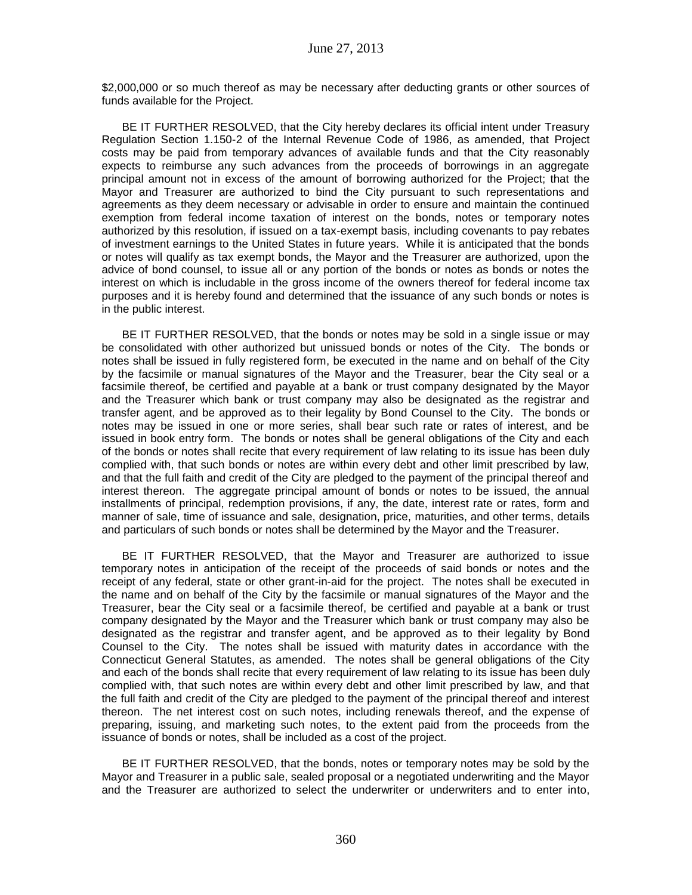$2,000,000 or so much thereof as may be necessary after deducting grants or other sources of funds available for the Project.

BE IT FURTHER RESOLVED, that the City hereby declares its official intent under Treasury Regulation Section 1.150-2 of the Internal Revenue Code of 1986, as amended, that Project costs may be paid from temporary advances of available funds and that the City reasonably expects to reimburse any such advances from the proceeds of borrowings in an aggregate principal amount not in excess of the amount of borrowing authorized for the Project; that the Mayor and Treasurer are authorized to bind the City pursuant to such representations and agreements as they deem necessary or advisable in order to ensure and maintain the continued exemption from federal income taxation of interest on the bonds, notes or temporary notes authorized by this resolution, if issued on a tax-exempt basis, including covenants to pay rebates of investment earnings to the United States in future years. While it is anticipated that the bonds or notes will qualify as tax exempt bonds, the Mayor and the Treasurer are authorized, upon the advice of bond counsel, to issue all or any portion of the bonds or notes as bonds or notes the interest on which is includable in the gross income of the owners thereof for federal income tax purposes and it is hereby found and determined that the issuance of any such bonds or notes is in the public interest.

BE IT FURTHER RESOLVED, that the bonds or notes may be sold in a single issue or may be consolidated with other authorized but unissued bonds or notes of the City. The bonds or notes shall be issued in fully registered form, be executed in the name and on behalf of the City by the facsimile or manual signatures of the Mayor and the Treasurer, bear the City seal or a facsimile thereof, be certified and payable at a bank or trust company designated by the Mayor and the Treasurer which bank or trust company may also be designated as the registrar and transfer agent, and be approved as to their legality by Bond Counsel to the City. The bonds or notes may be issued in one or more series, shall bear such rate or rates of interest, and be issued in book entry form. The bonds or notes shall be general obligations of the City and each of the bonds or notes shall recite that every requirement of law relating to its issue has been duly complied with, that such bonds or notes are within every debt and other limit prescribed by law, and that the full faith and credit of the City are pledged to the payment of the principal thereof and interest thereon. The aggregate principal amount of bonds or notes to be issued, the annual installments of principal, redemption provisions, if any, the date, interest rate or rates, form and manner of sale, time of issuance and sale, designation, price, maturities, and other terms, details and particulars of such bonds or notes shall be determined by the Mayor and the Treasurer.

BE IT FURTHER RESOLVED, that the Mayor and Treasurer are authorized to issue temporary notes in anticipation of the receipt of the proceeds of said bonds or notes and the receipt of any federal, state or other grant-in-aid for the project. The notes shall be executed in the name and on behalf of the City by the facsimile or manual signatures of the Mayor and the Treasurer, bear the City seal or a facsimile thereof, be certified and payable at a bank or trust company designated by the Mayor and the Treasurer which bank or trust company may also be designated as the registrar and transfer agent, and be approved as to their legality by Bond Counsel to the City. The notes shall be issued with maturity dates in accordance with the Connecticut General Statutes, as amended. The notes shall be general obligations of the City and each of the bonds shall recite that every requirement of law relating to its issue has been duly complied with, that such notes are within every debt and other limit prescribed by law, and that the full faith and credit of the City are pledged to the payment of the principal thereof and interest thereon. The net interest cost on such notes, including renewals thereof, and the expense of preparing, issuing, and marketing such notes, to the extent paid from the proceeds from the issuance of bonds or notes, shall be included as a cost of the project.

BE IT FURTHER RESOLVED, that the bonds, notes or temporary notes may be sold by the Mayor and Treasurer in a public sale, sealed proposal or a negotiated underwriting and the Mayor and the Treasurer are authorized to select the underwriter or underwriters and to enter into,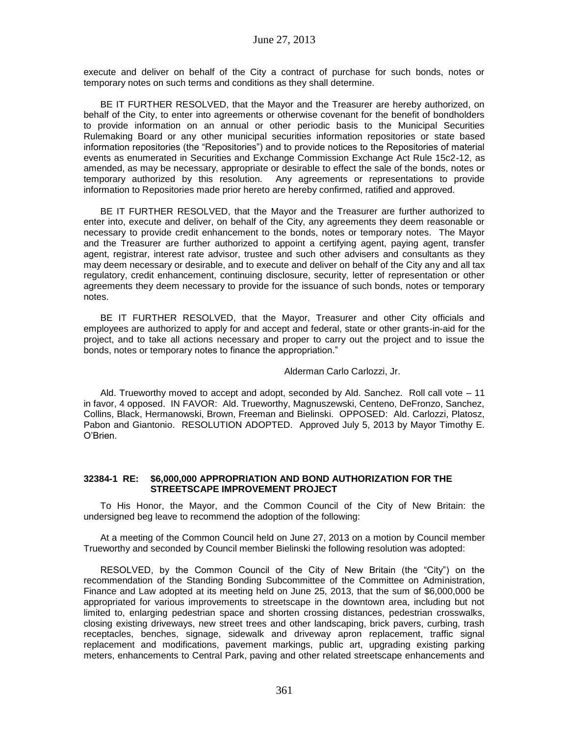execute and deliver on behalf of the City a contract of purchase for such bonds, notes or temporary notes on such terms and conditions as they shall determine.

BE IT FURTHER RESOLVED, that the Mayor and the Treasurer are hereby authorized, on behalf of the City, to enter into agreements or otherwise covenant for the benefit of bondholders to provide information on an annual or other periodic basis to the Municipal Securities Rulemaking Board or any other municipal securities information repositories or state based information repositories (the "Repositories") and to provide notices to the Repositories of material events as enumerated in Securities and Exchange Commission Exchange Act Rule 15c2-12, as amended, as may be necessary, appropriate or desirable to effect the sale of the bonds, notes or temporary authorized by this resolution. Any agreements or representations to provide information to Repositories made prior hereto are hereby confirmed, ratified and approved.

BE IT FURTHER RESOLVED, that the Mayor and the Treasurer are further authorized to enter into, execute and deliver, on behalf of the City, any agreements they deem reasonable or necessary to provide credit enhancement to the bonds, notes or temporary notes. The Mayor and the Treasurer are further authorized to appoint a certifying agent, paying agent, transfer agent, registrar, interest rate advisor, trustee and such other advisers and consultants as they may deem necessary or desirable, and to execute and deliver on behalf of the City any and all tax regulatory, credit enhancement, continuing disclosure, security, letter of representation or other agreements they deem necessary to provide for the issuance of such bonds, notes or temporary notes.

BE IT FURTHER RESOLVED, that the Mayor, Treasurer and other City officials and employees are authorized to apply for and accept and federal, state or other grants-in-aid for the project, and to take all actions necessary and proper to carry out the project and to issue the bonds, notes or temporary notes to finance the appropriation."

Alderman Carlo Carlozzi, Jr.

Ald. Trueworthy moved to accept and adopt, seconded by Ald. Sanchez. Roll call vote – 11 in favor, 4 opposed. IN FAVOR: Ald. Trueworthy, Magnuszewski, Centeno, DeFronzo, Sanchez, Collins, Black, Hermanowski, Brown, Freeman and Bielinski. OPPOSED: Ald. Carlozzi, Platosz, Pabon and Giantonio. RESOLUTION ADOPTED. Approved July 5, 2013 by Mayor Timothy E. O'Brien.

**32384-1 RE: $6,000,000 APPROPRIATION AND BOND AUTHORIZATION FOR THE STREETSCAPE IMPROVEMENT PROJECT**

To His Honor, the Mayor, and the Common Council of the City of New Britain: the undersigned beg leave to recommend the adoption of the following:

At a meeting of the Common Council held on June 27, 2013 on a motion by Council member Trueworthy and seconded by Council member Bielinski the following resolution was adopted:

RESOLVED, by the Common Council of the City of New Britain (the "City") on the recommendation of the Standing Bonding Subcommittee of the Committee on Administration, Finance and Law adopted at its meeting held on June 25, 2013, that the sum of $6,000,000 be appropriated for various improvements to streetscape in the downtown area, including but not limited to, enlarging pedestrian space and shorten crossing distances, pedestrian crosswalks, closing existing driveways, new street trees and other landscaping, brick pavers, curbing, trash receptacles, benches, signage, sidewalk and driveway apron replacement, traffic signal replacement and modifications, pavement markings, public art, upgrading existing parking meters, enhancements to Central Park, paving and other related streetscape enhancements and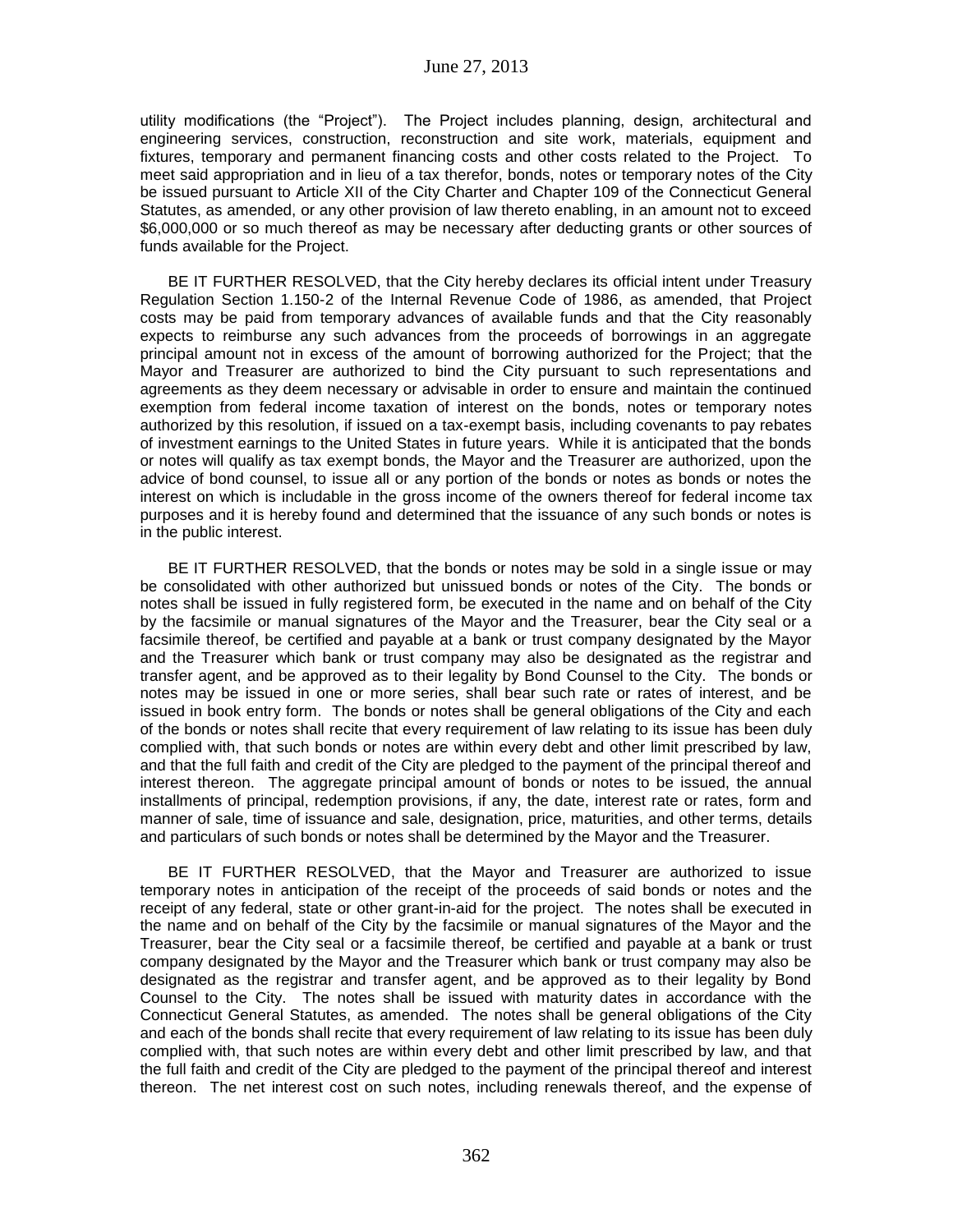utility modifications (the "Project"). The Project includes planning, design, architectural and engineering services, construction, reconstruction and site work, materials, equipment and fixtures, temporary and permanent financing costs and other costs related to the Project. To meet said appropriation and in lieu of a tax therefor, bonds, notes or temporary notes of the City be issued pursuant to Article XII of the City Charter and Chapter 109 of the Connecticut General Statutes, as amended, or any other provision of law thereto enabling, in an amount not to exceed $6,000,000 or so much thereof as may be necessary after deducting grants or other sources of funds available for the Project.

BE IT FURTHER RESOLVED, that the City hereby declares its official intent under Treasury Regulation Section 1.150-2 of the Internal Revenue Code of 1986, as amended, that Project costs may be paid from temporary advances of available funds and that the City reasonably expects to reimburse any such advances from the proceeds of borrowings in an aggregate principal amount not in excess of the amount of borrowing authorized for the Project; that the Mayor and Treasurer are authorized to bind the City pursuant to such representations and agreements as they deem necessary or advisable in order to ensure and maintain the continued exemption from federal income taxation of interest on the bonds, notes or temporary notes authorized by this resolution, if issued on a tax-exempt basis, including covenants to pay rebates of investment earnings to the United States in future years. While it is anticipated that the bonds or notes will qualify as tax exempt bonds, the Mayor and the Treasurer are authorized, upon the advice of bond counsel, to issue all or any portion of the bonds or notes as bonds or notes the interest on which is includable in the gross income of the owners thereof for federal income tax purposes and it is hereby found and determined that the issuance of any such bonds or notes is in the public interest.

BE IT FURTHER RESOLVED, that the bonds or notes may be sold in a single issue or may be consolidated with other authorized but unissued bonds or notes of the City. The bonds or notes shall be issued in fully registered form, be executed in the name and on behalf of the City by the facsimile or manual signatures of the Mayor and the Treasurer, bear the City seal or a facsimile thereof, be certified and payable at a bank or trust company designated by the Mayor and the Treasurer which bank or trust company may also be designated as the registrar and transfer agent, and be approved as to their legality by Bond Counsel to the City. The bonds or notes may be issued in one or more series, shall bear such rate or rates of interest, and be issued in book entry form. The bonds or notes shall be general obligations of the City and each of the bonds or notes shall recite that every requirement of law relating to its issue has been duly complied with, that such bonds or notes are within every debt and other limit prescribed by law, and that the full faith and credit of the City are pledged to the payment of the principal thereof and interest thereon. The aggregate principal amount of bonds or notes to be issued, the annual installments of principal, redemption provisions, if any, the date, interest rate or rates, form and manner of sale, time of issuance and sale, designation, price, maturities, and other terms, details and particulars of such bonds or notes shall be determined by the Mayor and the Treasurer.

BE IT FURTHER RESOLVED, that the Mayor and Treasurer are authorized to issue temporary notes in anticipation of the receipt of the proceeds of said bonds or notes and the receipt of any federal, state or other grant-in-aid for the project. The notes shall be executed in the name and on behalf of the City by the facsimile or manual signatures of the Mayor and the Treasurer, bear the City seal or a facsimile thereof, be certified and payable at a bank or trust company designated by the Mayor and the Treasurer which bank or trust company may also be designated as the registrar and transfer agent, and be approved as to their legality by Bond Counsel to the City. The notes shall be issued with maturity dates in accordance with the Connecticut General Statutes, as amended. The notes shall be general obligations of the City and each of the bonds shall recite that every requirement of law relating to its issue has been duly complied with, that such notes are within every debt and other limit prescribed by law, and that the full faith and credit of the City are pledged to the payment of the principal thereof and interest thereon. The net interest cost on such notes, including renewals thereof, and the expense of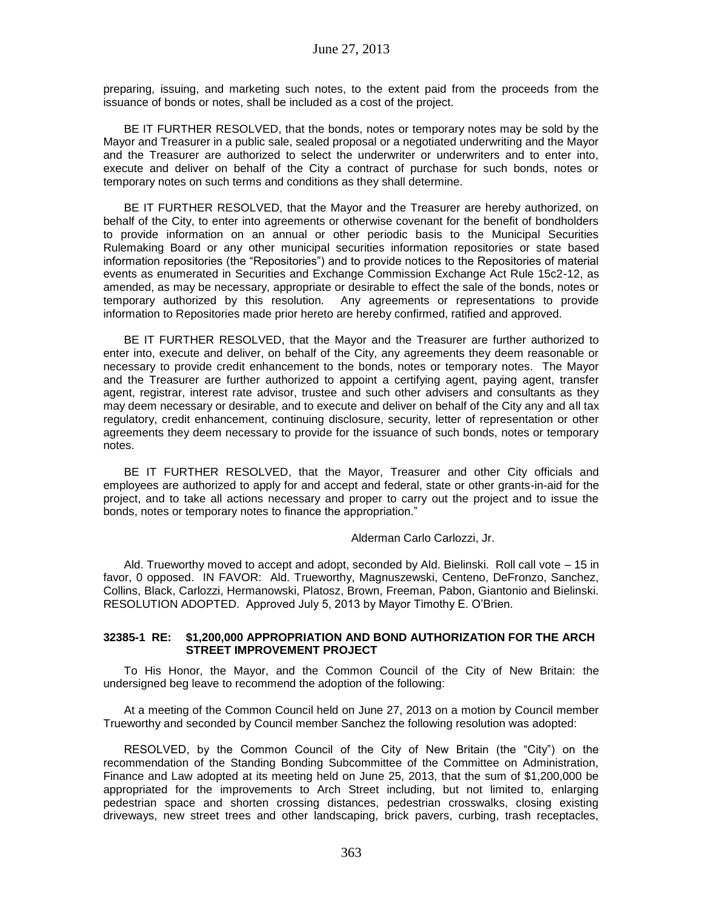preparing, issuing, and marketing such notes, to the extent paid from the proceeds from the issuance of bonds or notes, shall be included as a cost of the project.

BE IT FURTHER RESOLVED, that the bonds, notes or temporary notes may be sold by the Mayor and Treasurer in a public sale, sealed proposal or a negotiated underwriting and the Mayor and the Treasurer are authorized to select the underwriter or underwriters and to enter into, execute and deliver on behalf of the City a contract of purchase for such bonds, notes or temporary notes on such terms and conditions as they shall determine.

BE IT FURTHER RESOLVED, that the Mayor and the Treasurer are hereby authorized, on behalf of the City, to enter into agreements or otherwise covenant for the benefit of bondholders to provide information on an annual or other periodic basis to the Municipal Securities Rulemaking Board or any other municipal securities information repositories or state based information repositories (the "Repositories") and to provide notices to the Repositories of material events as enumerated in Securities and Exchange Commission Exchange Act Rule 15c2-12, as amended, as may be necessary, appropriate or desirable to effect the sale of the bonds, notes or temporary authorized by this resolution. Any agreements or representations to provide information to Repositories made prior hereto are hereby confirmed, ratified and approved.

BE IT FURTHER RESOLVED, that the Mayor and the Treasurer are further authorized to enter into, execute and deliver, on behalf of the City, any agreements they deem reasonable or necessary to provide credit enhancement to the bonds, notes or temporary notes. The Mayor and the Treasurer are further authorized to appoint a certifying agent, paying agent, transfer agent, registrar, interest rate advisor, trustee and such other advisers and consultants as they may deem necessary or desirable, and to execute and deliver on behalf of the City any and all tax regulatory, credit enhancement, continuing disclosure, security, letter of representation or other agreements they deem necessary to provide for the issuance of such bonds, notes or temporary notes.

BE IT FURTHER RESOLVED, that the Mayor, Treasurer and other City officials and employees are authorized to apply for and accept and federal, state or other grants-in-aid for the project, and to take all actions necessary and proper to carry out the project and to issue the bonds, notes or temporary notes to finance the appropriation."

Alderman Carlo Carlozzi, Jr.

Ald. Trueworthy moved to accept and adopt, seconded by Ald. Bielinski. Roll call vote – 15 in favor, 0 opposed. IN FAVOR: Ald. Trueworthy, Magnuszewski, Centeno, DeFronzo, Sanchez, Collins, Black, Carlozzi, Hermanowski, Platosz, Brown, Freeman, Pabon, Giantonio and Bielinski. RESOLUTION ADOPTED. Approved July 5, 2013 by Mayor Timothy E. O'Brien.

### 32385-1 RE: $1,200,000 APPROPRIATION AND BOND AUTHORIZATION FOR THE ARCH STREET IMPROVEMENT PROJECT

To His Honor, the Mayor, and the Common Council of the City of New Britain: the undersigned beg leave to recommend the adoption of the following:

At a meeting of the Common Council held on June 27, 2013 on a motion by Council member Trueworthy and seconded by Council member Sanchez the following resolution was adopted:

RESOLVED, by the Common Council of the City of New Britain (the "City") on the recommendation of the Standing Bonding Subcommittee of the Committee on Administration, Finance and Law adopted at its meeting held on June 25, 2013, that the sum of $1,200,000 be appropriated for the improvements to Arch Street including, but not limited to, enlarging pedestrian space and shorten crossing distances, pedestrian crosswalks, closing existing driveways, new street trees and other landscaping, brick pavers, curbing, trash receptacles,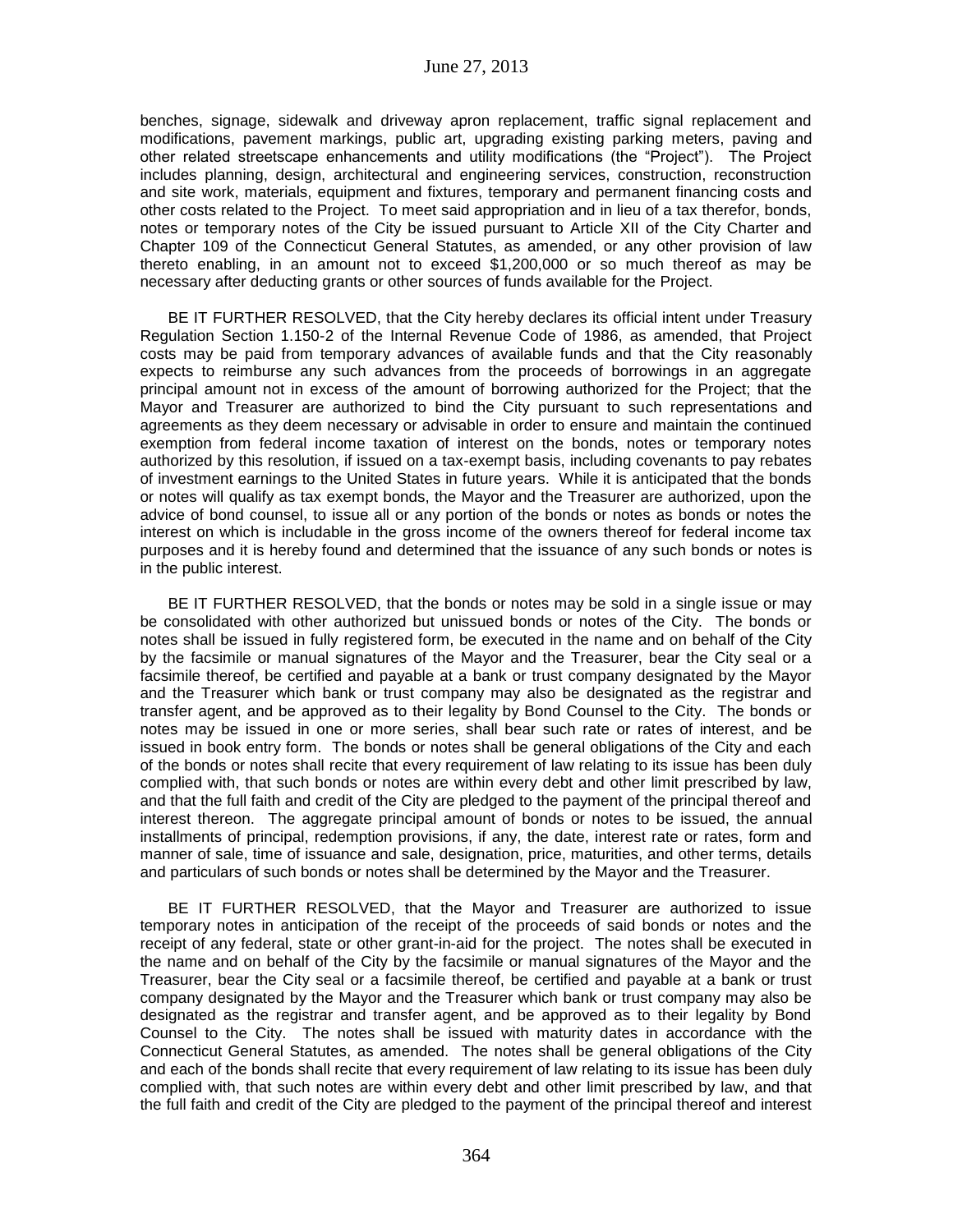benches, signage, sidewalk and driveway apron replacement, traffic signal replacement and modifications, pavement markings, public art, upgrading existing parking meters, paving and other related streetscape enhancements and utility modifications (the "Project"). The Project includes planning, design, architectural and engineering services, construction, reconstruction and site work, materials, equipment and fixtures, temporary and permanent financing costs and other costs related to the Project. To meet said appropriation and in lieu of a tax therefor, bonds, notes or temporary notes of the City be issued pursuant to Article XII of the City Charter and Chapter 109 of the Connecticut General Statutes, as amended, or any other provision of law thereto enabling, in an amount not to exceed $1,200,000 or so much thereof as may be necessary after deducting grants or other sources of funds available for the Project.

BE IT FURTHER RESOLVED, that the City hereby declares its official intent under Treasury Regulation Section 1.150-2 of the Internal Revenue Code of 1986, as amended, that Project costs may be paid from temporary advances of available funds and that the City reasonably expects to reimburse any such advances from the proceeds of borrowings in an aggregate principal amount not in excess of the amount of borrowing authorized for the Project; that the Mayor and Treasurer are authorized to bind the City pursuant to such representations and agreements as they deem necessary or advisable in order to ensure and maintain the continued exemption from federal income taxation of interest on the bonds, notes or temporary notes authorized by this resolution, if issued on a tax-exempt basis, including covenants to pay rebates of investment earnings to the United States in future years. While it is anticipated that the bonds or notes will qualify as tax exempt bonds, the Mayor and the Treasurer are authorized, upon the advice of bond counsel, to issue all or any portion of the bonds or notes as bonds or notes the interest on which is includable in the gross income of the owners thereof for federal income tax purposes and it is hereby found and determined that the issuance of any such bonds or notes is in the public interest.

BE IT FURTHER RESOLVED, that the bonds or notes may be sold in a single issue or may be consolidated with other authorized but unissued bonds or notes of the City. The bonds or notes shall be issued in fully registered form, be executed in the name and on behalf of the City by the facsimile or manual signatures of the Mayor and the Treasurer, bear the City seal or a facsimile thereof, be certified and payable at a bank or trust company designated by the Mayor and the Treasurer which bank or trust company may also be designated as the registrar and transfer agent, and be approved as to their legality by Bond Counsel to the City. The bonds or notes may be issued in one or more series, shall bear such rate or rates of interest, and be issued in book entry form. The bonds or notes shall be general obligations of the City and each of the bonds or notes shall recite that every requirement of law relating to its issue has been duly complied with, that such bonds or notes are within every debt and other limit prescribed by law, and that the full faith and credit of the City are pledged to the payment of the principal thereof and interest thereon. The aggregate principal amount of bonds or notes to be issued, the annual installments of principal, redemption provisions, if any, the date, interest rate or rates, form and manner of sale, time of issuance and sale, designation, price, maturities, and other terms, details and particulars of such bonds or notes shall be determined by the Mayor and the Treasurer.

BE IT FURTHER RESOLVED, that the Mayor and Treasurer are authorized to issue temporary notes in anticipation of the receipt of the proceeds of said bonds or notes and the receipt of any federal, state or other grant-in-aid for the project. The notes shall be executed in the name and on behalf of the City by the facsimile or manual signatures of the Mayor and the Treasurer, bear the City seal or a facsimile thereof, be certified and payable at a bank or trust company designated by the Mayor and the Treasurer which bank or trust company may also be designated as the registrar and transfer agent, and be approved as to their legality by Bond Counsel to the City. The notes shall be issued with maturity dates in accordance with the Connecticut General Statutes, as amended. The notes shall be general obligations of the City and each of the bonds shall recite that every requirement of law relating to its issue has been duly complied with, that such notes are within every debt and other limit prescribed by law, and that the full faith and credit of the City are pledged to the payment of the principal thereof and interest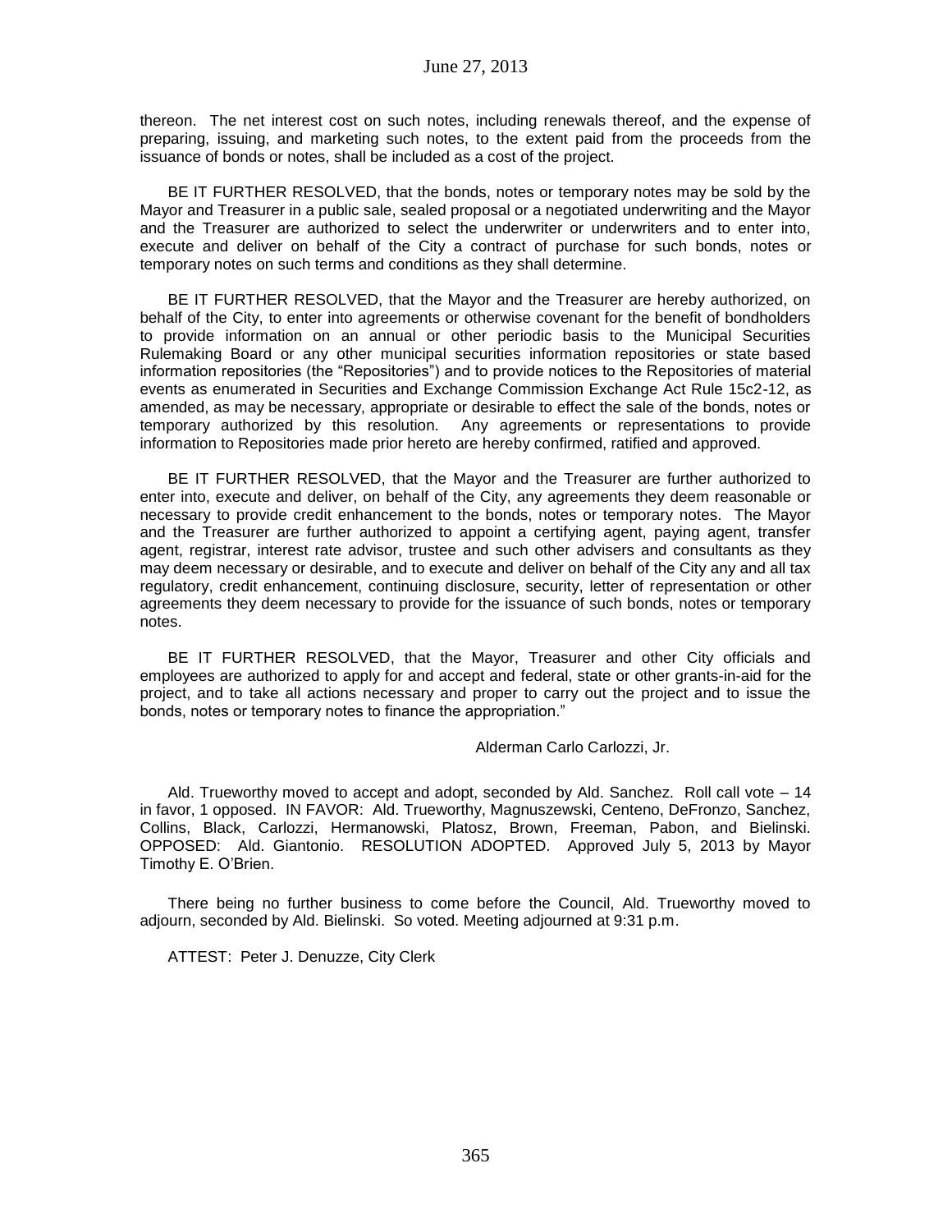thereon. The net interest cost on such notes, including renewals thereof, and the expense of preparing, issuing, and marketing such notes, to the extent paid from the proceeds from the issuance of bonds or notes, shall be included as a cost of the project.

BE IT FURTHER RESOLVED, that the bonds, notes or temporary notes may be sold by the Mayor and Treasurer in a public sale, sealed proposal or a negotiated underwriting and the Mayor and the Treasurer are authorized to select the underwriter or underwriters and to enter into, execute and deliver on behalf of the City a contract of purchase for such bonds, notes or temporary notes on such terms and conditions as they shall determine.

BE IT FURTHER RESOLVED, that the Mayor and the Treasurer are hereby authorized, on behalf of the City, to enter into agreements or otherwise covenant for the benefit of bondholders to provide information on an annual or other periodic basis to the Municipal Securities Rulemaking Board or any other municipal securities information repositories or state based information repositories (the "Repositories") and to provide notices to the Repositories of material events as enumerated in Securities and Exchange Commission Exchange Act Rule 15c2-12, as amended, as may be necessary, appropriate or desirable to effect the sale of the bonds, notes or temporary authorized by this resolution. Any agreements or representations to provide information to Repositories made prior hereto are hereby confirmed, ratified and approved.

BE IT FURTHER RESOLVED, that the Mayor and the Treasurer are further authorized to enter into, execute and deliver, on behalf of the City, any agreements they deem reasonable or necessary to provide credit enhancement to the bonds, notes or temporary notes. The Mayor and the Treasurer are further authorized to appoint a certifying agent, paying agent, transfer agent, registrar, interest rate advisor, trustee and such other advisers and consultants as they may deem necessary or desirable, and to execute and deliver on behalf of the City any and all tax regulatory, credit enhancement, continuing disclosure, security, letter of representation or other agreements they deem necessary to provide for the issuance of such bonds, notes or temporary notes.

BE IT FURTHER RESOLVED, that the Mayor, Treasurer and other City officials and employees are authorized to apply for and accept and federal, state or other grants-in-aid for the project, and to take all actions necessary and proper to carry out the project and to issue the bonds, notes or temporary notes to finance the appropriation."

Alderman Carlo Carlozzi, Jr.

Ald. Trueworthy moved to accept and adopt, seconded by Ald. Sanchez. Roll call vote – 14 in favor, 1 opposed. IN FAVOR: Ald. Trueworthy, Magnuszewski, Centeno, DeFronzo, Sanchez, Collins, Black, Carlozzi, Hermanowski, Platosz, Brown, Freeman, Pabon, and Bielinski. OPPOSED: Ald. Giantonio. RESOLUTION ADOPTED. Approved July 5, 2013 by Mayor Timothy E. O'Brien.

There being no further business to come before the Council, Ald. Trueworthy moved to adjourn, seconded by Ald. Bielinski. So voted. Meeting adjourned at 9:31 p.m.

ATTEST: Peter J. Denuzze, City Clerk